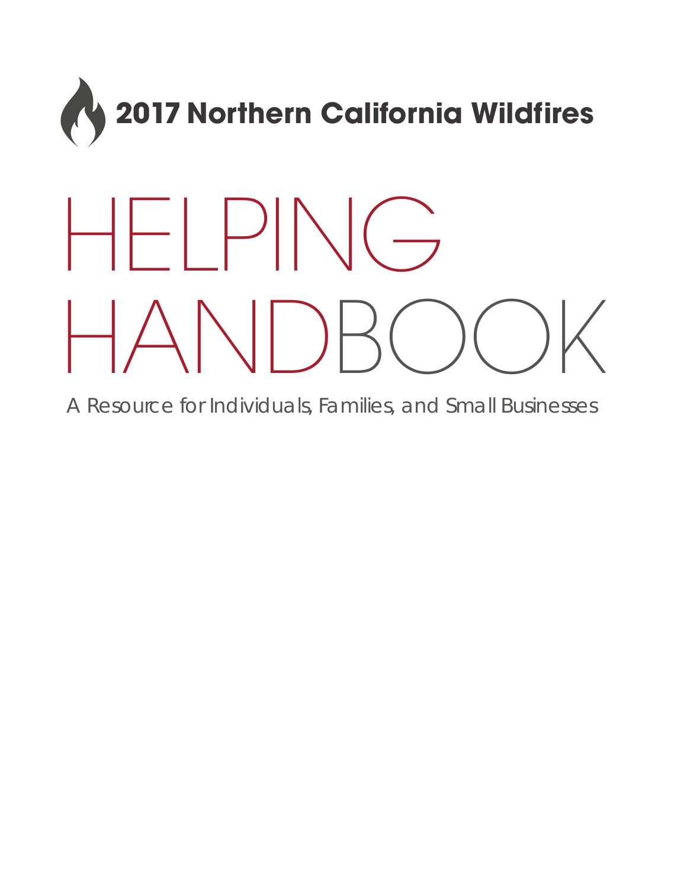**2017 Northern California Wildfires**

# HELPING HANDBOOK

A Resource for Individuals, Families, and Small Businesses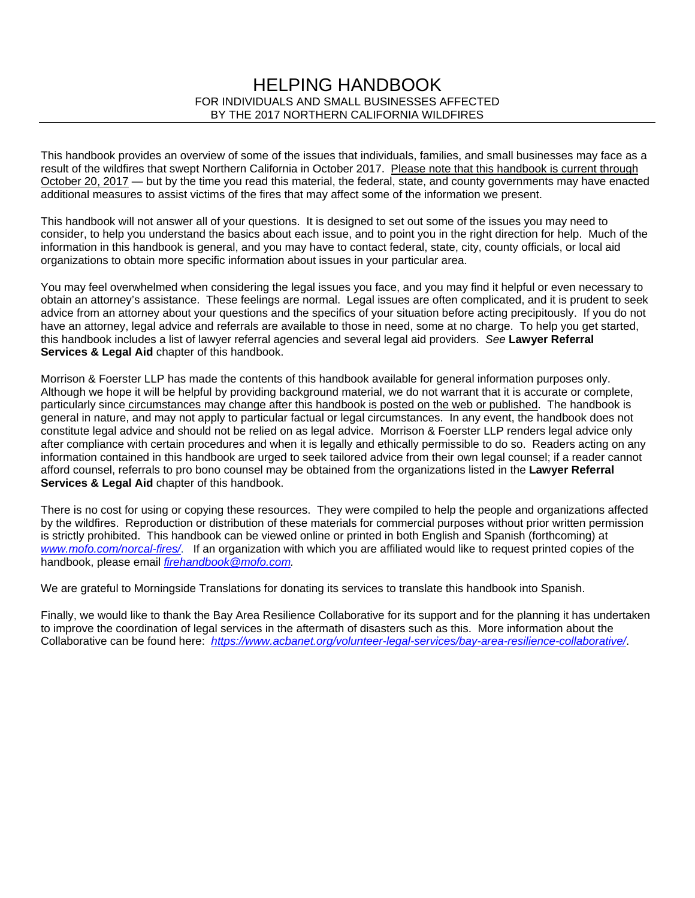# HELPING HANDBOOK

FOR INDIVIDUALS AND SMALL BUSINESSES AFFECTED BY THE 2017 NORTHERN CALIFORNIA WILDFIRES

---

This handbook provides an overview of some of the issues that individuals, families, and small businesses may face as a result of the wildfires that swept Northern California in October 2017. Please note that this handbook is current through October 20, 2017 — but by the time you read this material, the federal, state, and county governments may have enacted additional measures to assist victims of the fires that may affect some of the information we present.

This handbook will not answer all of your questions. It is designed to set out some of the issues you may need to consider, to help you understand the basics about each issue, and to point you in the right direction for help. Much of the information in this handbook is general, and you may have to contact federal, state, city, county officials, or local aid organizations to obtain more specific information about issues in your particular area.

You may feel overwhelmed when considering the legal issues you face, and you may find it helpful or even necessary to obtain an attorney's assistance. These feelings are normal. Legal issues are often complicated, and it is prudent to seek advice from an attorney about your questions and the specifics of your situation before acting precipitously. If you do not have an attorney, legal advice and referrals are available to those in need, some at no charge. To help you get started, this handbook includes a list of lawyer referral agencies and several legal aid providers. *See* **Lawyer Referral Services & Legal Aid** chapter of this handbook.

Morrison & Foerster LLP has made the contents of this handbook available for general information purposes only. Although we hope it will be helpful by providing background material, we do not warrant that it is accurate or complete, particularly since circumstances may change after this handbook is posted on the web or published. The handbook is general in nature, and may not apply to particular factual or legal circumstances. In any event, the handbook does not constitute legal advice and should not be relied on as legal advice. Morrison & Foerster LLP renders legal advice only after compliance with certain procedures and when it is legally and ethically permissible to do so. Readers acting on any information contained in this handbook are urged to seek tailored advice from their own legal counsel; if a reader cannot afford counsel, referrals to pro bono counsel may be obtained from the organizations listed in the **Lawyer Referral Services & Legal Aid** chapter of this handbook.

There is no cost for using or copying these resources. They were compiled to help the people and organizations affected by the wildfires. Reproduction or distribution of these materials for commercial purposes without prior written permission is strictly prohibited. This handbook can be viewed online or printed in both English and Spanish (forthcoming) at *www.mofo.com/norcal-fires/*. If an organization with which you are affiliated would like to request printed copies of the handbook, please email *firehandbook@mofo.com*.

We are grateful to Morningside Translations for donating its services to translate this handbook into Spanish.

Finally, we would like to thank the Bay Area Resilience Collaborative for its support and for the planning it has undertaken to improve the coordination of legal services in the aftermath of disasters such as this. More information about the Collaborative can be found here: *https://www.acbanet.org/volunteer-legal-services/bay-area-resilience-collaborative/*.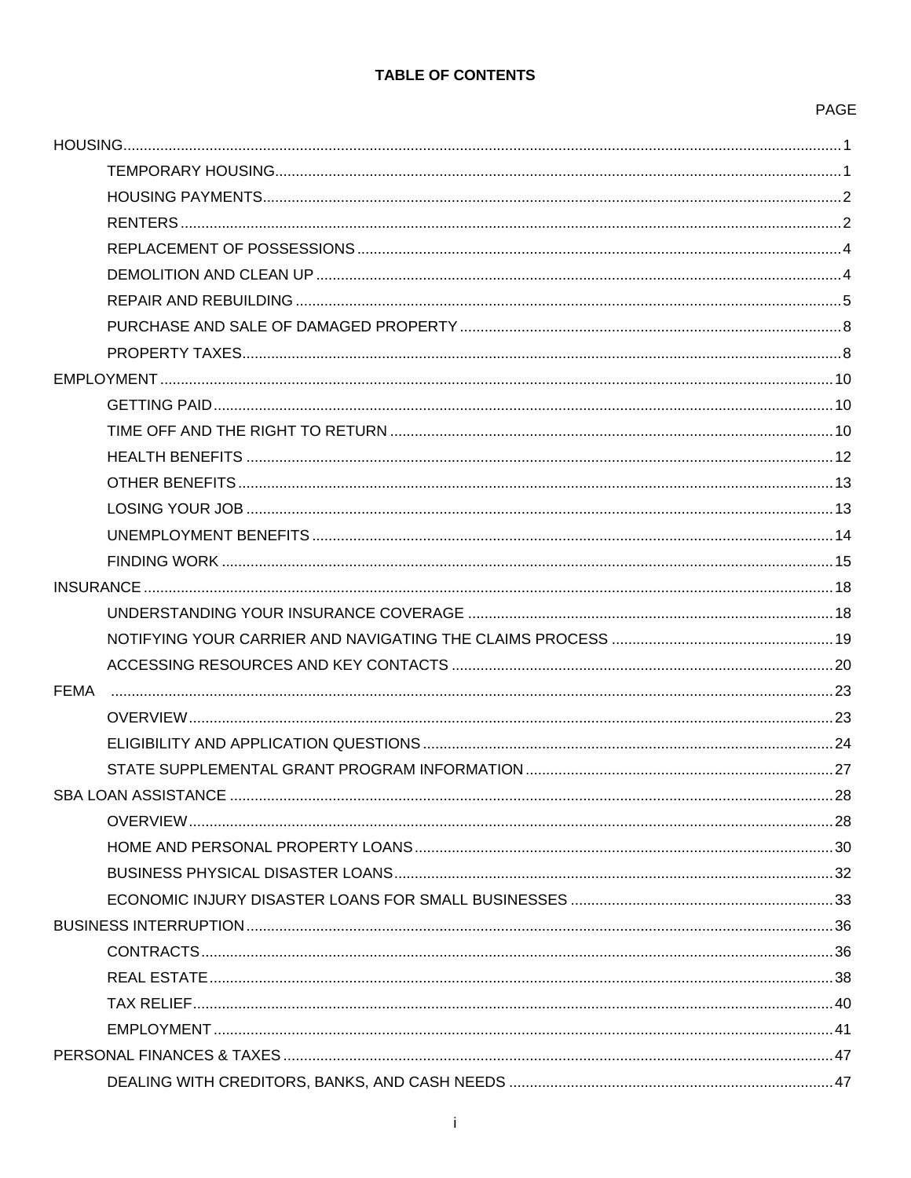# TABLE OF CONTENTS

| | PAGE |
|---|---|
| HOUSING | 1 |
| TEMPORARY HOUSING | 1 |
| HOUSING PAYMENTS | 2 |
| RENTERS | 2 |
| REPLACEMENT OF POSSESSIONS | 4 |
| DEMOLITION AND CLEAN UP | 4 |
| REPAIR AND REBUILDING | 5 |
| PURCHASE AND SALE OF DAMAGED PROPERTY | 8 |
| PROPERTY TAXES | 8 |
| EMPLOYMENT | 10 |
| GETTING PAID | 10 |
| TIME OFF AND THE RIGHT TO RETURN | 10 |
| HEALTH BENEFITS | 12 |
| OTHER BENEFITS | 13 |
| LOSING YOUR JOB | 13 |
| UNEMPLOYMENT BENEFITS | 14 |
| FINDING WORK | 15 |
| INSURANCE | 18 |
| UNDERSTANDING YOUR INSURANCE COVERAGE | 18 |
| NOTIFYING YOUR CARRIER AND NAVIGATING THE CLAIMS PROCESS | 19 |
| ACCESSING RESOURCES AND KEY CONTACTS | 20 |
| FEMA | 23 |
| OVERVIEW | 23 |
| ELIGIBILITY AND APPLICATION QUESTIONS | 24 |
| STATE SUPPLEMENTAL GRANT PROGRAM INFORMATION | 27 |
| SBA LOAN ASSISTANCE | 28 |
| OVERVIEW | 28 |
| HOME AND PERSONAL PROPERTY LOANS | 30 |
| BUSINESS PHYSICAL DISASTER LOANS | 32 |
| ECONOMIC INJURY DISASTER LOANS FOR SMALL BUSINESSES | 33 |
| BUSINESS INTERRUPTION | 36 |
| CONTRACTS | 36 |
| REAL ESTATE | 38 |
| TAX RELIEF | 40 |
| EMPLOYMENT | 41 |
| PERSONAL FINANCES & TAXES | 47 |
| DEALING WITH CREDITORS, BANKS, AND CASH NEEDS | 47 |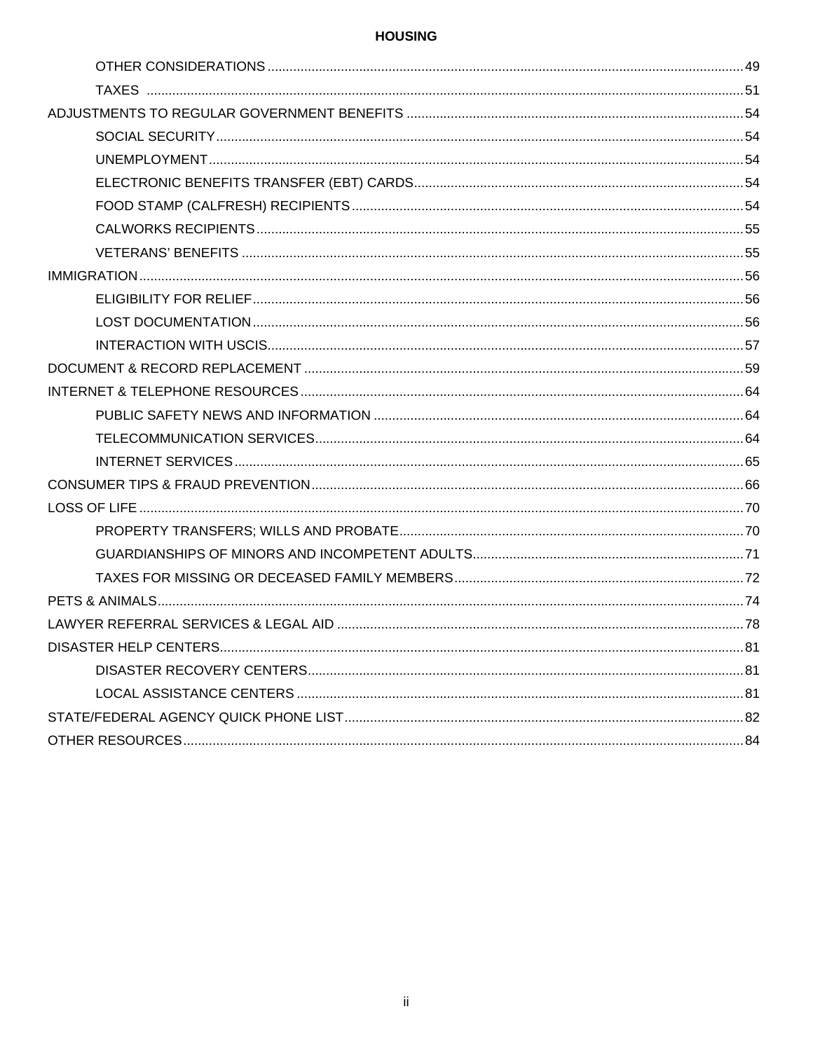**HOUSING**

- OTHER CONSIDERATIONS ... 49
- TAXES ... 51

ADJUSTMENTS TO REGULAR GOVERNMENT BENEFITS ... 54

- SOCIAL SECURITY ... 54
- UNEMPLOYMENT ... 54
- ELECTRONIC BENEFITS TRANSFER (EBT) CARDS ... 54
- FOOD STAMP (CALFRESH) RECIPIENTS ... 54
- CALWORKS RECIPIENTS ... 55
- VETERANS' BENEFITS ... 55

IMMIGRATION ... 56

- ELIGIBILITY FOR RELIEF ... 56
- LOST DOCUMENTATION ... 56
- INTERACTION WITH USCIS ... 57

DOCUMENT & RECORD REPLACEMENT ... 59

INTERNET & TELEPHONE RESOURCES ... 64

- PUBLIC SAFETY NEWS AND INFORMATION ... 64
- TELECOMMUNICATION SERVICES ... 64
- INTERNET SERVICES ... 65

CONSUMER TIPS & FRAUD PREVENTION ... 66

LOSS OF LIFE ... 70

- PROPERTY TRANSFERS; WILLS AND PROBATE ... 70
- GUARDIANSHIPS OF MINORS AND INCOMPETENT ADULTS ... 71
- TAXES FOR MISSING OR DECEASED FAMILY MEMBERS ... 72

PETS & ANIMALS ... 74

LAWYER REFERRAL SERVICES & LEGAL AID ... 78

DISASTER HELP CENTERS ... 81

- DISASTER RECOVERY CENTERS ... 81
- LOCAL ASSISTANCE CENTERS ... 81

STATE/FEDERAL AGENCY QUICK PHONE LIST ... 82

OTHER RESOURCES ... 84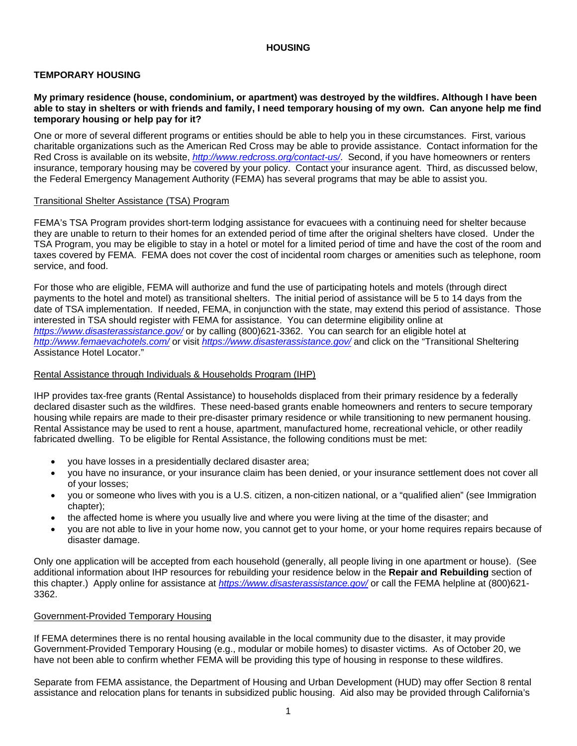# HOUSING

## TEMPORARY HOUSING

**My primary residence (house, condominium, or apartment) was destroyed by the wildfires. Although I have been able to stay in shelters or with friends and family, I need temporary housing of my own. Can anyone help me find temporary housing or help pay for it?**

One or more of several different programs or entities should be able to help you in these circumstances. First, various charitable organizations such as the American Red Cross may be able to provide assistance. Contact information for the Red Cross is available on its website, *http://www.redcross.org/contact-us/*. Second, if you have homeowners or renters insurance, temporary housing may be covered by your policy. Contact your insurance agent. Third, as discussed below, the Federal Emergency Management Authority (FEMA) has several programs that may be able to assist you.

Transitional Shelter Assistance (TSA) Program

FEMA's TSA Program provides short-term lodging assistance for evacuees with a continuing need for shelter because they are unable to return to their homes for an extended period of time after the original shelters have closed. Under the TSA Program, you may be eligible to stay in a hotel or motel for a limited period of time and have the cost of the room and taxes covered by FEMA. FEMA does not cover the cost of incidental room charges or amenities such as telephone, room service, and food.

For those who are eligible, FEMA will authorize and fund the use of participating hotels and motels (through direct payments to the hotel and motel) as transitional shelters. The initial period of assistance will be 5 to 14 days from the date of TSA implementation. If needed, FEMA, in conjunction with the state, may extend this period of assistance. Those interested in TSA should register with FEMA for assistance. You can determine eligibility online at *https://www.disasterassistance.gov/* or by calling (800)621-3362. You can search for an eligible hotel at *http://www.femaevachotels.com/* or visit *https://www.disasterassistance.gov/* and click on the "Transitional Sheltering Assistance Hotel Locator."

Rental Assistance through Individuals & Households Program (IHP)

IHP provides tax-free grants (Rental Assistance) to households displaced from their primary residence by a federally declared disaster such as the wildfires. These need-based grants enable homeowners and renters to secure temporary housing while repairs are made to their pre-disaster primary residence or while transitioning to new permanent housing. Rental Assistance may be used to rent a house, apartment, manufactured home, recreational vehicle, or other readily fabricated dwelling. To be eligible for Rental Assistance, the following conditions must be met:

- you have losses in a presidentially declared disaster area;
- you have no insurance, or your insurance claim has been denied, or your insurance settlement does not cover all of your losses;
- you or someone who lives with you is a U.S. citizen, a non-citizen national, or a "qualified alien" (see Immigration chapter);
- the affected home is where you usually live and where you were living at the time of the disaster; and
- you are not able to live in your home now, you cannot get to your home, or your home requires repairs because of disaster damage.

Only one application will be accepted from each household (generally, all people living in one apartment or house). (See additional information about IHP resources for rebuilding your residence below in the **Repair and Rebuilding** section of this chapter.) Apply online for assistance at *https://www.disasterassistance.gov/* or call the FEMA helpline at (800)621-3362.

Government-Provided Temporary Housing

If FEMA determines there is no rental housing available in the local community due to the disaster, it may provide Government-Provided Temporary Housing (e.g., modular or mobile homes) to disaster victims. As of October 20, we have not been able to confirm whether FEMA will be providing this type of housing in response to these wildfires.

Separate from FEMA assistance, the Department of Housing and Urban Development (HUD) may offer Section 8 rental assistance and relocation plans for tenants in subsidized public housing. Aid also may be provided through California's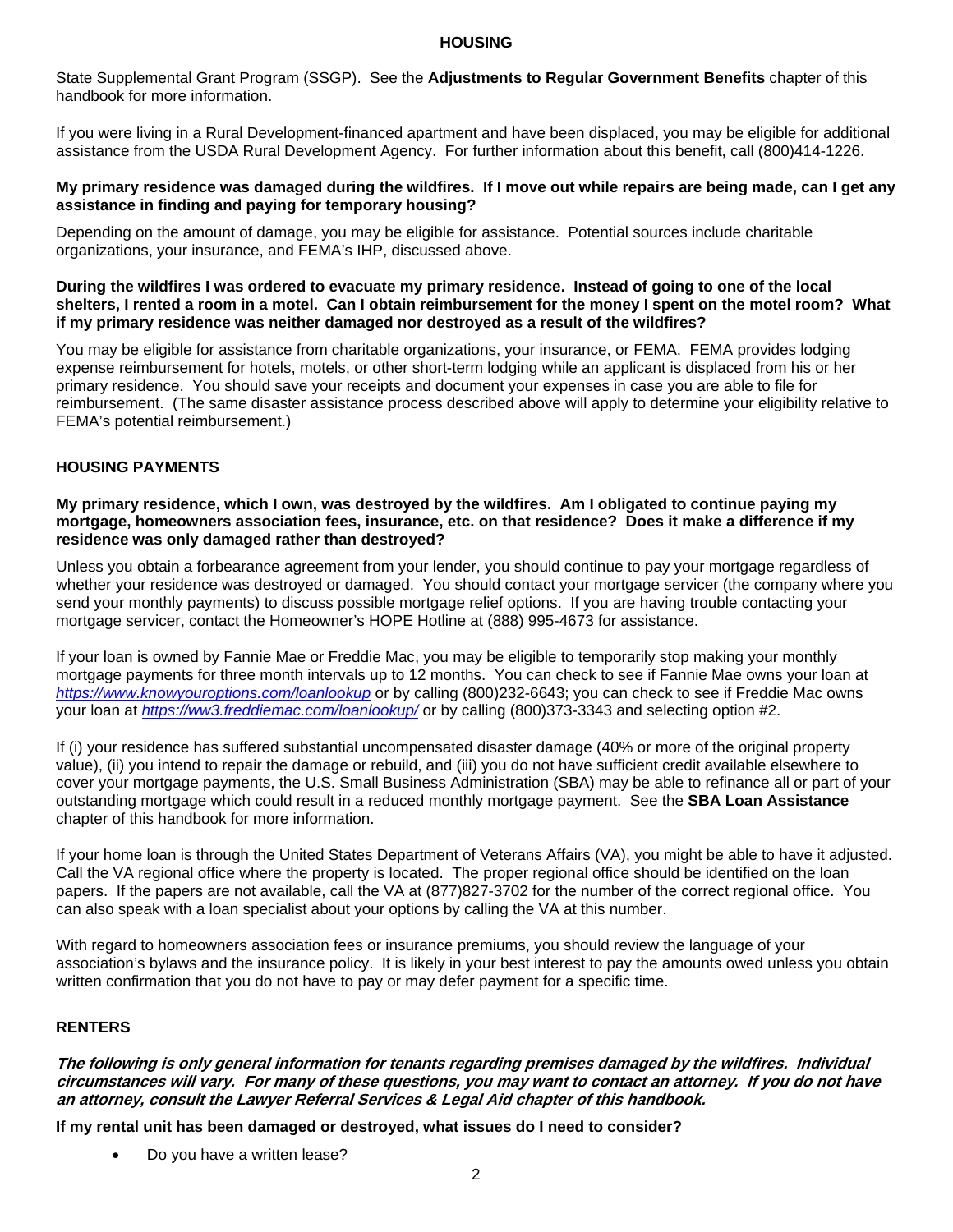# HOUSING

State Supplemental Grant Program (SSGP). See the **Adjustments to Regular Government Benefits** chapter of this handbook for more information.

If you were living in a Rural Development-financed apartment and have been displaced, you may be eligible for additional assistance from the USDA Rural Development Agency. For further information about this benefit, call (800)414-1226.

**My primary residence was damaged during the wildfires. If I move out while repairs are being made, can I get any assistance in finding and paying for temporary housing?**

Depending on the amount of damage, you may be eligible for assistance. Potential sources include charitable organizations, your insurance, and FEMA's IHP, discussed above.

**During the wildfires I was ordered to evacuate my primary residence. Instead of going to one of the local shelters, I rented a room in a motel. Can I obtain reimbursement for the money I spent on the motel room? What if my primary residence was neither damaged nor destroyed as a result of the wildfires?**

You may be eligible for assistance from charitable organizations, your insurance, or FEMA. FEMA provides lodging expense reimbursement for hotels, motels, or other short-term lodging while an applicant is displaced from his or her primary residence. You should save your receipts and document your expenses in case you are able to file for reimbursement. (The same disaster assistance process described above will apply to determine your eligibility relative to FEMA's potential reimbursement.)

## HOUSING PAYMENTS

**My primary residence, which I own, was destroyed by the wildfires. Am I obligated to continue paying my mortgage, homeowners association fees, insurance, etc. on that residence? Does it make a difference if my residence was only damaged rather than destroyed?**

Unless you obtain a forbearance agreement from your lender, you should continue to pay your mortgage regardless of whether your residence was destroyed or damaged. You should contact your mortgage servicer (the company where you send your monthly payments) to discuss possible mortgage relief options. If you are having trouble contacting your mortgage servicer, contact the Homeowner's HOPE Hotline at (888) 995-4673 for assistance.

If your loan is owned by Fannie Mae or Freddie Mac, you may be eligible to temporarily stop making your monthly mortgage payments for three month intervals up to 12 months. You can check to see if Fannie Mae owns your loan at *https://www.knowyouroptions.com/loanlookup* or by calling (800)232-6643; you can check to see if Freddie Mac owns your loan at *https://ww3.freddiemac.com/loanlookup/* or by calling (800)373-3343 and selecting option #2.

If (i) your residence has suffered substantial uncompensated disaster damage (40% or more of the original property value), (ii) you intend to repair the damage or rebuild, and (iii) you do not have sufficient credit available elsewhere to cover your mortgage payments, the U.S. Small Business Administration (SBA) may be able to refinance all or part of your outstanding mortgage which could result in a reduced monthly mortgage payment. See the **SBA Loan Assistance** chapter of this handbook for more information.

If your home loan is through the United States Department of Veterans Affairs (VA), you might be able to have it adjusted. Call the VA regional office where the property is located. The proper regional office should be identified on the loan papers. If the papers are not available, call the VA at (877)827-3702 for the number of the correct regional office. You can also speak with a loan specialist about your options by calling the VA at this number.

With regard to homeowners association fees or insurance premiums, you should review the language of your association's bylaws and the insurance policy. It is likely in your best interest to pay the amounts owed unless you obtain written confirmation that you do not have to pay or may defer payment for a specific time.

## RENTERS

***The following is only general information for tenants regarding premises damaged by the wildfires. Individual circumstances will vary. For many of these questions, you may want to contact an attorney. If you do not have an attorney, consult the Lawyer Referral Services & Legal Aid chapter of this handbook.***

**If my rental unit has been damaged or destroyed, what issues do I need to consider?**

- Do you have a written lease?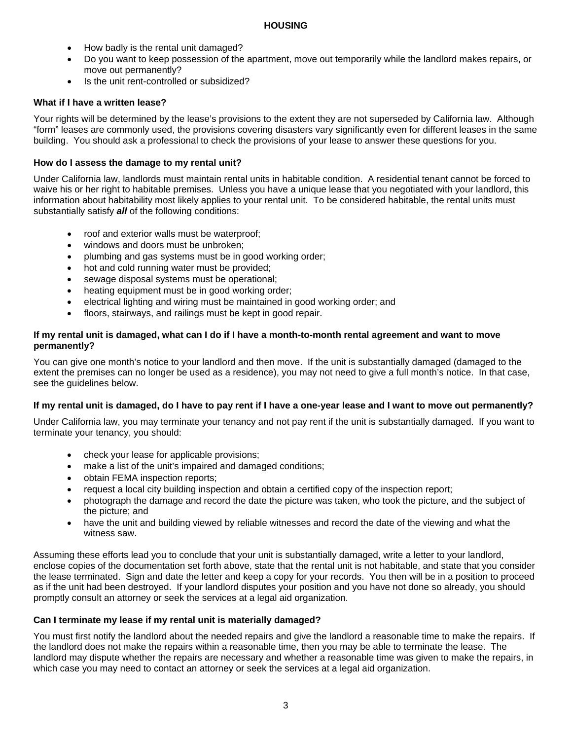- How badly is the rental unit damaged?
- Do you want to keep possession of the apartment, move out temporarily while the landlord makes repairs, or move out permanently?
- Is the unit rent-controlled or subsidized?

**What if I have a written lease?**

Your rights will be determined by the lease's provisions to the extent they are not superseded by California law. Although "form" leases are commonly used, the provisions covering disasters vary significantly even for different leases in the same building. You should ask a professional to check the provisions of your lease to answer these questions for you.

**How do I assess the damage to my rental unit?**

Under California law, landlords must maintain rental units in habitable condition. A residential tenant cannot be forced to waive his or her right to habitable premises. Unless you have a unique lease that you negotiated with your landlord, this information about habitability most likely applies to your rental unit. To be considered habitable, the rental units must substantially satisfy ***all*** of the following conditions:

- roof and exterior walls must be waterproof;
- windows and doors must be unbroken;
- plumbing and gas systems must be in good working order;
- hot and cold running water must be provided;
- sewage disposal systems must be operational;
- heating equipment must be in good working order;
- electrical lighting and wiring must be maintained in good working order; and
- floors, stairways, and railings must be kept in good repair.

**If my rental unit is damaged, what can I do if I have a month-to-month rental agreement and want to move permanently?**

You can give one month's notice to your landlord and then move. If the unit is substantially damaged (damaged to the extent the premises can no longer be used as a residence), you may not need to give a full month's notice. In that case, see the guidelines below.

**If my rental unit is damaged, do I have to pay rent if I have a one-year lease and I want to move out permanently?**

Under California law, you may terminate your tenancy and not pay rent if the unit is substantially damaged. If you want to terminate your tenancy, you should:

- check your lease for applicable provisions;
- make a list of the unit's impaired and damaged conditions;
- obtain FEMA inspection reports;
- request a local city building inspection and obtain a certified copy of the inspection report;
- photograph the damage and record the date the picture was taken, who took the picture, and the subject of the picture; and
- have the unit and building viewed by reliable witnesses and record the date of the viewing and what the witness saw.

Assuming these efforts lead you to conclude that your unit is substantially damaged, write a letter to your landlord, enclose copies of the documentation set forth above, state that the rental unit is not habitable, and state that you consider the lease terminated. Sign and date the letter and keep a copy for your records. You then will be in a position to proceed as if the unit had been destroyed. If your landlord disputes your position and you have not done so already, you should promptly consult an attorney or seek the services at a legal aid organization.

**Can I terminate my lease if my rental unit is materially damaged?**

You must first notify the landlord about the needed repairs and give the landlord a reasonable time to make the repairs. If the landlord does not make the repairs within a reasonable time, then you may be able to terminate the lease. The landlord may dispute whether the repairs are necessary and whether a reasonable time was given to make the repairs, in which case you may need to contact an attorney or seek the services at a legal aid organization.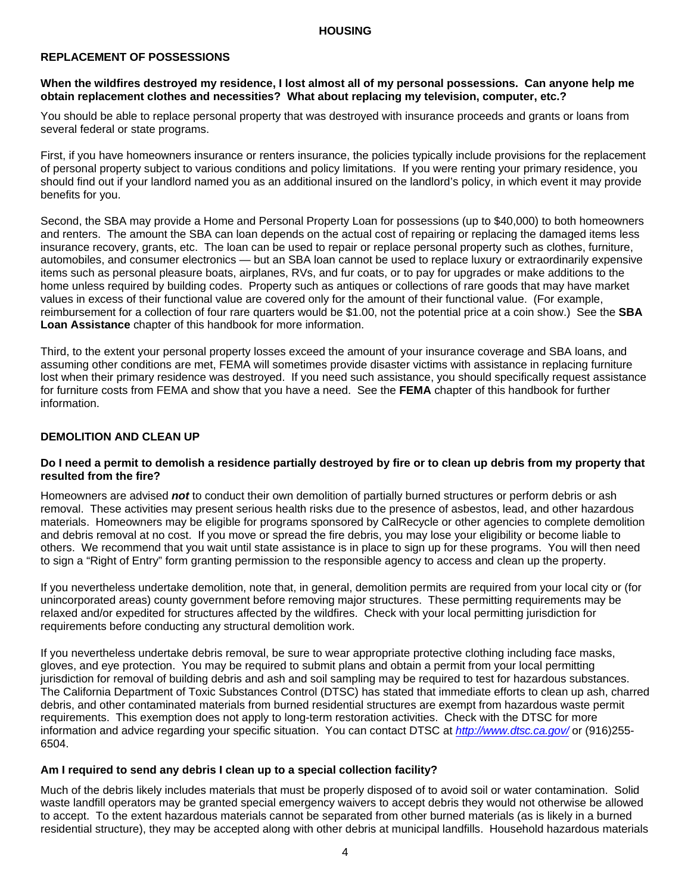## HOUSING

### REPLACEMENT OF POSSESSIONS

**When the wildfires destroyed my residence, I lost almost all of my personal possessions. Can anyone help me obtain replacement clothes and necessities? What about replacing my television, computer, etc.?**

You should be able to replace personal property that was destroyed with insurance proceeds and grants or loans from several federal or state programs.

First, if you have homeowners insurance or renters insurance, the policies typically include provisions for the replacement of personal property subject to various conditions and policy limitations. If you were renting your primary residence, you should find out if your landlord named you as an additional insured on the landlord's policy, in which event it may provide benefits for you.

Second, the SBA may provide a Home and Personal Property Loan for possessions (up to $40,000) to both homeowners and renters. The amount the SBA can loan depends on the actual cost of repairing or replacing the damaged items less insurance recovery, grants, etc. The loan can be used to repair or replace personal property such as clothes, furniture, automobiles, and consumer electronics — but an SBA loan cannot be used to replace luxury or extraordinarily expensive items such as personal pleasure boats, airplanes, RVs, and fur coats, or to pay for upgrades or make additions to the home unless required by building codes. Property such as antiques or collections of rare goods that may have market values in excess of their functional value are covered only for the amount of their functional value. (For example, reimbursement for a collection of four rare quarters would be $1.00, not the potential price at a coin show.) See the **SBA Loan Assistance** chapter of this handbook for more information.

Third, to the extent your personal property losses exceed the amount of your insurance coverage and SBA loans, and assuming other conditions are met, FEMA will sometimes provide disaster victims with assistance in replacing furniture lost when their primary residence was destroyed. If you need such assistance, you should specifically request assistance for furniture costs from FEMA and show that you have a need. See the **FEMA** chapter of this handbook for further information.

### DEMOLITION AND CLEAN UP

**Do I need a permit to demolish a residence partially destroyed by fire or to clean up debris from my property that resulted from the fire?**

Homeowners are advised ***not*** to conduct their own demolition of partially burned structures or perform debris or ash removal. These activities may present serious health risks due to the presence of asbestos, lead, and other hazardous materials. Homeowners may be eligible for programs sponsored by CalRecycle or other agencies to complete demolition and debris removal at no cost. If you move or spread the fire debris, you may lose your eligibility or become liable to others. We recommend that you wait until state assistance is in place to sign up for these programs. You will then need to sign a "Right of Entry" form granting permission to the responsible agency to access and clean up the property.

If you nevertheless undertake demolition, note that, in general, demolition permits are required from your local city or (for unincorporated areas) county government before removing major structures. These permitting requirements may be relaxed and/or expedited for structures affected by the wildfires. Check with your local permitting jurisdiction for requirements before conducting any structural demolition work.

If you nevertheless undertake debris removal, be sure to wear appropriate protective clothing including face masks, gloves, and eye protection. You may be required to submit plans and obtain a permit from your local permitting jurisdiction for removal of building debris and ash and soil sampling may be required to test for hazardous substances. The California Department of Toxic Substances Control (DTSC) has stated that immediate efforts to clean up ash, charred debris, and other contaminated materials from burned residential structures are exempt from hazardous waste permit requirements. This exemption does not apply to long-term restoration activities. Check with the DTSC for more information and advice regarding your specific situation. You can contact DTSC at *http://www.dtsc.ca.gov/* or (916)255-6504.

**Am I required to send any debris I clean up to a special collection facility?**

Much of the debris likely includes materials that must be properly disposed of to avoid soil or water contamination. Solid waste landfill operators may be granted special emergency waivers to accept debris they would not otherwise be allowed to accept. To the extent hazardous materials cannot be separated from other burned materials (as is likely in a burned residential structure), they may be accepted along with other debris at municipal landfills. Household hazardous materials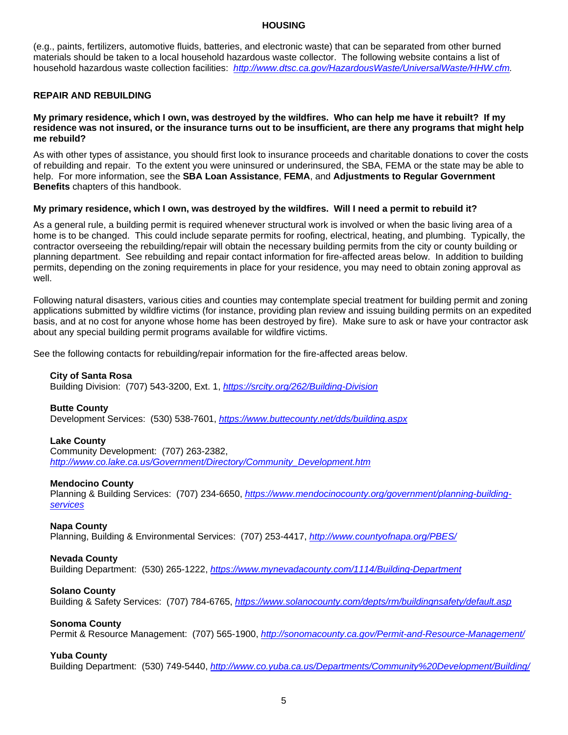(e.g., paints, fertilizers, automotive fluids, batteries, and electronic waste) that can be separated from other burned materials should be taken to a local household hazardous waste collector. The following website contains a list of household hazardous waste collection facilities: *http://www.dtsc.ca.gov/HazardousWaste/UniversalWaste/HHW.cfm.*

## REPAIR AND REBUILDING

**My primary residence, which I own, was destroyed by the wildfires. Who can help me have it rebuilt? If my residence was not insured, or the insurance turns out to be insufficient, are there any programs that might help me rebuild?**

As with other types of assistance, you should first look to insurance proceeds and charitable donations to cover the costs of rebuilding and repair. To the extent you were uninsured or underinsured, the SBA, FEMA or the state may be able to help. For more information, see the **SBA Loan Assistance**, **FEMA**, and **Adjustments to Regular Government Benefits** chapters of this handbook.

**My primary residence, which I own, was destroyed by the wildfires. Will I need a permit to rebuild it?**

As a general rule, a building permit is required whenever structural work is involved or when the basic living area of a home is to be changed. This could include separate permits for roofing, electrical, heating, and plumbing. Typically, the contractor overseeing the rebuilding/repair will obtain the necessary building permits from the city or county building or planning department. See rebuilding and repair contact information for fire-affected areas below. In addition to building permits, depending on the zoning requirements in place for your residence, you may need to obtain zoning approval as well.

Following natural disasters, various cities and counties may contemplate special treatment for building permit and zoning applications submitted by wildfire victims (for instance, providing plan review and issuing building permits on an expedited basis, and at no cost for anyone whose home has been destroyed by fire). Make sure to ask or have your contractor ask about any special building permit programs available for wildfire victims.

See the following contacts for rebuilding/repair information for the fire-affected areas below.

**City of Santa Rosa**
Building Division: (707) 543-3200, Ext. 1, *https://srcity.org/262/Building-Division*

**Butte County**
Development Services: (530) 538-7601, *https://www.buttecounty.net/dds/building.aspx*

**Lake County**
Community Development: (707) 263-2382, *http://www.co.lake.ca.us/Government/Directory/Community_Development.htm*

**Mendocino County**
Planning & Building Services: (707) 234-6650, *https://www.mendocinocounty.org/government/planning-building-services*

**Napa County**
Planning, Building & Environmental Services: (707) 253-4417, *http://www.countyofnapa.org/PBES/*

**Nevada County**
Building Department: (530) 265-1222, *https://www.mynevadacounty.com/1114/Building-Department*

**Solano County**
Building & Safety Services: (707) 784-6765, *https://www.solanocounty.com/depts/rm/buildingnsafety/default.asp*

**Sonoma County**
Permit & Resource Management: (707) 565-1900, *http://sonomacounty.ca.gov/Permit-and-Resource-Management/*

**Yuba County**
Building Department: (530) 749-5440, *http://www.co.yuba.ca.us/Departments/Community%20Development/Building/*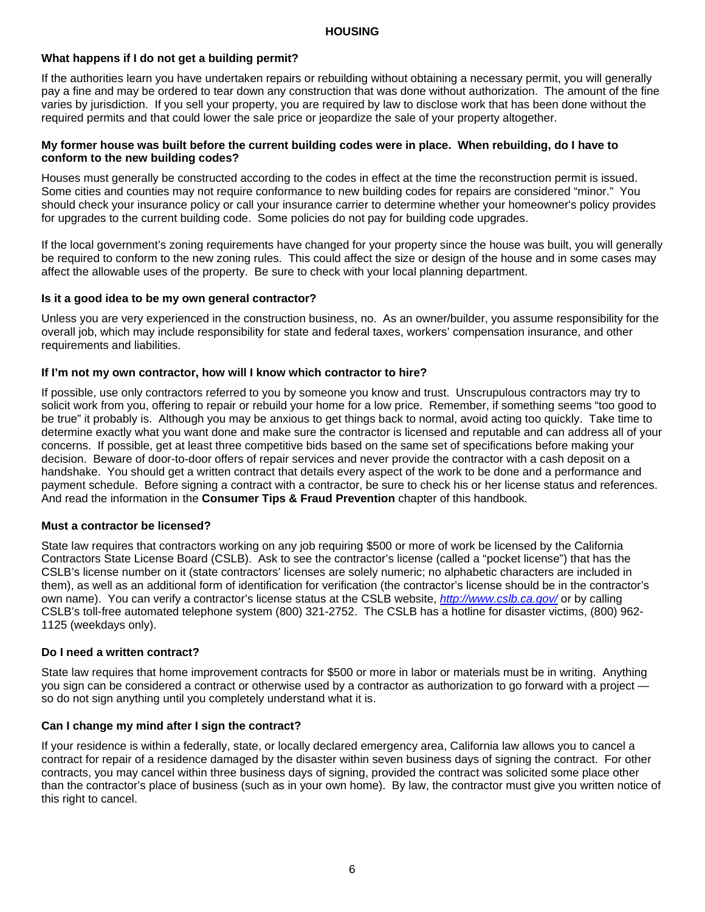## HOUSING

### What happens if I do not get a building permit?

If the authorities learn you have undertaken repairs or rebuilding without obtaining a necessary permit, you will generally pay a fine and may be ordered to tear down any construction that was done without authorization. The amount of the fine varies by jurisdiction. If you sell your property, you are required by law to disclose work that has been done without the required permits and that could lower the sale price or jeopardize the sale of your property altogether.

### My former house was built before the current building codes were in place. When rebuilding, do I have to conform to the new building codes?

Houses must generally be constructed according to the codes in effect at the time the reconstruction permit is issued. Some cities and counties may not require conformance to new building codes for repairs are considered "minor." You should check your insurance policy or call your insurance carrier to determine whether your homeowner's policy provides for upgrades to the current building code. Some policies do not pay for building code upgrades.

If the local government's zoning requirements have changed for your property since the house was built, you will generally be required to conform to the new zoning rules. This could affect the size or design of the house and in some cases may affect the allowable uses of the property. Be sure to check with your local planning department.

### Is it a good idea to be my own general contractor?

Unless you are very experienced in the construction business, no. As an owner/builder, you assume responsibility for the overall job, which may include responsibility for state and federal taxes, workers' compensation insurance, and other requirements and liabilities.

### If I'm not my own contractor, how will I know which contractor to hire?

If possible, use only contractors referred to you by someone you know and trust. Unscrupulous contractors may try to solicit work from you, offering to repair or rebuild your home for a low price. Remember, if something seems "too good to be true" it probably is. Although you may be anxious to get things back to normal, avoid acting too quickly. Take time to determine exactly what you want done and make sure the contractor is licensed and reputable and can address all of your concerns. If possible, get at least three competitive bids based on the same set of specifications before making your decision. Beware of door-to-door offers of repair services and never provide the contractor with a cash deposit on a handshake. You should get a written contract that details every aspect of the work to be done and a performance and payment schedule. Before signing a contract with a contractor, be sure to check his or her license status and references. And read the information in the **Consumer Tips & Fraud Prevention** chapter of this handbook.

### Must a contractor be licensed?

State law requires that contractors working on any job requiring $500 or more of work be licensed by the California Contractors State License Board (CSLB). Ask to see the contractor's license (called a "pocket license") that has the CSLB's license number on it (state contractors' licenses are solely numeric; no alphabetic characters are included in them), as well as an additional form of identification for verification (the contractor's license should be in the contractor's own name). You can verify a contractor's license status at the CSLB website, *http://www.cslb.ca.gov/* or by calling CSLB's toll-free automated telephone system (800) 321-2752. The CSLB has a hotline for disaster victims, (800) 962-1125 (weekdays only).

### Do I need a written contract?

State law requires that home improvement contracts for $500 or more in labor or materials must be in writing. Anything you sign can be considered a contract or otherwise used by a contractor as authorization to go forward with a project — so do not sign anything until you completely understand what it is.

### Can I change my mind after I sign the contract?

If your residence is within a federally, state, or locally declared emergency area, California law allows you to cancel a contract for repair of a residence damaged by the disaster within seven business days of signing the contract. For other contracts, you may cancel within three business days of signing, provided the contract was solicited some place other than the contractor's place of business (such as in your own home). By law, the contractor must give you written notice of this right to cancel.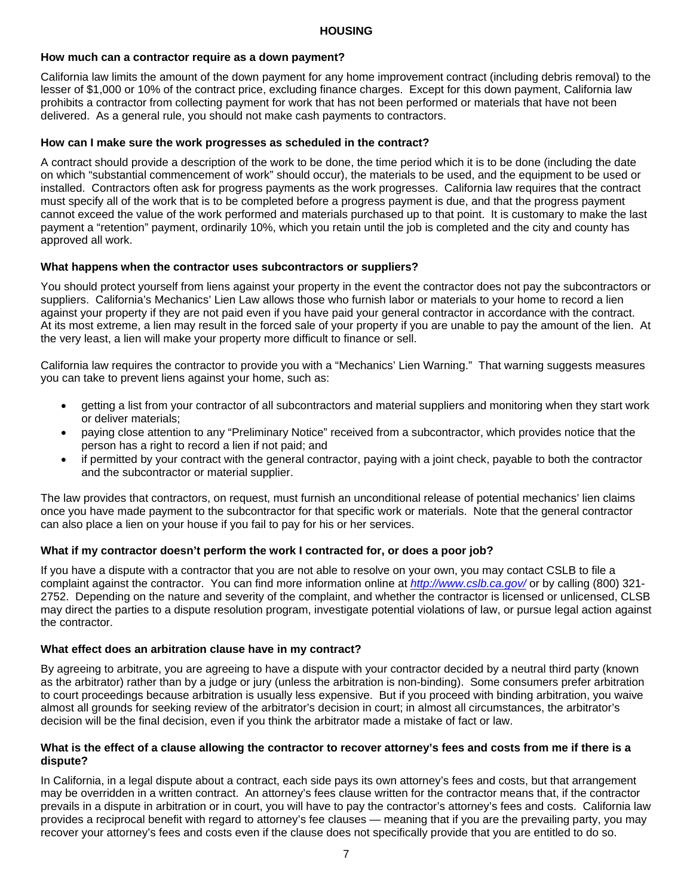## HOUSING

### How much can a contractor require as a down payment?

California law limits the amount of the down payment for any home improvement contract (including debris removal) to the lesser of $1,000 or 10% of the contract price, excluding finance charges. Except for this down payment, California law prohibits a contractor from collecting payment for work that has not been performed or materials that have not been delivered. As a general rule, you should not make cash payments to contractors.

### How can I make sure the work progresses as scheduled in the contract?

A contract should provide a description of the work to be done, the time period which it is to be done (including the date on which "substantial commencement of work" should occur), the materials to be used, and the equipment to be used or installed. Contractors often ask for progress payments as the work progresses. California law requires that the contract must specify all of the work that is to be completed before a progress payment is due, and that the progress payment cannot exceed the value of the work performed and materials purchased up to that point. It is customary to make the last payment a "retention" payment, ordinarily 10%, which you retain until the job is completed and the city and county has approved all work.

### What happens when the contractor uses subcontractors or suppliers?

You should protect yourself from liens against your property in the event the contractor does not pay the subcontractors or suppliers. California's Mechanics' Lien Law allows those who furnish labor or materials to your home to record a lien against your property if they are not paid even if you have paid your general contractor in accordance with the contract. At its most extreme, a lien may result in the forced sale of your property if you are unable to pay the amount of the lien. At the very least, a lien will make your property more difficult to finance or sell.

California law requires the contractor to provide you with a "Mechanics' Lien Warning." That warning suggests measures you can take to prevent liens against your home, such as:

- getting a list from your contractor of all subcontractors and material suppliers and monitoring when they start work or deliver materials;
- paying close attention to any "Preliminary Notice" received from a subcontractor, which provides notice that the person has a right to record a lien if not paid; and
- if permitted by your contract with the general contractor, paying with a joint check, payable to both the contractor and the subcontractor or material supplier.

The law provides that contractors, on request, must furnish an unconditional release of potential mechanics' lien claims once you have made payment to the subcontractor for that specific work or materials. Note that the general contractor can also place a lien on your house if you fail to pay for his or her services.

### What if my contractor doesn't perform the work I contracted for, or does a poor job?

If you have a dispute with a contractor that you are not able to resolve on your own, you may contact CSLB to file a complaint against the contractor. You can find more information online at *http://www.cslb.ca.gov/* or by calling (800) 321-2752. Depending on the nature and severity of the complaint, and whether the contractor is licensed or unlicensed, CLSB may direct the parties to a dispute resolution program, investigate potential violations of law, or pursue legal action against the contractor.

### What effect does an arbitration clause have in my contract?

By agreeing to arbitrate, you are agreeing to have a dispute with your contractor decided by a neutral third party (known as the arbitrator) rather than by a judge or jury (unless the arbitration is non-binding). Some consumers prefer arbitration to court proceedings because arbitration is usually less expensive. But if you proceed with binding arbitration, you waive almost all grounds for seeking review of the arbitrator's decision in court; in almost all circumstances, the arbitrator's decision will be the final decision, even if you think the arbitrator made a mistake of fact or law.

### What is the effect of a clause allowing the contractor to recover attorney's fees and costs from me if there is a dispute?

In California, in a legal dispute about a contract, each side pays its own attorney's fees and costs, but that arrangement may be overridden in a written contract. An attorney's fees clause written for the contractor means that, if the contractor prevails in a dispute in arbitration or in court, you will have to pay the contractor's attorney's fees and costs. California law provides a reciprocal benefit with regard to attorney's fee clauses — meaning that if you are the prevailing party, you may recover your attorney's fees and costs even if the clause does not specifically provide that you are entitled to do so.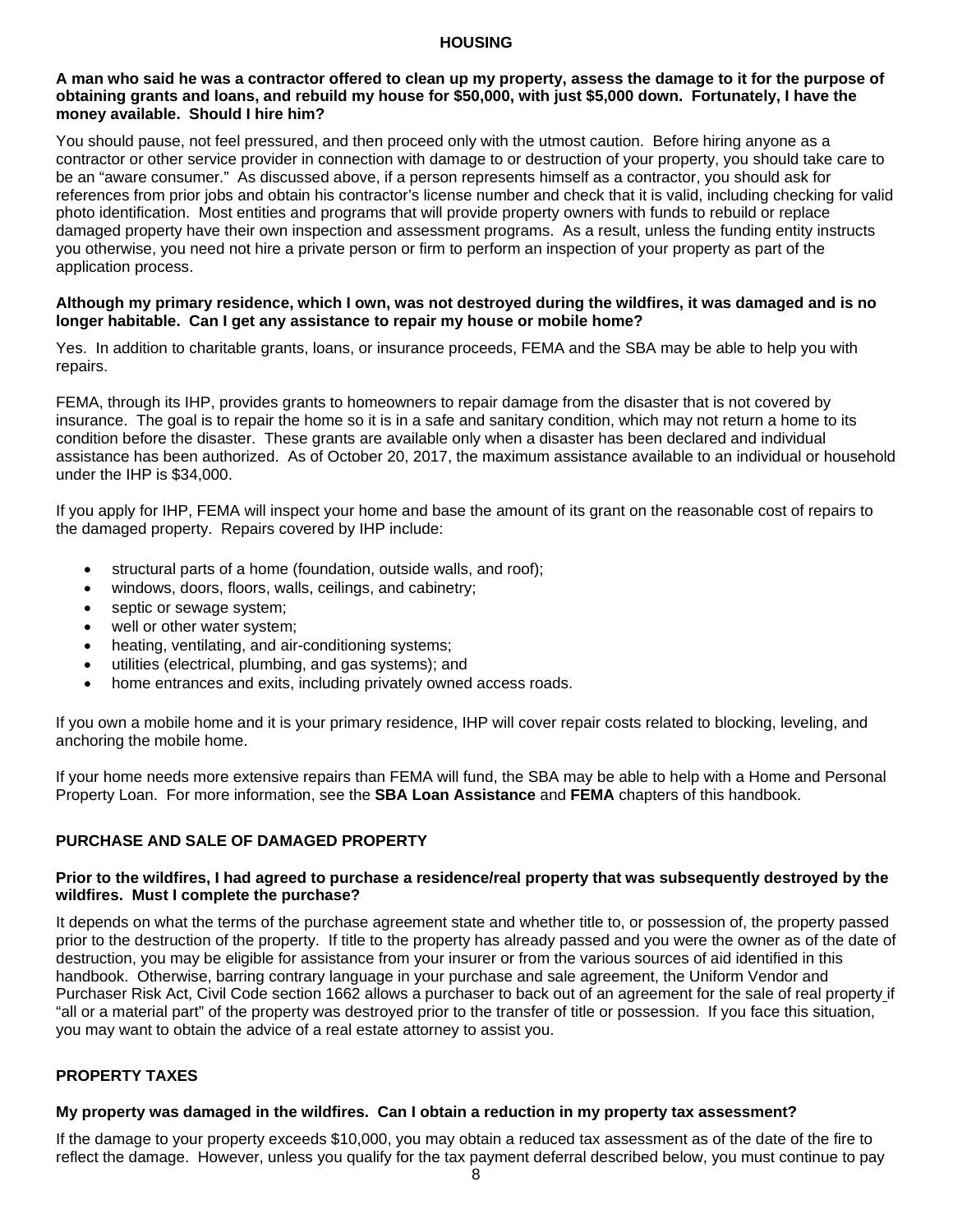## HOUSING

**A man who said he was a contractor offered to clean up my property, assess the damage to it for the purpose of obtaining grants and loans, and rebuild my house for $50,000, with just $5,000 down. Fortunately, I have the money available. Should I hire him?**

You should pause, not feel pressured, and then proceed only with the utmost caution. Before hiring anyone as a contractor or other service provider in connection with damage to or destruction of your property, you should take care to be an "aware consumer." As discussed above, if a person represents himself as a contractor, you should ask for references from prior jobs and obtain his contractor's license number and check that it is valid, including checking for valid photo identification. Most entities and programs that will provide property owners with funds to rebuild or replace damaged property have their own inspection and assessment programs. As a result, unless the funding entity instructs you otherwise, you need not hire a private person or firm to perform an inspection of your property as part of the application process.

**Although my primary residence, which I own, was not destroyed during the wildfires, it was damaged and is no longer habitable. Can I get any assistance to repair my house or mobile home?**

Yes. In addition to charitable grants, loans, or insurance proceeds, FEMA and the SBA may be able to help you with repairs.

FEMA, through its IHP, provides grants to homeowners to repair damage from the disaster that is not covered by insurance. The goal is to repair the home so it is in a safe and sanitary condition, which may not return a home to its condition before the disaster. These grants are available only when a disaster has been declared and individual assistance has been authorized. As of October 20, 2017, the maximum assistance available to an individual or household under the IHP is $34,000.

If you apply for IHP, FEMA will inspect your home and base the amount of its grant on the reasonable cost of repairs to the damaged property. Repairs covered by IHP include:

- structural parts of a home (foundation, outside walls, and roof);
- windows, doors, floors, walls, ceilings, and cabinetry;
- septic or sewage system;
- well or other water system;
- heating, ventilating, and air-conditioning systems;
- utilities (electrical, plumbing, and gas systems); and
- home entrances and exits, including privately owned access roads.

If you own a mobile home and it is your primary residence, IHP will cover repair costs related to blocking, leveling, and anchoring the mobile home.

If your home needs more extensive repairs than FEMA will fund, the SBA may be able to help with a Home and Personal Property Loan. For more information, see the **SBA Loan Assistance** and **FEMA** chapters of this handbook.

## PURCHASE AND SALE OF DAMAGED PROPERTY

**Prior to the wildfires, I had agreed to purchase a residence/real property that was subsequently destroyed by the wildfires. Must I complete the purchase?**

It depends on what the terms of the purchase agreement state and whether title to, or possession of, the property passed prior to the destruction of the property. If title to the property has already passed and you were the owner as of the date of destruction, you may be eligible for assistance from your insurer or from the various sources of aid identified in this handbook. Otherwise, barring contrary language in your purchase and sale agreement, the Uniform Vendor and Purchaser Risk Act, Civil Code section 1662 allows a purchaser to back out of an agreement for the sale of real property if "all or a material part" of the property was destroyed prior to the transfer of title or possession. If you face this situation, you may want to obtain the advice of a real estate attorney to assist you.

## PROPERTY TAXES

**My property was damaged in the wildfires. Can I obtain a reduction in my property tax assessment?**

If the damage to your property exceeds $10,000, you may obtain a reduced tax assessment as of the date of the fire to reflect the damage. However, unless you qualify for the tax payment deferral described below, you must continue to pay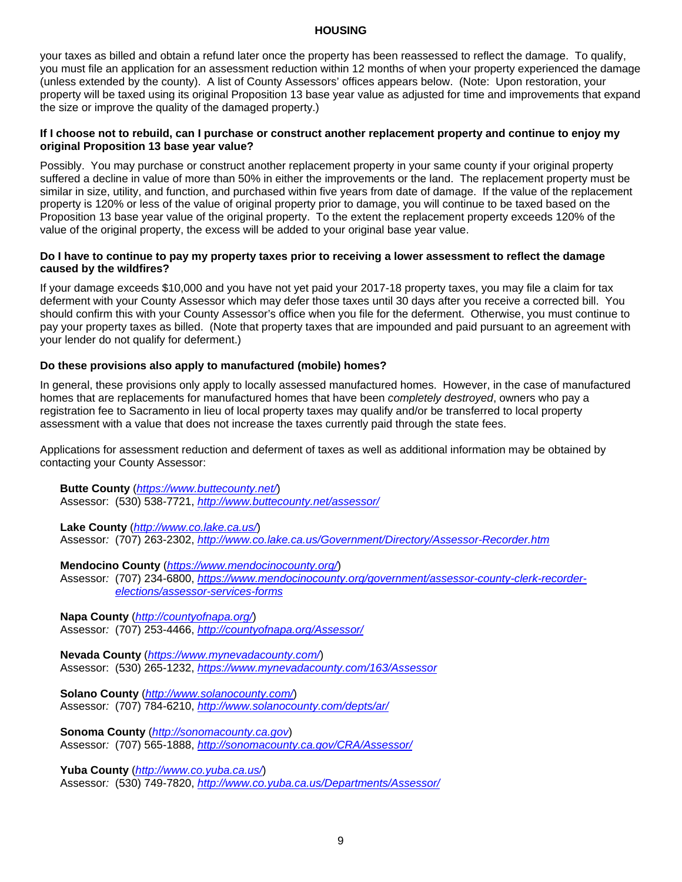your taxes as billed and obtain a refund later once the property has been reassessed to reflect the damage. To qualify, you must file an application for an assessment reduction within 12 months of when your property experienced the damage (unless extended by the county). A list of County Assessors' offices appears below. (Note: Upon restoration, your property will be taxed using its original Proposition 13 base year value as adjusted for time and improvements that expand the size or improve the quality of the damaged property.)

**If I choose not to rebuild, can I purchase or construct another replacement property and continue to enjoy my original Proposition 13 base year value?**

Possibly. You may purchase or construct another replacement property in your same county if your original property suffered a decline in value of more than 50% in either the improvements or the land. The replacement property must be similar in size, utility, and function, and purchased within five years from date of damage. If the value of the replacement property is 120% or less of the value of original property prior to damage, you will continue to be taxed based on the Proposition 13 base year value of the original property. To the extent the replacement property exceeds 120% of the value of the original property, the excess will be added to your original base year value.

**Do I have to continue to pay my property taxes prior to receiving a lower assessment to reflect the damage caused by the wildfires?**

If your damage exceeds $10,000 and you have not yet paid your 2017-18 property taxes, you may file a claim for tax deferment with your County Assessor which may defer those taxes until 30 days after you receive a corrected bill. You should confirm this with your County Assessor's office when you file for the deferment. Otherwise, you must continue to pay your property taxes as billed. (Note that property taxes that are impounded and paid pursuant to an agreement with your lender do not qualify for deferment.)

**Do these provisions also apply to manufactured (mobile) homes?**

In general, these provisions only apply to locally assessed manufactured homes. However, in the case of manufactured homes that are replacements for manufactured homes that have been *completely destroyed*, owners who pay a registration fee to Sacramento in lieu of local property taxes may qualify and/or be transferred to local property assessment with a value that does not increase the taxes currently paid through the state fees.

Applications for assessment reduction and deferment of taxes as well as additional information may be obtained by contacting your County Assessor:

**Butte County** (https://www.buttecounty.net/)
Assessor: (530) 538-7721, http://www.buttecounty.net/assessor/

**Lake County** (http://www.co.lake.ca.us/)
Assessor: (707) 263-2302, http://www.co.lake.ca.us/Government/Directory/Assessor-Recorder.htm

**Mendocino County** (https://www.mendocinocounty.org/)
Assessor: (707) 234-6800, https://www.mendocinocounty.org/government/assessor-county-clerk-recorder-elections/assessor-services-forms

**Napa County** (http://countyofnapa.org/)
Assessor: (707) 253-4466, http://countyofnapa.org/Assessor/

**Nevada County** (https://www.mynevadacounty.com/)
Assessor: (530) 265-1232, https://www.mynevadacounty.com/163/Assessor

**Solano County** (http://www.solanocounty.com/)
Assessor: (707) 784-6210, http://www.solanocounty.com/depts/ar/

**Sonoma County** (http://sonomacounty.ca.gov)
Assessor: (707) 565-1888, http://sonomacounty.ca.gov/CRA/Assessor/

**Yuba County** (http://www.co.yuba.ca.us/)
Assessor: (530) 749-7820, http://www.co.yuba.ca.us/Departments/Assessor/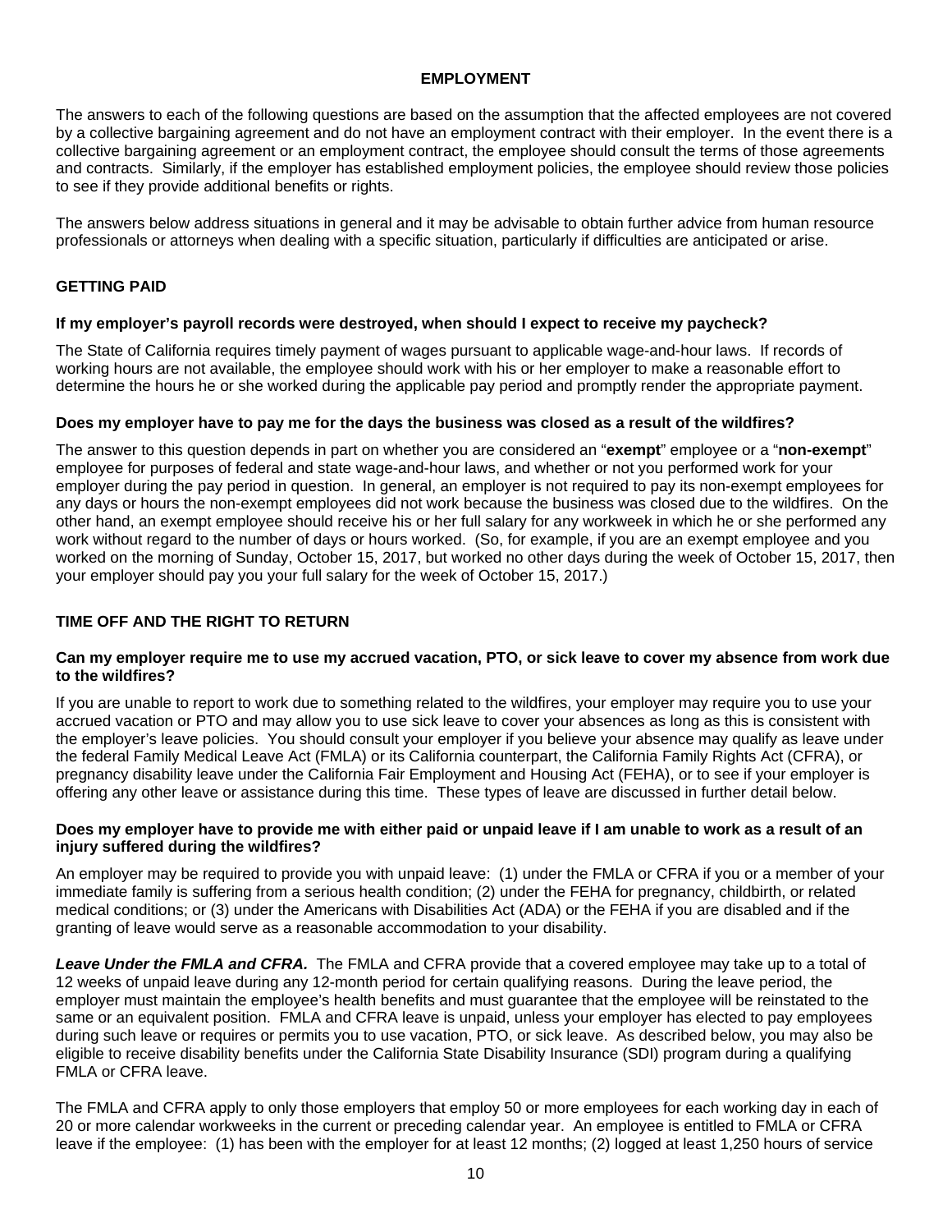# EMPLOYMENT

The answers to each of the following questions are based on the assumption that the affected employees are not covered by a collective bargaining agreement and do not have an employment contract with their employer. In the event there is a collective bargaining agreement or an employment contract, the employee should consult the terms of those agreements and contracts. Similarly, if the employer has established employment policies, the employee should review those policies to see if they provide additional benefits or rights.

The answers below address situations in general and it may be advisable to obtain further advice from human resource professionals or attorneys when dealing with a specific situation, particularly if difficulties are anticipated or arise.

## GETTING PAID

### If my employer's payroll records were destroyed, when should I expect to receive my paycheck?

The State of California requires timely payment of wages pursuant to applicable wage-and-hour laws. If records of working hours are not available, the employee should work with his or her employer to make a reasonable effort to determine the hours he or she worked during the applicable pay period and promptly render the appropriate payment.

### Does my employer have to pay me for the days the business was closed as a result of the wildfires?

The answer to this question depends in part on whether you are considered an "**exempt**" employee or a "**non-exempt**" employee for purposes of federal and state wage-and-hour laws, and whether or not you performed work for your employer during the pay period in question. In general, an employer is not required to pay its non-exempt employees for any days or hours the non-exempt employees did not work because the business was closed due to the wildfires. On the other hand, an exempt employee should receive his or her full salary for any workweek in which he or she performed any work without regard to the number of days or hours worked. (So, for example, if you are an exempt employee and you worked on the morning of Sunday, October 15, 2017, but worked no other days during the week of October 15, 2017, then your employer should pay you your full salary for the week of October 15, 2017.)

## TIME OFF AND THE RIGHT TO RETURN

### Can my employer require me to use my accrued vacation, PTO, or sick leave to cover my absence from work due to the wildfires?

If you are unable to report to work due to something related to the wildfires, your employer may require you to use your accrued vacation or PTO and may allow you to use sick leave to cover your absences as long as this is consistent with the employer's leave policies. You should consult your employer if you believe your absence may qualify as leave under the federal Family Medical Leave Act (FMLA) or its California counterpart, the California Family Rights Act (CFRA), or pregnancy disability leave under the California Fair Employment and Housing Act (FEHA), or to see if your employer is offering any other leave or assistance during this time. These types of leave are discussed in further detail below.

### Does my employer have to provide me with either paid or unpaid leave if I am unable to work as a result of an injury suffered during the wildfires?

An employer may be required to provide you with unpaid leave: (1) under the FMLA or CFRA if you or a member of your immediate family is suffering from a serious health condition; (2) under the FEHA for pregnancy, childbirth, or related medical conditions; or (3) under the Americans with Disabilities Act (ADA) or the FEHA if you are disabled and if the granting of leave would serve as a reasonable accommodation to your disability.

***Leave Under the FMLA and CFRA.*** The FMLA and CFRA provide that a covered employee may take up to a total of 12 weeks of unpaid leave during any 12-month period for certain qualifying reasons. During the leave period, the employer must maintain the employee's health benefits and must guarantee that the employee will be reinstated to the same or an equivalent position. FMLA and CFRA leave is unpaid, unless your employer has elected to pay employees during such leave or requires or permits you to use vacation, PTO, or sick leave. As described below, you may also be eligible to receive disability benefits under the California State Disability Insurance (SDI) program during a qualifying FMLA or CFRA leave.

The FMLA and CFRA apply to only those employers that employ 50 or more employees for each working day in each of 20 or more calendar workweeks in the current or preceding calendar year. An employee is entitled to FMLA or CFRA leave if the employee: (1) has been with the employer for at least 12 months; (2) logged at least 1,250 hours of service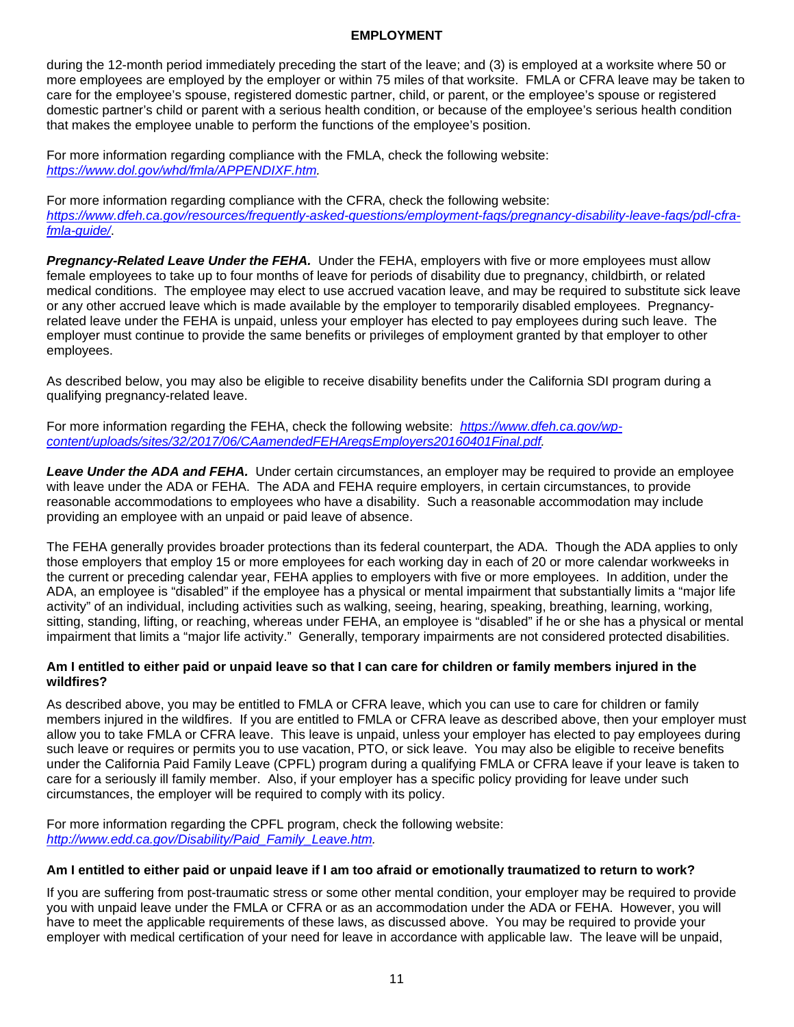during the 12-month period immediately preceding the start of the leave; and (3) is employed at a worksite where 50 or more employees are employed by the employer or within 75 miles of that worksite. FMLA or CFRA leave may be taken to care for the employee's spouse, registered domestic partner, child, or parent, or the employee's spouse or registered domestic partner's child or parent with a serious health condition, or because of the employee's serious health condition that makes the employee unable to perform the functions of the employee's position.

For more information regarding compliance with the FMLA, check the following website: *https://www.dol.gov/whd/fmla/APPENDIXF.htm.*

For more information regarding compliance with the CFRA, check the following website: *https://www.dfeh.ca.gov/resources/frequently-asked-questions/employment-faqs/pregnancy-disability-leave-faqs/pdl-cfra-fmla-guide/*.

***Pregnancy-Related Leave Under the FEHA.*** Under the FEHA, employers with five or more employees must allow female employees to take up to four months of leave for periods of disability due to pregnancy, childbirth, or related medical conditions. The employee may elect to use accrued vacation leave, and may be required to substitute sick leave or any other accrued leave which is made available by the employer to temporarily disabled employees. Pregnancy-related leave under the FEHA is unpaid, unless your employer has elected to pay employees during such leave. The employer must continue to provide the same benefits or privileges of employment granted by that employer to other employees.

As described below, you may also be eligible to receive disability benefits under the California SDI program during a qualifying pregnancy-related leave.

For more information regarding the FEHA, check the following website: *https://www.dfeh.ca.gov/wp-content/uploads/sites/32/2017/06/CAamendedFEHAregsEmployers20160401Final.pdf.*

***Leave Under the ADA and FEHA.*** Under certain circumstances, an employer may be required to provide an employee with leave under the ADA or FEHA. The ADA and FEHA require employers, in certain circumstances, to provide reasonable accommodations to employees who have a disability. Such a reasonable accommodation may include providing an employee with an unpaid or paid leave of absence.

The FEHA generally provides broader protections than its federal counterpart, the ADA. Though the ADA applies to only those employers that employ 15 or more employees for each working day in each of 20 or more calendar workweeks in the current or preceding calendar year, FEHA applies to employers with five or more employees. In addition, under the ADA, an employee is "disabled" if the employee has a physical or mental impairment that substantially limits a "major life activity" of an individual, including activities such as walking, seeing, hearing, speaking, breathing, learning, working, sitting, standing, lifting, or reaching, whereas under FEHA, an employee is "disabled" if he or she has a physical or mental impairment that limits a "major life activity." Generally, temporary impairments are not considered protected disabilities.

**Am I entitled to either paid or unpaid leave so that I can care for children or family members injured in the wildfires?**

As described above, you may be entitled to FMLA or CFRA leave, which you can use to care for children or family members injured in the wildfires. If you are entitled to FMLA or CFRA leave as described above, then your employer must allow you to take FMLA or CFRA leave. This leave is unpaid, unless your employer has elected to pay employees during such leave or requires or permits you to use vacation, PTO, or sick leave. You may also be eligible to receive benefits under the California Paid Family Leave (CPFL) program during a qualifying FMLA or CFRA leave if your leave is taken to care for a seriously ill family member. Also, if your employer has a specific policy providing for leave under such circumstances, the employer will be required to comply with its policy.

For more information regarding the CPFL program, check the following website: *http://www.edd.ca.gov/Disability/Paid_Family_Leave.htm.*

**Am I entitled to either paid or unpaid leave if I am too afraid or emotionally traumatized to return to work?**

If you are suffering from post-traumatic stress or some other mental condition, your employer may be required to provide you with unpaid leave under the FMLA or CFRA or as an accommodation under the ADA or FEHA. However, you will have to meet the applicable requirements of these laws, as discussed above. You may be required to provide your employer with medical certification of your need for leave in accordance with applicable law. The leave will be unpaid,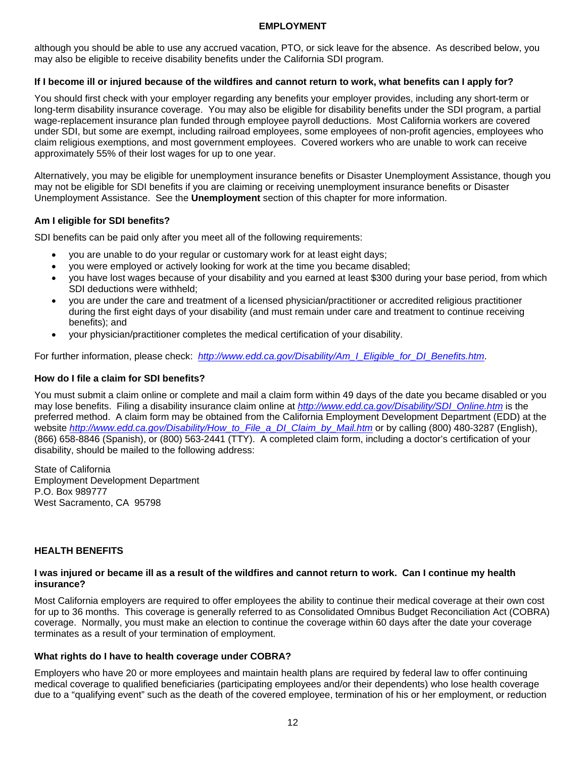although you should be able to use any accrued vacation, PTO, or sick leave for the absence. As described below, you may also be eligible to receive disability benefits under the California SDI program.

### If I become ill or injured because of the wildfires and cannot return to work, what benefits can I apply for?

You should first check with your employer regarding any benefits your employer provides, including any short-term or long-term disability insurance coverage. You may also be eligible for disability benefits under the SDI program, a partial wage-replacement insurance plan funded through employee payroll deductions. Most California workers are covered under SDI, but some are exempt, including railroad employees, some employees of non-profit agencies, employees who claim religious exemptions, and most government employees. Covered workers who are unable to work can receive approximately 55% of their lost wages for up to one year.

Alternatively, you may be eligible for unemployment insurance benefits or Disaster Unemployment Assistance, though you may not be eligible for SDI benefits if you are claiming or receiving unemployment insurance benefits or Disaster Unemployment Assistance. See the **Unemployment** section of this chapter for more information.

### Am I eligible for SDI benefits?

SDI benefits can be paid only after you meet all of the following requirements:

- you are unable to do your regular or customary work for at least eight days;
- you were employed or actively looking for work at the time you became disabled;
- you have lost wages because of your disability and you earned at least $300 during your base period, from which SDI deductions were withheld;
- you are under the care and treatment of a licensed physician/practitioner or accredited religious practitioner during the first eight days of your disability (and must remain under care and treatment to continue receiving benefits); and
- your physician/practitioner completes the medical certification of your disability.

For further information, please check: *http://www.edd.ca.gov/Disability/Am_I_Eligible_for_DI_Benefits.htm*.

### How do I file a claim for SDI benefits?

You must submit a claim online or complete and mail a claim form within 49 days of the date you became disabled or you may lose benefits. Filing a disability insurance claim online at *http://www.edd.ca.gov/Disability/SDI_Online.htm* is the preferred method. A claim form may be obtained from the California Employment Development Department (EDD) at the website *http://www.edd.ca.gov/Disability/How_to_File_a_DI_Claim_by_Mail.htm* or by calling (800) 480-3287 (English), (866) 658-8846 (Spanish), or (800) 563-2441 (TTY). A completed claim form, including a doctor's certification of your disability, should be mailed to the following address:

State of California
Employment Development Department
P.O. Box 989777
West Sacramento, CA 95798

## HEALTH BENEFITS

### I was injured or became ill as a result of the wildfires and cannot return to work. Can I continue my health insurance?

Most California employers are required to offer employees the ability to continue their medical coverage at their own cost for up to 36 months. This coverage is generally referred to as Consolidated Omnibus Budget Reconciliation Act (COBRA) coverage. Normally, you must make an election to continue the coverage within 60 days after the date your coverage terminates as a result of your termination of employment.

### What rights do I have to health coverage under COBRA?

Employers who have 20 or more employees and maintain health plans are required by federal law to offer continuing medical coverage to qualified beneficiaries (participating employees and/or their dependents) who lose health coverage due to a "qualifying event" such as the death of the covered employee, termination of his or her employment, or reduction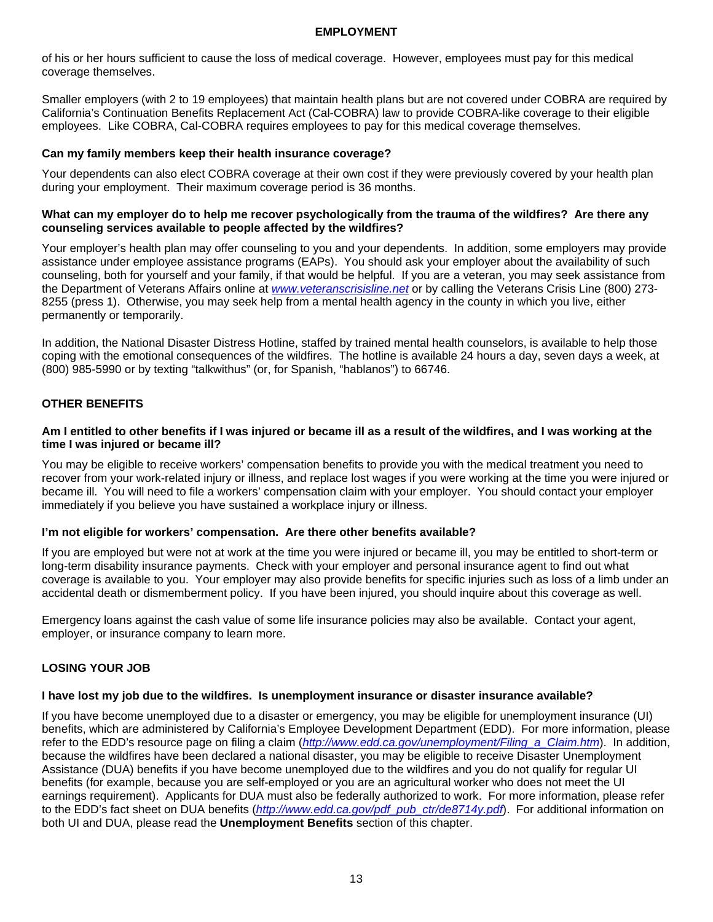of his or her hours sufficient to cause the loss of medical coverage. However, employees must pay for this medical coverage themselves.

Smaller employers (with 2 to 19 employees) that maintain health plans but are not covered under COBRA are required by California's Continuation Benefits Replacement Act (Cal-COBRA) law to provide COBRA-like coverage to their eligible employees. Like COBRA, Cal-COBRA requires employees to pay for this medical coverage themselves.

**Can my family members keep their health insurance coverage?**

Your dependents can also elect COBRA coverage at their own cost if they were previously covered by your health plan during your employment. Their maximum coverage period is 36 months.

**What can my employer do to help me recover psychologically from the trauma of the wildfires? Are there any counseling services available to people affected by the wildfires?**

Your employer's health plan may offer counseling to you and your dependents. In addition, some employers may provide assistance under employee assistance programs (EAPs). You should ask your employer about the availability of such counseling, both for yourself and your family, if that would be helpful. If you are a veteran, you may seek assistance from the Department of Veterans Affairs online at *www.veteranscrisisline.net* or by calling the Veterans Crisis Line (800) 273-8255 (press 1). Otherwise, you may seek help from a mental health agency in the county in which you live, either permanently or temporarily.

In addition, the National Disaster Distress Hotline, staffed by trained mental health counselors, is available to help those coping with the emotional consequences of the wildfires. The hotline is available 24 hours a day, seven days a week, at (800) 985-5990 or by texting "talkwithus" (or, for Spanish, "hablanos") to 66746.

## OTHER BENEFITS

**Am I entitled to other benefits if I was injured or became ill as a result of the wildfires, and I was working at the time I was injured or became ill?**

You may be eligible to receive workers' compensation benefits to provide you with the medical treatment you need to recover from your work-related injury or illness, and replace lost wages if you were working at the time you were injured or became ill. You will need to file a workers' compensation claim with your employer. You should contact your employer immediately if you believe you have sustained a workplace injury or illness.

**I'm not eligible for workers' compensation. Are there other benefits available?**

If you are employed but were not at work at the time you were injured or became ill, you may be entitled to short-term or long-term disability insurance payments. Check with your employer and personal insurance agent to find out what coverage is available to you. Your employer may also provide benefits for specific injuries such as loss of a limb under an accidental death or dismemberment policy. If you have been injured, you should inquire about this coverage as well.

Emergency loans against the cash value of some life insurance policies may also be available. Contact your agent, employer, or insurance company to learn more.

## LOSING YOUR JOB

**I have lost my job due to the wildfires. Is unemployment insurance or disaster insurance available?**

If you have become unemployed due to a disaster or emergency, you may be eligible for unemployment insurance (UI) benefits, which are administered by California's Employee Development Department (EDD). For more information, please refer to the EDD's resource page on filing a claim (*http://www.edd.ca.gov/unemployment/Filing_a_Claim.htm*). In addition, because the wildfires have been declared a national disaster, you may be eligible to receive Disaster Unemployment Assistance (DUA) benefits if you have become unemployed due to the wildfires and you do not qualify for regular UI benefits (for example, because you are self-employed or you are an agricultural worker who does not meet the UI earnings requirement). Applicants for DUA must also be federally authorized to work. For more information, please refer to the EDD's fact sheet on DUA benefits (*http://www.edd.ca.gov/pdf_pub_ctr/de8714y.pdf*). For additional information on both UI and DUA, please read the **Unemployment Benefits** section of this chapter.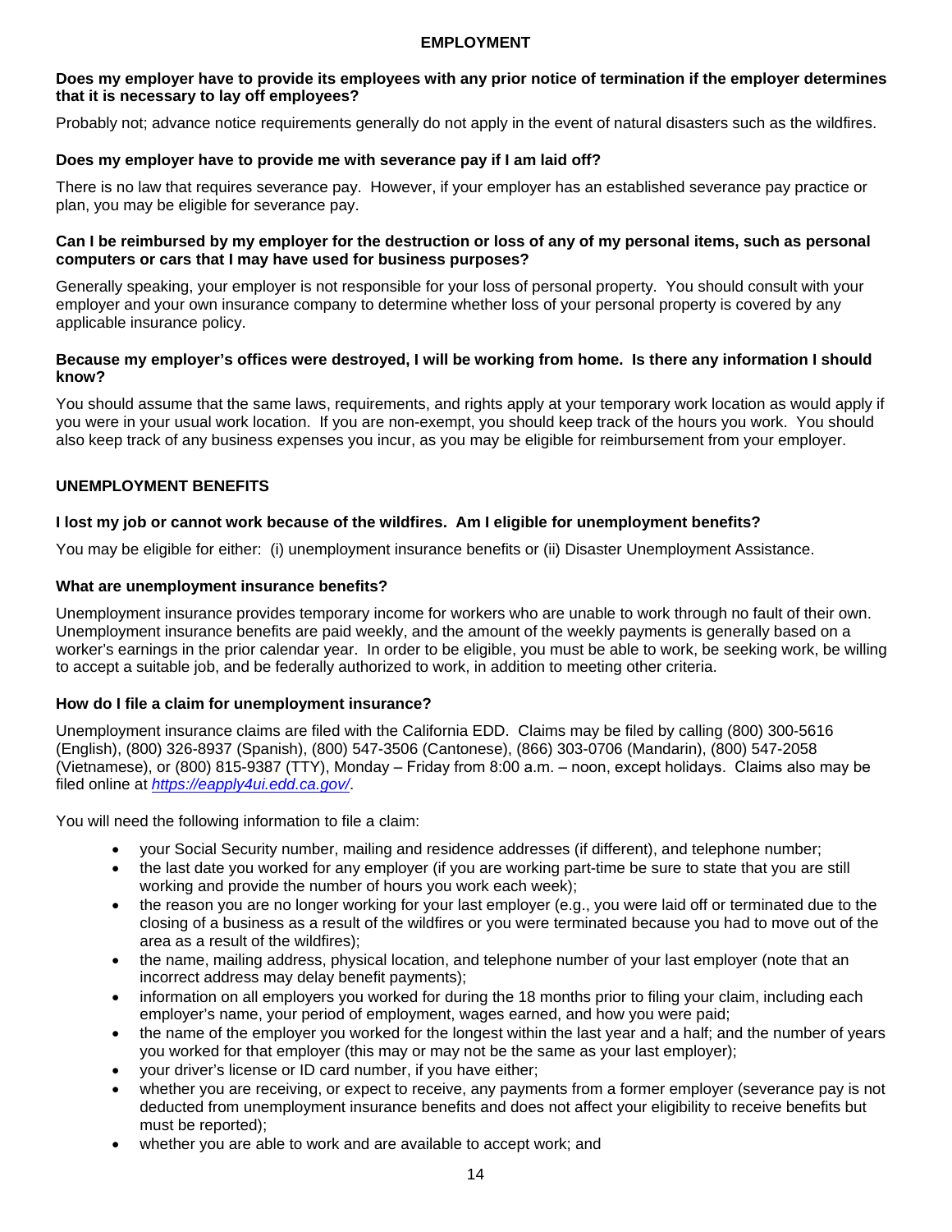## EMPLOYMENT

**Does my employer have to provide its employees with any prior notice of termination if the employer determines that it is necessary to lay off employees?**

Probably not; advance notice requirements generally do not apply in the event of natural disasters such as the wildfires.

**Does my employer have to provide me with severance pay if I am laid off?**

There is no law that requires severance pay. However, if your employer has an established severance pay practice or plan, you may be eligible for severance pay.

**Can I be reimbursed by my employer for the destruction or loss of any of my personal items, such as personal computers or cars that I may have used for business purposes?**

Generally speaking, your employer is not responsible for your loss of personal property. You should consult with your employer and your own insurance company to determine whether loss of your personal property is covered by any applicable insurance policy.

**Because my employer's offices were destroyed, I will be working from home. Is there any information I should know?**

You should assume that the same laws, requirements, and rights apply at your temporary work location as would apply if you were in your usual work location. If you are non-exempt, you should keep track of the hours you work. You should also keep track of any business expenses you incur, as you may be eligible for reimbursement from your employer.

## UNEMPLOYMENT BENEFITS

**I lost my job or cannot work because of the wildfires. Am I eligible for unemployment benefits?**

You may be eligible for either: (i) unemployment insurance benefits or (ii) Disaster Unemployment Assistance.

**What are unemployment insurance benefits?**

Unemployment insurance provides temporary income for workers who are unable to work through no fault of their own. Unemployment insurance benefits are paid weekly, and the amount of the weekly payments is generally based on a worker's earnings in the prior calendar year. In order to be eligible, you must be able to work, be seeking work, be willing to accept a suitable job, and be federally authorized to work, in addition to meeting other criteria.

**How do I file a claim for unemployment insurance?**

Unemployment insurance claims are filed with the California EDD. Claims may be filed by calling (800) 300-5616 (English), (800) 326-8937 (Spanish), (800) 547-3506 (Cantonese), (866) 303-0706 (Mandarin), (800) 547-2058 (Vietnamese), or (800) 815-9387 (TTY), Monday – Friday from 8:00 a.m. – noon, except holidays. Claims also may be filed online at *https://eapply4ui.edd.ca.gov/*.

You will need the following information to file a claim:

- your Social Security number, mailing and residence addresses (if different), and telephone number;
- the last date you worked for any employer (if you are working part-time be sure to state that you are still working and provide the number of hours you work each week);
- the reason you are no longer working for your last employer (e.g., you were laid off or terminated due to the closing of a business as a result of the wildfires or you were terminated because you had to move out of the area as a result of the wildfires);
- the name, mailing address, physical location, and telephone number of your last employer (note that an incorrect address may delay benefit payments);
- information on all employers you worked for during the 18 months prior to filing your claim, including each employer's name, your period of employment, wages earned, and how you were paid;
- the name of the employer you worked for the longest within the last year and a half; and the number of years you worked for that employer (this may or may not be the same as your last employer);
- your driver's license or ID card number, if you have either;
- whether you are receiving, or expect to receive, any payments from a former employer (severance pay is not deducted from unemployment insurance benefits and does not affect your eligibility to receive benefits but must be reported);
- whether you are able to work and are available to accept work; and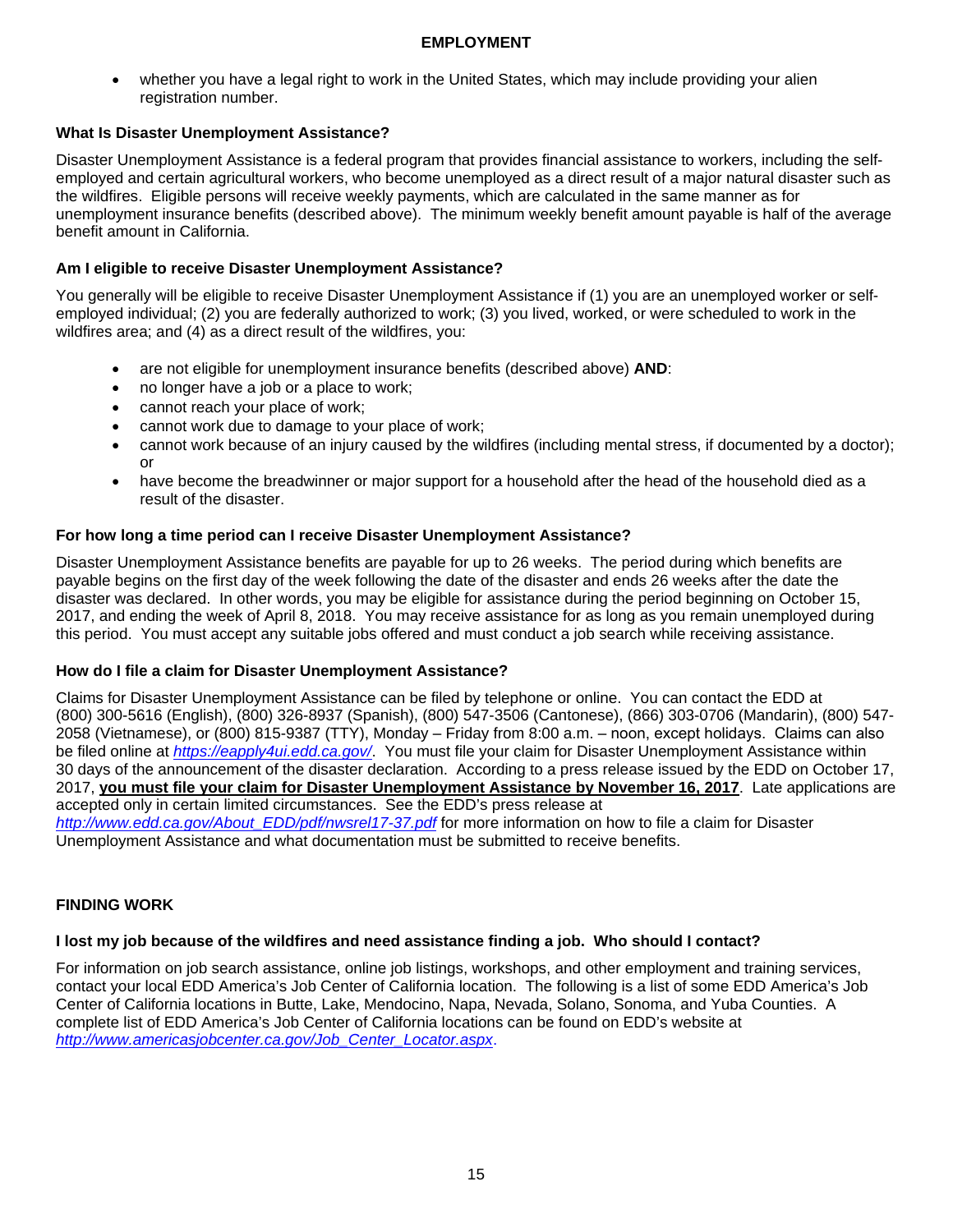## EMPLOYMENT

- whether you have a legal right to work in the United States, which may include providing your alien registration number.

### What Is Disaster Unemployment Assistance?

Disaster Unemployment Assistance is a federal program that provides financial assistance to workers, including the self-employed and certain agricultural workers, who become unemployed as a direct result of a major natural disaster such as the wildfires. Eligible persons will receive weekly payments, which are calculated in the same manner as for unemployment insurance benefits (described above). The minimum weekly benefit amount payable is half of the average benefit amount in California.

### Am I eligible to receive Disaster Unemployment Assistance?

You generally will be eligible to receive Disaster Unemployment Assistance if (1) you are an unemployed worker or self-employed individual; (2) you are federally authorized to work; (3) you lived, worked, or were scheduled to work in the wildfires area; and (4) as a direct result of the wildfires, you:

- are not eligible for unemployment insurance benefits (described above) **AND**:
- no longer have a job or a place to work;
- cannot reach your place of work;
- cannot work due to damage to your place of work;
- cannot work because of an injury caused by the wildfires (including mental stress, if documented by a doctor); or
- have become the breadwinner or major support for a household after the head of the household died as a result of the disaster.

### For how long a time period can I receive Disaster Unemployment Assistance?

Disaster Unemployment Assistance benefits are payable for up to 26 weeks. The period during which benefits are payable begins on the first day of the week following the date of the disaster and ends 26 weeks after the date the disaster was declared. In other words, you may be eligible for assistance during the period beginning on October 15, 2017, and ending the week of April 8, 2018. You may receive assistance for as long as you remain unemployed during this period. You must accept any suitable jobs offered and must conduct a job search while receiving assistance.

### How do I file a claim for Disaster Unemployment Assistance?

Claims for Disaster Unemployment Assistance can be filed by telephone or online. You can contact the EDD at (800) 300-5616 (English), (800) 326-8937 (Spanish), (800) 547-3506 (Cantonese), (866) 303-0706 (Mandarin), (800) 547-2058 (Vietnamese), or (800) 815-9387 (TTY), Monday – Friday from 8:00 a.m. – noon, except holidays. Claims can also be filed online at *https://eapply4ui.edd.ca.gov/*. You must file your claim for Disaster Unemployment Assistance within 30 days of the announcement of the disaster declaration. According to a press release issued by the EDD on October 17, 2017, **you must file your claim for Disaster Unemployment Assistance by November 16, 2017**. Late applications are accepted only in certain limited circumstances. See the EDD's press release at *http://www.edd.ca.gov/About_EDD/pdf/nwsrel17-37.pdf* for more information on how to file a claim for Disaster Unemployment Assistance and what documentation must be submitted to receive benefits.

## FINDING WORK

### I lost my job because of the wildfires and need assistance finding a job. Who should I contact?

For information on job search assistance, online job listings, workshops, and other employment and training services, contact your local EDD America's Job Center of California location. The following is a list of some EDD America's Job Center of California locations in Butte, Lake, Mendocino, Napa, Nevada, Solano, Sonoma, and Yuba Counties. A complete list of EDD America's Job Center of California locations can be found on EDD's website at *http://www.americasjobcenter.ca.gov/Job_Center_Locator.aspx*.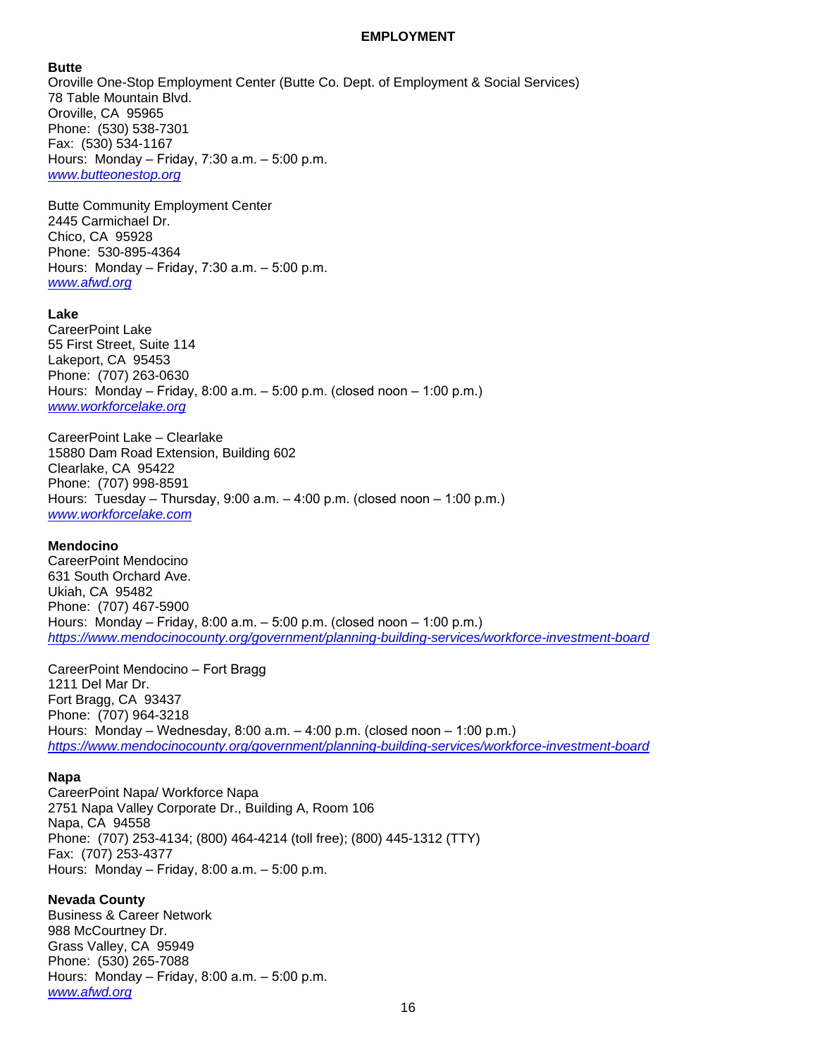# EMPLOYMENT

**Butte**
Oroville One-Stop Employment Center (Butte Co. Dept. of Employment & Social Services)
78 Table Mountain Blvd.
Oroville, CA 95965
Phone: (530) 538-7301
Fax: (530) 534-1167
Hours: Monday – Friday, 7:30 a.m. – 5:00 p.m.
*www.butteonestop.org*

Butte Community Employment Center
2445 Carmichael Dr.
Chico, CA 95928
Phone: 530-895-4364
Hours: Monday – Friday, 7:30 a.m. – 5:00 p.m.
*www.afwd.org*

**Lake**
CareerPoint Lake
55 First Street, Suite 114
Lakeport, CA 95453
Phone: (707) 263-0630
Hours: Monday – Friday, 8:00 a.m. – 5:00 p.m. (closed noon – 1:00 p.m.)
*www.workforcelake.org*

CareerPoint Lake – Clearlake
15880 Dam Road Extension, Building 602
Clearlake, CA 95422
Phone: (707) 998-8591
Hours: Tuesday – Thursday, 9:00 a.m. – 4:00 p.m. (closed noon – 1:00 p.m.)
*www.workforcelake.com*

**Mendocino**
CareerPoint Mendocino
631 South Orchard Ave.
Ukiah, CA 95482
Phone: (707) 467-5900
Hours: Monday – Friday, 8:00 a.m. – 5:00 p.m. (closed noon – 1:00 p.m.)
*https://www.mendocinocounty.org/government/planning-building-services/workforce-investment-board*

CareerPoint Mendocino – Fort Bragg
1211 Del Mar Dr.
Fort Bragg, CA 93437
Phone: (707) 964-3218
Hours: Monday – Wednesday, 8:00 a.m. – 4:00 p.m. (closed noon – 1:00 p.m.)
*https://www.mendocinocounty.org/government/planning-building-services/workforce-investment-board*

**Napa**
CareerPoint Napa/ Workforce Napa
2751 Napa Valley Corporate Dr., Building A, Room 106
Napa, CA 94558
Phone: (707) 253-4134; (800) 464-4214 (toll free); (800) 445-1312 (TTY)
Fax: (707) 253-4377
Hours: Monday – Friday, 8:00 a.m. – 5:00 p.m.

**Nevada County**
Business & Career Network
988 McCourtney Dr.
Grass Valley, CA 95949
Phone: (530) 265-7088
Hours: Monday – Friday, 8:00 a.m. – 5:00 p.m.
*www.afwd.org*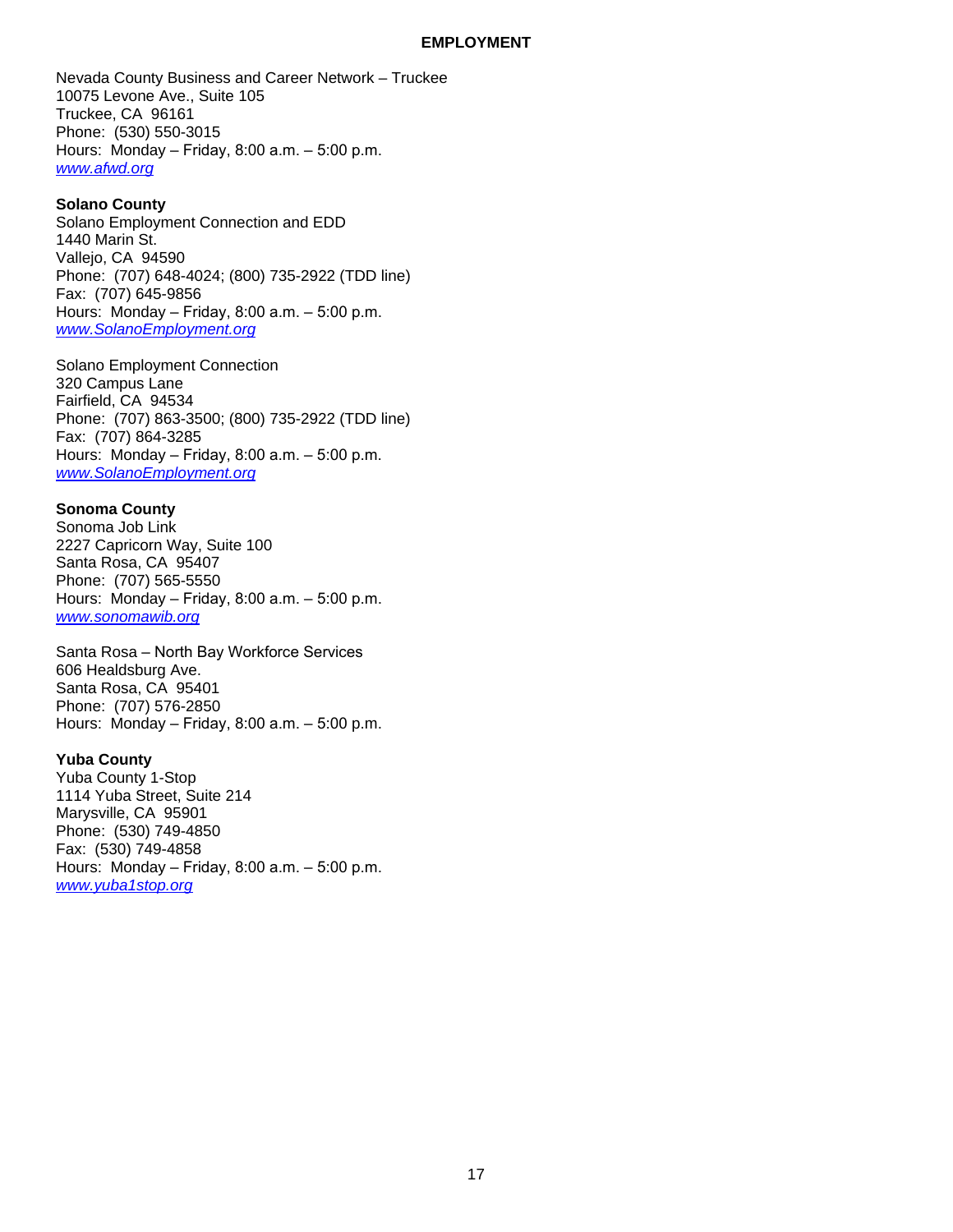Nevada County Business and Career Network – Truckee
10075 Levone Ave., Suite 105
Truckee, CA 96161
Phone: (530) 550-3015
Hours: Monday – Friday, 8:00 a.m. – 5:00 p.m.
*www.afwd.org*

**Solano County**
Solano Employment Connection and EDD
1440 Marin St.
Vallejo, CA 94590
Phone: (707) 648-4024; (800) 735-2922 (TDD line)
Fax: (707) 645-9856
Hours: Monday – Friday, 8:00 a.m. – 5:00 p.m.
*www.SolanoEmployment.org*

Solano Employment Connection
320 Campus Lane
Fairfield, CA 94534
Phone: (707) 863-3500; (800) 735-2922 (TDD line)
Fax: (707) 864-3285
Hours: Monday – Friday, 8:00 a.m. – 5:00 p.m.
*www.SolanoEmployment.org*

**Sonoma County**
Sonoma Job Link
2227 Capricorn Way, Suite 100
Santa Rosa, CA 95407
Phone: (707) 565-5550
Hours: Monday – Friday, 8:00 a.m. – 5:00 p.m.
*www.sonomawib.org*

Santa Rosa – North Bay Workforce Services
606 Healdsburg Ave.
Santa Rosa, CA 95401
Phone: (707) 576-2850
Hours: Monday – Friday, 8:00 a.m. – 5:00 p.m.

**Yuba County**
Yuba County 1-Stop
1114 Yuba Street, Suite 214
Marysville, CA 95901
Phone: (530) 749-4850
Fax: (530) 749-4858
Hours: Monday – Friday, 8:00 a.m. – 5:00 p.m.
*www.yuba1stop.org*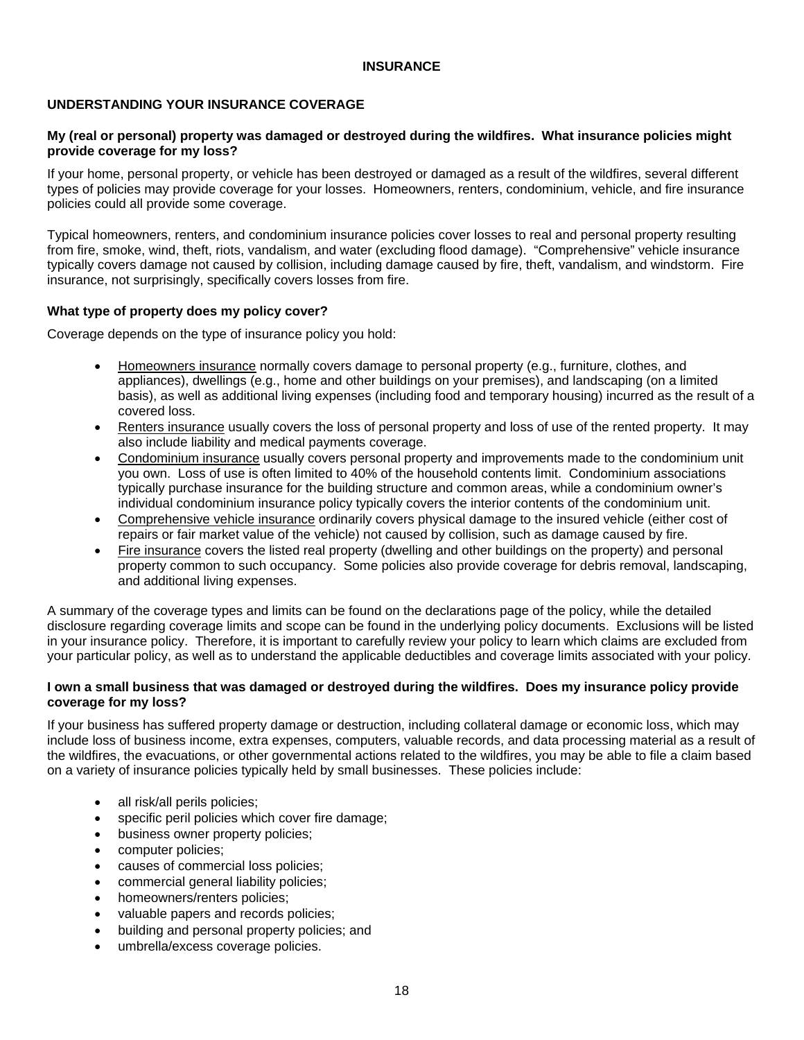# INSURANCE

## UNDERSTANDING YOUR INSURANCE COVERAGE

**My (real or personal) property was damaged or destroyed during the wildfires. What insurance policies might provide coverage for my loss?**

If your home, personal property, or vehicle has been destroyed or damaged as a result of the wildfires, several different types of policies may provide coverage for your losses. Homeowners, renters, condominium, vehicle, and fire insurance policies could all provide some coverage.

Typical homeowners, renters, and condominium insurance policies cover losses to real and personal property resulting from fire, smoke, wind, theft, riots, vandalism, and water (excluding flood damage). "Comprehensive" vehicle insurance typically covers damage not caused by collision, including damage caused by fire, theft, vandalism, and windstorm. Fire insurance, not surprisingly, specifically covers losses from fire.

**What type of property does my policy cover?**

Coverage depends on the type of insurance policy you hold:

- <u>Homeowners insurance</u> normally covers damage to personal property (e.g., furniture, clothes, and appliances), dwellings (e.g., home and other buildings on your premises), and landscaping (on a limited basis), as well as additional living expenses (including food and temporary housing) incurred as the result of a covered loss.
- <u>Renters insurance</u> usually covers the loss of personal property and loss of use of the rented property. It may also include liability and medical payments coverage.
- <u>Condominium insurance</u> usually covers personal property and improvements made to the condominium unit you own. Loss of use is often limited to 40% of the household contents limit. Condominium associations typically purchase insurance for the building structure and common areas, while a condominium owner's individual condominium insurance policy typically covers the interior contents of the condominium unit.
- <u>Comprehensive vehicle insurance</u> ordinarily covers physical damage to the insured vehicle (either cost of repairs or fair market value of the vehicle) not caused by collision, such as damage caused by fire.
- <u>Fire insurance</u> covers the listed real property (dwelling and other buildings on the property) and personal property common to such occupancy. Some policies also provide coverage for debris removal, landscaping, and additional living expenses.

A summary of the coverage types and limits can be found on the declarations page of the policy, while the detailed disclosure regarding coverage limits and scope can be found in the underlying policy documents. Exclusions will be listed in your insurance policy. Therefore, it is important to carefully review your policy to learn which claims are excluded from your particular policy, as well as to understand the applicable deductibles and coverage limits associated with your policy.

**I own a small business that was damaged or destroyed during the wildfires. Does my insurance policy provide coverage for my loss?**

If your business has suffered property damage or destruction, including collateral damage or economic loss, which may include loss of business income, extra expenses, computers, valuable records, and data processing material as a result of the wildfires, the evacuations, or other governmental actions related to the wildfires, you may be able to file a claim based on a variety of insurance policies typically held by small businesses. These policies include:

- all risk/all perils policies;
- specific peril policies which cover fire damage;
- business owner property policies;
- computer policies;
- causes of commercial loss policies;
- commercial general liability policies;
- homeowners/renters policies;
- valuable papers and records policies;
- building and personal property policies; and
- umbrella/excess coverage policies.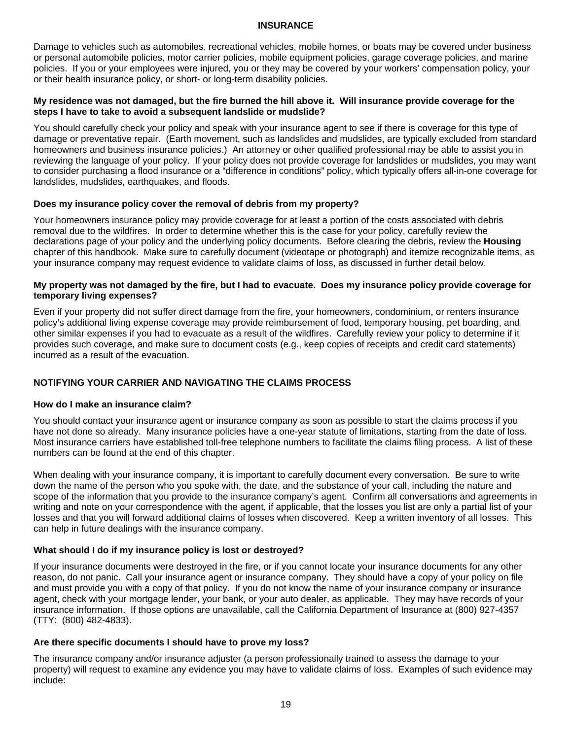## INSURANCE

Damage to vehicles such as automobiles, recreational vehicles, mobile homes, or boats may be covered under business or personal automobile policies, motor carrier policies, mobile equipment policies, garage coverage policies, and marine policies. If you or your employees were injured, you or they may be covered by your workers' compensation policy, your or their health insurance policy, or short- or long-term disability policies.

**My residence was not damaged, but the fire burned the hill above it. Will insurance provide coverage for the steps I have to take to avoid a subsequent landslide or mudslide?**

You should carefully check your policy and speak with your insurance agent to see if there is coverage for this type of damage or preventative repair. (Earth movement, such as landslides and mudslides, are typically excluded from standard homeowners and business insurance policies.) An attorney or other qualified professional may be able to assist you in reviewing the language of your policy. If your policy does not provide coverage for landslides or mudslides, you may want to consider purchasing a flood insurance or a "difference in conditions" policy, which typically offers all-in-one coverage for landslides, mudslides, earthquakes, and floods.

**Does my insurance policy cover the removal of debris from my property?**

Your homeowners insurance policy may provide coverage for at least a portion of the costs associated with debris removal due to the wildfires. In order to determine whether this is the case for your policy, carefully review the declarations page of your policy and the underlying policy documents. Before clearing the debris, review the **Housing** chapter of this handbook. Make sure to carefully document (videotape or photograph) and itemize recognizable items, as your insurance company may request evidence to validate claims of loss, as discussed in further detail below.

**My property was not damaged by the fire, but I had to evacuate. Does my insurance policy provide coverage for temporary living expenses?**

Even if your property did not suffer direct damage from the fire, your homeowners, condominium, or renters insurance policy's additional living expense coverage may provide reimbursement of food, temporary housing, pet boarding, and other similar expenses if you had to evacuate as a result of the wildfires. Carefully review your policy to determine if it provides such coverage, and make sure to document costs (e.g., keep copies of receipts and credit card statements) incurred as a result of the evacuation.

## NOTIFYING YOUR CARRIER AND NAVIGATING THE CLAIMS PROCESS

**How do I make an insurance claim?**

You should contact your insurance agent or insurance company as soon as possible to start the claims process if you have not done so already. Many insurance policies have a one-year statute of limitations, starting from the date of loss. Most insurance carriers have established toll-free telephone numbers to facilitate the claims filing process. A list of these numbers can be found at the end of this chapter.

When dealing with your insurance company, it is important to carefully document every conversation. Be sure to write down the name of the person who you spoke with, the date, and the substance of your call, including the nature and scope of the information that you provide to the insurance company's agent. Confirm all conversations and agreements in writing and note on your correspondence with the agent, if applicable, that the losses you list are only a partial list of your losses and that you will forward additional claims of losses when discovered. Keep a written inventory of all losses. This can help in future dealings with the insurance company.

**What should I do if my insurance policy is lost or destroyed?**

If your insurance documents were destroyed in the fire, or if you cannot locate your insurance documents for any other reason, do not panic. Call your insurance agent or insurance company. They should have a copy of your policy on file and must provide you with a copy of that policy. If you do not know the name of your insurance company or insurance agent, check with your mortgage lender, your bank, or your auto dealer, as applicable. They may have records of your insurance information. If those options are unavailable, call the California Department of Insurance at (800) 927-4357 (TTY: (800) 482-4833).

**Are there specific documents I should have to prove my loss?**

The insurance company and/or insurance adjuster (a person professionally trained to assess the damage to your property) will request to examine any evidence you may have to validate claims of loss. Examples of such evidence may include: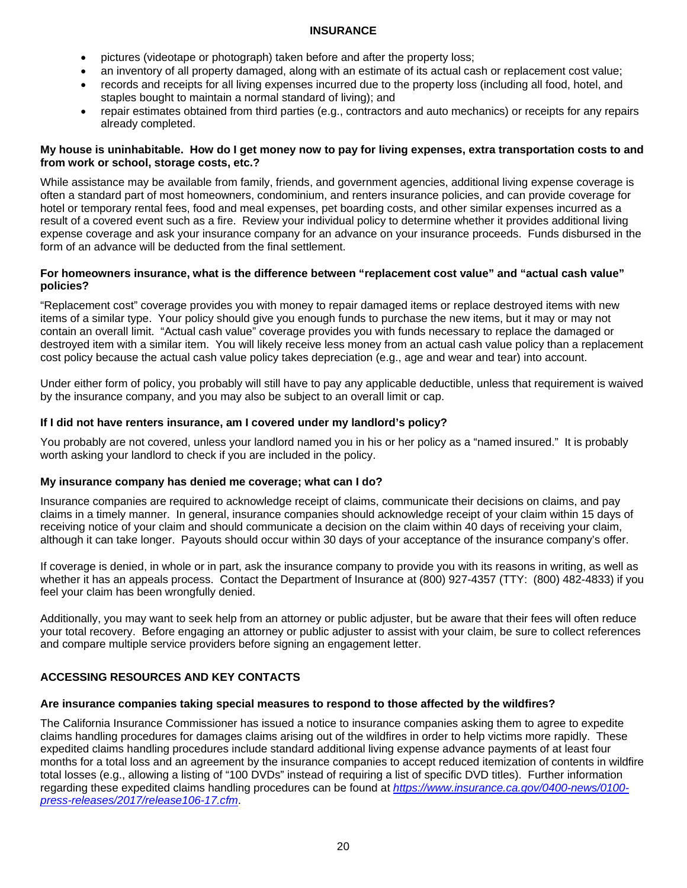## INSURANCE

- pictures (videotape or photograph) taken before and after the property loss;
- an inventory of all property damaged, along with an estimate of its actual cash or replacement cost value;
- records and receipts for all living expenses incurred due to the property loss (including all food, hotel, and staples bought to maintain a normal standard of living); and
- repair estimates obtained from third parties (e.g., contractors and auto mechanics) or receipts for any repairs already completed.

### My house is uninhabitable. How do I get money now to pay for living expenses, extra transportation costs to and from work or school, storage costs, etc.?

While assistance may be available from family, friends, and government agencies, additional living expense coverage is often a standard part of most homeowners, condominium, and renters insurance policies, and can provide coverage for hotel or temporary rental fees, food and meal expenses, pet boarding costs, and other similar expenses incurred as a result of a covered event such as a fire. Review your individual policy to determine whether it provides additional living expense coverage and ask your insurance company for an advance on your insurance proceeds. Funds disbursed in the form of an advance will be deducted from the final settlement.

### For homeowners insurance, what is the difference between "replacement cost value" and "actual cash value" policies?

"Replacement cost" coverage provides you with money to repair damaged items or replace destroyed items with new items of a similar type. Your policy should give you enough funds to purchase the new items, but it may or may not contain an overall limit. "Actual cash value" coverage provides you with funds necessary to replace the damaged or destroyed item with a similar item. You will likely receive less money from an actual cash value policy than a replacement cost policy because the actual cash value policy takes depreciation (e.g., age and wear and tear) into account.

Under either form of policy, you probably will still have to pay any applicable deductible, unless that requirement is waived by the insurance company, and you may also be subject to an overall limit or cap.

### If I did not have renters insurance, am I covered under my landlord's policy?

You probably are not covered, unless your landlord named you in his or her policy as a "named insured." It is probably worth asking your landlord to check if you are included in the policy.

### My insurance company has denied me coverage; what can I do?

Insurance companies are required to acknowledge receipt of claims, communicate their decisions on claims, and pay claims in a timely manner. In general, insurance companies should acknowledge receipt of your claim within 15 days of receiving notice of your claim and should communicate a decision on the claim within 40 days of receiving your claim, although it can take longer. Payouts should occur within 30 days of your acceptance of the insurance company's offer.

If coverage is denied, in whole or in part, ask the insurance company to provide you with its reasons in writing, as well as whether it has an appeals process. Contact the Department of Insurance at (800) 927-4357 (TTY: (800) 482-4833) if you feel your claim has been wrongfully denied.

Additionally, you may want to seek help from an attorney or public adjuster, but be aware that their fees will often reduce your total recovery. Before engaging an attorney or public adjuster to assist with your claim, be sure to collect references and compare multiple service providers before signing an engagement letter.

## ACCESSING RESOURCES AND KEY CONTACTS

### Are insurance companies taking special measures to respond to those affected by the wildfires?

The California Insurance Commissioner has issued a notice to insurance companies asking them to agree to expedite claims handling procedures for damages claims arising out of the wildfires in order to help victims more rapidly. These expedited claims handling procedures include standard additional living expense advance payments of at least four months for a total loss and an agreement by the insurance companies to accept reduced itemization of contents in wildfire total losses (e.g., allowing a listing of "100 DVDs" instead of requiring a list of specific DVD titles). Further information regarding these expedited claims handling procedures can be found at *https://www.insurance.ca.gov/0400-news/0100-press-releases/2017/release106-17.cfm*.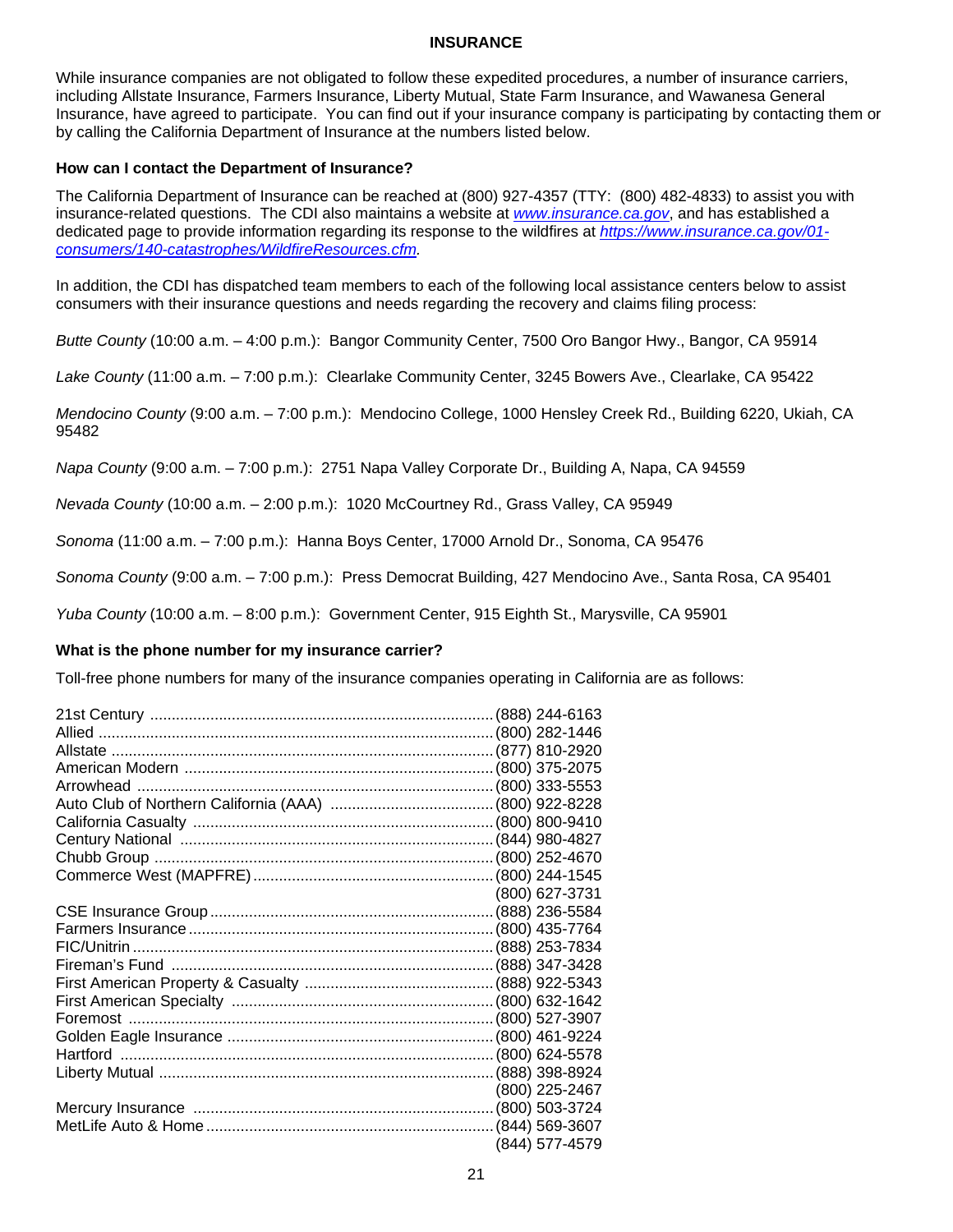## INSURANCE

While insurance companies are not obligated to follow these expedited procedures, a number of insurance carriers, including Allstate Insurance, Farmers Insurance, Liberty Mutual, State Farm Insurance, and Wawanesa General Insurance, have agreed to participate. You can find out if your insurance company is participating by contacting them or by calling the California Department of Insurance at the numbers listed below.

### How can I contact the Department of Insurance?

The California Department of Insurance can be reached at (800) 927-4357 (TTY: (800) 482-4833) to assist you with insurance-related questions. The CDI also maintains a website at *www.insurance.ca.gov*, and has established a dedicated page to provide information regarding its response to the wildfires at *https://www.insurance.ca.gov/01-consumers/140-catastrophes/WildfireResources.cfm.*

In addition, the CDI has dispatched team members to each of the following local assistance centers below to assist consumers with their insurance questions and needs regarding the recovery and claims filing process:

*Butte County* (10:00 a.m. – 4:00 p.m.): Bangor Community Center, 7500 Oro Bangor Hwy., Bangor, CA 95914

*Lake County* (11:00 a.m. – 7:00 p.m.): Clearlake Community Center, 3245 Bowers Ave., Clearlake, CA 95422

*Mendocino County* (9:00 a.m. – 7:00 p.m.): Mendocino College, 1000 Hensley Creek Rd., Building 6220, Ukiah, CA 95482

*Napa County* (9:00 a.m. – 7:00 p.m.): 2751 Napa Valley Corporate Dr., Building A, Napa, CA 94559

*Nevada County* (10:00 a.m. – 2:00 p.m.): 1020 McCourtney Rd., Grass Valley, CA 95949

*Sonoma* (11:00 a.m. – 7:00 p.m.): Hanna Boys Center, 17000 Arnold Dr., Sonoma, CA 95476

*Sonoma County* (9:00 a.m. – 7:00 p.m.): Press Democrat Building, 427 Mendocino Ave., Santa Rosa, CA 95401

*Yuba County* (10:00 a.m. – 8:00 p.m.): Government Center, 915 Eighth St., Marysville, CA 95901

### What is the phone number for my insurance carrier?

Toll-free phone numbers for many of the insurance companies operating in California are as follows:

| Company | Phone |
|---|---|
| 21st Century | (888) 244-6163 |
| Allied | (800) 282-1446 |
| Allstate | (877) 810-2920 |
| American Modern | (800) 375-2075 |
| Arrowhead | (800) 333-5553 |
| Auto Club of Northern California (AAA) | (800) 922-8228 |
| California Casualty | (800) 800-9410 |
| Century National | (844) 980-4827 |
| Chubb Group | (800) 252-4670 |
| Commerce West (MAPFRE) | (800) 244-1545<br>(800) 627-3731 |
| CSE Insurance Group | (888) 236-5584 |
| Farmers Insurance | (800) 435-7764 |
| FIC/Unitrin | (888) 253-7834 |
| Fireman's Fund | (888) 347-3428 |
| First American Property & Casualty | (888) 922-5343 |
| First American Specialty | (800) 632-1642 |
| Foremost | (800) 527-3907 |
| Golden Eagle Insurance | (800) 461-9224 |
| Hartford | (800) 624-5578 |
| Liberty Mutual | (888) 398-8924<br>(800) 225-2467 |
| Mercury Insurance | (800) 503-3724 |
| MetLife Auto & Home | (844) 569-3607<br>(844) 577-4579 |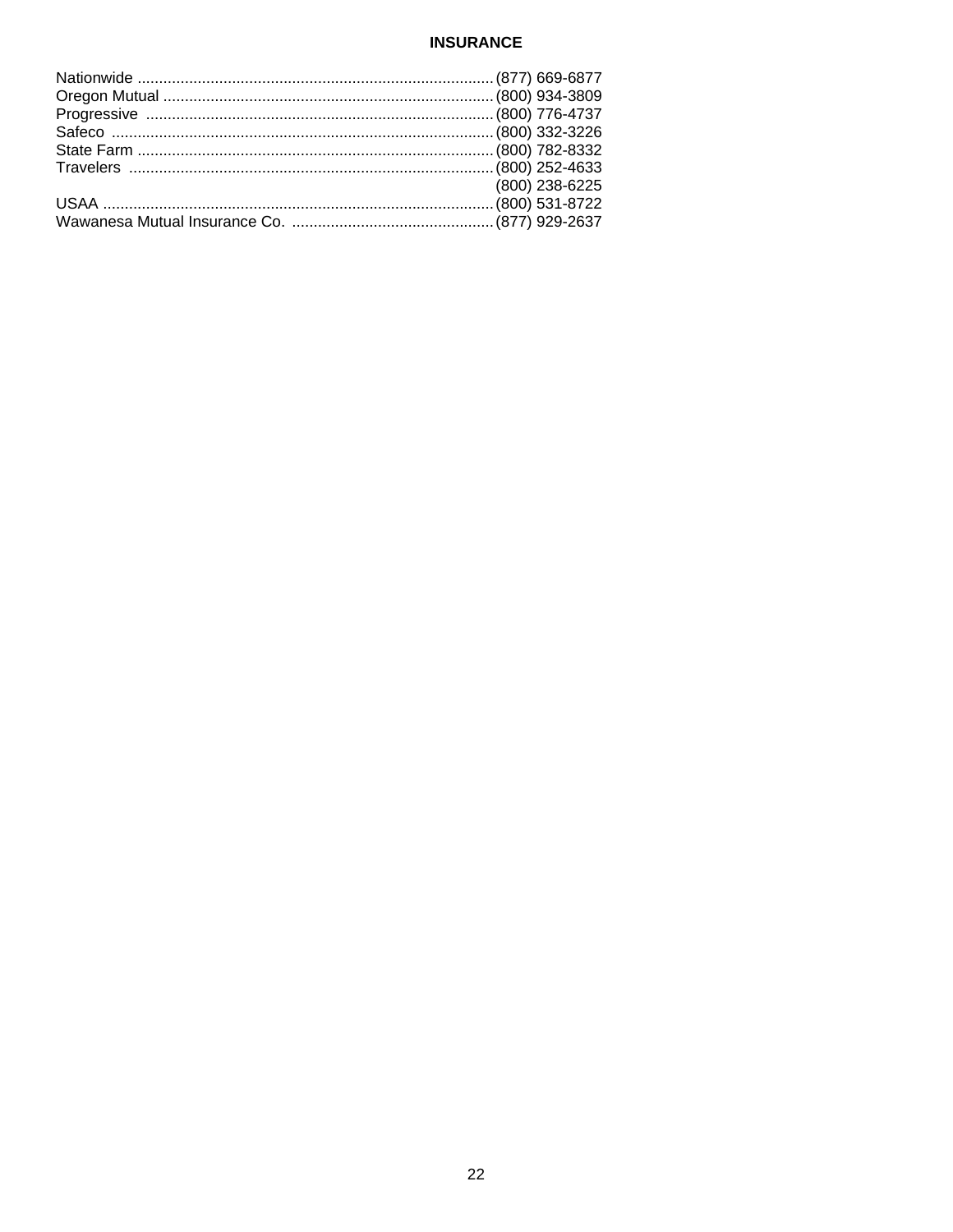## INSURANCE

| | |
|---|---|
| Nationwide | (877) 669-6877 |
| Oregon Mutual | (800) 934-3809 |
| Progressive | (800) 776-4737 |
| Safeco | (800) 332-3226 |
| State Farm | (800) 782-8332 |
| Travelers | (800) 252-4633 |
| | (800) 238-6225 |
| USAA | (800) 531-8722 |
| Wawanesa Mutual Insurance Co. | (877) 929-2637 |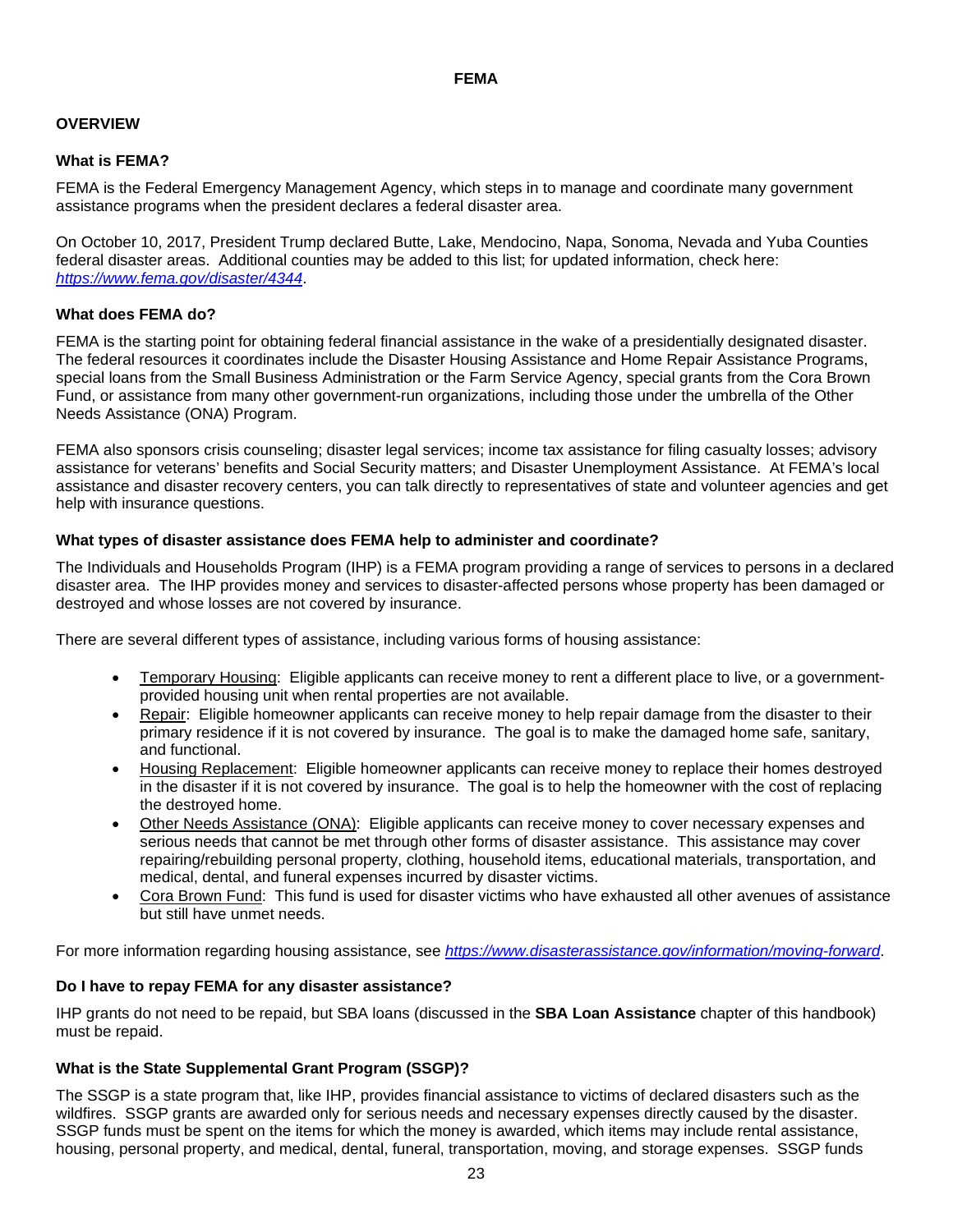# FEMA

## OVERVIEW

### What is FEMA?

FEMA is the Federal Emergency Management Agency, which steps in to manage and coordinate many government assistance programs when the president declares a federal disaster area.

On October 10, 2017, President Trump declared Butte, Lake, Mendocino, Napa, Sonoma, Nevada and Yuba Counties federal disaster areas. Additional counties may be added to this list; for updated information, check here: *https://www.fema.gov/disaster/4344*.

### What does FEMA do?

FEMA is the starting point for obtaining federal financial assistance in the wake of a presidentially designated disaster. The federal resources it coordinates include the Disaster Housing Assistance and Home Repair Assistance Programs, special loans from the Small Business Administration or the Farm Service Agency, special grants from the Cora Brown Fund, or assistance from many other government-run organizations, including those under the umbrella of the Other Needs Assistance (ONA) Program.

FEMA also sponsors crisis counseling; disaster legal services; income tax assistance for filing casualty losses; advisory assistance for veterans' benefits and Social Security matters; and Disaster Unemployment Assistance. At FEMA's local assistance and disaster recovery centers, you can talk directly to representatives of state and volunteer agencies and get help with insurance questions.

### What types of disaster assistance does FEMA help to administer and coordinate?

The Individuals and Households Program (IHP) is a FEMA program providing a range of services to persons in a declared disaster area. The IHP provides money and services to disaster-affected persons whose property has been damaged or destroyed and whose losses are not covered by insurance.

There are several different types of assistance, including various forms of housing assistance:

- Temporary Housing: Eligible applicants can receive money to rent a different place to live, or a government-provided housing unit when rental properties are not available.
- Repair: Eligible homeowner applicants can receive money to help repair damage from the disaster to their primary residence if it is not covered by insurance. The goal is to make the damaged home safe, sanitary, and functional.
- Housing Replacement: Eligible homeowner applicants can receive money to replace their homes destroyed in the disaster if it is not covered by insurance. The goal is to help the homeowner with the cost of replacing the destroyed home.
- Other Needs Assistance (ONA): Eligible applicants can receive money to cover necessary expenses and serious needs that cannot be met through other forms of disaster assistance. This assistance may cover repairing/rebuilding personal property, clothing, household items, educational materials, transportation, and medical, dental, and funeral expenses incurred by disaster victims.
- Cora Brown Fund: This fund is used for disaster victims who have exhausted all other avenues of assistance but still have unmet needs.

For more information regarding housing assistance, see *https://www.disasterassistance.gov/information/moving-forward*.

### Do I have to repay FEMA for any disaster assistance?

IHP grants do not need to be repaid, but SBA loans (discussed in the **SBA Loan Assistance** chapter of this handbook) must be repaid.

### What is the State Supplemental Grant Program (SSGP)?

The SSGP is a state program that, like IHP, provides financial assistance to victims of declared disasters such as the wildfires. SSGP grants are awarded only for serious needs and necessary expenses directly caused by the disaster. SSGP funds must be spent on the items for which the money is awarded, which items may include rental assistance, housing, personal property, and medical, dental, funeral, transportation, moving, and storage expenses. SSGP funds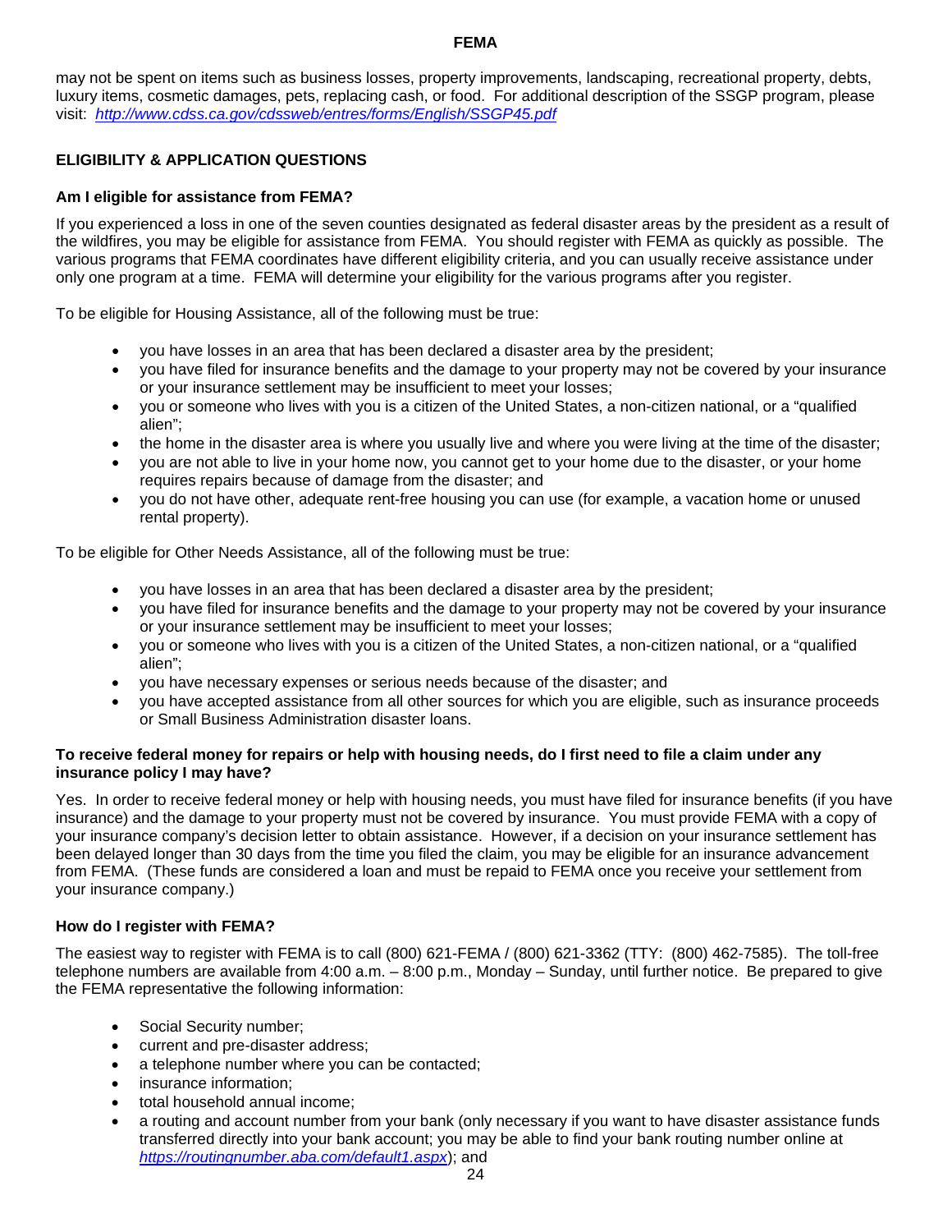may not be spent on items such as business losses, property improvements, landscaping, recreational property, debts, luxury items, cosmetic damages, pets, replacing cash, or food. For additional description of the SSGP program, please visit: *http://www.cdss.ca.gov/cdssweb/entres/forms/English/SSGP45.pdf*

## ELIGIBILITY & APPLICATION QUESTIONS

### Am I eligible for assistance from FEMA?

If you experienced a loss in one of the seven counties designated as federal disaster areas by the president as a result of the wildfires, you may be eligible for assistance from FEMA. You should register with FEMA as quickly as possible. The various programs that FEMA coordinates have different eligibility criteria, and you can usually receive assistance under only one program at a time. FEMA will determine your eligibility for the various programs after you register.

To be eligible for Housing Assistance, all of the following must be true:

- you have losses in an area that has been declared a disaster area by the president;
- you have filed for insurance benefits and the damage to your property may not be covered by your insurance or your insurance settlement may be insufficient to meet your losses;
- you or someone who lives with you is a citizen of the United States, a non-citizen national, or a "qualified alien";
- the home in the disaster area is where you usually live and where you were living at the time of the disaster;
- you are not able to live in your home now, you cannot get to your home due to the disaster, or your home requires repairs because of damage from the disaster; and
- you do not have other, adequate rent-free housing you can use (for example, a vacation home or unused rental property).

To be eligible for Other Needs Assistance, all of the following must be true:

- you have losses in an area that has been declared a disaster area by the president;
- you have filed for insurance benefits and the damage to your property may not be covered by your insurance or your insurance settlement may be insufficient to meet your losses;
- you or someone who lives with you is a citizen of the United States, a non-citizen national, or a "qualified alien";
- you have necessary expenses or serious needs because of the disaster; and
- you have accepted assistance from all other sources for which you are eligible, such as insurance proceeds or Small Business Administration disaster loans.

### To receive federal money for repairs or help with housing needs, do I first need to file a claim under any insurance policy I may have?

Yes. In order to receive federal money or help with housing needs, you must have filed for insurance benefits (if you have insurance) and the damage to your property must not be covered by insurance. You must provide FEMA with a copy of your insurance company's decision letter to obtain assistance. However, if a decision on your insurance settlement has been delayed longer than 30 days from the time you filed the claim, you may be eligible for an insurance advancement from FEMA. (These funds are considered a loan and must be repaid to FEMA once you receive your settlement from your insurance company.)

### How do I register with FEMA?

The easiest way to register with FEMA is to call (800) 621-FEMA / (800) 621-3362 (TTY: (800) 462-7585). The toll-free telephone numbers are available from 4:00 a.m. – 8:00 p.m., Monday – Sunday, until further notice. Be prepared to give the FEMA representative the following information:

- Social Security number;
- current and pre-disaster address;
- a telephone number where you can be contacted;
- insurance information;
- total household annual income;
- a routing and account number from your bank (only necessary if you want to have disaster assistance funds transferred directly into your bank account; you may be able to find your bank routing number online at *https://routingnumber.aba.com/default1.aspx*); and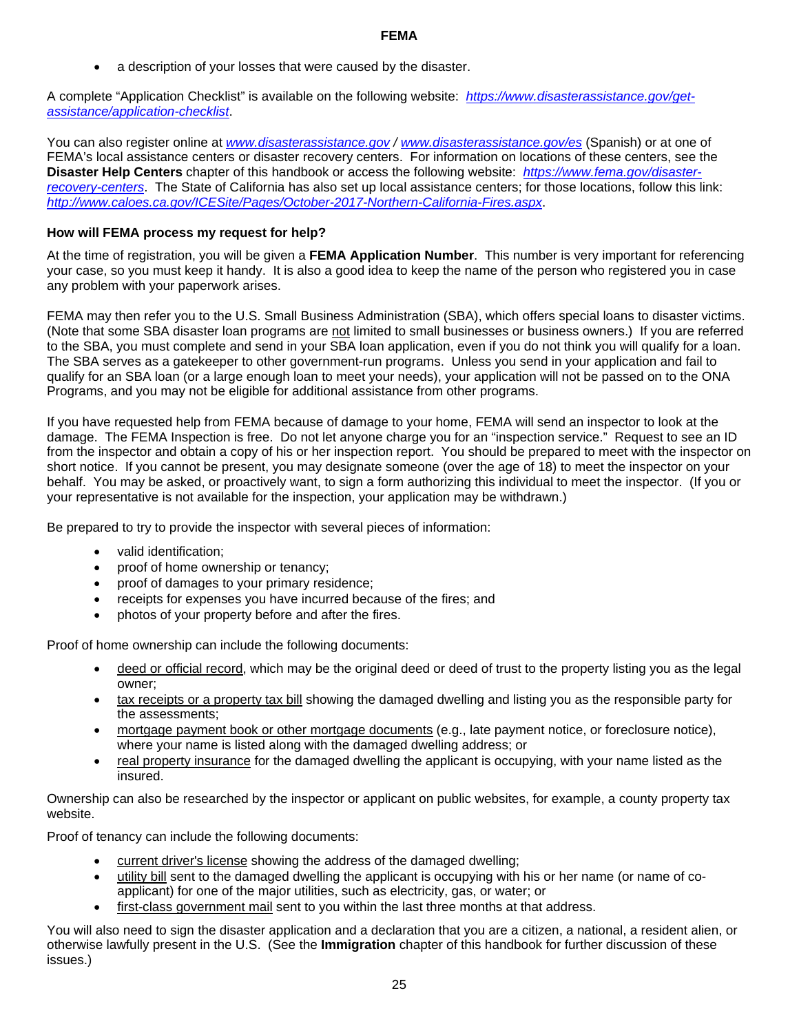- a description of your losses that were caused by the disaster.

A complete "Application Checklist" is available on the following website: *[https://www.disasterassistance.gov/get-assistance/application-checklist](https://www.disasterassistance.gov/get-assistance/application-checklist)*.

You can also register online at *[www.disasterassistance.gov](http://www.disasterassistance.gov)* / *[www.disasterassistance.gov/es](http://www.disasterassistance.gov/es)* (Spanish) or at one of FEMA's local assistance centers or disaster recovery centers. For information on locations of these centers, see the **Disaster Help Centers** chapter of this handbook or access the following website: *[https://www.fema.gov/disaster-recovery-centers](https://www.fema.gov/disaster-recovery-centers)*. The State of California has also set up local assistance centers; for those locations, follow this link: *[http://www.caloes.ca.gov/ICESite/Pages/October-2017-Northern-California-Fires.aspx](http://www.caloes.ca.gov/ICESite/Pages/October-2017-Northern-California-Fires.aspx)*.

### How will FEMA process my request for help?

At the time of registration, you will be given a **FEMA Application Number**. This number is very important for referencing your case, so you must keep it handy. It is also a good idea to keep the name of the person who registered you in case any problem with your paperwork arises.

FEMA may then refer you to the U.S. Small Business Administration (SBA), which offers special loans to disaster victims. (Note that some SBA disaster loan programs are not limited to small businesses or business owners.) If you are referred to the SBA, you must complete and send in your SBA loan application, even if you do not think you will qualify for a loan. The SBA serves as a gatekeeper to other government-run programs. Unless you send in your application and fail to qualify for an SBA loan (or a large enough loan to meet your needs), your application will not be passed on to the ONA Programs, and you may not be eligible for additional assistance from other programs.

If you have requested help from FEMA because of damage to your home, FEMA will send an inspector to look at the damage. The FEMA Inspection is free. Do not let anyone charge you for an "inspection service." Request to see an ID from the inspector and obtain a copy of his or her inspection report. You should be prepared to meet with the inspector on short notice. If you cannot be present, you may designate someone (over the age of 18) to meet the inspector on your behalf. You may be asked, or proactively want, to sign a form authorizing this individual to meet the inspector. (If you or your representative is not available for the inspection, your application may be withdrawn.)

Be prepared to try to provide the inspector with several pieces of information:

- valid identification;
- proof of home ownership or tenancy;
- proof of damages to your primary residence;
- receipts for expenses you have incurred because of the fires; and
- photos of your property before and after the fires.

Proof of home ownership can include the following documents:

- deed or official record, which may be the original deed or deed of trust to the property listing you as the legal owner;
- tax receipts or a property tax bill showing the damaged dwelling and listing you as the responsible party for the assessments;
- mortgage payment book or other mortgage documents (e.g., late payment notice, or foreclosure notice), where your name is listed along with the damaged dwelling address; or
- real property insurance for the damaged dwelling the applicant is occupying, with your name listed as the insured.

Ownership can also be researched by the inspector or applicant on public websites, for example, a county property tax website.

Proof of tenancy can include the following documents:

- current driver's license showing the address of the damaged dwelling;
- utility bill sent to the damaged dwelling the applicant is occupying with his or her name (or name of co-applicant) for one of the major utilities, such as electricity, gas, or water; or
- first-class government mail sent to you within the last three months at that address.

You will also need to sign the disaster application and a declaration that you are a citizen, a national, a resident alien, or otherwise lawfully present in the U.S. (See the **Immigration** chapter of this handbook for further discussion of these issues.)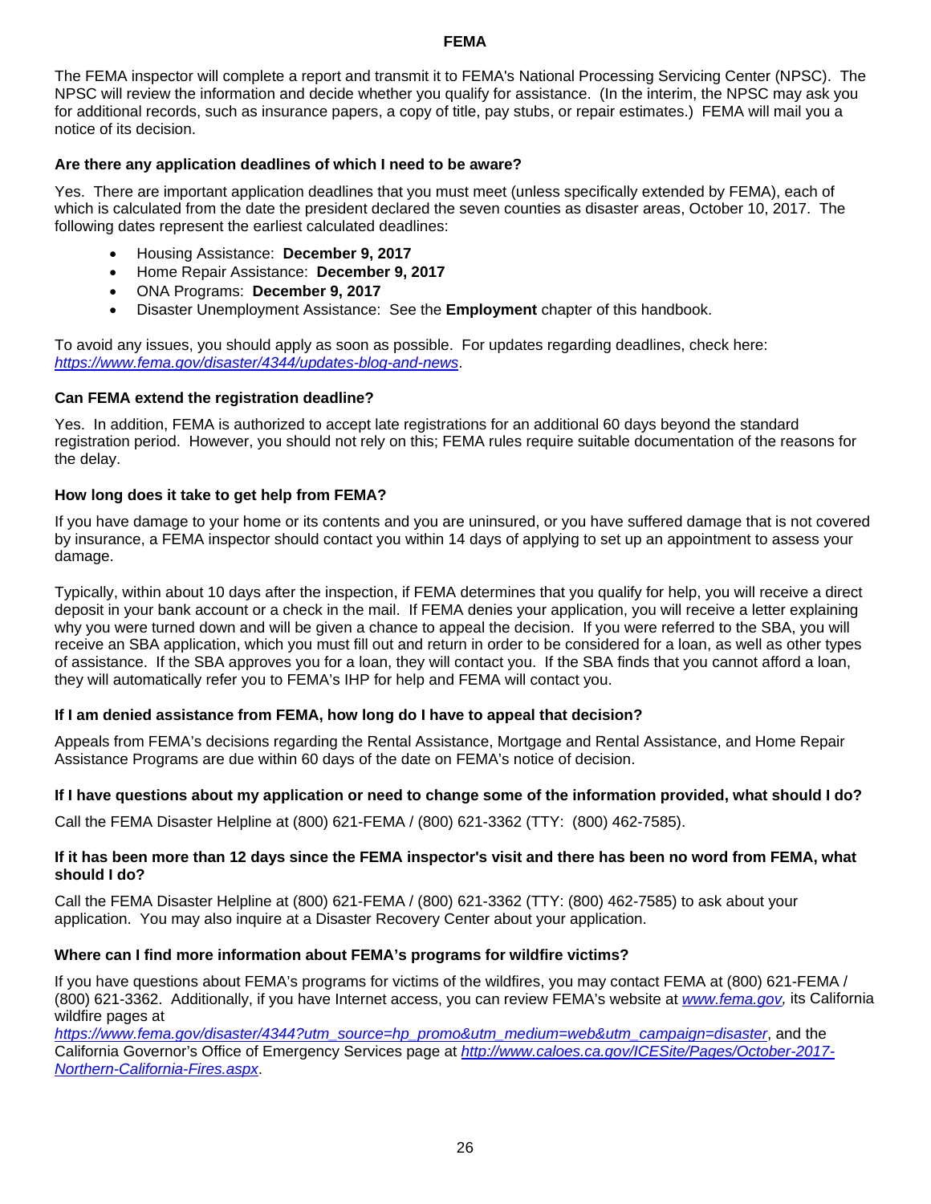The FEMA inspector will complete a report and transmit it to FEMA's National Processing Servicing Center (NPSC). The NPSC will review the information and decide whether you qualify for assistance. (In the interim, the NPSC may ask you for additional records, such as insurance papers, a copy of title, pay stubs, or repair estimates.) FEMA will mail you a notice of its decision.

### Are there any application deadlines of which I need to be aware?

Yes. There are important application deadlines that you must meet (unless specifically extended by FEMA), each of which is calculated from the date the president declared the seven counties as disaster areas, October 10, 2017. The following dates represent the earliest calculated deadlines:

- Housing Assistance: **December 9, 2017**
- Home Repair Assistance: **December 9, 2017**
- ONA Programs: **December 9, 2017**
- Disaster Unemployment Assistance: See the **Employment** chapter of this handbook.

To avoid any issues, you should apply as soon as possible. For updates regarding deadlines, check here: *https://www.fema.gov/disaster/4344/updates-blog-and-news*.

### Can FEMA extend the registration deadline?

Yes. In addition, FEMA is authorized to accept late registrations for an additional 60 days beyond the standard registration period. However, you should not rely on this; FEMA rules require suitable documentation of the reasons for the delay.

### How long does it take to get help from FEMA?

If you have damage to your home or its contents and you are uninsured, or you have suffered damage that is not covered by insurance, a FEMA inspector should contact you within 14 days of applying to set up an appointment to assess your damage.

Typically, within about 10 days after the inspection, if FEMA determines that you qualify for help, you will receive a direct deposit in your bank account or a check in the mail. If FEMA denies your application, you will receive a letter explaining why you were turned down and will be given a chance to appeal the decision. If you were referred to the SBA, you will receive an SBA application, which you must fill out and return in order to be considered for a loan, as well as other types of assistance. If the SBA approves you for a loan, they will contact you. If the SBA finds that you cannot afford a loan, they will automatically refer you to FEMA's IHP for help and FEMA will contact you.

### If I am denied assistance from FEMA, how long do I have to appeal that decision?

Appeals from FEMA's decisions regarding the Rental Assistance, Mortgage and Rental Assistance, and Home Repair Assistance Programs are due within 60 days of the date on FEMA's notice of decision.

### If I have questions about my application or need to change some of the information provided, what should I do?

Call the FEMA Disaster Helpline at (800) 621-FEMA / (800) 621-3362 (TTY: (800) 462-7585).

### If it has been more than 12 days since the FEMA inspector's visit and there has been no word from FEMA, what should I do?

Call the FEMA Disaster Helpline at (800) 621-FEMA / (800) 621-3362 (TTY: (800) 462-7585) to ask about your application. You may also inquire at a Disaster Recovery Center about your application.

### Where can I find more information about FEMA's programs for wildfire victims?

If you have questions about FEMA's programs for victims of the wildfires, you may contact FEMA at (800) 621-FEMA / (800) 621-3362. Additionally, if you have Internet access, you can review FEMA's website at *www.fema.gov,* its California wildfire pages at *https://www.fema.gov/disaster/4344?utm_source=hp_promo&utm_medium=web&utm_campaign=disaster*, and the California Governor's Office of Emergency Services page at *http://www.caloes.ca.gov/ICESite/Pages/October-2017-Northern-California-Fires.aspx*.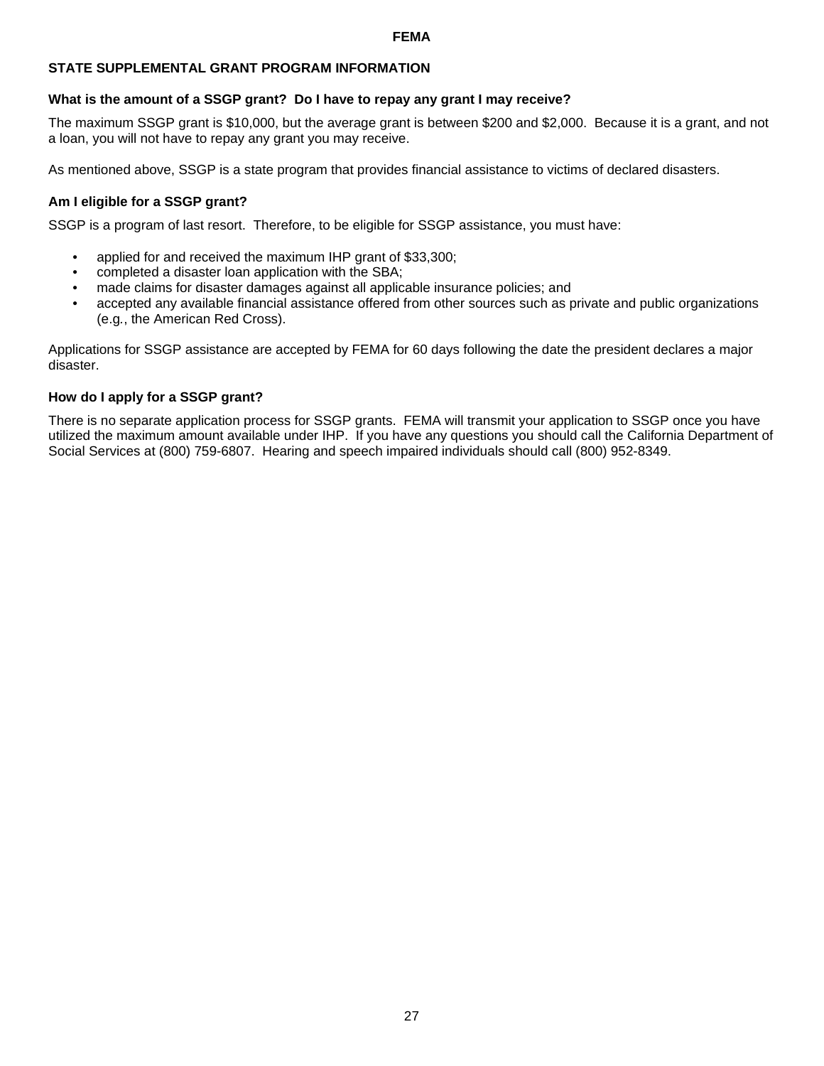## STATE SUPPLEMENTAL GRANT PROGRAM INFORMATION

### What is the amount of a SSGP grant? Do I have to repay any grant I may receive?

The maximum SSGP grant is $10,000, but the average grant is between $200 and $2,000. Because it is a grant, and not a loan, you will not have to repay any grant you may receive.

As mentioned above, SSGP is a state program that provides financial assistance to victims of declared disasters.

### Am I eligible for a SSGP grant?

SSGP is a program of last resort. Therefore, to be eligible for SSGP assistance, you must have:

- applied for and received the maximum IHP grant of $33,300;
- completed a disaster loan application with the SBA;
- made claims for disaster damages against all applicable insurance policies; and
- accepted any available financial assistance offered from other sources such as private and public organizations (e.g., the American Red Cross).

Applications for SSGP assistance are accepted by FEMA for 60 days following the date the president declares a major disaster.

### How do I apply for a SSGP grant?

There is no separate application process for SSGP grants. FEMA will transmit your application to SSGP once you have utilized the maximum amount available under IHP. If you have any questions you should call the California Department of Social Services at (800) 759-6807. Hearing and speech impaired individuals should call (800) 952-8349.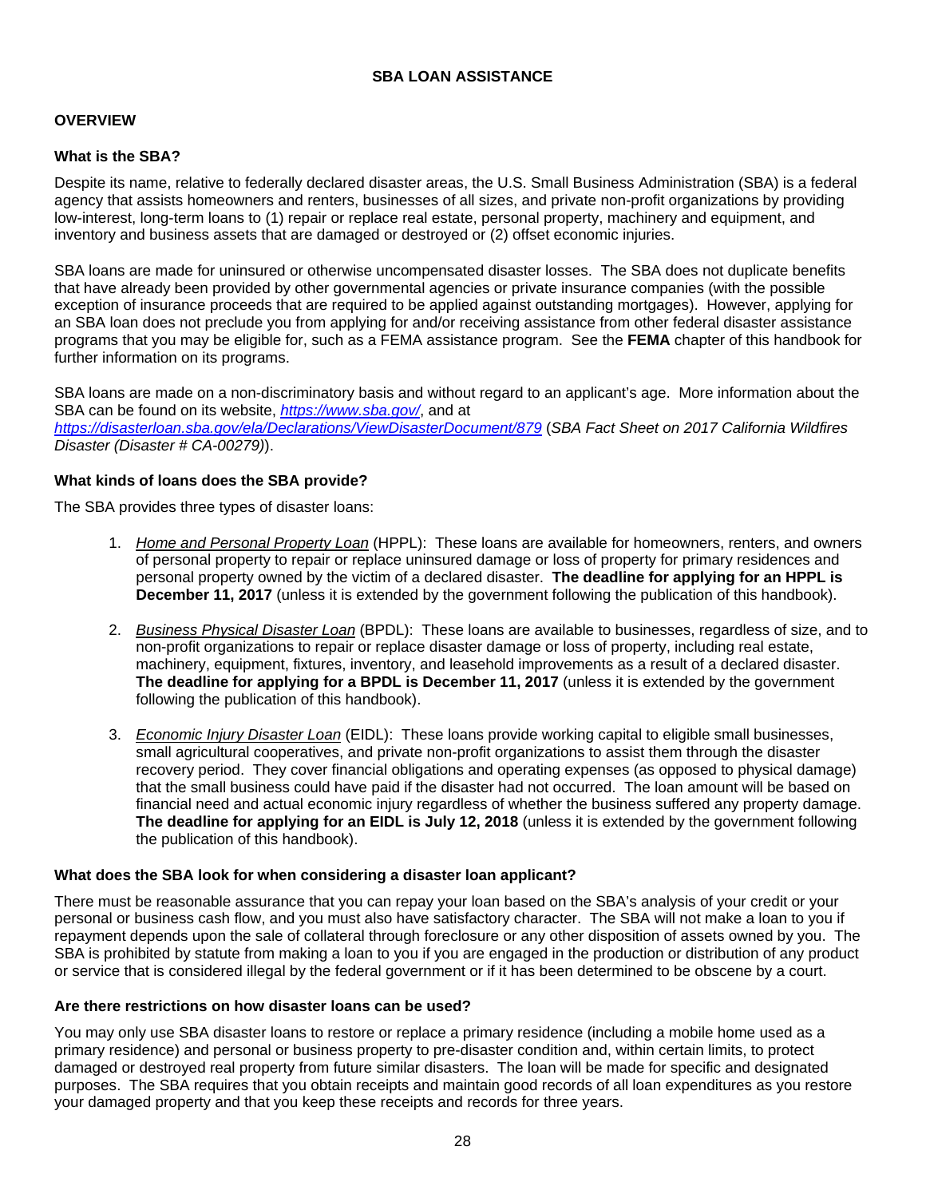# SBA LOAN ASSISTANCE

## OVERVIEW

### What is the SBA?

Despite its name, relative to federally declared disaster areas, the U.S. Small Business Administration (SBA) is a federal agency that assists homeowners and renters, businesses of all sizes, and private non-profit organizations by providing low-interest, long-term loans to (1) repair or replace real estate, personal property, machinery and equipment, and inventory and business assets that are damaged or destroyed or (2) offset economic injuries.

SBA loans are made for uninsured or otherwise uncompensated disaster losses. The SBA does not duplicate benefits that have already been provided by other governmental agencies or private insurance companies (with the possible exception of insurance proceeds that are required to be applied against outstanding mortgages). However, applying for an SBA loan does not preclude you from applying for and/or receiving assistance from other federal disaster assistance programs that you may be eligible for, such as a FEMA assistance program. See the **FEMA** chapter of this handbook for further information on its programs.

SBA loans are made on a non-discriminatory basis and without regard to an applicant's age. More information about the SBA can be found on its website, *https://www.sba.gov/*, and at *https://disasterloan.sba.gov/ela/Declarations/ViewDisasterDocument/879* (*SBA Fact Sheet on 2017 California Wildfires Disaster (Disaster # CA-00279)*).

### What kinds of loans does the SBA provide?

The SBA provides three types of disaster loans:

1. *Home and Personal Property Loan* (HPPL): These loans are available for homeowners, renters, and owners of personal property to repair or replace uninsured damage or loss of property for primary residences and personal property owned by the victim of a declared disaster. **The deadline for applying for an HPPL is December 11, 2017** (unless it is extended by the government following the publication of this handbook).

2. *Business Physical Disaster Loan* (BPDL): These loans are available to businesses, regardless of size, and to non-profit organizations to repair or replace disaster damage or loss of property, including real estate, machinery, equipment, fixtures, inventory, and leasehold improvements as a result of a declared disaster. **The deadline for applying for a BPDL is December 11, 2017** (unless it is extended by the government following the publication of this handbook).

3. *Economic Injury Disaster Loan* (EIDL): These loans provide working capital to eligible small businesses, small agricultural cooperatives, and private non-profit organizations to assist them through the disaster recovery period. They cover financial obligations and operating expenses (as opposed to physical damage) that the small business could have paid if the disaster had not occurred. The loan amount will be based on financial need and actual economic injury regardless of whether the business suffered any property damage. **The deadline for applying for an EIDL is July 12, 2018** (unless it is extended by the government following the publication of this handbook).

### What does the SBA look for when considering a disaster loan applicant?

There must be reasonable assurance that you can repay your loan based on the SBA's analysis of your credit or your personal or business cash flow, and you must also have satisfactory character. The SBA will not make a loan to you if repayment depends upon the sale of collateral through foreclosure or any other disposition of assets owned by you. The SBA is prohibited by statute from making a loan to you if you are engaged in the production or distribution of any product or service that is considered illegal by the federal government or if it has been determined to be obscene by a court.

### Are there restrictions on how disaster loans can be used?

You may only use SBA disaster loans to restore or replace a primary residence (including a mobile home used as a primary residence) and personal or business property to pre-disaster condition and, within certain limits, to protect damaged or destroyed real property from future similar disasters. The loan will be made for specific and designated purposes. The SBA requires that you obtain receipts and maintain good records of all loan expenditures as you restore your damaged property and that you keep these receipts and records for three years.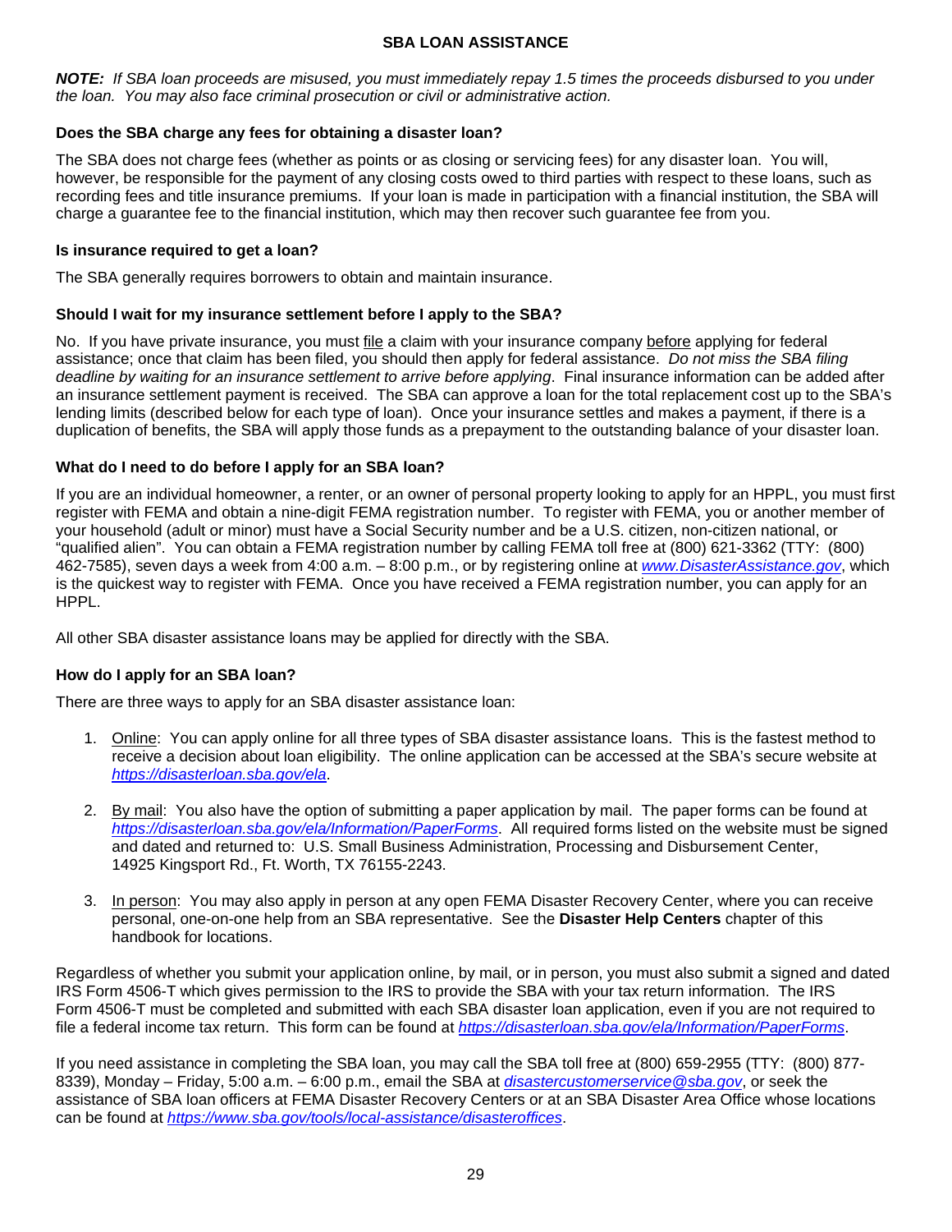## SBA LOAN ASSISTANCE

***NOTE:*** *If SBA loan proceeds are misused, you must immediately repay 1.5 times the proceeds disbursed to you under the loan. You may also face criminal prosecution or civil or administrative action.*

### Does the SBA charge any fees for obtaining a disaster loan?

The SBA does not charge fees (whether as points or as closing or servicing fees) for any disaster loan. You will, however, be responsible for the payment of any closing costs owed to third parties with respect to these loans, such as recording fees and title insurance premiums. If your loan is made in participation with a financial institution, the SBA will charge a guarantee fee to the financial institution, which may then recover such guarantee fee from you.

### Is insurance required to get a loan?

The SBA generally requires borrowers to obtain and maintain insurance.

### Should I wait for my insurance settlement before I apply to the SBA?

No. If you have private insurance, you must file a claim with your insurance company before applying for federal assistance; once that claim has been filed, you should then apply for federal assistance. *Do not miss the SBA filing deadline by waiting for an insurance settlement to arrive before applying*. Final insurance information can be added after an insurance settlement payment is received. The SBA can approve a loan for the total replacement cost up to the SBA's lending limits (described below for each type of loan). Once your insurance settles and makes a payment, if there is a duplication of benefits, the SBA will apply those funds as a prepayment to the outstanding balance of your disaster loan.

### What do I need to do before I apply for an SBA loan?

If you are an individual homeowner, a renter, or an owner of personal property looking to apply for an HPPL, you must first register with FEMA and obtain a nine-digit FEMA registration number. To register with FEMA, you or another member of your household (adult or minor) must have a Social Security number and be a U.S. citizen, non-citizen national, or "qualified alien". You can obtain a FEMA registration number by calling FEMA toll free at (800) 621-3362 (TTY: (800) 462-7585), seven days a week from 4:00 a.m. – 8:00 p.m., or by registering online at *www.DisasterAssistance.gov*, which is the quickest way to register with FEMA. Once you have received a FEMA registration number, you can apply for an HPPL.

All other SBA disaster assistance loans may be applied for directly with the SBA.

### How do I apply for an SBA loan?

There are three ways to apply for an SBA disaster assistance loan:

1. Online: You can apply online for all three types of SBA disaster assistance loans. This is the fastest method to receive a decision about loan eligibility. The online application can be accessed at the SBA's secure website at *https://disasterloan.sba.gov/ela*.

2. By mail: You also have the option of submitting a paper application by mail. The paper forms can be found at *https://disasterloan.sba.gov/ela/Information/PaperForms*. All required forms listed on the website must be signed and dated and returned to: U.S. Small Business Administration, Processing and Disbursement Center, 14925 Kingsport Rd., Ft. Worth, TX 76155-2243.

3. In person: You may also apply in person at any open FEMA Disaster Recovery Center, where you can receive personal, one-on-one help from an SBA representative. See the **Disaster Help Centers** chapter of this handbook for locations.

Regardless of whether you submit your application online, by mail, or in person, you must also submit a signed and dated IRS Form 4506-T which gives permission to the IRS to provide the SBA with your tax return information. The IRS Form 4506-T must be completed and submitted with each SBA disaster loan application, even if you are not required to file a federal income tax return. This form can be found at *https://disasterloan.sba.gov/ela/Information/PaperForms*.

If you need assistance in completing the SBA loan, you may call the SBA toll free at (800) 659-2955 (TTY: (800) 877-8339), Monday – Friday, 5:00 a.m. – 6:00 p.m., email the SBA at *disastercustomerservice@sba.gov*, or seek the assistance of SBA loan officers at FEMA Disaster Recovery Centers or at an SBA Disaster Area Office whose locations can be found at *https://www.sba.gov/tools/local-assistance/disasteroffices*.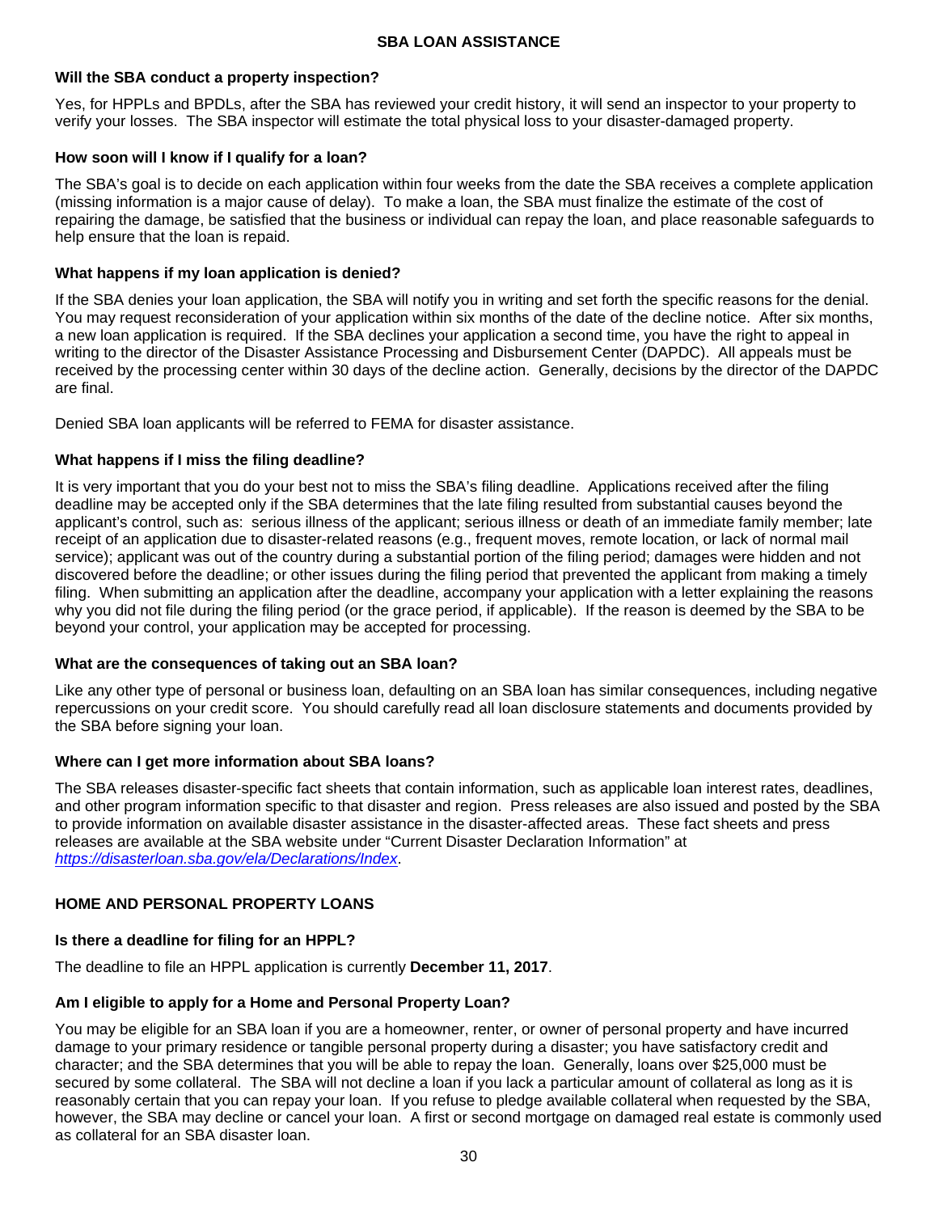## SBA LOAN ASSISTANCE

### Will the SBA conduct a property inspection?

Yes, for HPPLs and BPDLs, after the SBA has reviewed your credit history, it will send an inspector to your property to verify your losses. The SBA inspector will estimate the total physical loss to your disaster-damaged property.

### How soon will I know if I qualify for a loan?

The SBA's goal is to decide on each application within four weeks from the date the SBA receives a complete application (missing information is a major cause of delay). To make a loan, the SBA must finalize the estimate of the cost of repairing the damage, be satisfied that the business or individual can repay the loan, and place reasonable safeguards to help ensure that the loan is repaid.

### What happens if my loan application is denied?

If the SBA denies your loan application, the SBA will notify you in writing and set forth the specific reasons for the denial. You may request reconsideration of your application within six months of the date of the decline notice. After six months, a new loan application is required. If the SBA declines your application a second time, you have the right to appeal in writing to the director of the Disaster Assistance Processing and Disbursement Center (DAPDC). All appeals must be received by the processing center within 30 days of the decline action. Generally, decisions by the director of the DAPDC are final.

Denied SBA loan applicants will be referred to FEMA for disaster assistance.

### What happens if I miss the filing deadline?

It is very important that you do your best not to miss the SBA's filing deadline. Applications received after the filing deadline may be accepted only if the SBA determines that the late filing resulted from substantial causes beyond the applicant's control, such as: serious illness of the applicant; serious illness or death of an immediate family member; late receipt of an application due to disaster-related reasons (e.g., frequent moves, remote location, or lack of normal mail service); applicant was out of the country during a substantial portion of the filing period; damages were hidden and not discovered before the deadline; or other issues during the filing period that prevented the applicant from making a timely filing. When submitting an application after the deadline, accompany your application with a letter explaining the reasons why you did not file during the filing period (or the grace period, if applicable). If the reason is deemed by the SBA to be beyond your control, your application may be accepted for processing.

### What are the consequences of taking out an SBA loan?

Like any other type of personal or business loan, defaulting on an SBA loan has similar consequences, including negative repercussions on your credit score. You should carefully read all loan disclosure statements and documents provided by the SBA before signing your loan.

### Where can I get more information about SBA loans?

The SBA releases disaster-specific fact sheets that contain information, such as applicable loan interest rates, deadlines, and other program information specific to that disaster and region. Press releases are also issued and posted by the SBA to provide information on available disaster assistance in the disaster-affected areas. These fact sheets and press releases are available at the SBA website under "Current Disaster Declaration Information" at *https://disasterloan.sba.gov/ela/Declarations/Index*.

## HOME AND PERSONAL PROPERTY LOANS

### Is there a deadline for filing for an HPPL?

The deadline to file an HPPL application is currently **December 11, 2017**.

### Am I eligible to apply for a Home and Personal Property Loan?

You may be eligible for an SBA loan if you are a homeowner, renter, or owner of personal property and have incurred damage to your primary residence or tangible personal property during a disaster; you have satisfactory credit and character; and the SBA determines that you will be able to repay the loan. Generally, loans over $25,000 must be secured by some collateral. The SBA will not decline a loan if you lack a particular amount of collateral as long as it is reasonably certain that you can repay your loan. If you refuse to pledge available collateral when requested by the SBA, however, the SBA may decline or cancel your loan. A first or second mortgage on damaged real estate is commonly used as collateral for an SBA disaster loan.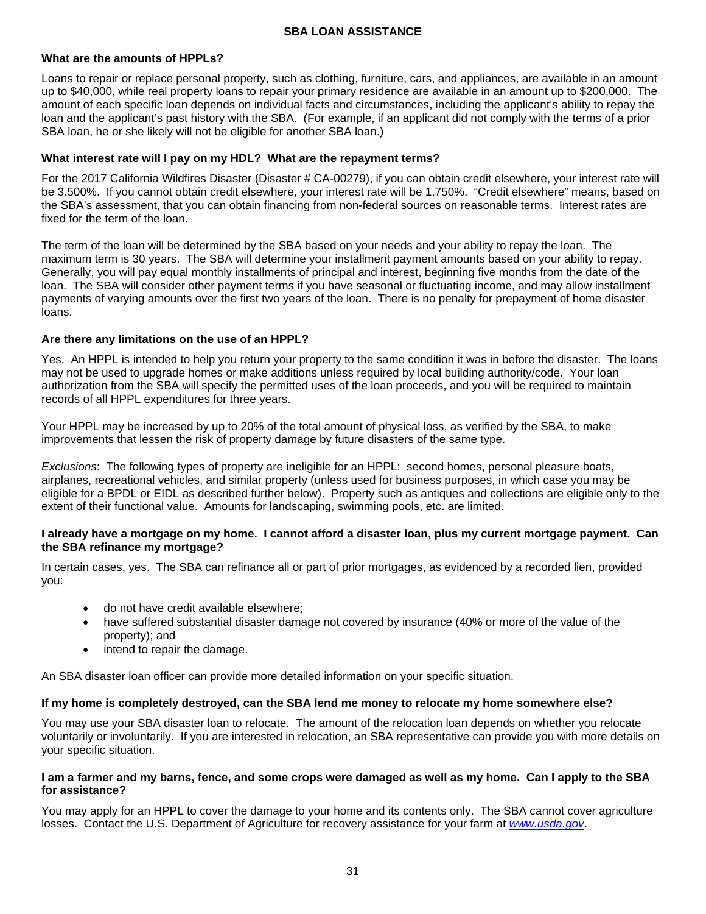## SBA LOAN ASSISTANCE

**What are the amounts of HPPLs?**

Loans to repair or replace personal property, such as clothing, furniture, cars, and appliances, are available in an amount up to $40,000, while real property loans to repair your primary residence are available in an amount up to $200,000. The amount of each specific loan depends on individual facts and circumstances, including the applicant's ability to repay the loan and the applicant's past history with the SBA. (For example, if an applicant did not comply with the terms of a prior SBA loan, he or she likely will not be eligible for another SBA loan.)

**What interest rate will I pay on my HDL? What are the repayment terms?**

For the 2017 California Wildfires Disaster (Disaster # CA-00279), if you can obtain credit elsewhere, your interest rate will be 3.500%. If you cannot obtain credit elsewhere, your interest rate will be 1.750%. "Credit elsewhere" means, based on the SBA's assessment, that you can obtain financing from non-federal sources on reasonable terms. Interest rates are fixed for the term of the loan.

The term of the loan will be determined by the SBA based on your needs and your ability to repay the loan. The maximum term is 30 years. The SBA will determine your installment payment amounts based on your ability to repay. Generally, you will pay equal monthly installments of principal and interest, beginning five months from the date of the loan. The SBA will consider other payment terms if you have seasonal or fluctuating income, and may allow installment payments of varying amounts over the first two years of the loan. There is no penalty for prepayment of home disaster loans.

**Are there any limitations on the use of an HPPL?**

Yes. An HPPL is intended to help you return your property to the same condition it was in before the disaster. The loans may not be used to upgrade homes or make additions unless required by local building authority/code. Your loan authorization from the SBA will specify the permitted uses of the loan proceeds, and you will be required to maintain records of all HPPL expenditures for three years.

Your HPPL may be increased by up to 20% of the total amount of physical loss, as verified by the SBA, to make improvements that lessen the risk of property damage by future disasters of the same type.

*Exclusions*: The following types of property are ineligible for an HPPL: second homes, personal pleasure boats, airplanes, recreational vehicles, and similar property (unless used for business purposes, in which case you may be eligible for a BPDL or EIDL as described further below). Property such as antiques and collections are eligible only to the extent of their functional value. Amounts for landscaping, swimming pools, etc. are limited.

**I already have a mortgage on my home. I cannot afford a disaster loan, plus my current mortgage payment. Can the SBA refinance my mortgage?**

In certain cases, yes. The SBA can refinance all or part of prior mortgages, as evidenced by a recorded lien, provided you:

- do not have credit available elsewhere;
- have suffered substantial disaster damage not covered by insurance (40% or more of the value of the property); and
- intend to repair the damage.

An SBA disaster loan officer can provide more detailed information on your specific situation.

**If my home is completely destroyed, can the SBA lend me money to relocate my home somewhere else?**

You may use your SBA disaster loan to relocate. The amount of the relocation loan depends on whether you relocate voluntarily or involuntarily. If you are interested in relocation, an SBA representative can provide you with more details on your specific situation.

**I am a farmer and my barns, fence, and some crops were damaged as well as my home. Can I apply to the SBA for assistance?**

You may apply for an HPPL to cover the damage to your home and its contents only. The SBA cannot cover agriculture losses. Contact the U.S. Department of Agriculture for recovery assistance for your farm at *www.usda.gov*.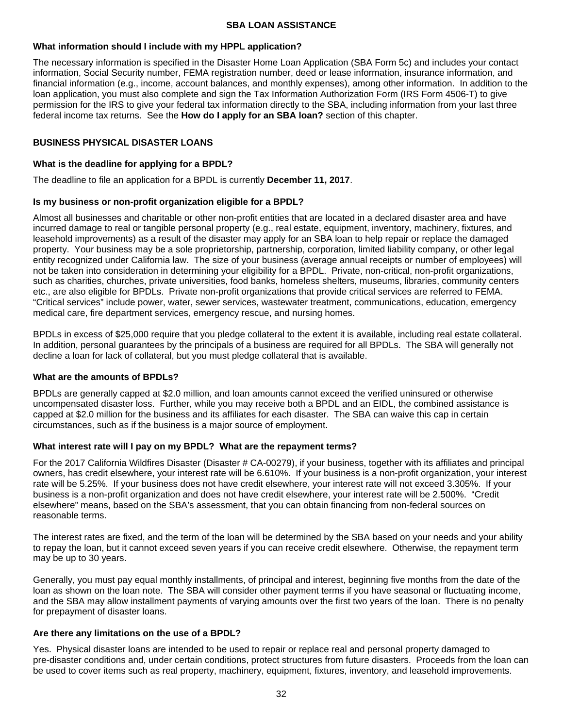## SBA LOAN ASSISTANCE

### What information should I include with my HPPL application?

The necessary information is specified in the Disaster Home Loan Application (SBA Form 5c) and includes your contact information, Social Security number, FEMA registration number, deed or lease information, insurance information, and financial information (e.g., income, account balances, and monthly expenses), among other information. In addition to the loan application, you must also complete and sign the Tax Information Authorization Form (IRS Form 4506-T) to give permission for the IRS to give your federal tax information directly to the SBA, including information from your last three federal income tax returns. See the **How do I apply for an SBA loan?** section of this chapter.

## BUSINESS PHYSICAL DISASTER LOANS

### What is the deadline for applying for a BPDL?

The deadline to file an application for a BPDL is currently **December 11, 2017**.

### Is my business or non-profit organization eligible for a BPDL?

Almost all businesses and charitable or other non-profit entities that are located in a declared disaster area and have incurred damage to real or tangible personal property (e.g., real estate, equipment, inventory, machinery, fixtures, and leasehold improvements) as a result of the disaster may apply for an SBA loan to help repair or replace the damaged property. Your business may be a sole proprietorship, partnership, corporation, limited liability company, or other legal entity recognized under California law. The size of your business (average annual receipts or number of employees) will not be taken into consideration in determining your eligibility for a BPDL. Private, non-critical, non-profit organizations, such as charities, churches, private universities, food banks, homeless shelters, museums, libraries, community centers etc., are also eligible for BPDLs. Private non-profit organizations that provide critical services are referred to FEMA. "Critical services" include power, water, sewer services, wastewater treatment, communications, education, emergency medical care, fire department services, emergency rescue, and nursing homes.

BPDLs in excess of $25,000 require that you pledge collateral to the extent it is available, including real estate collateral. In addition, personal guarantees by the principals of a business are required for all BPDLs. The SBA will generally not decline a loan for lack of collateral, but you must pledge collateral that is available.

### What are the amounts of BPDLs?

BPDLs are generally capped at $2.0 million, and loan amounts cannot exceed the verified uninsured or otherwise uncompensated disaster loss. Further, while you may receive both a BPDL and an EIDL, the combined assistance is capped at $2.0 million for the business and its affiliates for each disaster. The SBA can waive this cap in certain circumstances, such as if the business is a major source of employment.

### What interest rate will I pay on my BPDL? What are the repayment terms?

For the 2017 California Wildfires Disaster (Disaster # CA-00279), if your business, together with its affiliates and principal owners, has credit elsewhere, your interest rate will be 6.610%. If your business is a non-profit organization, your interest rate will be 5.25%. If your business does not have credit elsewhere, your interest rate will not exceed 3.305%. If your business is a non-profit organization and does not have credit elsewhere, your interest rate will be 2.500%. "Credit elsewhere" means, based on the SBA's assessment, that you can obtain financing from non-federal sources on reasonable terms.

The interest rates are fixed, and the term of the loan will be determined by the SBA based on your needs and your ability to repay the loan, but it cannot exceed seven years if you can receive credit elsewhere. Otherwise, the repayment term may be up to 30 years.

Generally, you must pay equal monthly installments, of principal and interest, beginning five months from the date of the loan as shown on the loan note. The SBA will consider other payment terms if you have seasonal or fluctuating income, and the SBA may allow installment payments of varying amounts over the first two years of the loan. There is no penalty for prepayment of disaster loans.

### Are there any limitations on the use of a BPDL?

Yes. Physical disaster loans are intended to be used to repair or replace real and personal property damaged to pre-disaster conditions and, under certain conditions, protect structures from future disasters. Proceeds from the loan can be used to cover items such as real property, machinery, equipment, fixtures, inventory, and leasehold improvements.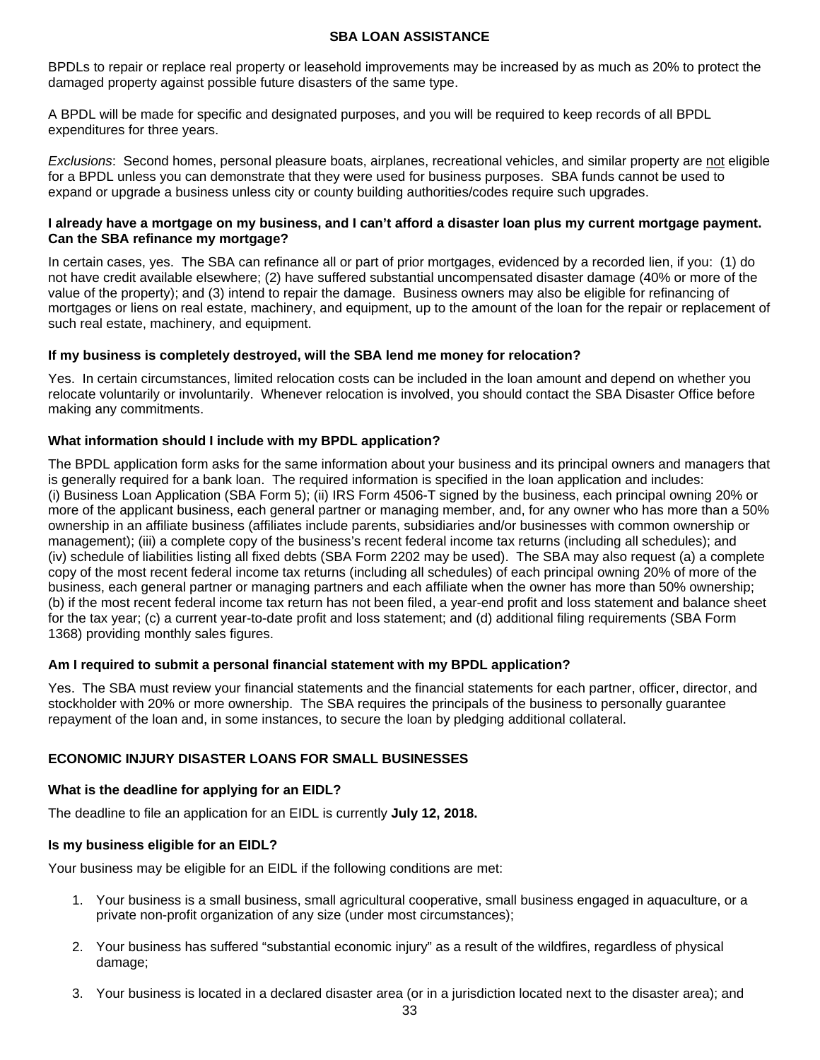BPDLs to repair or replace real property or leasehold improvements may be increased by as much as 20% to protect the damaged property against possible future disasters of the same type.

A BPDL will be made for specific and designated purposes, and you will be required to keep records of all BPDL expenditures for three years.

*Exclusions*: Second homes, personal pleasure boats, airplanes, recreational vehicles, and similar property are not eligible for a BPDL unless you can demonstrate that they were used for business purposes. SBA funds cannot be used to expand or upgrade a business unless city or county building authorities/codes require such upgrades.

### I already have a mortgage on my business, and I can't afford a disaster loan plus my current mortgage payment. Can the SBA refinance my mortgage?

In certain cases, yes. The SBA can refinance all or part of prior mortgages, evidenced by a recorded lien, if you: (1) do not have credit available elsewhere; (2) have suffered substantial uncompensated disaster damage (40% or more of the value of the property); and (3) intend to repair the damage. Business owners may also be eligible for refinancing of mortgages or liens on real estate, machinery, and equipment, up to the amount of the loan for the repair or replacement of such real estate, machinery, and equipment.

### If my business is completely destroyed, will the SBA lend me money for relocation?

Yes. In certain circumstances, limited relocation costs can be included in the loan amount and depend on whether you relocate voluntarily or involuntarily. Whenever relocation is involved, you should contact the SBA Disaster Office before making any commitments.

### What information should I include with my BPDL application?

The BPDL application form asks for the same information about your business and its principal owners and managers that is generally required for a bank loan. The required information is specified in the loan application and includes: (i) Business Loan Application (SBA Form 5); (ii) IRS Form 4506-T signed by the business, each principal owning 20% or more of the applicant business, each general partner or managing member, and, for any owner who has more than a 50% ownership in an affiliate business (affiliates include parents, subsidiaries and/or businesses with common ownership or management); (iii) a complete copy of the business's recent federal income tax returns (including all schedules); and (iv) schedule of liabilities listing all fixed debts (SBA Form 2202 may be used). The SBA may also request (a) a complete copy of the most recent federal income tax returns (including all schedules) of each principal owning 20% of more of the business, each general partner or managing partners and each affiliate when the owner has more than 50% ownership; (b) if the most recent federal income tax return has not been filed, a year-end profit and loss statement and balance sheet for the tax year; (c) a current year-to-date profit and loss statement; and (d) additional filing requirements (SBA Form 1368) providing monthly sales figures.

### Am I required to submit a personal financial statement with my BPDL application?

Yes. The SBA must review your financial statements and the financial statements for each partner, officer, director, and stockholder with 20% or more ownership. The SBA requires the principals of the business to personally guarantee repayment of the loan and, in some instances, to secure the loan by pledging additional collateral.

## ECONOMIC INJURY DISASTER LOANS FOR SMALL BUSINESSES

### What is the deadline for applying for an EIDL?

The deadline to file an application for an EIDL is currently **July 12, 2018.**

### Is my business eligible for an EIDL?

Your business may be eligible for an EIDL if the following conditions are met:

1. Your business is a small business, small agricultural cooperative, small business engaged in aquaculture, or a private non-profit organization of any size (under most circumstances);

2. Your business has suffered "substantial economic injury" as a result of the wildfires, regardless of physical damage;

3. Your business is located in a declared disaster area (or in a jurisdiction located next to the disaster area); and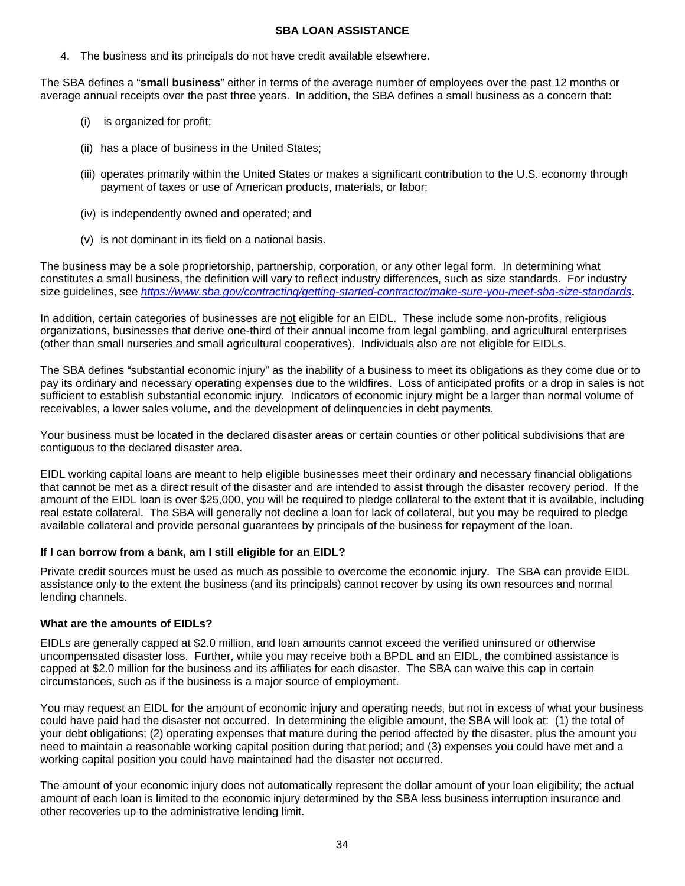4. The business and its principals do not have credit available elsewhere.

The SBA defines a "**small business**" either in terms of the average number of employees over the past 12 months or average annual receipts over the past three years. In addition, the SBA defines a small business as a concern that:

(i) is organized for profit;

(ii) has a place of business in the United States;

(iii) operates primarily within the United States or makes a significant contribution to the U.S. economy through payment of taxes or use of American products, materials, or labor;

(iv) is independently owned and operated; and

(v) is not dominant in its field on a national basis.

The business may be a sole proprietorship, partnership, corporation, or any other legal form. In determining what constitutes a small business, the definition will vary to reflect industry differences, such as size standards. For industry size guidelines, see *https://www.sba.gov/contracting/getting-started-contractor/make-sure-you-meet-sba-size-standards*.

In addition, certain categories of businesses are <u>not</u> eligible for an EIDL. These include some non-profits, religious organizations, businesses that derive one-third of their annual income from legal gambling, and agricultural enterprises (other than small nurseries and small agricultural cooperatives). Individuals also are not eligible for EIDLs.

The SBA defines "substantial economic injury" as the inability of a business to meet its obligations as they come due or to pay its ordinary and necessary operating expenses due to the wildfires. Loss of anticipated profits or a drop in sales is not sufficient to establish substantial economic injury. Indicators of economic injury might be a larger than normal volume of receivables, a lower sales volume, and the development of delinquencies in debt payments.

Your business must be located in the declared disaster areas or certain counties or other political subdivisions that are contiguous to the declared disaster area.

EIDL working capital loans are meant to help eligible businesses meet their ordinary and necessary financial obligations that cannot be met as a direct result of the disaster and are intended to assist through the disaster recovery period. If the amount of the EIDL loan is over $25,000, you will be required to pledge collateral to the extent that it is available, including real estate collateral. The SBA will generally not decline a loan for lack of collateral, but you may be required to pledge available collateral and provide personal guarantees by principals of the business for repayment of the loan.

**If I can borrow from a bank, am I still eligible for an EIDL?**

Private credit sources must be used as much as possible to overcome the economic injury. The SBA can provide EIDL assistance only to the extent the business (and its principals) cannot recover by using its own resources and normal lending channels.

**What are the amounts of EIDLs?**

EIDLs are generally capped at $2.0 million, and loan amounts cannot exceed the verified uninsured or otherwise uncompensated disaster loss. Further, while you may receive both a BPDL and an EIDL, the combined assistance is capped at $2.0 million for the business and its affiliates for each disaster. The SBA can waive this cap in certain circumstances, such as if the business is a major source of employment.

You may request an EIDL for the amount of economic injury and operating needs, but not in excess of what your business could have paid had the disaster not occurred. In determining the eligible amount, the SBA will look at: (1) the total of your debt obligations; (2) operating expenses that mature during the period affected by the disaster, plus the amount you need to maintain a reasonable working capital position during that period; and (3) expenses you could have met and a working capital position you could have maintained had the disaster not occurred.

The amount of your economic injury does not automatically represent the dollar amount of your loan eligibility; the actual amount of each loan is limited to the economic injury determined by the SBA less business interruption insurance and other recoveries up to the administrative lending limit.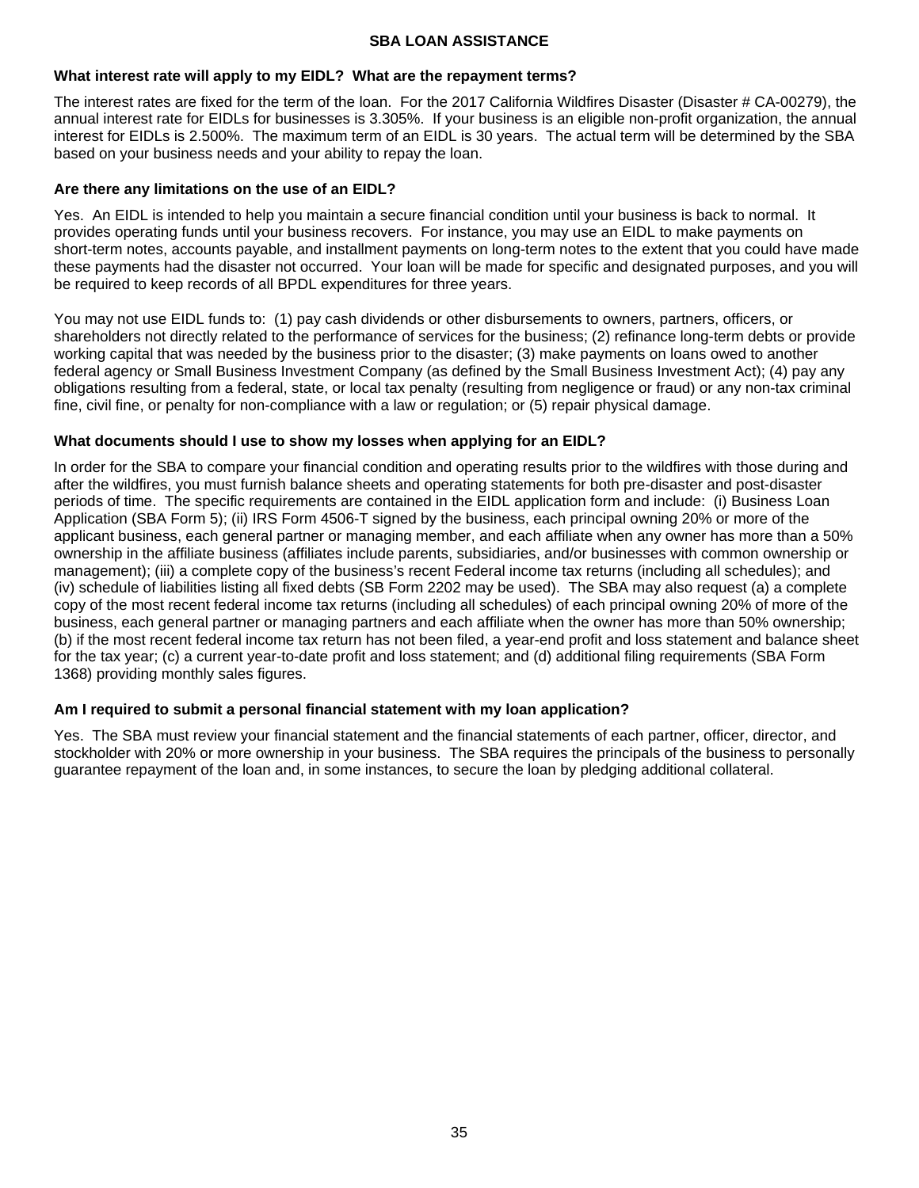## SBA LOAN ASSISTANCE

**What interest rate will apply to my EIDL? What are the repayment terms?**

The interest rates are fixed for the term of the loan. For the 2017 California Wildfires Disaster (Disaster # CA-00279), the annual interest rate for EIDLs for businesses is 3.305%. If your business is an eligible non-profit organization, the annual interest for EIDLs is 2.500%. The maximum term of an EIDL is 30 years. The actual term will be determined by the SBA based on your business needs and your ability to repay the loan.

**Are there any limitations on the use of an EIDL?**

Yes. An EIDL is intended to help you maintain a secure financial condition until your business is back to normal. It provides operating funds until your business recovers. For instance, you may use an EIDL to make payments on short-term notes, accounts payable, and installment payments on long-term notes to the extent that you could have made these payments had the disaster not occurred. Your loan will be made for specific and designated purposes, and you will be required to keep records of all BPDL expenditures for three years.

You may not use EIDL funds to: (1) pay cash dividends or other disbursements to owners, partners, officers, or shareholders not directly related to the performance of services for the business; (2) refinance long-term debts or provide working capital that was needed by the business prior to the disaster; (3) make payments on loans owed to another federal agency or Small Business Investment Company (as defined by the Small Business Investment Act); (4) pay any obligations resulting from a federal, state, or local tax penalty (resulting from negligence or fraud) or any non-tax criminal fine, civil fine, or penalty for non-compliance with a law or regulation; or (5) repair physical damage.

**What documents should I use to show my losses when applying for an EIDL?**

In order for the SBA to compare your financial condition and operating results prior to the wildfires with those during and after the wildfires, you must furnish balance sheets and operating statements for both pre-disaster and post-disaster periods of time. The specific requirements are contained in the EIDL application form and include: (i) Business Loan Application (SBA Form 5); (ii) IRS Form 4506-T signed by the business, each principal owning 20% or more of the applicant business, each general partner or managing member, and each affiliate when any owner has more than a 50% ownership in the affiliate business (affiliates include parents, subsidiaries, and/or businesses with common ownership or management); (iii) a complete copy of the business's recent Federal income tax returns (including all schedules); and (iv) schedule of liabilities listing all fixed debts (SB Form 2202 may be used). The SBA may also request (a) a complete copy of the most recent federal income tax returns (including all schedules) of each principal owning 20% of more of the business, each general partner or managing partners and each affiliate when the owner has more than 50% ownership; (b) if the most recent federal income tax return has not been filed, a year-end profit and loss statement and balance sheet for the tax year; (c) a current year-to-date profit and loss statement; and (d) additional filing requirements (SBA Form 1368) providing monthly sales figures.

**Am I required to submit a personal financial statement with my loan application?**

Yes. The SBA must review your financial statement and the financial statements of each partner, officer, director, and stockholder with 20% or more ownership in your business. The SBA requires the principals of the business to personally guarantee repayment of the loan and, in some instances, to secure the loan by pledging additional collateral.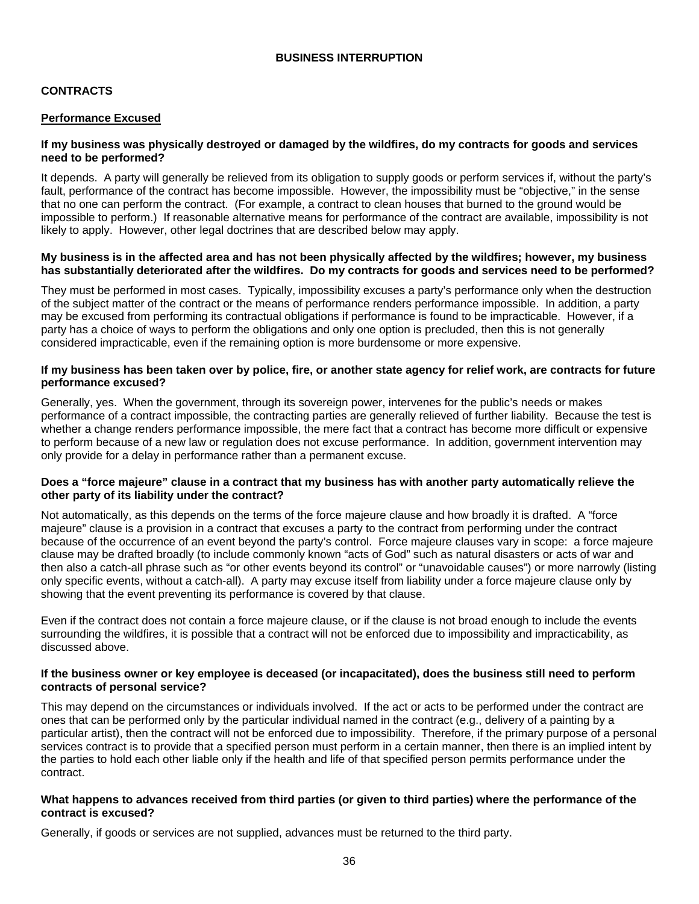# BUSINESS INTERRUPTION

## CONTRACTS

### Performance Excused

**If my business was physically destroyed or damaged by the wildfires, do my contracts for goods and services need to be performed?**

It depends. A party will generally be relieved from its obligation to supply goods or perform services if, without the party's fault, performance of the contract has become impossible. However, the impossibility must be "objective," in the sense that no one can perform the contract. (For example, a contract to clean houses that burned to the ground would be impossible to perform.) If reasonable alternative means for performance of the contract are available, impossibility is not likely to apply. However, other legal doctrines that are described below may apply.

**My business is in the affected area and has not been physically affected by the wildfires; however, my business has substantially deteriorated after the wildfires. Do my contracts for goods and services need to be performed?**

They must be performed in most cases. Typically, impossibility excuses a party's performance only when the destruction of the subject matter of the contract or the means of performance renders performance impossible. In addition, a party may be excused from performing its contractual obligations if performance is found to be impracticable. However, if a party has a choice of ways to perform the obligations and only one option is precluded, then this is not generally considered impracticable, even if the remaining option is more burdensome or more expensive.

**If my business has been taken over by police, fire, or another state agency for relief work, are contracts for future performance excused?**

Generally, yes. When the government, through its sovereign power, intervenes for the public's needs or makes performance of a contract impossible, the contracting parties are generally relieved of further liability. Because the test is whether a change renders performance impossible, the mere fact that a contract has become more difficult or expensive to perform because of a new law or regulation does not excuse performance. In addition, government intervention may only provide for a delay in performance rather than a permanent excuse.

**Does a "force majeure" clause in a contract that my business has with another party automatically relieve the other party of its liability under the contract?**

Not automatically, as this depends on the terms of the force majeure clause and how broadly it is drafted. A "force majeure" clause is a provision in a contract that excuses a party to the contract from performing under the contract because of the occurrence of an event beyond the party's control. Force majeure clauses vary in scope: a force majeure clause may be drafted broadly (to include commonly known "acts of God" such as natural disasters or acts of war and then also a catch-all phrase such as "or other events beyond its control" or "unavoidable causes") or more narrowly (listing only specific events, without a catch-all). A party may excuse itself from liability under a force majeure clause only by showing that the event preventing its performance is covered by that clause.

Even if the contract does not contain a force majeure clause, or if the clause is not broad enough to include the events surrounding the wildfires, it is possible that a contract will not be enforced due to impossibility and impracticability, as discussed above.

**If the business owner or key employee is deceased (or incapacitated), does the business still need to perform contracts of personal service?**

This may depend on the circumstances or individuals involved. If the act or acts to be performed under the contract are ones that can be performed only by the particular individual named in the contract (e.g., delivery of a painting by a particular artist), then the contract will not be enforced due to impossibility. Therefore, if the primary purpose of a personal services contract is to provide that a specified person must perform in a certain manner, then there is an implied intent by the parties to hold each other liable only if the health and life of that specified person permits performance under the contract.

**What happens to advances received from third parties (or given to third parties) where the performance of the contract is excused?**

Generally, if goods or services are not supplied, advances must be returned to the third party.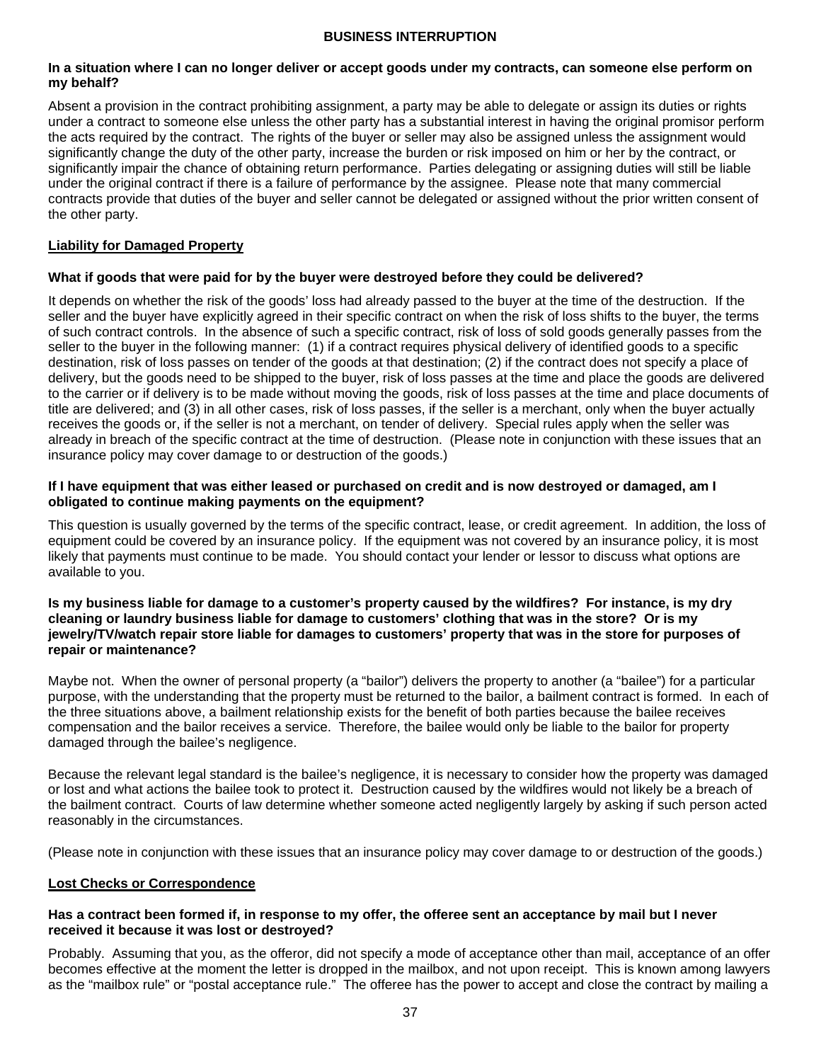## BUSINESS INTERRUPTION

**In a situation where I can no longer deliver or accept goods under my contracts, can someone else perform on my behalf?**

Absent a provision in the contract prohibiting assignment, a party may be able to delegate or assign its duties or rights under a contract to someone else unless the other party has a substantial interest in having the original promisor perform the acts required by the contract. The rights of the buyer or seller may also be assigned unless the assignment would significantly change the duty of the other party, increase the burden or risk imposed on him or her by the contract, or significantly impair the chance of obtaining return performance. Parties delegating or assigning duties will still be liable under the original contract if there is a failure of performance by the assignee. Please note that many commercial contracts provide that duties of the buyer and seller cannot be delegated or assigned without the prior written consent of the other party.

### Liability for Damaged Property

**What if goods that were paid for by the buyer were destroyed before they could be delivered?**

It depends on whether the risk of the goods' loss had already passed to the buyer at the time of the destruction. If the seller and the buyer have explicitly agreed in their specific contract on when the risk of loss shifts to the buyer, the terms of such contract controls. In the absence of such a specific contract, risk of loss of sold goods generally passes from the seller to the buyer in the following manner: (1) if a contract requires physical delivery of identified goods to a specific destination, risk of loss passes on tender of the goods at that destination; (2) if the contract does not specify a place of delivery, but the goods need to be shipped to the buyer, risk of loss passes at the time and place the goods are delivered to the carrier or if delivery is to be made without moving the goods, risk of loss passes at the time and place documents of title are delivered; and (3) in all other cases, risk of loss passes, if the seller is a merchant, only when the buyer actually receives the goods or, if the seller is not a merchant, on tender of delivery. Special rules apply when the seller was already in breach of the specific contract at the time of destruction. (Please note in conjunction with these issues that an insurance policy may cover damage to or destruction of the goods.)

**If I have equipment that was either leased or purchased on credit and is now destroyed or damaged, am I obligated to continue making payments on the equipment?**

This question is usually governed by the terms of the specific contract, lease, or credit agreement. In addition, the loss of equipment could be covered by an insurance policy. If the equipment was not covered by an insurance policy, it is most likely that payments must continue to be made. You should contact your lender or lessor to discuss what options are available to you.

**Is my business liable for damage to a customer's property caused by the wildfires? For instance, is my dry cleaning or laundry business liable for damage to customers' clothing that was in the store? Or is my jewelry/TV/watch repair store liable for damages to customers' property that was in the store for purposes of repair or maintenance?**

Maybe not. When the owner of personal property (a "bailor") delivers the property to another (a "bailee") for a particular purpose, with the understanding that the property must be returned to the bailor, a bailment contract is formed. In each of the three situations above, a bailment relationship exists for the benefit of both parties because the bailee receives compensation and the bailor receives a service. Therefore, the bailee would only be liable to the bailor for property damaged through the bailee's negligence.

Because the relevant legal standard is the bailee's negligence, it is necessary to consider how the property was damaged or lost and what actions the bailee took to protect it. Destruction caused by the wildfires would not likely be a breach of the bailment contract. Courts of law determine whether someone acted negligently largely by asking if such person acted reasonably in the circumstances.

(Please note in conjunction with these issues that an insurance policy may cover damage to or destruction of the goods.)

### Lost Checks or Correspondence

**Has a contract been formed if, in response to my offer, the offeree sent an acceptance by mail but I never received it because it was lost or destroyed?**

Probably. Assuming that you, as the offeror, did not specify a mode of acceptance other than mail, acceptance of an offer becomes effective at the moment the letter is dropped in the mailbox, and not upon receipt. This is known among lawyers as the "mailbox rule" or "postal acceptance rule." The offeree has the power to accept and close the contract by mailing a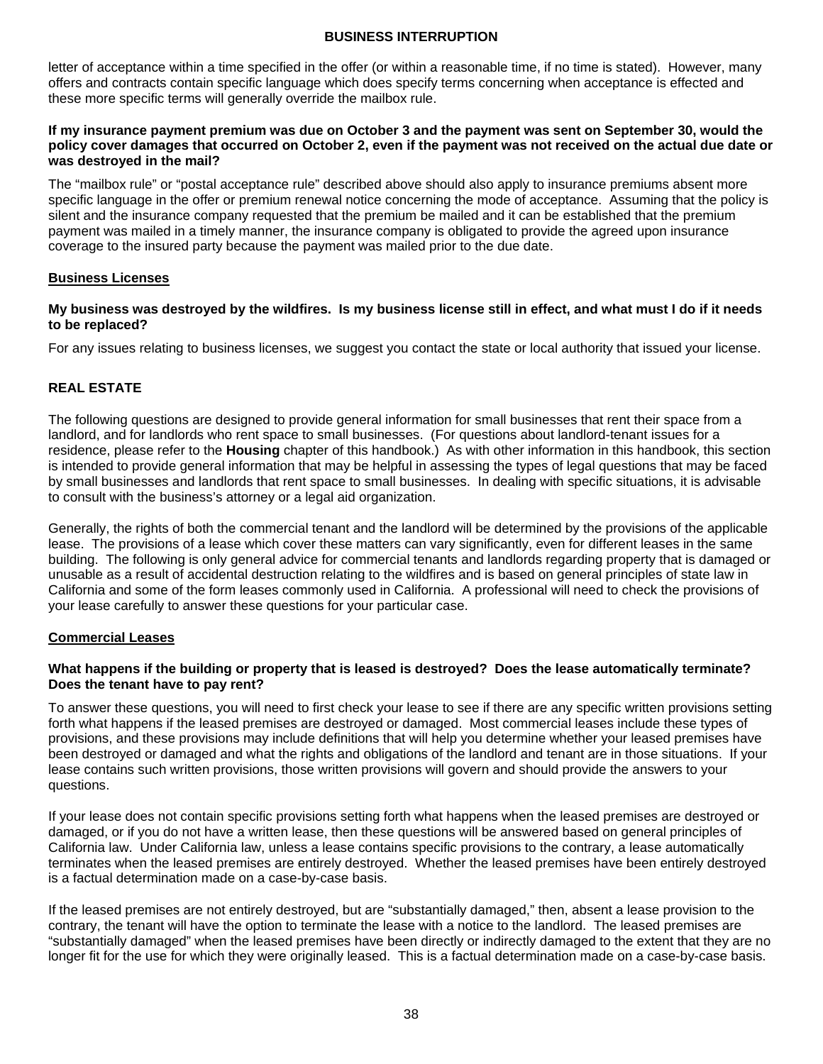letter of acceptance within a time specified in the offer (or within a reasonable time, if no time is stated). However, many offers and contracts contain specific language which does specify terms concerning when acceptance is effected and these more specific terms will generally override the mailbox rule.

**If my insurance payment premium was due on October 3 and the payment was sent on September 30, would the policy cover damages that occurred on October 2, even if the payment was not received on the actual due date or was destroyed in the mail?**

The "mailbox rule" or "postal acceptance rule" described above should also apply to insurance premiums absent more specific language in the offer or premium renewal notice concerning the mode of acceptance. Assuming that the policy is silent and the insurance company requested that the premium be mailed and it can be established that the premium payment was mailed in a timely manner, the insurance company is obligated to provide the agreed upon insurance coverage to the insured party because the payment was mailed prior to the due date.

### Business Licenses

**My business was destroyed by the wildfires. Is my business license still in effect, and what must I do if it needs to be replaced?**

For any issues relating to business licenses, we suggest you contact the state or local authority that issued your license.

## REAL ESTATE

The following questions are designed to provide general information for small businesses that rent their space from a landlord, and for landlords who rent space to small businesses. (For questions about landlord-tenant issues for a residence, please refer to the **Housing** chapter of this handbook.) As with other information in this handbook, this section is intended to provide general information that may be helpful in assessing the types of legal questions that may be faced by small businesses and landlords that rent space to small businesses. In dealing with specific situations, it is advisable to consult with the business's attorney or a legal aid organization.

Generally, the rights of both the commercial tenant and the landlord will be determined by the provisions of the applicable lease. The provisions of a lease which cover these matters can vary significantly, even for different leases in the same building. The following is only general advice for commercial tenants and landlords regarding property that is damaged or unusable as a result of accidental destruction relating to the wildfires and is based on general principles of state law in California and some of the form leases commonly used in California. A professional will need to check the provisions of your lease carefully to answer these questions for your particular case.

### Commercial Leases

**What happens if the building or property that is leased is destroyed? Does the lease automatically terminate? Does the tenant have to pay rent?**

To answer these questions, you will need to first check your lease to see if there are any specific written provisions setting forth what happens if the leased premises are destroyed or damaged. Most commercial leases include these types of provisions, and these provisions may include definitions that will help you determine whether your leased premises have been destroyed or damaged and what the rights and obligations of the landlord and tenant are in those situations. If your lease contains such written provisions, those written provisions will govern and should provide the answers to your questions.

If your lease does not contain specific provisions setting forth what happens when the leased premises are destroyed or damaged, or if you do not have a written lease, then these questions will be answered based on general principles of California law. Under California law, unless a lease contains specific provisions to the contrary, a lease automatically terminates when the leased premises are entirely destroyed. Whether the leased premises have been entirely destroyed is a factual determination made on a case-by-case basis.

If the leased premises are not entirely destroyed, but are "substantially damaged," then, absent a lease provision to the contrary, the tenant will have the option to terminate the lease with a notice to the landlord. The leased premises are "substantially damaged" when the leased premises have been directly or indirectly damaged to the extent that they are no longer fit for the use for which they were originally leased. This is a factual determination made on a case-by-case basis.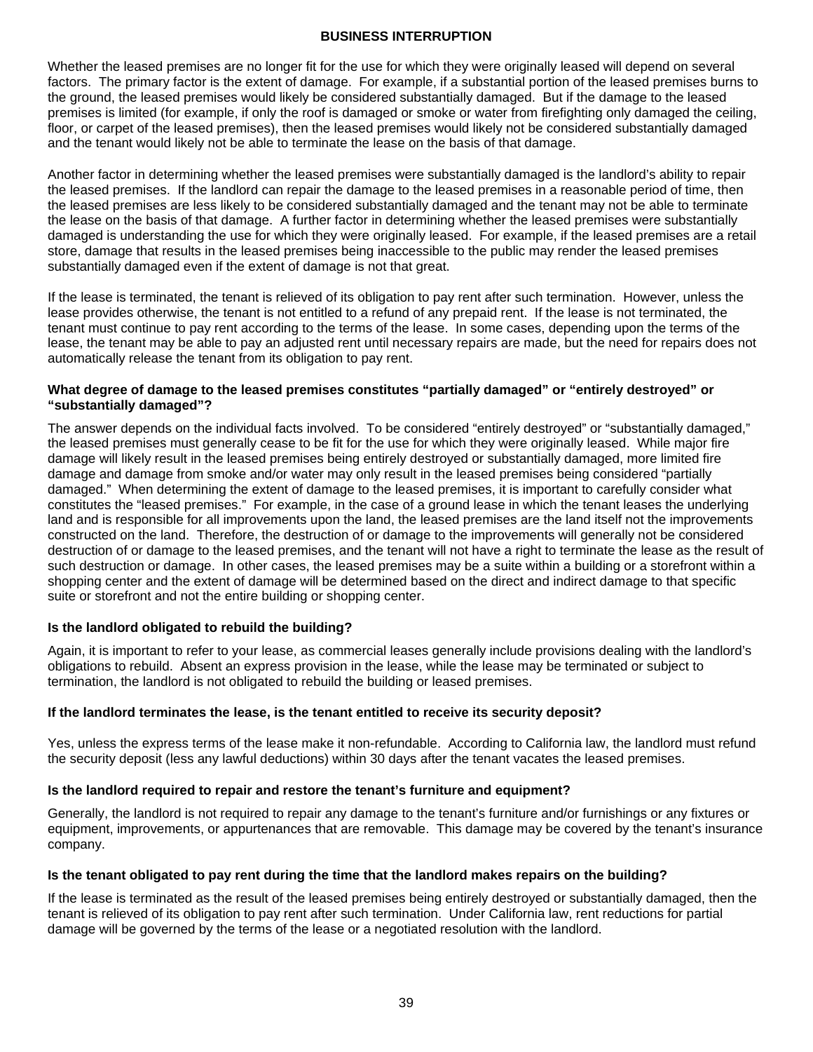## BUSINESS INTERRUPTION

Whether the leased premises are no longer fit for the use for which they were originally leased will depend on several factors. The primary factor is the extent of damage. For example, if a substantial portion of the leased premises burns to the ground, the leased premises would likely be considered substantially damaged. But if the damage to the leased premises is limited (for example, if only the roof is damaged or smoke or water from firefighting only damaged the ceiling, floor, or carpet of the leased premises), then the leased premises would likely not be considered substantially damaged and the tenant would likely not be able to terminate the lease on the basis of that damage.

Another factor in determining whether the leased premises were substantially damaged is the landlord's ability to repair the leased premises. If the landlord can repair the damage to the leased premises in a reasonable period of time, then the leased premises are less likely to be considered substantially damaged and the tenant may not be able to terminate the lease on the basis of that damage. A further factor in determining whether the leased premises were substantially damaged is understanding the use for which they were originally leased. For example, if the leased premises are a retail store, damage that results in the leased premises being inaccessible to the public may render the leased premises substantially damaged even if the extent of damage is not that great.

If the lease is terminated, the tenant is relieved of its obligation to pay rent after such termination. However, unless the lease provides otherwise, the tenant is not entitled to a refund of any prepaid rent. If the lease is not terminated, the tenant must continue to pay rent according to the terms of the lease. In some cases, depending upon the terms of the lease, the tenant may be able to pay an adjusted rent until necessary repairs are made, but the need for repairs does not automatically release the tenant from its obligation to pay rent.

### What degree of damage to the leased premises constitutes "partially damaged" or "entirely destroyed" or "substantially damaged"?

The answer depends on the individual facts involved. To be considered "entirely destroyed" or "substantially damaged," the leased premises must generally cease to be fit for the use for which they were originally leased. While major fire damage will likely result in the leased premises being entirely destroyed or substantially damaged, more limited fire damage and damage from smoke and/or water may only result in the leased premises being considered "partially damaged." When determining the extent of damage to the leased premises, it is important to carefully consider what constitutes the "leased premises." For example, in the case of a ground lease in which the tenant leases the underlying land and is responsible for all improvements upon the land, the leased premises are the land itself not the improvements constructed on the land. Therefore, the destruction of or damage to the improvements will generally not be considered destruction of or damage to the leased premises, and the tenant will not have a right to terminate the lease as the result of such destruction or damage. In other cases, the leased premises may be a suite within a building or a storefront within a shopping center and the extent of damage will be determined based on the direct and indirect damage to that specific suite or storefront and not the entire building or shopping center.

### Is the landlord obligated to rebuild the building?

Again, it is important to refer to your lease, as commercial leases generally include provisions dealing with the landlord's obligations to rebuild. Absent an express provision in the lease, while the lease may be terminated or subject to termination, the landlord is not obligated to rebuild the building or leased premises.

### If the landlord terminates the lease, is the tenant entitled to receive its security deposit?

Yes, unless the express terms of the lease make it non-refundable. According to California law, the landlord must refund the security deposit (less any lawful deductions) within 30 days after the tenant vacates the leased premises.

### Is the landlord required to repair and restore the tenant's furniture and equipment?

Generally, the landlord is not required to repair any damage to the tenant's furniture and/or furnishings or any fixtures or equipment, improvements, or appurtenances that are removable. This damage may be covered by the tenant's insurance company.

### Is the tenant obligated to pay rent during the time that the landlord makes repairs on the building?

If the lease is terminated as the result of the leased premises being entirely destroyed or substantially damaged, then the tenant is relieved of its obligation to pay rent after such termination. Under California law, rent reductions for partial damage will be governed by the terms of the lease or a negotiated resolution with the landlord.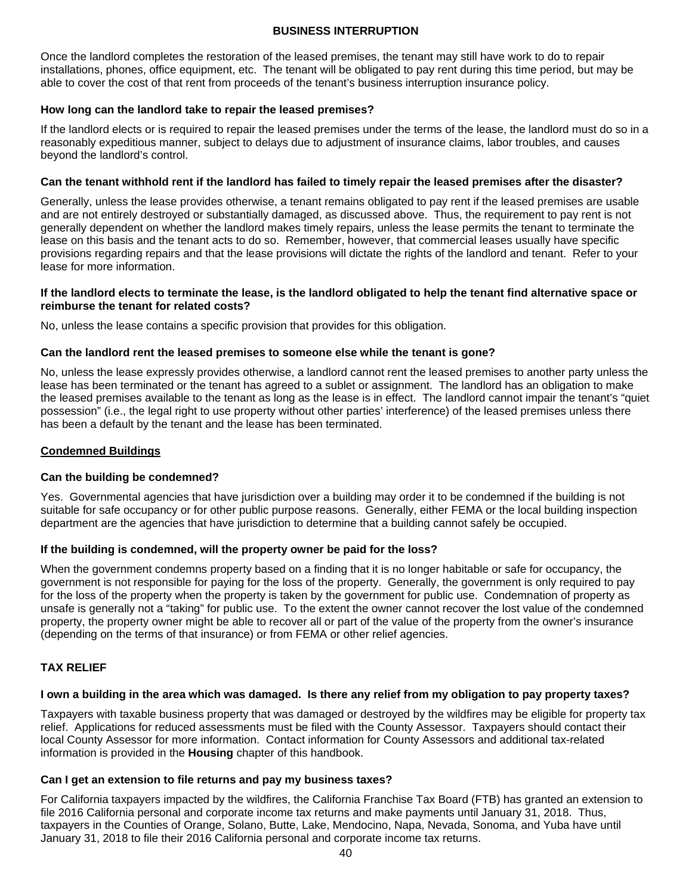## BUSINESS INTERRUPTION

Once the landlord completes the restoration of the leased premises, the tenant may still have work to do to repair installations, phones, office equipment, etc. The tenant will be obligated to pay rent during this time period, but may be able to cover the cost of that rent from proceeds of the tenant's business interruption insurance policy.

**How long can the landlord take to repair the leased premises?**

If the landlord elects or is required to repair the leased premises under the terms of the lease, the landlord must do so in a reasonably expeditious manner, subject to delays due to adjustment of insurance claims, labor troubles, and causes beyond the landlord's control.

**Can the tenant withhold rent if the landlord has failed to timely repair the leased premises after the disaster?**

Generally, unless the lease provides otherwise, a tenant remains obligated to pay rent if the leased premises are usable and are not entirely destroyed or substantially damaged, as discussed above. Thus, the requirement to pay rent is not generally dependent on whether the landlord makes timely repairs, unless the lease permits the tenant to terminate the lease on this basis and the tenant acts to do so. Remember, however, that commercial leases usually have specific provisions regarding repairs and that the lease provisions will dictate the rights of the landlord and tenant. Refer to your lease for more information.

**If the landlord elects to terminate the lease, is the landlord obligated to help the tenant find alternative space or reimburse the tenant for related costs?**

No, unless the lease contains a specific provision that provides for this obligation.

**Can the landlord rent the leased premises to someone else while the tenant is gone?**

No, unless the lease expressly provides otherwise, a landlord cannot rent the leased premises to another party unless the lease has been terminated or the tenant has agreed to a sublet or assignment. The landlord has an obligation to make the leased premises available to the tenant as long as the lease is in effect. The landlord cannot impair the tenant's "quiet possession" (i.e., the legal right to use property without other parties' interference) of the leased premises unless there has been a default by the tenant and the lease has been terminated.

### Condemned Buildings

**Can the building be condemned?**

Yes. Governmental agencies that have jurisdiction over a building may order it to be condemned if the building is not suitable for safe occupancy or for other public purpose reasons. Generally, either FEMA or the local building inspection department are the agencies that have jurisdiction to determine that a building cannot safely be occupied.

**If the building is condemned, will the property owner be paid for the loss?**

When the government condemns property based on a finding that it is no longer habitable or safe for occupancy, the government is not responsible for paying for the loss of the property. Generally, the government is only required to pay for the loss of the property when the property is taken by the government for public use. Condemnation of property as unsafe is generally not a "taking" for public use. To the extent the owner cannot recover the lost value of the condemned property, the property owner might be able to recover all or part of the value of the property from the owner's insurance (depending on the terms of that insurance) or from FEMA or other relief agencies.

## TAX RELIEF

**I own a building in the area which was damaged. Is there any relief from my obligation to pay property taxes?**

Taxpayers with taxable business property that was damaged or destroyed by the wildfires may be eligible for property tax relief. Applications for reduced assessments must be filed with the County Assessor. Taxpayers should contact their local County Assessor for more information. Contact information for County Assessors and additional tax-related information is provided in the **Housing** chapter of this handbook.

**Can I get an extension to file returns and pay my business taxes?**

For California taxpayers impacted by the wildfires, the California Franchise Tax Board (FTB) has granted an extension to file 2016 California personal and corporate income tax returns and make payments until January 31, 2018. Thus, taxpayers in the Counties of Orange, Solano, Butte, Lake, Mendocino, Napa, Nevada, Sonoma, and Yuba have until January 31, 2018 to file their 2016 California personal and corporate income tax returns.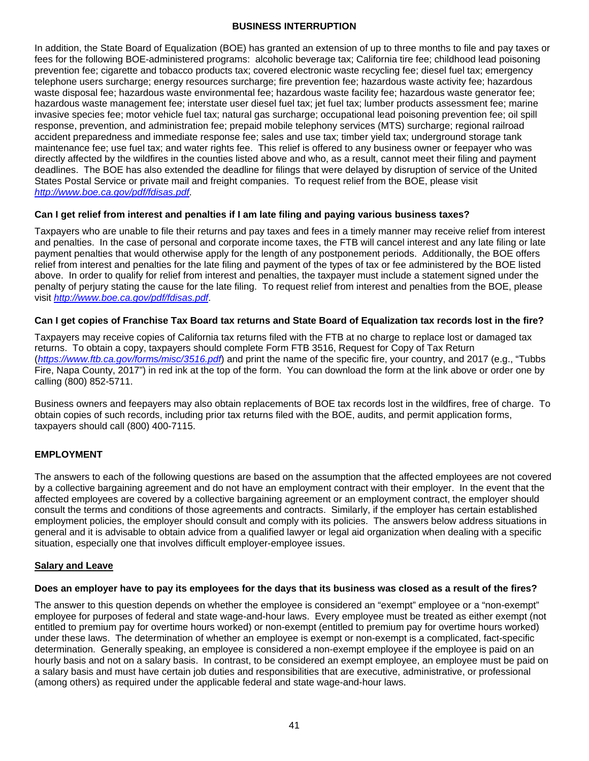## BUSINESS INTERRUPTION

In addition, the State Board of Equalization (BOE) has granted an extension of up to three months to file and pay taxes or fees for the following BOE-administered programs: alcoholic beverage tax; California tire fee; childhood lead poisoning prevention fee; cigarette and tobacco products tax; covered electronic waste recycling fee; diesel fuel tax; emergency telephone users surcharge; energy resources surcharge; fire prevention fee; hazardous waste activity fee; hazardous waste disposal fee; hazardous waste environmental fee; hazardous waste facility fee; hazardous waste generator fee; hazardous waste management fee; interstate user diesel fuel tax; jet fuel tax; lumber products assessment fee; marine invasive species fee; motor vehicle fuel tax; natural gas surcharge; occupational lead poisoning prevention fee; oil spill response, prevention, and administration fee; prepaid mobile telephony services (MTS) surcharge; regional railroad accident preparedness and immediate response fee; sales and use tax; timber yield tax; underground storage tank maintenance fee; use fuel tax; and water rights fee. This relief is offered to any business owner or feepayer who was directly affected by the wildfires in the counties listed above and who, as a result, cannot meet their filing and payment deadlines. The BOE has also extended the deadline for filings that were delayed by disruption of service of the United States Postal Service or private mail and freight companies. To request relief from the BOE, please visit *http://www.boe.ca.gov/pdf/fdisas.pdf*.

**Can I get relief from interest and penalties if I am late filing and paying various business taxes?**

Taxpayers who are unable to file their returns and pay taxes and fees in a timely manner may receive relief from interest and penalties. In the case of personal and corporate income taxes, the FTB will cancel interest and any late filing or late payment penalties that would otherwise apply for the length of any postponement periods. Additionally, the BOE offers relief from interest and penalties for the late filing and payment of the types of tax or fee administered by the BOE listed above. In order to qualify for relief from interest and penalties, the taxpayer must include a statement signed under the penalty of perjury stating the cause for the late filing. To request relief from interest and penalties from the BOE, please visit *http://www.boe.ca.gov/pdf/fdisas.pdf*.

**Can I get copies of Franchise Tax Board tax returns and State Board of Equalization tax records lost in the fire?**

Taxpayers may receive copies of California tax returns filed with the FTB at no charge to replace lost or damaged tax returns. To obtain a copy, taxpayers should complete Form FTB 3516, Request for Copy of Tax Return (*https://www.ftb.ca.gov/forms/misc/3516.pdf*) and print the name of the specific fire, your country, and 2017 (e.g., "Tubbs Fire, Napa County, 2017") in red ink at the top of the form. You can download the form at the link above or order one by calling (800) 852-5711.

Business owners and feepayers may also obtain replacements of BOE tax records lost in the wildfires, free of charge. To obtain copies of such records, including prior tax returns filed with the BOE, audits, and permit application forms, taxpayers should call (800) 400-7115.

## EMPLOYMENT

The answers to each of the following questions are based on the assumption that the affected employees are not covered by a collective bargaining agreement and do not have an employment contract with their employer. In the event that the affected employees are covered by a collective bargaining agreement or an employment contract, the employer should consult the terms and conditions of those agreements and contracts. Similarly, if the employer has certain established employment policies, the employer should consult and comply with its policies. The answers below address situations in general and it is advisable to obtain advice from a qualified lawyer or legal aid organization when dealing with a specific situation, especially one that involves difficult employer-employee issues.

### Salary and Leave

**Does an employer have to pay its employees for the days that its business was closed as a result of the fires?**

The answer to this question depends on whether the employee is considered an "exempt" employee or a "non-exempt" employee for purposes of federal and state wage-and-hour laws. Every employee must be treated as either exempt (not entitled to premium pay for overtime hours worked) or non-exempt (entitled to premium pay for overtime hours worked) under these laws. The determination of whether an employee is exempt or non-exempt is a complicated, fact-specific determination. Generally speaking, an employee is considered a non-exempt employee if the employee is paid on an hourly basis and not on a salary basis. In contrast, to be considered an exempt employee, an employee must be paid on a salary basis and must have certain job duties and responsibilities that are executive, administrative, or professional (among others) as required under the applicable federal and state wage-and-hour laws.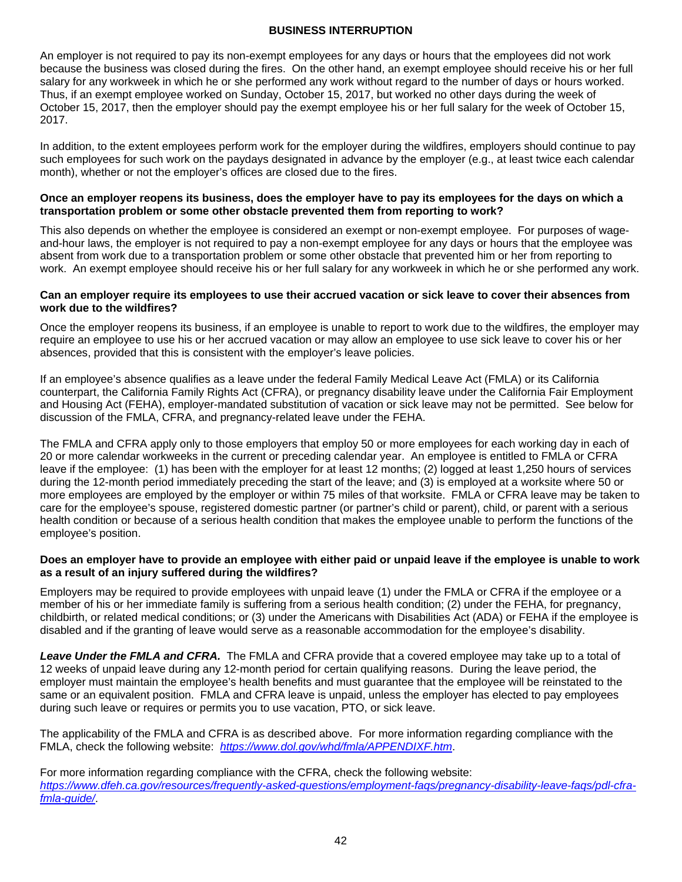## BUSINESS INTERRUPTION

An employer is not required to pay its non-exempt employees for any days or hours that the employees did not work because the business was closed during the fires. On the other hand, an exempt employee should receive his or her full salary for any workweek in which he or she performed any work without regard to the number of days or hours worked. Thus, if an exempt employee worked on Sunday, October 15, 2017, but worked no other days during the week of October 15, 2017, then the employer should pay the exempt employee his or her full salary for the week of October 15, 2017.

In addition, to the extent employees perform work for the employer during the wildfires, employers should continue to pay such employees for such work on the paydays designated in advance by the employer (e.g., at least twice each calendar month), whether or not the employer's offices are closed due to the fires.

**Once an employer reopens its business, does the employer have to pay its employees for the days on which a transportation problem or some other obstacle prevented them from reporting to work?**

This also depends on whether the employee is considered an exempt or non-exempt employee. For purposes of wage-and-hour laws, the employer is not required to pay a non-exempt employee for any days or hours that the employee was absent from work due to a transportation problem or some other obstacle that prevented him or her from reporting to work. An exempt employee should receive his or her full salary for any workweek in which he or she performed any work.

**Can an employer require its employees to use their accrued vacation or sick leave to cover their absences from work due to the wildfires?**

Once the employer reopens its business, if an employee is unable to report to work due to the wildfires, the employer may require an employee to use his or her accrued vacation or may allow an employee to use sick leave to cover his or her absences, provided that this is consistent with the employer's leave policies.

If an employee's absence qualifies as a leave under the federal Family Medical Leave Act (FMLA) or its California counterpart, the California Family Rights Act (CFRA), or pregnancy disability leave under the California Fair Employment and Housing Act (FEHA), employer-mandated substitution of vacation or sick leave may not be permitted. See below for discussion of the FMLA, CFRA, and pregnancy-related leave under the FEHA.

The FMLA and CFRA apply only to those employers that employ 50 or more employees for each working day in each of 20 or more calendar workweeks in the current or preceding calendar year. An employee is entitled to FMLA or CFRA leave if the employee: (1) has been with the employer for at least 12 months; (2) logged at least 1,250 hours of services during the 12-month period immediately preceding the start of the leave; and (3) is employed at a worksite where 50 or more employees are employed by the employer or within 75 miles of that worksite. FMLA or CFRA leave may be taken to care for the employee's spouse, registered domestic partner (or partner's child or parent), child, or parent with a serious health condition or because of a serious health condition that makes the employee unable to perform the functions of the employee's position.

**Does an employer have to provide an employee with either paid or unpaid leave if the employee is unable to work as a result of an injury suffered during the wildfires?**

Employers may be required to provide employees with unpaid leave (1) under the FMLA or CFRA if the employee or a member of his or her immediate family is suffering from a serious health condition; (2) under the FEHA, for pregnancy, childbirth, or related medical conditions; or (3) under the Americans with Disabilities Act (ADA) or FEHA if the employee is disabled and if the granting of leave would serve as a reasonable accommodation for the employee's disability.

***Leave Under the FMLA and CFRA.*** The FMLA and CFRA provide that a covered employee may take up to a total of 12 weeks of unpaid leave during any 12-month period for certain qualifying reasons. During the leave period, the employer must maintain the employee's health benefits and must guarantee that the employee will be reinstated to the same or an equivalent position. FMLA and CFRA leave is unpaid, unless the employer has elected to pay employees during such leave or requires or permits you to use vacation, PTO, or sick leave.

The applicability of the FMLA and CFRA is as described above. For more information regarding compliance with the FMLA, check the following website: *https://www.dol.gov/whd/fmla/APPENDIXF.htm*.

For more information regarding compliance with the CFRA, check the following website: *https://www.dfeh.ca.gov/resources/frequently-asked-questions/employment-faqs/pregnancy-disability-leave-faqs/pdl-cfra-fmla-guide/*.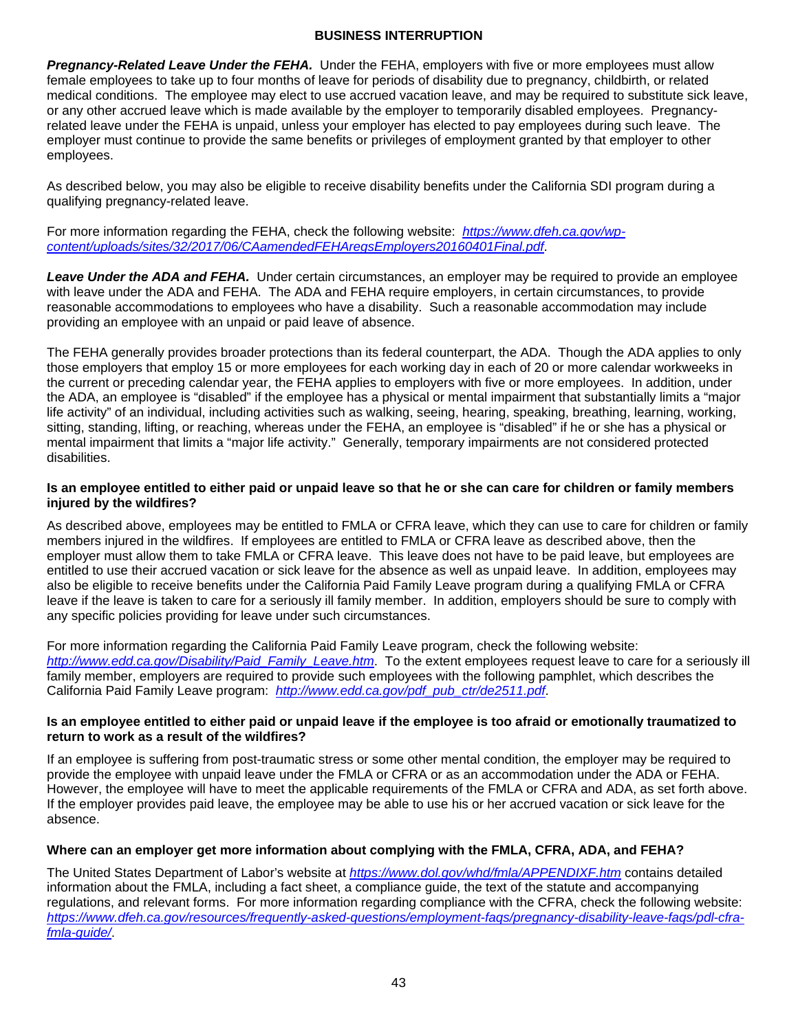***Pregnancy-Related Leave Under the FEHA.*** Under the FEHA, employers with five or more employees must allow female employees to take up to four months of leave for periods of disability due to pregnancy, childbirth, or related medical conditions. The employee may elect to use accrued vacation leave, and may be required to substitute sick leave, or any other accrued leave which is made available by the employer to temporarily disabled employees. Pregnancy-related leave under the FEHA is unpaid, unless your employer has elected to pay employees during such leave. The employer must continue to provide the same benefits or privileges of employment granted by that employer to other employees.

As described below, you may also be eligible to receive disability benefits under the California SDI program during a qualifying pregnancy-related leave.

For more information regarding the FEHA, check the following website: *https://www.dfeh.ca.gov/wp-content/uploads/sites/32/2017/06/CAamendedFEHAregsEmployers20160401Final.pdf*.

***Leave Under the ADA and FEHA.*** Under certain circumstances, an employer may be required to provide an employee with leave under the ADA and FEHA. The ADA and FEHA require employers, in certain circumstances, to provide reasonable accommodations to employees who have a disability. Such a reasonable accommodation may include providing an employee with an unpaid or paid leave of absence.

The FEHA generally provides broader protections than its federal counterpart, the ADA. Though the ADA applies to only those employers that employ 15 or more employees for each working day in each of 20 or more calendar workweeks in the current or preceding calendar year, the FEHA applies to employers with five or more employees. In addition, under the ADA, an employee is "disabled" if the employee has a physical or mental impairment that substantially limits a "major life activity" of an individual, including activities such as walking, seeing, hearing, speaking, breathing, learning, working, sitting, standing, lifting, or reaching, whereas under the FEHA, an employee is "disabled" if he or she has a physical or mental impairment that limits a "major life activity." Generally, temporary impairments are not considered protected disabilities.

**Is an employee entitled to either paid or unpaid leave so that he or she can care for children or family members injured by the wildfires?**

As described above, employees may be entitled to FMLA or CFRA leave, which they can use to care for children or family members injured in the wildfires. If employees are entitled to FMLA or CFRA leave as described above, then the employer must allow them to take FMLA or CFRA leave. This leave does not have to be paid leave, but employees are entitled to use their accrued vacation or sick leave for the absence as well as unpaid leave. In addition, employees may also be eligible to receive benefits under the California Paid Family Leave program during a qualifying FMLA or CFRA leave if the leave is taken to care for a seriously ill family member. In addition, employers should be sure to comply with any specific policies providing for leave under such circumstances.

For more information regarding the California Paid Family Leave program, check the following website: *http://www.edd.ca.gov/Disability/Paid_Family_Leave.htm*. To the extent employees request leave to care for a seriously ill family member, employers are required to provide such employees with the following pamphlet, which describes the California Paid Family Leave program: *http://www.edd.ca.gov/pdf_pub_ctr/de2511.pdf*.

**Is an employee entitled to either paid or unpaid leave if the employee is too afraid or emotionally traumatized to return to work as a result of the wildfires?**

If an employee is suffering from post-traumatic stress or some other mental condition, the employer may be required to provide the employee with unpaid leave under the FMLA or CFRA or as an accommodation under the ADA or FEHA. However, the employee will have to meet the applicable requirements of the FMLA or CFRA and ADA, as set forth above. If the employer provides paid leave, the employee may be able to use his or her accrued vacation or sick leave for the absence.

**Where can an employer get more information about complying with the FMLA, CFRA, ADA, and FEHA?**

The United States Department of Labor's website at *https://www.dol.gov/whd/fmla/APPENDIXF.htm* contains detailed information about the FMLA, including a fact sheet, a compliance guide, the text of the statute and accompanying regulations, and relevant forms. For more information regarding compliance with the CFRA, check the following website: *https://www.dfeh.ca.gov/resources/frequently-asked-questions/employment-faqs/pregnancy-disability-leave-faqs/pdl-cfra-fmla-guide/*.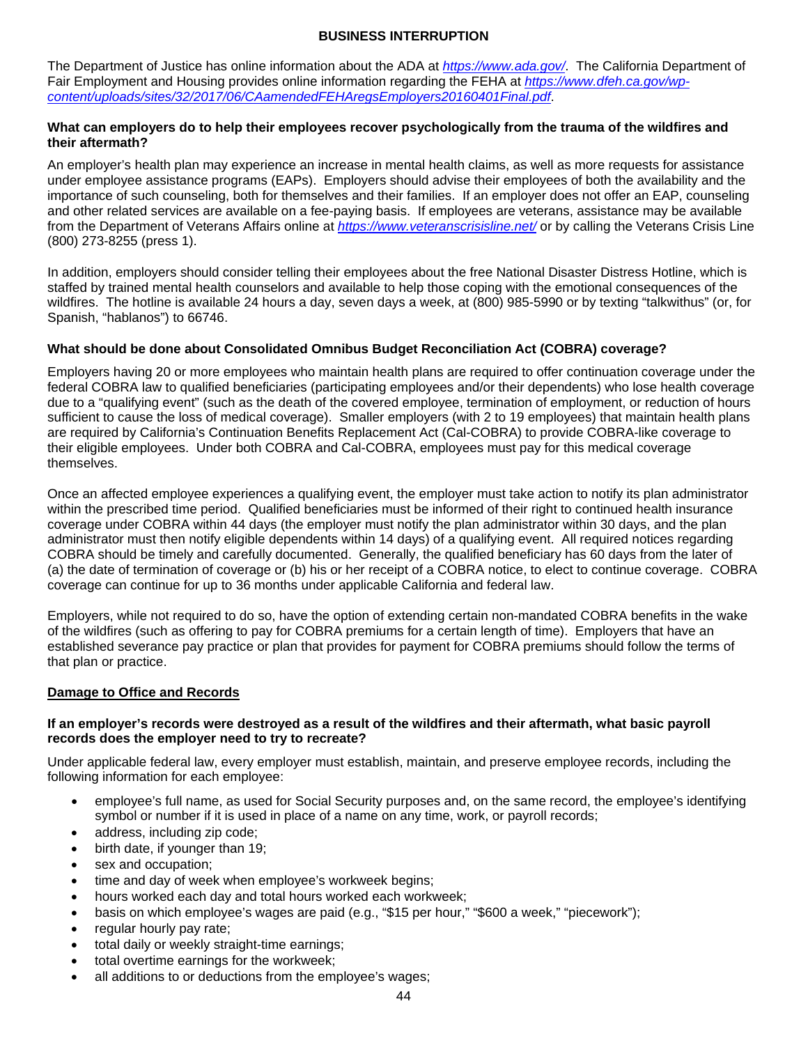## BUSINESS INTERRUPTION

The Department of Justice has online information about the ADA at *https://www.ada.gov/*. The California Department of Fair Employment and Housing provides online information regarding the FEHA at *https://www.dfeh.ca.gov/wp-content/uploads/sites/32/2017/06/CAamendedFEHAregsEmployers20160401Final.pdf*.

**What can employers do to help their employees recover psychologically from the trauma of the wildfires and their aftermath?**

An employer's health plan may experience an increase in mental health claims, as well as more requests for assistance under employee assistance programs (EAPs). Employers should advise their employees of both the availability and the importance of such counseling, both for themselves and their families. If an employer does not offer an EAP, counseling and other related services are available on a fee-paying basis. If employees are veterans, assistance may be available from the Department of Veterans Affairs online at *https://www.veteranscrisisline.net/* or by calling the Veterans Crisis Line (800) 273-8255 (press 1).

In addition, employers should consider telling their employees about the free National Disaster Distress Hotline, which is staffed by trained mental health counselors and available to help those coping with the emotional consequences of the wildfires. The hotline is available 24 hours a day, seven days a week, at (800) 985-5990 or by texting "talkwithus" (or, for Spanish, "hablanos") to 66746.

**What should be done about Consolidated Omnibus Budget Reconciliation Act (COBRA) coverage?**

Employers having 20 or more employees who maintain health plans are required to offer continuation coverage under the federal COBRA law to qualified beneficiaries (participating employees and/or their dependents) who lose health coverage due to a "qualifying event" (such as the death of the covered employee, termination of employment, or reduction of hours sufficient to cause the loss of medical coverage). Smaller employers (with 2 to 19 employees) that maintain health plans are required by California's Continuation Benefits Replacement Act (Cal-COBRA) to provide COBRA-like coverage to their eligible employees. Under both COBRA and Cal-COBRA, employees must pay for this medical coverage themselves.

Once an affected employee experiences a qualifying event, the employer must take action to notify its plan administrator within the prescribed time period. Qualified beneficiaries must be informed of their right to continued health insurance coverage under COBRA within 44 days (the employer must notify the plan administrator within 30 days, and the plan administrator must then notify eligible dependents within 14 days) of a qualifying event. All required notices regarding COBRA should be timely and carefully documented. Generally, the qualified beneficiary has 60 days from the later of (a) the date of termination of coverage or (b) his or her receipt of a COBRA notice, to elect to continue coverage. COBRA coverage can continue for up to 36 months under applicable California and federal law.

Employers, while not required to do so, have the option of extending certain non-mandated COBRA benefits in the wake of the wildfires (such as offering to pay for COBRA premiums for a certain length of time). Employers that have an established severance pay practice or plan that provides for payment for COBRA premiums should follow the terms of that plan or practice.

### Damage to Office and Records

**If an employer's records were destroyed as a result of the wildfires and their aftermath, what basic payroll records does the employer need to try to recreate?**

Under applicable federal law, every employer must establish, maintain, and preserve employee records, including the following information for each employee:

- employee's full name, as used for Social Security purposes and, on the same record, the employee's identifying symbol or number if it is used in place of a name on any time, work, or payroll records;
- address, including zip code;
- birth date, if younger than 19;
- sex and occupation;
- time and day of week when employee's workweek begins;
- hours worked each day and total hours worked each workweek;
- basis on which employee's wages are paid (e.g., "$15 per hour," "$600 a week," "piecework");
- regular hourly pay rate;
- total daily or weekly straight-time earnings;
- total overtime earnings for the workweek;
- all additions to or deductions from the employee's wages;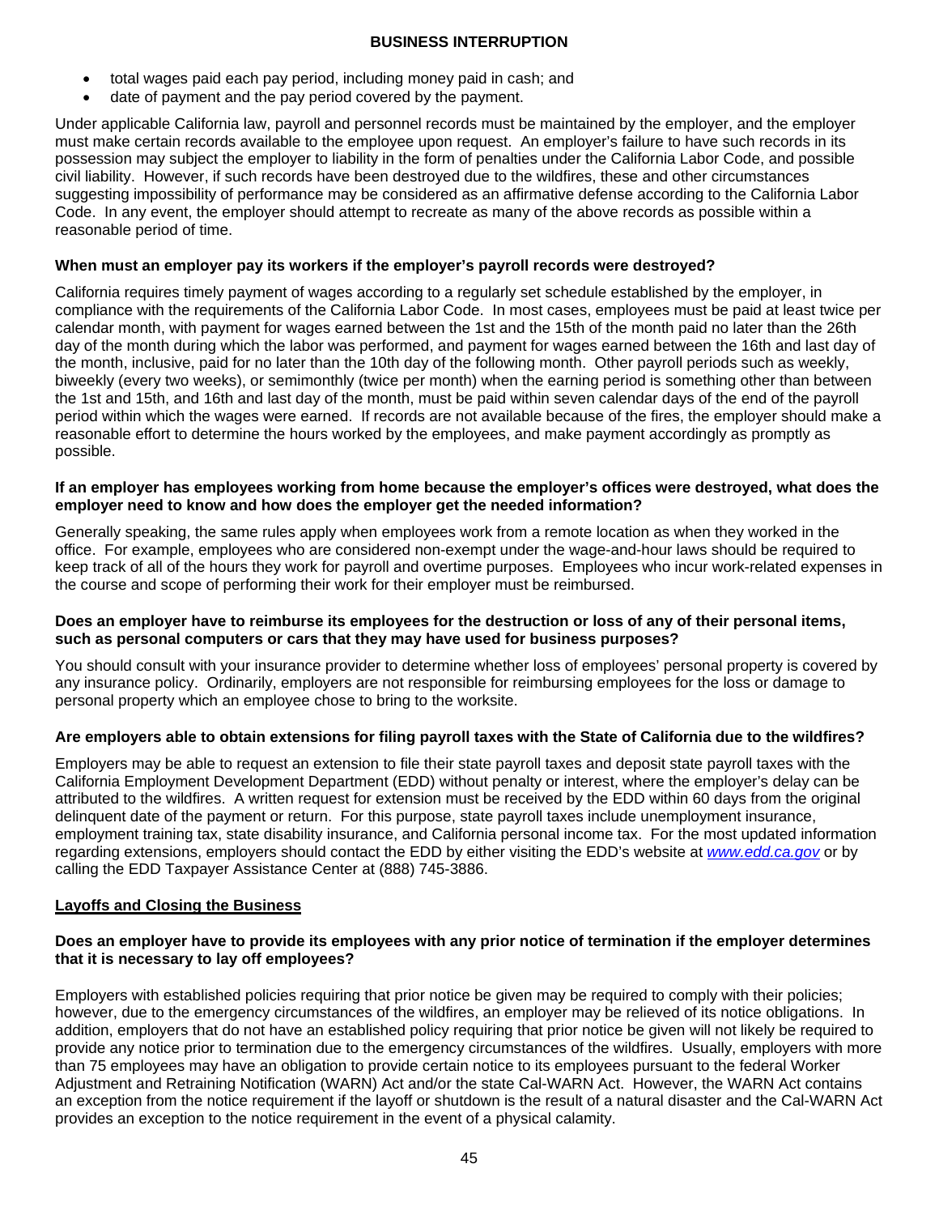- total wages paid each pay period, including money paid in cash; and
- date of payment and the pay period covered by the payment.

Under applicable California law, payroll and personnel records must be maintained by the employer, and the employer must make certain records available to the employee upon request. An employer's failure to have such records in its possession may subject the employer to liability in the form of penalties under the California Labor Code, and possible civil liability. However, if such records have been destroyed due to the wildfires, these and other circumstances suggesting impossibility of performance may be considered as an affirmative defense according to the California Labor Code. In any event, the employer should attempt to recreate as many of the above records as possible within a reasonable period of time.

**When must an employer pay its workers if the employer's payroll records were destroyed?**

California requires timely payment of wages according to a regularly set schedule established by the employer, in compliance with the requirements of the California Labor Code. In most cases, employees must be paid at least twice per calendar month, with payment for wages earned between the 1st and the 15th of the month paid no later than the 26th day of the month during which the labor was performed, and payment for wages earned between the 16th and last day of the month, inclusive, paid for no later than the 10th day of the following month. Other payroll periods such as weekly, biweekly (every two weeks), or semimonthly (twice per month) when the earning period is something other than between the 1st and 15th, and 16th and last day of the month, must be paid within seven calendar days of the end of the payroll period within which the wages were earned. If records are not available because of the fires, the employer should make a reasonable effort to determine the hours worked by the employees, and make payment accordingly as promptly as possible.

**If an employer has employees working from home because the employer's offices were destroyed, what does the employer need to know and how does the employer get the needed information?**

Generally speaking, the same rules apply when employees work from a remote location as when they worked in the office. For example, employees who are considered non-exempt under the wage-and-hour laws should be required to keep track of all of the hours they work for payroll and overtime purposes. Employees who incur work-related expenses in the course and scope of performing their work for their employer must be reimbursed.

**Does an employer have to reimburse its employees for the destruction or loss of any of their personal items, such as personal computers or cars that they may have used for business purposes?**

You should consult with your insurance provider to determine whether loss of employees' personal property is covered by any insurance policy. Ordinarily, employers are not responsible for reimbursing employees for the loss or damage to personal property which an employee chose to bring to the worksite.

**Are employers able to obtain extensions for filing payroll taxes with the State of California due to the wildfires?**

Employers may be able to request an extension to file their state payroll taxes and deposit state payroll taxes with the California Employment Development Department (EDD) without penalty or interest, where the employer's delay can be attributed to the wildfires. A written request for extension must be received by the EDD within 60 days from the original delinquent date of the payment or return. For this purpose, state payroll taxes include unemployment insurance, employment training tax, state disability insurance, and California personal income tax. For the most updated information regarding extensions, employers should contact the EDD by either visiting the EDD's website at [www.edd.ca.gov](http://www.edd.ca.gov) or by calling the EDD Taxpayer Assistance Center at (888) 745-3886.

## Layoffs and Closing the Business

**Does an employer have to provide its employees with any prior notice of termination if the employer determines that it is necessary to lay off employees?**

Employers with established policies requiring that prior notice be given may be required to comply with their policies; however, due to the emergency circumstances of the wildfires, an employer may be relieved of its notice obligations. In addition, employers that do not have an established policy requiring that prior notice be given will not likely be required to provide any notice prior to termination due to the emergency circumstances of the wildfires. Usually, employers with more than 75 employees may have an obligation to provide certain notice to its employees pursuant to the federal Worker Adjustment and Retraining Notification (WARN) Act and/or the state Cal-WARN Act. However, the WARN Act contains an exception from the notice requirement if the layoff or shutdown is the result of a natural disaster and the Cal-WARN Act provides an exception to the notice requirement in the event of a physical calamity.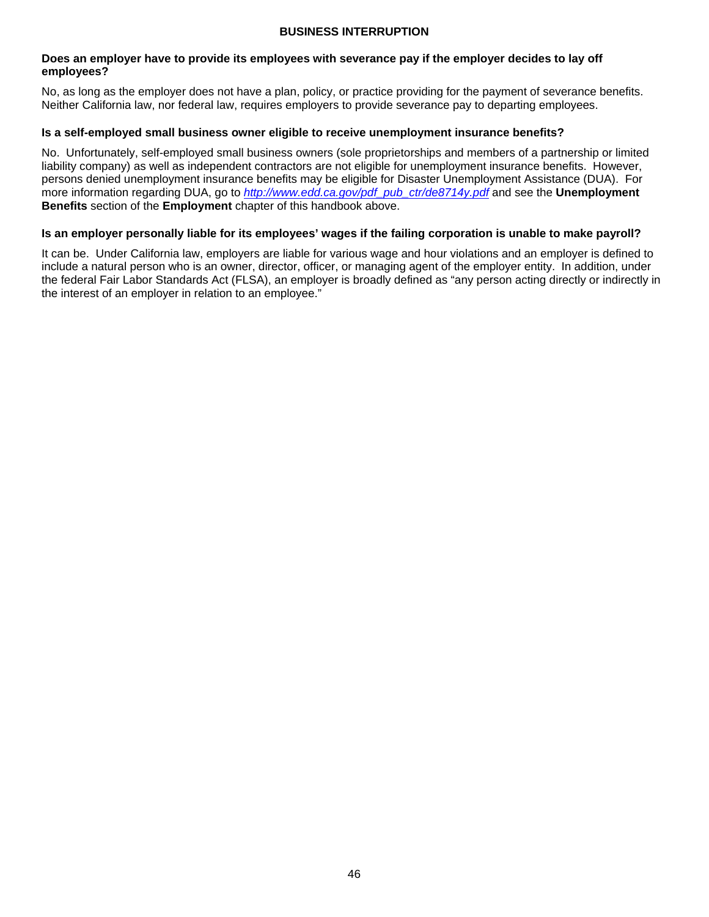## BUSINESS INTERRUPTION

**Does an employer have to provide its employees with severance pay if the employer decides to lay off employees?**

No, as long as the employer does not have a plan, policy, or practice providing for the payment of severance benefits. Neither California law, nor federal law, requires employers to provide severance pay to departing employees.

**Is a self-employed small business owner eligible to receive unemployment insurance benefits?**

No. Unfortunately, self-employed small business owners (sole proprietorships and members of a partnership or limited liability company) as well as independent contractors are not eligible for unemployment insurance benefits. However, persons denied unemployment insurance benefits may be eligible for Disaster Unemployment Assistance (DUA). For more information regarding DUA, go to *http://www.edd.ca.gov/pdf_pub_ctr/de8714y.pdf* and see the **Unemployment Benefits** section of the **Employment** chapter of this handbook above.

**Is an employer personally liable for its employees' wages if the failing corporation is unable to make payroll?**

It can be. Under California law, employers are liable for various wage and hour violations and an employer is defined to include a natural person who is an owner, director, officer, or managing agent of the employer entity. In addition, under the federal Fair Labor Standards Act (FLSA), an employer is broadly defined as "any person acting directly or indirectly in the interest of an employer in relation to an employee."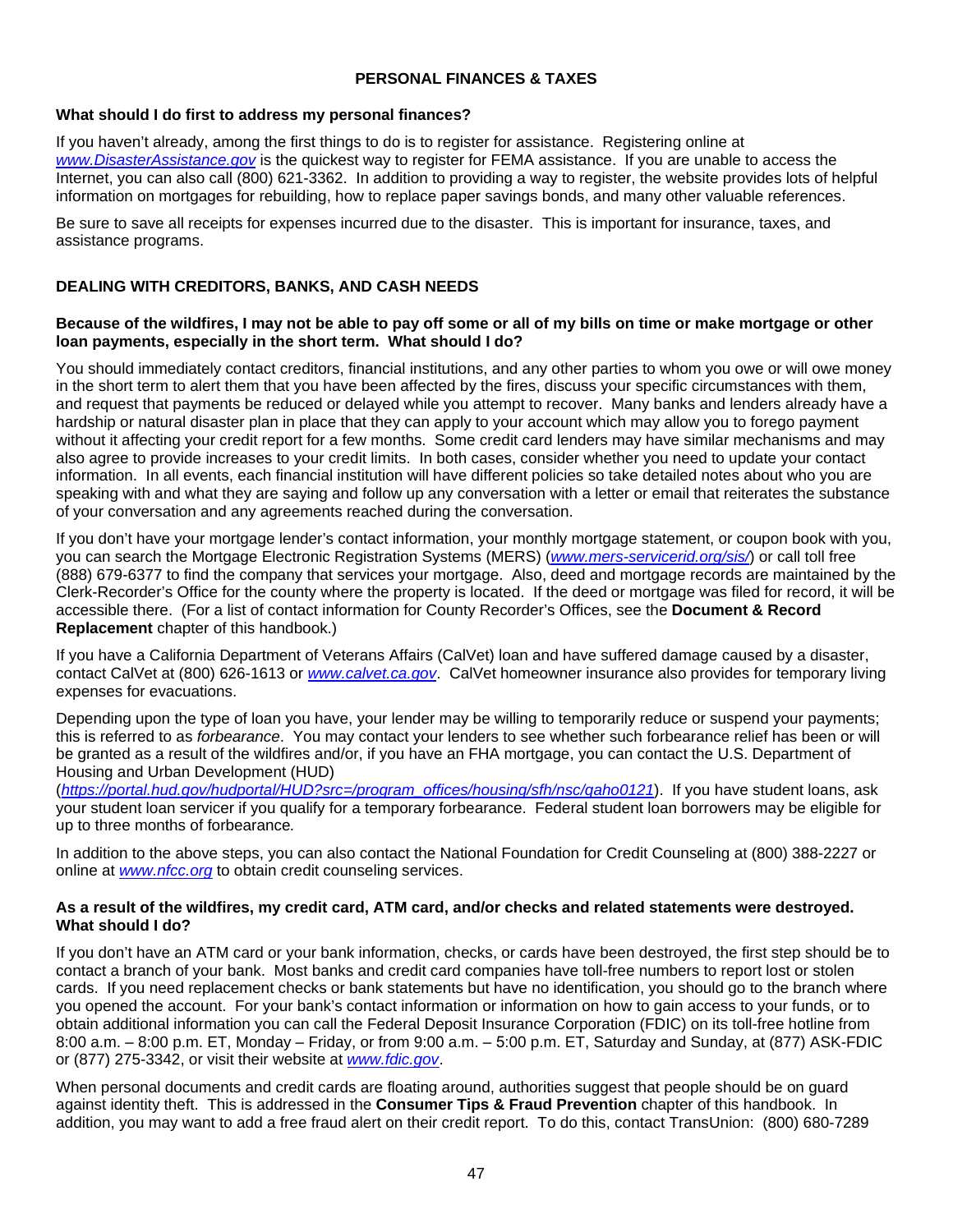## PERSONAL FINANCES & TAXES

**What should I do first to address my personal finances?**

If you haven't already, among the first things to do is to register for assistance. Registering online at *www.DisasterAssistance.gov* is the quickest way to register for FEMA assistance. If you are unable to access the Internet, you can also call (800) 621-3362. In addition to providing a way to register, the website provides lots of helpful information on mortgages for rebuilding, how to replace paper savings bonds, and many other valuable references.

Be sure to save all receipts for expenses incurred due to the disaster. This is important for insurance, taxes, and assistance programs.

### DEALING WITH CREDITORS, BANKS, AND CASH NEEDS

**Because of the wildfires, I may not be able to pay off some or all of my bills on time or make mortgage or other loan payments, especially in the short term. What should I do?**

You should immediately contact creditors, financial institutions, and any other parties to whom you owe or will owe money in the short term to alert them that you have been affected by the fires, discuss your specific circumstances with them, and request that payments be reduced or delayed while you attempt to recover. Many banks and lenders already have a hardship or natural disaster plan in place that they can apply to your account which may allow you to forego payment without it affecting your credit report for a few months. Some credit card lenders may have similar mechanisms and may also agree to provide increases to your credit limits. In both cases, consider whether you need to update your contact information. In all events, each financial institution will have different policies so take detailed notes about who you are speaking with and what they are saying and follow up any conversation with a letter or email that reiterates the substance of your conversation and any agreements reached during the conversation.

If you don't have your mortgage lender's contact information, your monthly mortgage statement, or coupon book with you, you can search the Mortgage Electronic Registration Systems (MERS) (*www.mers-servicerid.org/sis/*) or call toll free (888) 679-6377 to find the company that services your mortgage. Also, deed and mortgage records are maintained by the Clerk-Recorder's Office for the county where the property is located. If the deed or mortgage was filed for record, it will be accessible there. (For a list of contact information for County Recorder's Offices, see the **Document & Record Replacement** chapter of this handbook.)

If you have a California Department of Veterans Affairs (CalVet) loan and have suffered damage caused by a disaster, contact CalVet at (800) 626-1613 or *www.calvet.ca.gov*. CalVet homeowner insurance also provides for temporary living expenses for evacuations.

Depending upon the type of loan you have, your lender may be willing to temporarily reduce or suspend your payments; this is referred to as *forbearance*. You may contact your lenders to see whether such forbearance relief has been or will be granted as a result of the wildfires and/or, if you have an FHA mortgage, you can contact the U.S. Department of Housing and Urban Development (HUD) (*https://portal.hud.gov/hudportal/HUD?src=/program_offices/housing/sfh/nsc/qaho0121*). If you have student loans, ask your student loan servicer if you qualify for a temporary forbearance. Federal student loan borrowers may be eligible for up to three months of forbearance*.*

In addition to the above steps, you can also contact the National Foundation for Credit Counseling at (800) 388-2227 or online at *www.nfcc.org* to obtain credit counseling services.

**As a result of the wildfires, my credit card, ATM card, and/or checks and related statements were destroyed. What should I do?**

If you don't have an ATM card or your bank information, checks, or cards have been destroyed, the first step should be to contact a branch of your bank. Most banks and credit card companies have toll-free numbers to report lost or stolen cards. If you need replacement checks or bank statements but have no identification, you should go to the branch where you opened the account. For your bank's contact information or information on how to gain access to your funds, or to obtain additional information you can call the Federal Deposit Insurance Corporation (FDIC) on its toll-free hotline from 8:00 a.m. – 8:00 p.m. ET, Monday – Friday, or from 9:00 a.m. – 5:00 p.m. ET, Saturday and Sunday, at (877) ASK-FDIC or (877) 275-3342, or visit their website at *www.fdic.gov*.

When personal documents and credit cards are floating around, authorities suggest that people should be on guard against identity theft. This is addressed in the **Consumer Tips & Fraud Prevention** chapter of this handbook. In addition, you may want to add a free fraud alert on their credit report. To do this, contact TransUnion: (800) 680-7289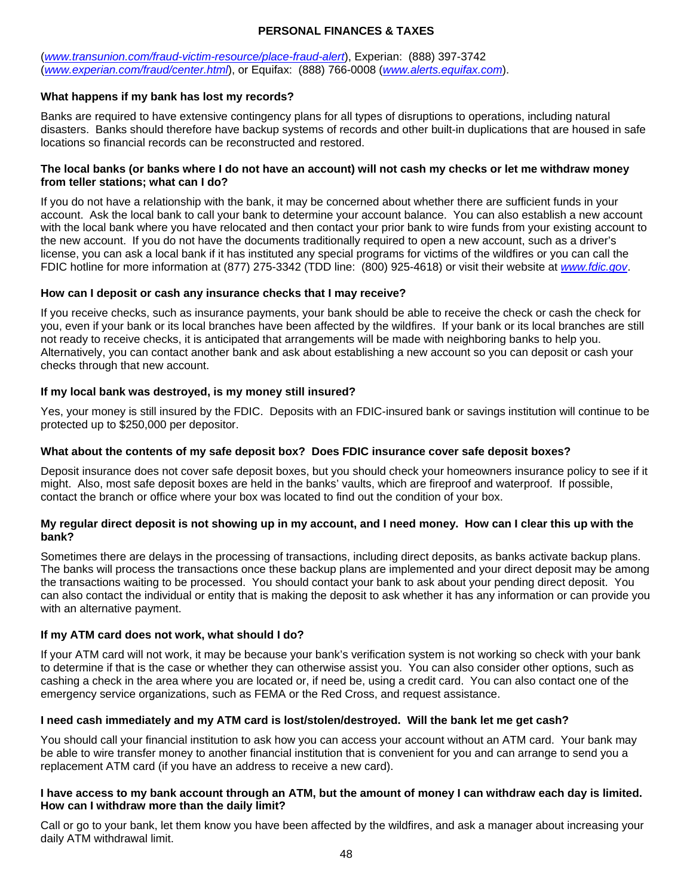([www.transunion.com/fraud-victim-resource/place-fraud-alert](www.transunion.com/fraud-victim-resource/place-fraud-alert)), Experian: (888) 397-3742 ([www.experian.com/fraud/center.html](www.experian.com/fraud/center.html)), or Equifax: (888) 766-0008 ([www.alerts.equifax.com](www.alerts.equifax.com)).

**What happens if my bank has lost my records?**

Banks are required to have extensive contingency plans for all types of disruptions to operations, including natural disasters. Banks should therefore have backup systems of records and other built-in duplications that are housed in safe locations so financial records can be reconstructed and restored.

**The local banks (or banks where I do not have an account) will not cash my checks or let me withdraw money from teller stations; what can I do?**

If you do not have a relationship with the bank, it may be concerned about whether there are sufficient funds in your account. Ask the local bank to call your bank to determine your account balance. You can also establish a new account with the local bank where you have relocated and then contact your prior bank to wire funds from your existing account to the new account. If you do not have the documents traditionally required to open a new account, such as a driver's license, you can ask a local bank if it has instituted any special programs for victims of the wildfires or you can call the FDIC hotline for more information at (877) 275-3342 (TDD line: (800) 925-4618) or visit their website at [www.fdic.gov](www.fdic.gov).

**How can I deposit or cash any insurance checks that I may receive?**

If you receive checks, such as insurance payments, your bank should be able to receive the check or cash the check for you, even if your bank or its local branches have been affected by the wildfires. If your bank or its local branches are still not ready to receive checks, it is anticipated that arrangements will be made with neighboring banks to help you. Alternatively, you can contact another bank and ask about establishing a new account so you can deposit or cash your checks through that new account.

**If my local bank was destroyed, is my money still insured?**

Yes, your money is still insured by the FDIC. Deposits with an FDIC-insured bank or savings institution will continue to be protected up to $250,000 per depositor.

**What about the contents of my safe deposit box? Does FDIC insurance cover safe deposit boxes?**

Deposit insurance does not cover safe deposit boxes, but you should check your homeowners insurance policy to see if it might. Also, most safe deposit boxes are held in the banks' vaults, which are fireproof and waterproof. If possible, contact the branch or office where your box was located to find out the condition of your box.

**My regular direct deposit is not showing up in my account, and I need money. How can I clear this up with the bank?**

Sometimes there are delays in the processing of transactions, including direct deposits, as banks activate backup plans. The banks will process the transactions once these backup plans are implemented and your direct deposit may be among the transactions waiting to be processed. You should contact your bank to ask about your pending direct deposit. You can also contact the individual or entity that is making the deposit to ask whether it has any information or can provide you with an alternative payment.

**If my ATM card does not work, what should I do?**

If your ATM card will not work, it may be because your bank's verification system is not working so check with your bank to determine if that is the case or whether they can otherwise assist you. You can also consider other options, such as cashing a check in the area where you are located or, if need be, using a credit card. You can also contact one of the emergency service organizations, such as FEMA or the Red Cross, and request assistance.

**I need cash immediately and my ATM card is lost/stolen/destroyed. Will the bank let me get cash?**

You should call your financial institution to ask how you can access your account without an ATM card. Your bank may be able to wire transfer money to another financial institution that is convenient for you and can arrange to send you a replacement ATM card (if you have an address to receive a new card).

**I have access to my bank account through an ATM, but the amount of money I can withdraw each day is limited. How can I withdraw more than the daily limit?**

Call or go to your bank, let them know you have been affected by the wildfires, and ask a manager about increasing your daily ATM withdrawal limit.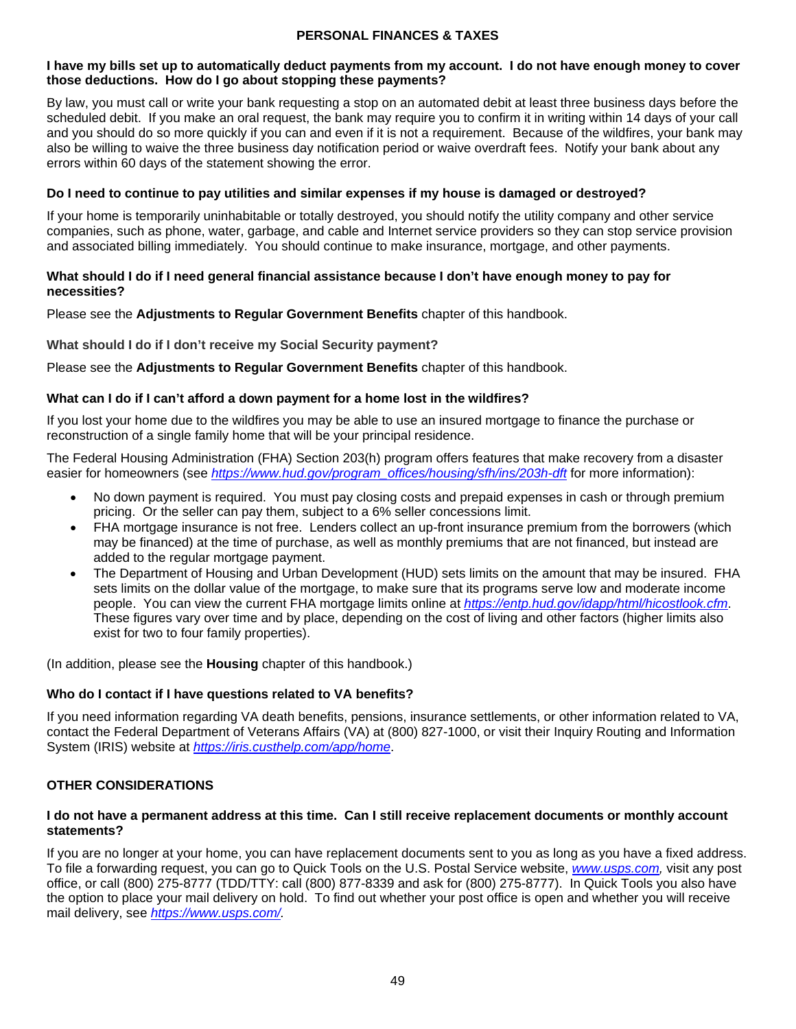## PERSONAL FINANCES & TAXES

**I have my bills set up to automatically deduct payments from my account. I do not have enough money to cover those deductions. How do I go about stopping these payments?**

By law, you must call or write your bank requesting a stop on an automated debit at least three business days before the scheduled debit. If you make an oral request, the bank may require you to confirm it in writing within 14 days of your call and you should do so more quickly if you can and even if it is not a requirement. Because of the wildfires, your bank may also be willing to waive the three business day notification period or waive overdraft fees. Notify your bank about any errors within 60 days of the statement showing the error.

**Do I need to continue to pay utilities and similar expenses if my house is damaged or destroyed?**

If your home is temporarily uninhabitable or totally destroyed, you should notify the utility company and other service companies, such as phone, water, garbage, and cable and Internet service providers so they can stop service provision and associated billing immediately. You should continue to make insurance, mortgage, and other payments.

**What should I do if I need general financial assistance because I don't have enough money to pay for necessities?**

Please see the **Adjustments to Regular Government Benefits** chapter of this handbook.

**What should I do if I don't receive my Social Security payment?**

Please see the **Adjustments to Regular Government Benefits** chapter of this handbook.

**What can I do if I can't afford a down payment for a home lost in the wildfires?**

If you lost your home due to the wildfires you may be able to use an insured mortgage to finance the purchase or reconstruction of a single family home that will be your principal residence.

The Federal Housing Administration (FHA) Section 203(h) program offers features that make recovery from a disaster easier for homeowners (see *https://www.hud.gov/program_offices/housing/sfh/ins/203h-dft* for more information):

- No down payment is required. You must pay closing costs and prepaid expenses in cash or through premium pricing. Or the seller can pay them, subject to a 6% seller concessions limit.
- FHA mortgage insurance is not free. Lenders collect an up-front insurance premium from the borrowers (which may be financed) at the time of purchase, as well as monthly premiums that are not financed, but instead are added to the regular mortgage payment.
- The Department of Housing and Urban Development (HUD) sets limits on the amount that may be insured. FHA sets limits on the dollar value of the mortgage, to make sure that its programs serve low and moderate income people. You can view the current FHA mortgage limits online at *https://entp.hud.gov/idapp/html/hicostlook.cfm*. These figures vary over time and by place, depending on the cost of living and other factors (higher limits also exist for two to four family properties).

(In addition, please see the **Housing** chapter of this handbook.)

**Who do I contact if I have questions related to VA benefits?**

If you need information regarding VA death benefits, pensions, insurance settlements, or other information related to VA, contact the Federal Department of Veterans Affairs (VA) at (800) 827-1000, or visit their Inquiry Routing and Information System (IRIS) website at *https://iris.custhelp.com/app/home*.

## OTHER CONSIDERATIONS

**I do not have a permanent address at this time. Can I still receive replacement documents or monthly account statements?**

If you are no longer at your home, you can have replacement documents sent to you as long as you have a fixed address. To file a forwarding request, you can go to Quick Tools on the U.S. Postal Service website, *www.usps.com,* visit any post office, or call (800) 275-8777 (TDD/TTY: call (800) 877-8339 and ask for (800) 275-8777). In Quick Tools you also have the option to place your mail delivery on hold. To find out whether your post office is open and whether you will receive mail delivery, see *https://www.usps.com/.*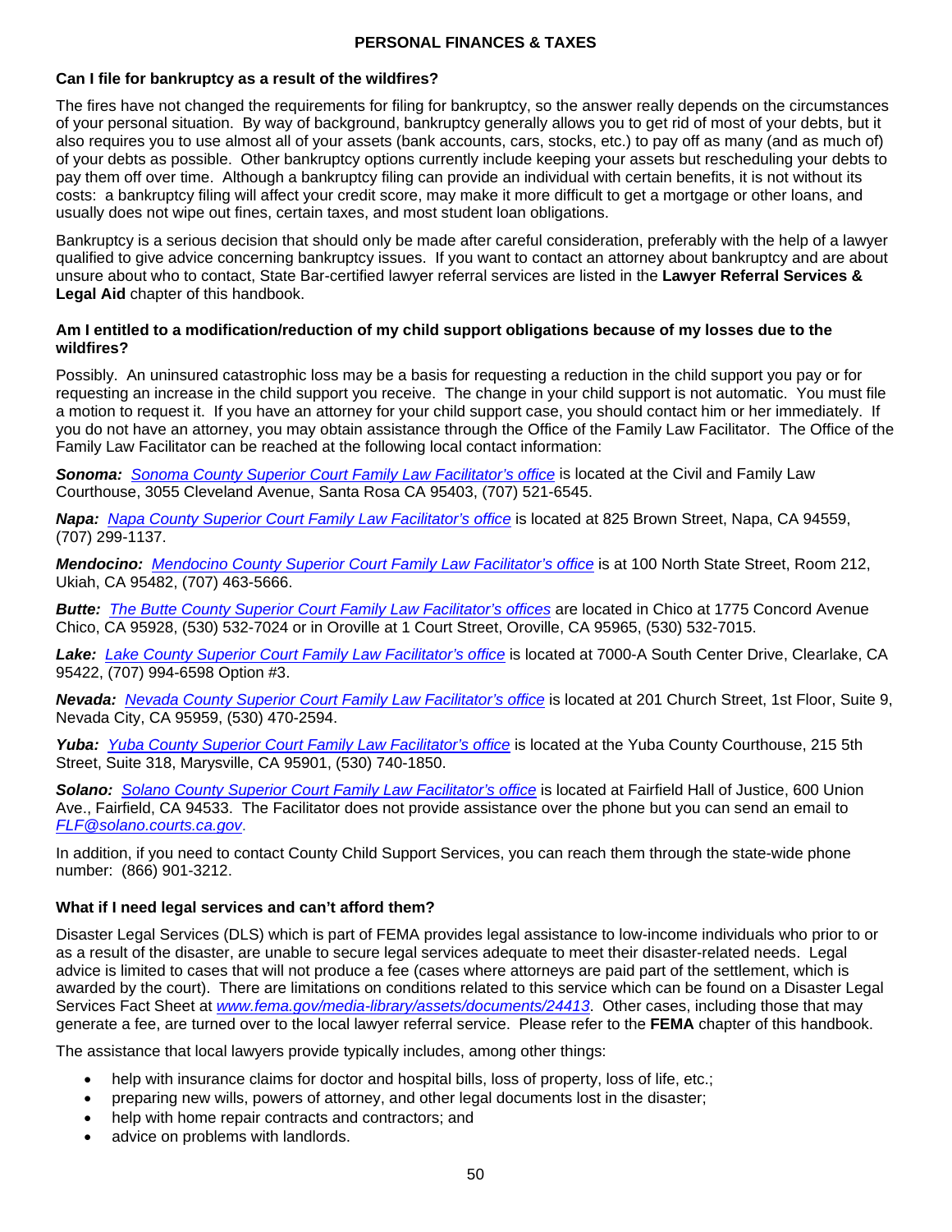## PERSONAL FINANCES & TAXES

### Can I file for bankruptcy as a result of the wildfires?

The fires have not changed the requirements for filing for bankruptcy, so the answer really depends on the circumstances of your personal situation. By way of background, bankruptcy generally allows you to get rid of most of your debts, but it also requires you to use almost all of your assets (bank accounts, cars, stocks, etc.) to pay off as many (and as much of) of your debts as possible. Other bankruptcy options currently include keeping your assets but rescheduling your debts to pay them off over time. Although a bankruptcy filing can provide an individual with certain benefits, it is not without its costs: a bankruptcy filing will affect your credit score, may make it more difficult to get a mortgage or other loans, and usually does not wipe out fines, certain taxes, and most student loan obligations.

Bankruptcy is a serious decision that should only be made after careful consideration, preferably with the help of a lawyer qualified to give advice concerning bankruptcy issues. If you want to contact an attorney about bankruptcy and are about unsure about who to contact, State Bar-certified lawyer referral services are listed in the **Lawyer Referral Services & Legal Aid** chapter of this handbook.

### Am I entitled to a modification/reduction of my child support obligations because of my losses due to the wildfires?

Possibly. An uninsured catastrophic loss may be a basis for requesting a reduction in the child support you pay or for requesting an increase in the child support you receive. The change in your child support is not automatic. You must file a motion to request it. If you have an attorney for your child support case, you should contact him or her immediately. If you do not have an attorney, you may obtain assistance through the Office of the Family Law Facilitator. The Office of the Family Law Facilitator can be reached at the following local contact information:

***Sonoma:*** *Sonoma County Superior Court Family Law Facilitator's office* is located at the Civil and Family Law Courthouse, 3055 Cleveland Avenue, Santa Rosa CA 95403, (707) 521-6545.

***Napa:*** *Napa County Superior Court Family Law Facilitator's office* is located at 825 Brown Street, Napa, CA 94559, (707) 299-1137.

***Mendocino:*** *Mendocino County Superior Court Family Law Facilitator's office* is at 100 North State Street, Room 212, Ukiah, CA 95482, (707) 463-5666.

***Butte:*** *The Butte County Superior Court Family Law Facilitator's offices* are located in Chico at 1775 Concord Avenue Chico, CA 95928, (530) 532-7024 or in Oroville at 1 Court Street, Oroville, CA 95965, (530) 532-7015.

***Lake:*** *Lake County Superior Court Family Law Facilitator's office* is located at 7000-A South Center Drive, Clearlake, CA 95422, (707) 994-6598 Option #3.

***Nevada:*** *Nevada County Superior Court Family Law Facilitator's office* is located at 201 Church Street, 1st Floor, Suite 9, Nevada City, CA 95959, (530) 470-2594.

***Yuba:*** *Yuba County Superior Court Family Law Facilitator's office* is located at the Yuba County Courthouse, 215 5th Street, Suite 318, Marysville, CA 95901, (530) 740-1850.

***Solano:*** *Solano County Superior Court Family Law Facilitator's office* is located at Fairfield Hall of Justice, 600 Union Ave., Fairfield, CA 94533. The Facilitator does not provide assistance over the phone but you can send an email to *FLF@solano.courts.ca.gov*.

In addition, if you need to contact County Child Support Services, you can reach them through the state-wide phone number: (866) 901-3212.

### What if I need legal services and can't afford them?

Disaster Legal Services (DLS) which is part of FEMA provides legal assistance to low-income individuals who prior to or as a result of the disaster, are unable to secure legal services adequate to meet their disaster-related needs. Legal advice is limited to cases that will not produce a fee (cases where attorneys are paid part of the settlement, which is awarded by the court). There are limitations on conditions related to this service which can be found on a Disaster Legal Services Fact Sheet at *www.fema.gov/media-library/assets/documents/24413*. Other cases, including those that may generate a fee, are turned over to the local lawyer referral service. Please refer to the **FEMA** chapter of this handbook.

The assistance that local lawyers provide typically includes, among other things:

- help with insurance claims for doctor and hospital bills, loss of property, loss of life, etc.;
- preparing new wills, powers of attorney, and other legal documents lost in the disaster;
- help with home repair contracts and contractors; and
- advice on problems with landlords.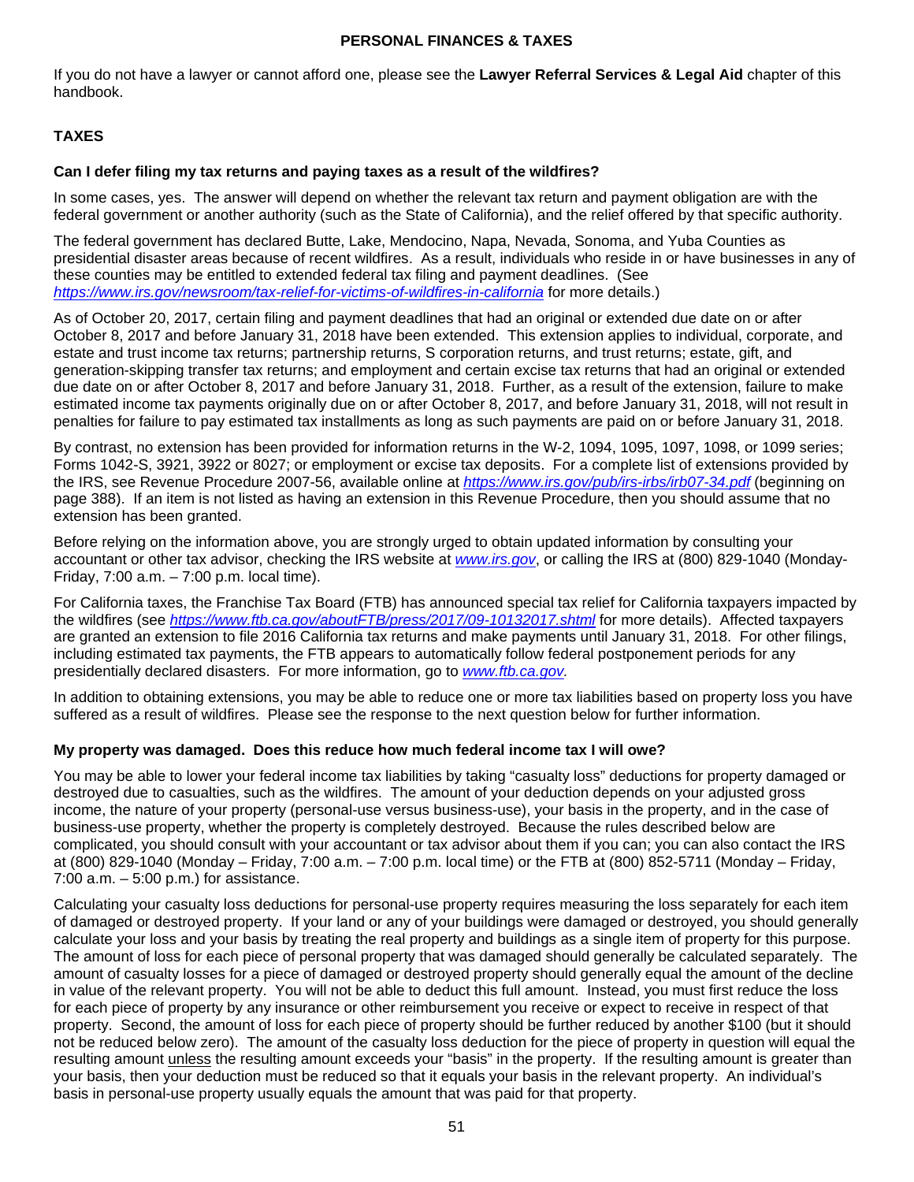If you do not have a lawyer or cannot afford one, please see the **Lawyer Referral Services & Legal Aid** chapter of this handbook.

## TAXES

### Can I defer filing my tax returns and paying taxes as a result of the wildfires?

In some cases, yes. The answer will depend on whether the relevant tax return and payment obligation are with the federal government or another authority (such as the State of California), and the relief offered by that specific authority.

The federal government has declared Butte, Lake, Mendocino, Napa, Nevada, Sonoma, and Yuba Counties as presidential disaster areas because of recent wildfires. As a result, individuals who reside in or have businesses in any of these counties may be entitled to extended federal tax filing and payment deadlines. (See *https://www.irs.gov/newsroom/tax-relief-for-victims-of-wildfires-in-california* for more details.)

As of October 20, 2017, certain filing and payment deadlines that had an original or extended due date on or after October 8, 2017 and before January 31, 2018 have been extended. This extension applies to individual, corporate, and estate and trust income tax returns; partnership returns, S corporation returns, and trust returns; estate, gift, and generation-skipping transfer tax returns; and employment and certain excise tax returns that had an original or extended due date on or after October 8, 2017 and before January 31, 2018. Further, as a result of the extension, failure to make estimated income tax payments originally due on or after October 8, 2017, and before January 31, 2018, will not result in penalties for failure to pay estimated tax installments as long as such payments are paid on or before January 31, 2018.

By contrast, no extension has been provided for information returns in the W-2, 1094, 1095, 1097, 1098, or 1099 series; Forms 1042-S, 3921, 3922 or 8027; or employment or excise tax deposits. For a complete list of extensions provided by the IRS, see Revenue Procedure 2007-56, available online at *https://www.irs.gov/pub/irs-irbs/irb07-34.pdf* (beginning on page 388). If an item is not listed as having an extension in this Revenue Procedure, then you should assume that no extension has been granted.

Before relying on the information above, you are strongly urged to obtain updated information by consulting your accountant or other tax advisor, checking the IRS website at *www.irs.gov*, or calling the IRS at (800) 829-1040 (Monday-Friday, 7:00 a.m. – 7:00 p.m. local time).

For California taxes, the Franchise Tax Board (FTB) has announced special tax relief for California taxpayers impacted by the wildfires (see *https://www.ftb.ca.gov/aboutFTB/press/2017/09-10132017.shtml* for more details). Affected taxpayers are granted an extension to file 2016 California tax returns and make payments until January 31, 2018. For other filings, including estimated tax payments, the FTB appears to automatically follow federal postponement periods for any presidentially declared disasters. For more information, go to *www.ftb.ca.gov.*

In addition to obtaining extensions, you may be able to reduce one or more tax liabilities based on property loss you have suffered as a result of wildfires. Please see the response to the next question below for further information.

### My property was damaged. Does this reduce how much federal income tax I will owe?

You may be able to lower your federal income tax liabilities by taking "casualty loss" deductions for property damaged or destroyed due to casualties, such as the wildfires. The amount of your deduction depends on your adjusted gross income, the nature of your property (personal-use versus business-use), your basis in the property, and in the case of business-use property, whether the property is completely destroyed. Because the rules described below are complicated, you should consult with your accountant or tax advisor about them if you can; you can also contact the IRS at (800) 829-1040 (Monday – Friday, 7:00 a.m. – 7:00 p.m. local time) or the FTB at (800) 852-5711 (Monday – Friday, 7:00 a.m. – 5:00 p.m.) for assistance.

Calculating your casualty loss deductions for personal-use property requires measuring the loss separately for each item of damaged or destroyed property. If your land or any of your buildings were damaged or destroyed, you should generally calculate your loss and your basis by treating the real property and buildings as a single item of property for this purpose. The amount of loss for each piece of personal property that was damaged should generally be calculated separately. The amount of casualty losses for a piece of damaged or destroyed property should generally equal the amount of the decline in value of the relevant property. You will not be able to deduct this full amount. Instead, you must first reduce the loss for each piece of property by any insurance or other reimbursement you receive or expect to receive in respect of that property. Second, the amount of loss for each piece of property should be further reduced by another $100 (but it should not be reduced below zero). The amount of the casualty loss deduction for the piece of property in question will equal the resulting amount unless the resulting amount exceeds your "basis" in the property. If the resulting amount is greater than your basis, then your deduction must be reduced so that it equals your basis in the relevant property. An individual's basis in personal-use property usually equals the amount that was paid for that property.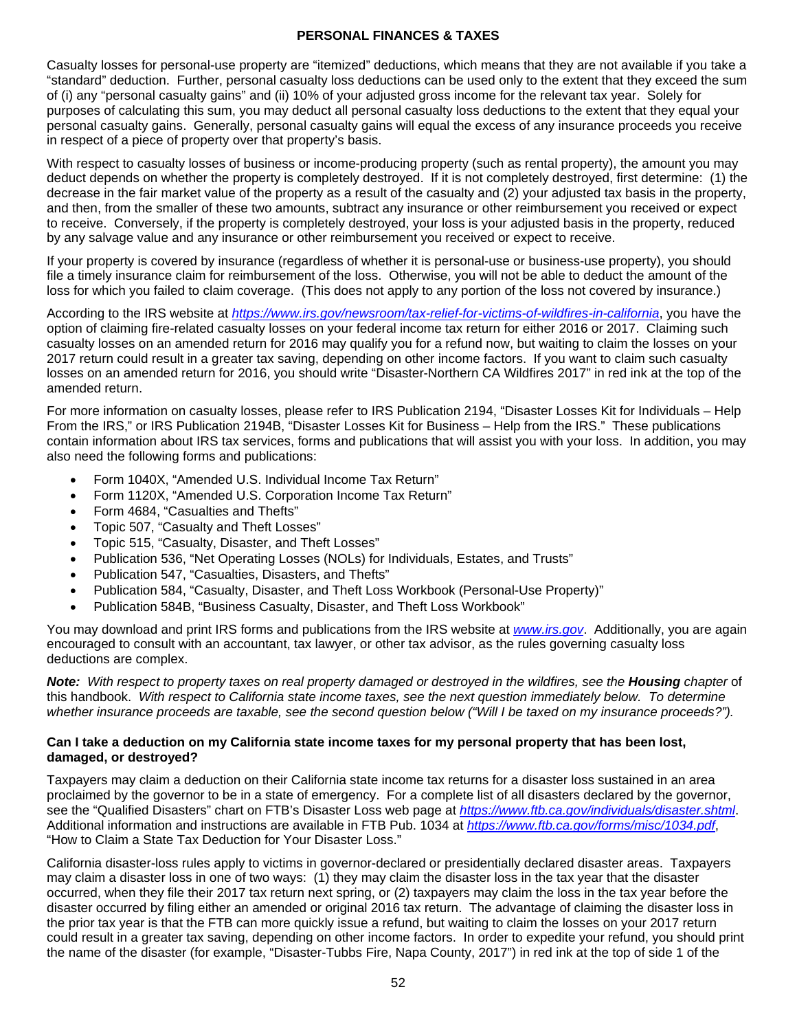Casualty losses for personal-use property are "itemized" deductions, which means that they are not available if you take a "standard" deduction. Further, personal casualty loss deductions can be used only to the extent that they exceed the sum of (i) any "personal casualty gains" and (ii) 10% of your adjusted gross income for the relevant tax year. Solely for purposes of calculating this sum, you may deduct all personal casualty loss deductions to the extent that they equal your personal casualty gains. Generally, personal casualty gains will equal the excess of any insurance proceeds you receive in respect of a piece of property over that property's basis.

With respect to casualty losses of business or income-producing property (such as rental property), the amount you may deduct depends on whether the property is completely destroyed. If it is not completely destroyed, first determine: (1) the decrease in the fair market value of the property as a result of the casualty and (2) your adjusted tax basis in the property, and then, from the smaller of these two amounts, subtract any insurance or other reimbursement you received or expect to receive. Conversely, if the property is completely destroyed, your loss is your adjusted basis in the property, reduced by any salvage value and any insurance or other reimbursement you received or expect to receive.

If your property is covered by insurance (regardless of whether it is personal-use or business-use property), you should file a timely insurance claim for reimbursement of the loss. Otherwise, you will not be able to deduct the amount of the loss for which you failed to claim coverage. (This does not apply to any portion of the loss not covered by insurance.)

According to the IRS website at *https://www.irs.gov/newsroom/tax-relief-for-victims-of-wildfires-in-california*, you have the option of claiming fire-related casualty losses on your federal income tax return for either 2016 or 2017. Claiming such casualty losses on an amended return for 2016 may qualify you for a refund now, but waiting to claim the losses on your 2017 return could result in a greater tax saving, depending on other income factors. If you want to claim such casualty losses on an amended return for 2016, you should write "Disaster-Northern CA Wildfires 2017" in red ink at the top of the amended return.

For more information on casualty losses, please refer to IRS Publication 2194, "Disaster Losses Kit for Individuals – Help From the IRS," or IRS Publication 2194B, "Disaster Losses Kit for Business – Help from the IRS." These publications contain information about IRS tax services, forms and publications that will assist you with your loss. In addition, you may also need the following forms and publications:

- Form 1040X, "Amended U.S. Individual Income Tax Return"
- Form 1120X, "Amended U.S. Corporation Income Tax Return"
- Form 4684, "Casualties and Thefts"
- Topic 507, "Casualty and Theft Losses"
- Topic 515, "Casualty, Disaster, and Theft Losses"
- Publication 536, "Net Operating Losses (NOLs) for Individuals, Estates, and Trusts"
- Publication 547, "Casualties, Disasters, and Thefts"
- Publication 584, "Casualty, Disaster, and Theft Loss Workbook (Personal-Use Property)"
- Publication 584B, "Business Casualty, Disaster, and Theft Loss Workbook"

You may download and print IRS forms and publications from the IRS website at *www.irs.gov*. Additionally, you are again encouraged to consult with an accountant, tax lawyer, or other tax advisor, as the rules governing casualty loss deductions are complex.

***Note:*** *With respect to property taxes on real property damaged or destroyed in the wildfires, see the* ***Housing*** *chapter* of this handbook. *With respect to California state income taxes, see the next question immediately below. To determine whether insurance proceeds are taxable, see the second question below ("Will I be taxed on my insurance proceeds?").*

**Can I take a deduction on my California state income taxes for my personal property that has been lost, damaged, or destroyed?**

Taxpayers may claim a deduction on their California state income tax returns for a disaster loss sustained in an area proclaimed by the governor to be in a state of emergency. For a complete list of all disasters declared by the governor, see the "Qualified Disasters" chart on FTB's Disaster Loss web page at *https://www.ftb.ca.gov/individuals/disaster.shtml*. Additional information and instructions are available in FTB Pub. 1034 at *https://www.ftb.ca.gov/forms/misc/1034.pdf*, "How to Claim a State Tax Deduction for Your Disaster Loss."

California disaster-loss rules apply to victims in governor-declared or presidentially declared disaster areas. Taxpayers may claim a disaster loss in one of two ways: (1) they may claim the disaster loss in the tax year that the disaster occurred, when they file their 2017 tax return next spring, or (2) taxpayers may claim the loss in the tax year before the disaster occurred by filing either an amended or original 2016 tax return. The advantage of claiming the disaster loss in the prior tax year is that the FTB can more quickly issue a refund, but waiting to claim the losses on your 2017 return could result in a greater tax saving, depending on other income factors. In order to expedite your refund, you should print the name of the disaster (for example, "Disaster-Tubbs Fire, Napa County, 2017") in red ink at the top of side 1 of the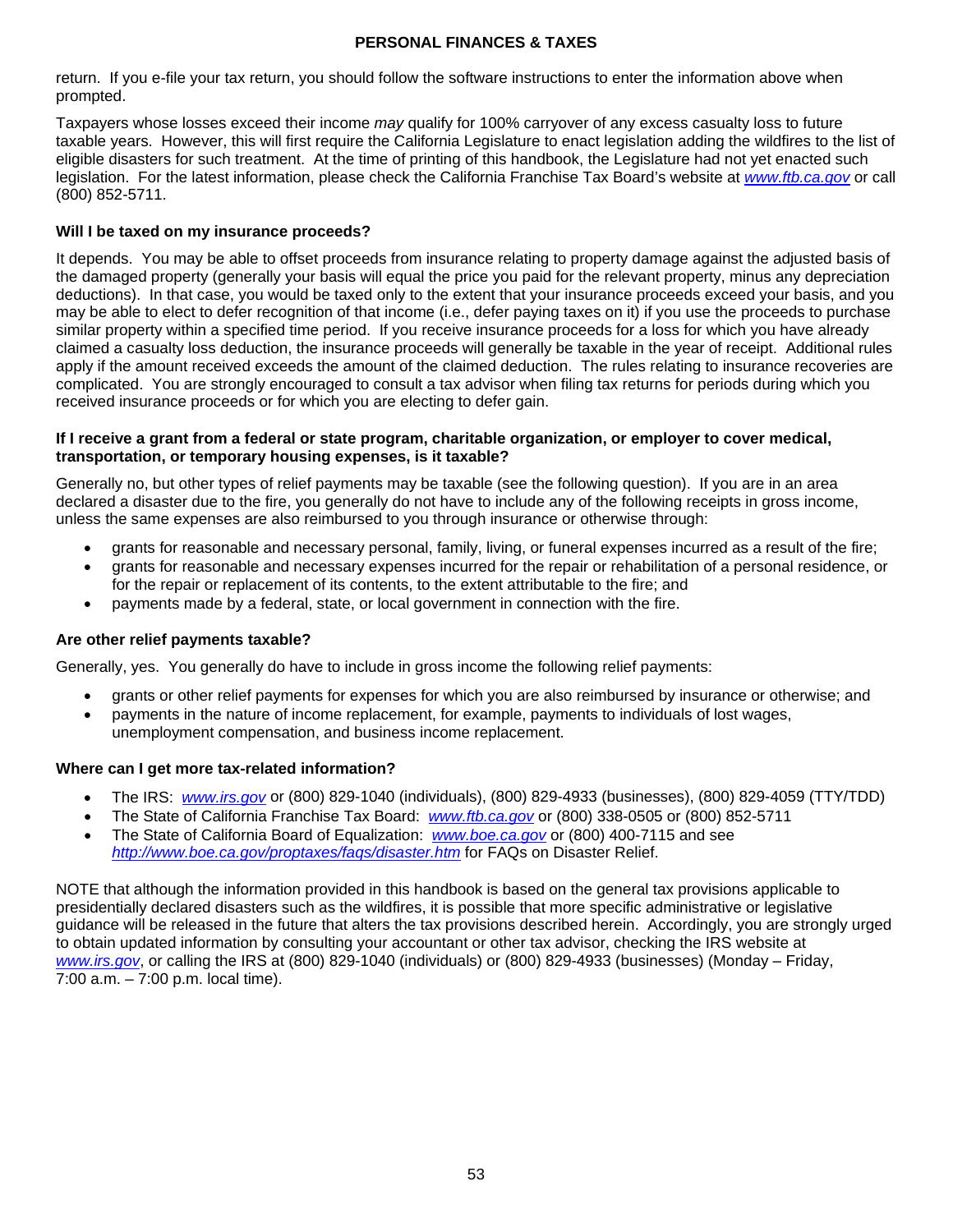return. If you e-file your tax return, you should follow the software instructions to enter the information above when prompted.

Taxpayers whose losses exceed their income *may* qualify for 100% carryover of any excess casualty loss to future taxable years. However, this will first require the California Legislature to enact legislation adding the wildfires to the list of eligible disasters for such treatment. At the time of printing of this handbook, the Legislature had not yet enacted such legislation. For the latest information, please check the California Franchise Tax Board's website at www.ftb.ca.gov or call (800) 852-5711.

### Will I be taxed on my insurance proceeds?

It depends. You may be able to offset proceeds from insurance relating to property damage against the adjusted basis of the damaged property (generally your basis will equal the price you paid for the relevant property, minus any depreciation deductions). In that case, you would be taxed only to the extent that your insurance proceeds exceed your basis, and you may be able to elect to defer recognition of that income (i.e., defer paying taxes on it) if you use the proceeds to purchase similar property within a specified time period. If you receive insurance proceeds for a loss for which you have already claimed a casualty loss deduction, the insurance proceeds will generally be taxable in the year of receipt. Additional rules apply if the amount received exceeds the amount of the claimed deduction. The rules relating to insurance recoveries are complicated. You are strongly encouraged to consult a tax advisor when filing tax returns for periods during which you received insurance proceeds or for which you are electing to defer gain.

### If I receive a grant from a federal or state program, charitable organization, or employer to cover medical, transportation, or temporary housing expenses, is it taxable?

Generally no, but other types of relief payments may be taxable (see the following question). If you are in an area declared a disaster due to the fire, you generally do not have to include any of the following receipts in gross income, unless the same expenses are also reimbursed to you through insurance or otherwise through:

- grants for reasonable and necessary personal, family, living, or funeral expenses incurred as a result of the fire;
- grants for reasonable and necessary expenses incurred for the repair or rehabilitation of a personal residence, or for the repair or replacement of its contents, to the extent attributable to the fire; and
- payments made by a federal, state, or local government in connection with the fire.

### Are other relief payments taxable?

Generally, yes. You generally do have to include in gross income the following relief payments:

- grants or other relief payments for expenses for which you are also reimbursed by insurance or otherwise; and
- payments in the nature of income replacement, for example, payments to individuals of lost wages, unemployment compensation, and business income replacement.

### Where can I get more tax-related information?

- The IRS: www.irs.gov or (800) 829-1040 (individuals), (800) 829-4933 (businesses), (800) 829-4059 (TTY/TDD)
- The State of California Franchise Tax Board: www.ftb.ca.gov or (800) 338-0505 or (800) 852-5711
- The State of California Board of Equalization: www.boe.ca.gov or (800) 400-7115 and see http://www.boe.ca.gov/proptaxes/faqs/disaster.htm for FAQs on Disaster Relief.

NOTE that although the information provided in this handbook is based on the general tax provisions applicable to presidentially declared disasters such as the wildfires, it is possible that more specific administrative or legislative guidance will be released in the future that alters the tax provisions described herein. Accordingly, you are strongly urged to obtain updated information by consulting your accountant or other tax advisor, checking the IRS website at www.irs.gov, or calling the IRS at (800) 829-1040 (individuals) or (800) 829-4933 (businesses) (Monday – Friday, 7:00 a.m. – 7:00 p.m. local time).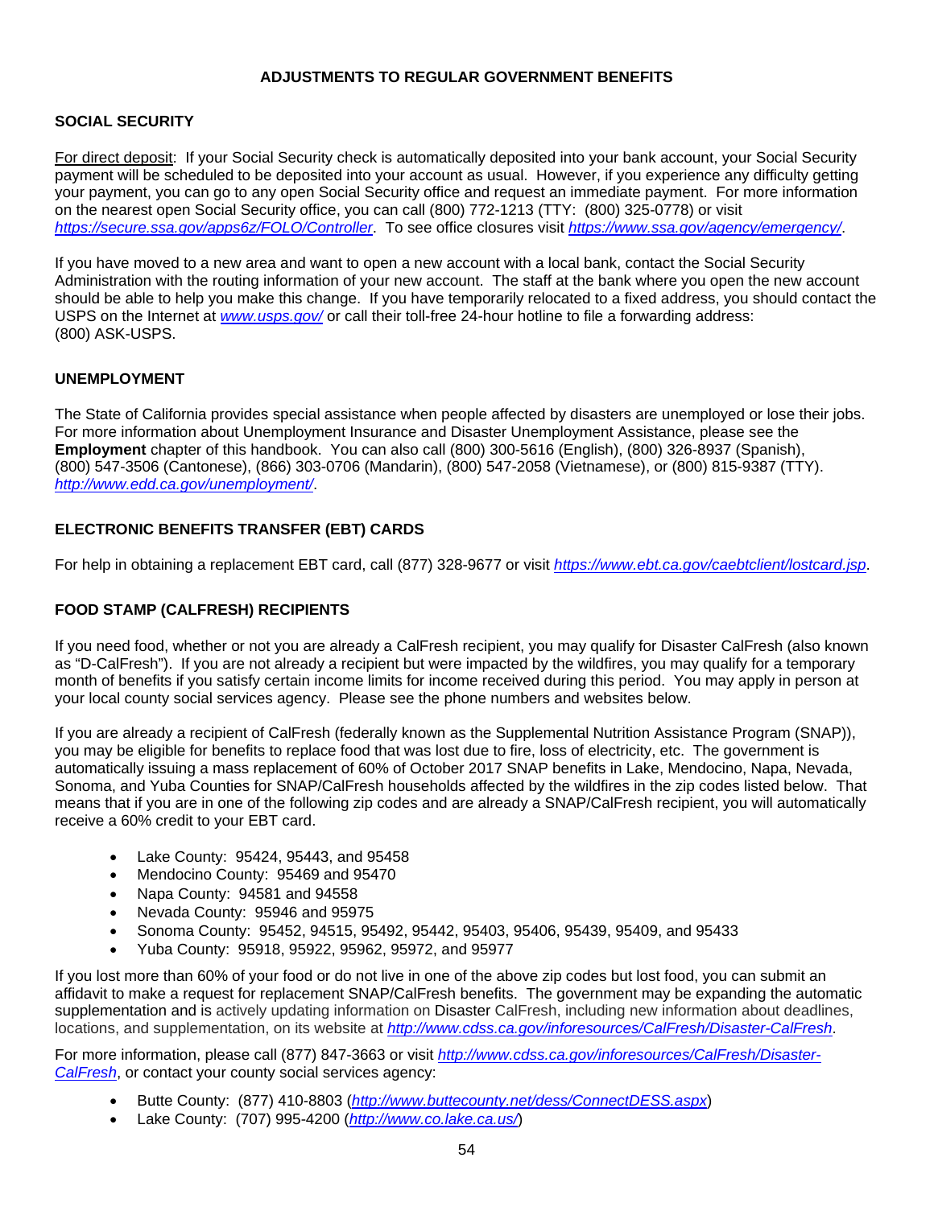## ADJUSTMENTS TO REGULAR GOVERNMENT BENEFITS

### SOCIAL SECURITY

For direct deposit: If your Social Security check is automatically deposited into your bank account, your Social Security payment will be scheduled to be deposited into your account as usual. However, if you experience any difficulty getting your payment, you can go to any open Social Security office and request an immediate payment. For more information on the nearest open Social Security office, you can call (800) 772-1213 (TTY: (800) 325-0778) or visit *https://secure.ssa.gov/apps6z/FOLO/Controller*. To see office closures visit *https://www.ssa.gov/agency/emergency/*.

If you have moved to a new area and want to open a new account with a local bank, contact the Social Security Administration with the routing information of your new account. The staff at the bank where you open the new account should be able to help you make this change. If you have temporarily relocated to a fixed address, you should contact the USPS on the Internet at *www.usps.gov/* or call their toll-free 24-hour hotline to file a forwarding address: (800) ASK-USPS.

### UNEMPLOYMENT

The State of California provides special assistance when people affected by disasters are unemployed or lose their jobs. For more information about Unemployment Insurance and Disaster Unemployment Assistance, please see the **Employment** chapter of this handbook. You can also call (800) 300-5616 (English), (800) 326-8937 (Spanish), (800) 547-3506 (Cantonese), (866) 303-0706 (Mandarin), (800) 547-2058 (Vietnamese), or (800) 815-9387 (TTY). *http://www.edd.ca.gov/unemployment/*.

### ELECTRONIC BENEFITS TRANSFER (EBT) CARDS

For help in obtaining a replacement EBT card, call (877) 328-9677 or visit *https://www.ebt.ca.gov/caebtclient/lostcard.jsp*.

### FOOD STAMP (CALFRESH) RECIPIENTS

If you need food, whether or not you are already a CalFresh recipient, you may qualify for Disaster CalFresh (also known as "D-CalFresh"). If you are not already a recipient but were impacted by the wildfires, you may qualify for a temporary month of benefits if you satisfy certain income limits for income received during this period. You may apply in person at your local county social services agency. Please see the phone numbers and websites below.

If you are already a recipient of CalFresh (federally known as the Supplemental Nutrition Assistance Program (SNAP)), you may be eligible for benefits to replace food that was lost due to fire, loss of electricity, etc. The government is automatically issuing a mass replacement of 60% of October 2017 SNAP benefits in Lake, Mendocino, Napa, Nevada, Sonoma, and Yuba Counties for SNAP/CalFresh households affected by the wildfires in the zip codes listed below. That means that if you are in one of the following zip codes and are already a SNAP/CalFresh recipient, you will automatically receive a 60% credit to your EBT card.

- Lake County: 95424, 95443, and 95458
- Mendocino County: 95469 and 95470
- Napa County: 94581 and 94558
- Nevada County: 95946 and 95975
- Sonoma County: 95452, 94515, 95492, 95442, 95403, 95406, 95439, 95409, and 95433
- Yuba County: 95918, 95922, 95962, 95972, and 95977

If you lost more than 60% of your food or do not live in one of the above zip codes but lost food, you can submit an affidavit to make a request for replacement SNAP/CalFresh benefits. The government may be expanding the automatic supplementation and is actively updating information on Disaster CalFresh, including new information about deadlines, locations, and supplementation, on its website at *http://www.cdss.ca.gov/inforesources/CalFresh/Disaster-CalFresh*.

For more information, please call (877) 847-3663 or visit *http://www.cdss.ca.gov/inforesources/CalFresh/Disaster-CalFresh*, or contact your county social services agency:

- Butte County: (877) 410-8803 (*http://www.buttecounty.net/dess/ConnectDESS.aspx*)
- Lake County: (707) 995-4200 (*http://www.co.lake.ca.us/*)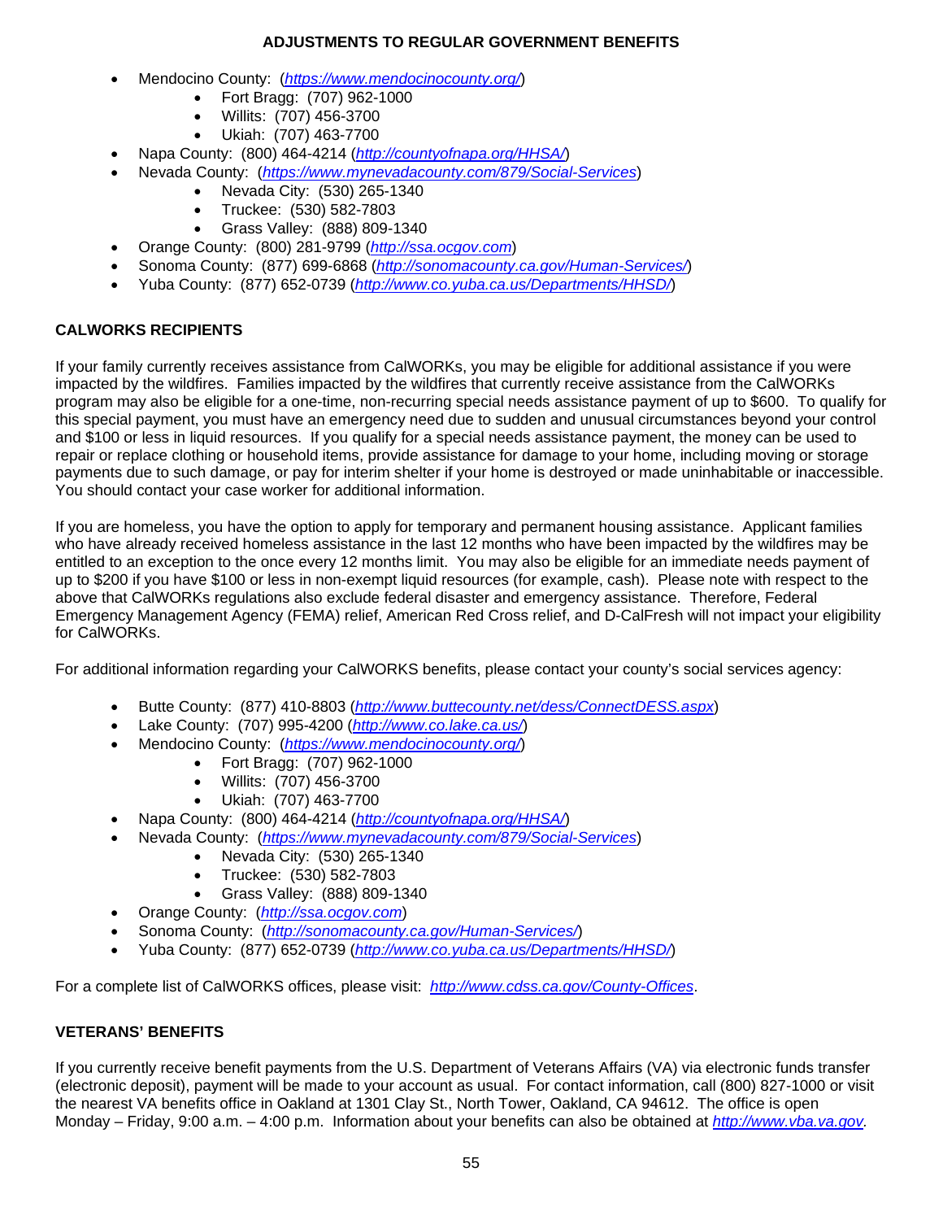- Mendocino County: (*https://www.mendocinocounty.org/*)
  - Fort Bragg: (707) 962-1000
  - Willits: (707) 456-3700
  - Ukiah: (707) 463-7700
- Napa County: (800) 464-4214 (*http://countyofnapa.org/HHSA/*)
- Nevada County: (*https://www.mynevadacounty.com/879/Social-Services*)
  - Nevada City: (530) 265-1340
  - Truckee: (530) 582-7803
  - Grass Valley: (888) 809-1340
- Orange County: (800) 281-9799 (*http://ssa.ocgov.com*)
- Sonoma County: (877) 699-6868 (*http://sonomacounty.ca.gov/Human-Services/*)
- Yuba County: (877) 652-0739 (*http://www.co.yuba.ca.us/Departments/HHSD/*)

## CALWORKS RECIPIENTS

If your family currently receives assistance from CalWORKs, you may be eligible for additional assistance if you were impacted by the wildfires. Families impacted by the wildfires that currently receive assistance from the CalWORKs program may also be eligible for a one-time, non-recurring special needs assistance payment of up to $600. To qualify for this special payment, you must have an emergency need due to sudden and unusual circumstances beyond your control and $100 or less in liquid resources. If you qualify for a special needs assistance payment, the money can be used to repair or replace clothing or household items, provide assistance for damage to your home, including moving or storage payments due to such damage, or pay for interim shelter if your home is destroyed or made uninhabitable or inaccessible. You should contact your case worker for additional information.

If you are homeless, you have the option to apply for temporary and permanent housing assistance. Applicant families who have already received homeless assistance in the last 12 months who have been impacted by the wildfires may be entitled to an exception to the once every 12 months limit. You may also be eligible for an immediate needs payment of up to $200 if you have $100 or less in non-exempt liquid resources (for example, cash). Please note with respect to the above that CalWORKs regulations also exclude federal disaster and emergency assistance. Therefore, Federal Emergency Management Agency (FEMA) relief, American Red Cross relief, and D-CalFresh will not impact your eligibility for CalWORKs.

For additional information regarding your CalWORKS benefits, please contact your county's social services agency:

- Butte County: (877) 410-8803 (*http://www.buttecounty.net/dess/ConnectDESS.aspx*)
- Lake County: (707) 995-4200 (*http://www.co.lake.ca.us/*)
- Mendocino County: (*https://www.mendocinocounty.org/*)
  - Fort Bragg: (707) 962-1000
  - Willits: (707) 456-3700
  - Ukiah: (707) 463-7700
- Napa County: (800) 464-4214 (*http://countyofnapa.org/HHSA/*)
- Nevada County: (*https://www.mynevadacounty.com/879/Social-Services*)
  - Nevada City: (530) 265-1340
  - Truckee: (530) 582-7803
  - Grass Valley: (888) 809-1340
- Orange County: (*http://ssa.ocgov.com*)
- Sonoma County: (*http://sonomacounty.ca.gov/Human-Services/*)
- Yuba County: (877) 652-0739 (*http://www.co.yuba.ca.us/Departments/HHSD/*)

For a complete list of CalWORKS offices, please visit: *http://www.cdss.ca.gov/County-Offices*.

## VETERANS' BENEFITS

If you currently receive benefit payments from the U.S. Department of Veterans Affairs (VA) via electronic funds transfer (electronic deposit), payment will be made to your account as usual. For contact information, call (800) 827-1000 or visit the nearest VA benefits office in Oakland at 1301 Clay St., North Tower, Oakland, CA 94612. The office is open Monday – Friday, 9:00 a.m. – 4:00 p.m. Information about your benefits can also be obtained at *http://www.vba.va.gov*.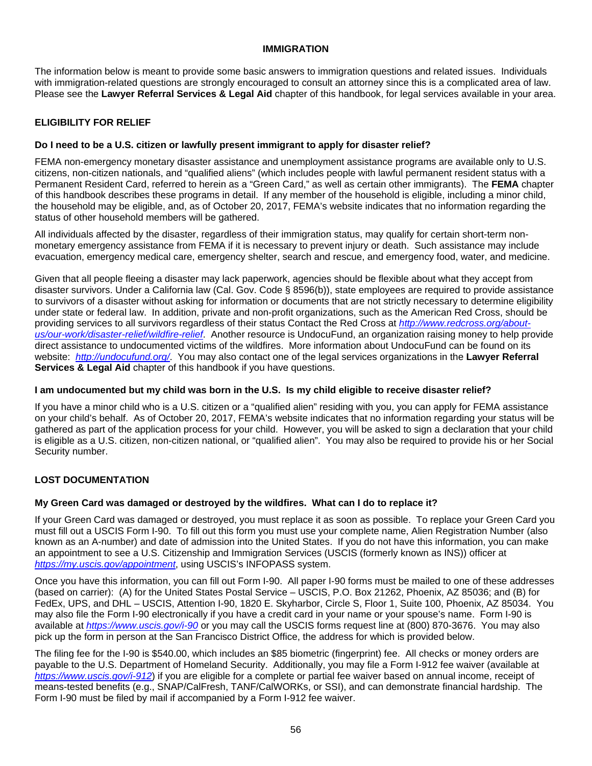# IMMIGRATION

The information below is meant to provide some basic answers to immigration questions and related issues. Individuals with immigration-related questions are strongly encouraged to consult an attorney since this is a complicated area of law. Please see the **Lawyer Referral Services & Legal Aid** chapter of this handbook, for legal services available in your area.

## ELIGIBILITY FOR RELIEF

### Do I need to be a U.S. citizen or lawfully present immigrant to apply for disaster relief?

FEMA non-emergency monetary disaster assistance and unemployment assistance programs are available only to U.S. citizens, non-citizen nationals, and "qualified aliens" (which includes people with lawful permanent resident status with a Permanent Resident Card, referred to herein as a "Green Card," as well as certain other immigrants). The **FEMA** chapter of this handbook describes these programs in detail. If any member of the household is eligible, including a minor child, the household may be eligible, and, as of October 20, 2017, FEMA's website indicates that no information regarding the status of other household members will be gathered.

All individuals affected by the disaster, regardless of their immigration status, may qualify for certain short-term non-monetary emergency assistance from FEMA if it is necessary to prevent injury or death. Such assistance may include evacuation, emergency medical care, emergency shelter, search and rescue, and emergency food, water, and medicine.

Given that all people fleeing a disaster may lack paperwork, agencies should be flexible about what they accept from disaster survivors. Under a California law (Cal. Gov. Code § 8596(b)), state employees are required to provide assistance to survivors of a disaster without asking for information or documents that are not strictly necessary to determine eligibility under state or federal law. In addition, private and non-profit organizations, such as the American Red Cross, should be providing services to all survivors regardless of their status Contact the Red Cross at *http://www.redcross.org/about-us/our-work/disaster-relief/wildfire-relief*. Another resource is UndocuFund, an organization raising money to help provide direct assistance to undocumented victims of the wildfires. More information about UndocuFund can be found on its website: *http://undocufund.org/*. You may also contact one of the legal services organizations in the **Lawyer Referral Services & Legal Aid** chapter of this handbook if you have questions.

### I am undocumented but my child was born in the U.S. Is my child eligible to receive disaster relief?

If you have a minor child who is a U.S. citizen or a "qualified alien" residing with you, you can apply for FEMA assistance on your child's behalf. As of October 20, 2017, FEMA's website indicates that no information regarding your status will be gathered as part of the application process for your child. However, you will be asked to sign a declaration that your child is eligible as a U.S. citizen, non-citizen national, or "qualified alien". You may also be required to provide his or her Social Security number.

## LOST DOCUMENTATION

### My Green Card was damaged or destroyed by the wildfires. What can I do to replace it?

If your Green Card was damaged or destroyed, you must replace it as soon as possible. To replace your Green Card you must fill out a USCIS Form I-90. To fill out this form you must use your complete name, Alien Registration Number (also known as an A-number) and date of admission into the United States. If you do not have this information, you can make an appointment to see a U.S. Citizenship and Immigration Services (USCIS (formerly known as INS)) officer at *https://my.uscis.gov/appointment*, using USCIS's INFOPASS system.

Once you have this information, you can fill out Form I-90. All paper I-90 forms must be mailed to one of these addresses (based on carrier): (A) for the United States Postal Service – USCIS, P.O. Box 21262, Phoenix, AZ 85036; and (B) for FedEx, UPS, and DHL – USCIS, Attention I-90, 1820 E. Skyharbor, Circle S, Floor 1, Suite 100, Phoenix, AZ 85034. You may also file the Form I-90 electronically if you have a credit card in your name or your spouse's name. Form I-90 is available at *https://www.uscis.gov/i-90* or you may call the USCIS forms request line at (800) 870-3676. You may also pick up the form in person at the San Francisco District Office, the address for which is provided below.

The filing fee for the I-90 is $540.00, which includes an $85 biometric (fingerprint) fee. All checks or money orders are payable to the U.S. Department of Homeland Security. Additionally, you may file a Form I-912 fee waiver (available at *https://www.uscis.gov/i-912*) if you are eligible for a complete or partial fee waiver based on annual income, receipt of means-tested benefits (e.g., SNAP/CalFresh, TANF/CalWORKs, or SSI), and can demonstrate financial hardship. The Form I-90 must be filed by mail if accompanied by a Form I-912 fee waiver.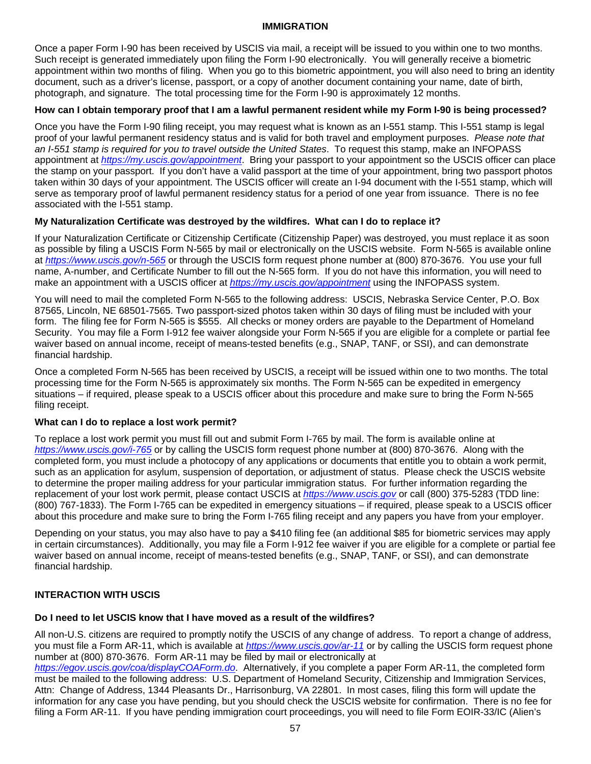## IMMIGRATION

Once a paper Form I-90 has been received by USCIS via mail, a receipt will be issued to you within one to two months. Such receipt is generated immediately upon filing the Form I-90 electronically. You will generally receive a biometric appointment within two months of filing. When you go to this biometric appointment, you will also need to bring an identity document, such as a driver's license, passport, or a copy of another document containing your name, date of birth, photograph, and signature. The total processing time for the Form I-90 is approximately 12 months.

**How can I obtain temporary proof that I am a lawful permanent resident while my Form I-90 is being processed?**

Once you have the Form I-90 filing receipt, you may request what is known as an I-551 stamp. This I-551 stamp is legal proof of your lawful permanent residency status and is valid for both travel and employment purposes. *Please note that an I-551 stamp is required for you to travel outside the United States*. To request this stamp, make an INFOPASS appointment at *https://my.uscis.gov/appointment*. Bring your passport to your appointment so the USCIS officer can place the stamp on your passport. If you don't have a valid passport at the time of your appointment, bring two passport photos taken within 30 days of your appointment. The USCIS officer will create an I-94 document with the I-551 stamp, which will serve as temporary proof of lawful permanent residency status for a period of one year from issuance. There is no fee associated with the I-551 stamp.

**My Naturalization Certificate was destroyed by the wildfires. What can I do to replace it?**

If your Naturalization Certificate or Citizenship Certificate (Citizenship Paper) was destroyed, you must replace it as soon as possible by filing a USCIS Form N-565 by mail or electronically on the USCIS website. Form N-565 is available online at *https://www.uscis.gov/n-565* or through the USCIS form request phone number at (800) 870-3676. You use your full name, A-number, and Certificate Number to fill out the N-565 form. If you do not have this information, you will need to make an appointment with a USCIS officer at *https://my.uscis.gov/appointment* using the INFOPASS system.

You will need to mail the completed Form N-565 to the following address: USCIS, Nebraska Service Center, P.O. Box 87565, Lincoln, NE 68501-7565. Two passport-sized photos taken within 30 days of filing must be included with your form. The filing fee for Form N-565 is $555. All checks or money orders are payable to the Department of Homeland Security. You may file a Form I-912 fee waiver alongside your Form N-565 if you are eligible for a complete or partial fee waiver based on annual income, receipt of means-tested benefits (e.g., SNAP, TANF, or SSI), and can demonstrate financial hardship.

Once a completed Form N-565 has been received by USCIS, a receipt will be issued within one to two months. The total processing time for the Form N-565 is approximately six months. The Form N-565 can be expedited in emergency situations – if required, please speak to a USCIS officer about this procedure and make sure to bring the Form N-565 filing receipt.

**What can I do to replace a lost work permit?**

To replace a lost work permit you must fill out and submit Form I-765 by mail. The form is available online at *https://www.uscis.gov/i-765* or by calling the USCIS form request phone number at (800) 870-3676. Along with the completed form, you must include a photocopy of any applications or documents that entitle you to obtain a work permit, such as an application for asylum, suspension of deportation, or adjustment of status. Please check the USCIS website to determine the proper mailing address for your particular immigration status. For further information regarding the replacement of your lost work permit, please contact USCIS at *https://www.uscis.gov* or call (800) 375-5283 (TDD line: (800) 767-1833). The Form I-765 can be expedited in emergency situations – if required, please speak to a USCIS officer about this procedure and make sure to bring the Form I-765 filing receipt and any papers you have from your employer.

Depending on your status, you may also have to pay a $410 filing fee (an additional $85 for biometric services may apply in certain circumstances). Additionally, you may file a Form I-912 fee waiver if you are eligible for a complete or partial fee waiver based on annual income, receipt of means-tested benefits (e.g., SNAP, TANF, or SSI), and can demonstrate financial hardship.

## INTERACTION WITH USCIS

**Do I need to let USCIS know that I have moved as a result of the wildfires?**

All non-U.S. citizens are required to promptly notify the USCIS of any change of address. To report a change of address, you must file a Form AR-11, which is available at *https://www.uscis.gov/ar-11* or by calling the USCIS form request phone number at (800) 870-3676. Form AR-11 may be filed by mail or electronically at *https://egov.uscis.gov/coa/displayCOAForm.do*. Alternatively, if you complete a paper Form AR-11, the completed form must be mailed to the following address: U.S. Department of Homeland Security, Citizenship and Immigration Services, Attn: Change of Address, 1344 Pleasants Dr., Harrisonburg, VA 22801. In most cases, filing this form will update the information for any case you have pending, but you should check the USCIS website for confirmation. There is no fee for filing a Form AR-11. If you have pending immigration court proceedings, you will need to file Form EOIR-33/IC (Alien's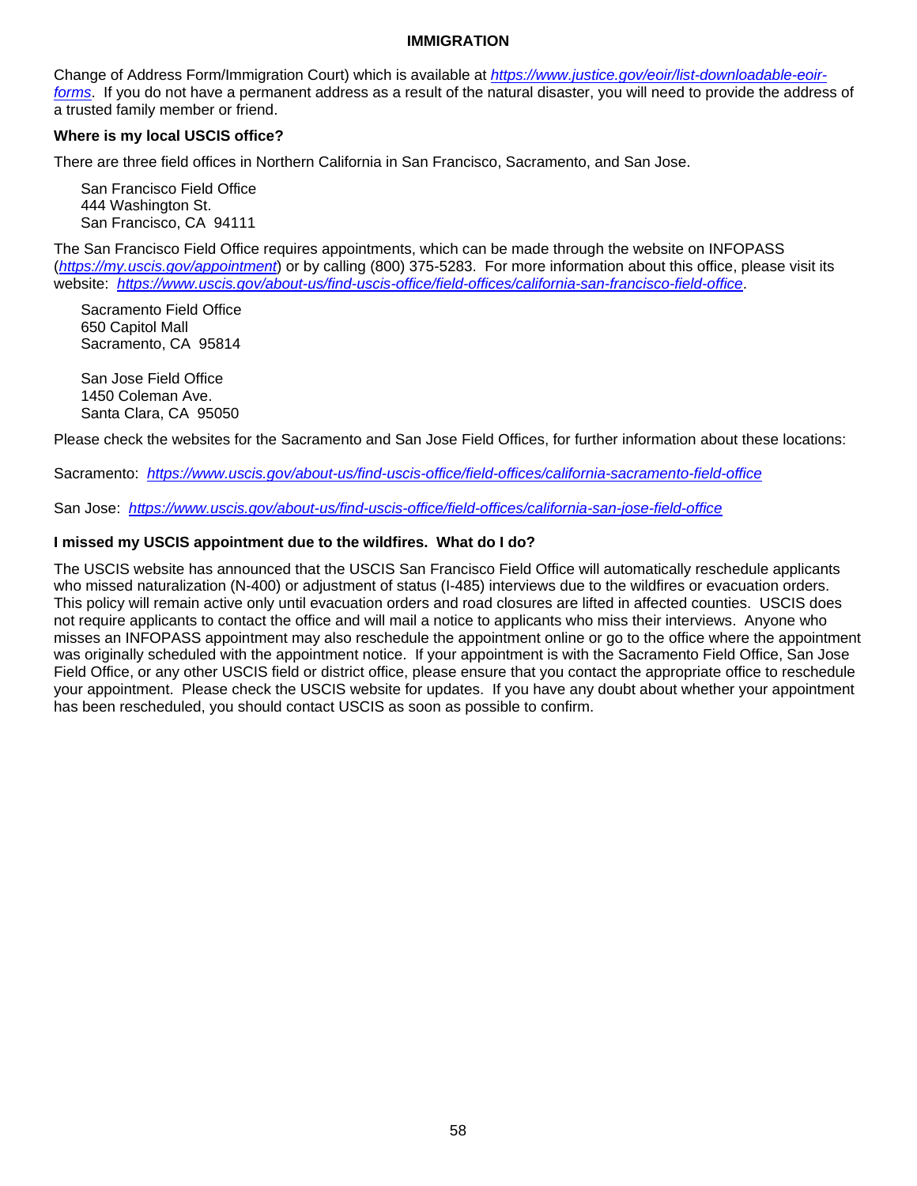Change of Address Form/Immigration Court) which is available at *https://www.justice.gov/eoir/list-downloadable-eoir-forms*. If you do not have a permanent address as a result of the natural disaster, you will need to provide the address of a trusted family member or friend.

**Where is my local USCIS office?**

There are three field offices in Northern California in San Francisco, Sacramento, and San Jose.

San Francisco Field Office
444 Washington St.
San Francisco, CA 94111

The San Francisco Field Office requires appointments, which can be made through the website on INFOPASS (*https://my.uscis.gov/appointment*) or by calling (800) 375-5283. For more information about this office, please visit its website: *https://www.uscis.gov/about-us/find-uscis-office/field-offices/california-san-francisco-field-office*.

Sacramento Field Office
650 Capitol Mall
Sacramento, CA 95814

San Jose Field Office
1450 Coleman Ave.
Santa Clara, CA 95050

Please check the websites for the Sacramento and San Jose Field Offices, for further information about these locations:

Sacramento: *https://www.uscis.gov/about-us/find-uscis-office/field-offices/california-sacramento-field-office*

San Jose: *https://www.uscis.gov/about-us/find-uscis-office/field-offices/california-san-jose-field-office*

**I missed my USCIS appointment due to the wildfires. What do I do?**

The USCIS website has announced that the USCIS San Francisco Field Office will automatically reschedule applicants who missed naturalization (N-400) or adjustment of status (I-485) interviews due to the wildfires or evacuation orders. This policy will remain active only until evacuation orders and road closures are lifted in affected counties. USCIS does not require applicants to contact the office and will mail a notice to applicants who miss their interviews. Anyone who misses an INFOPASS appointment may also reschedule the appointment online or go to the office where the appointment was originally scheduled with the appointment notice. If your appointment is with the Sacramento Field Office, San Jose Field Office, or any other USCIS field or district office, please ensure that you contact the appropriate office to reschedule your appointment. Please check the USCIS website for updates. If you have any doubt about whether your appointment has been rescheduled, you should contact USCIS as soon as possible to confirm.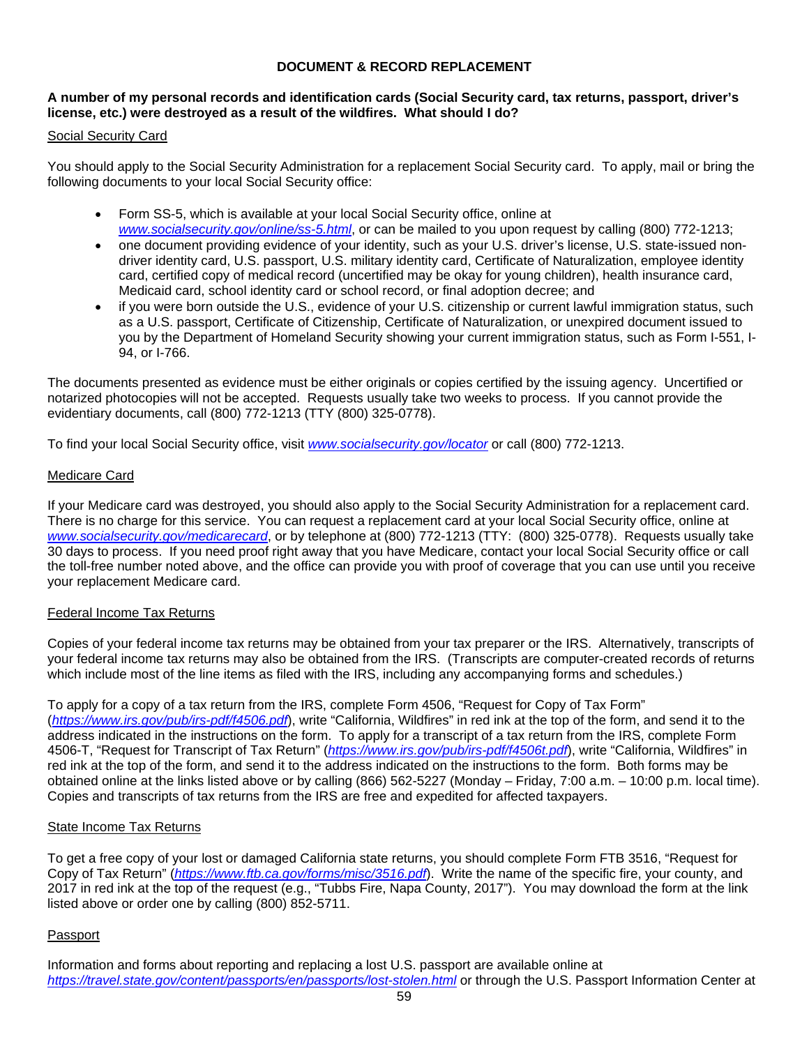## DOCUMENT & RECORD REPLACEMENT

**A number of my personal records and identification cards (Social Security card, tax returns, passport, driver's license, etc.) were destroyed as a result of the wildfires. What should I do?**

Social Security Card

You should apply to the Social Security Administration for a replacement Social Security card. To apply, mail or bring the following documents to your local Social Security office:

- Form SS-5, which is available at your local Social Security office, online at *www.socialsecurity.gov/online/ss-5.html*, or can be mailed to you upon request by calling (800) 772-1213;
- one document providing evidence of your identity, such as your U.S. driver's license, U.S. state-issued non-driver identity card, U.S. passport, U.S. military identity card, Certificate of Naturalization, employee identity card, certified copy of medical record (uncertified may be okay for young children), health insurance card, Medicaid card, school identity card or school record, or final adoption decree; and
- if you were born outside the U.S., evidence of your U.S. citizenship or current lawful immigration status, such as a U.S. passport, Certificate of Citizenship, Certificate of Naturalization, or unexpired document issued to you by the Department of Homeland Security showing your current immigration status, such as Form I-551, I-94, or I-766.

The documents presented as evidence must be either originals or copies certified by the issuing agency. Uncertified or notarized photocopies will not be accepted. Requests usually take two weeks to process. If you cannot provide the evidentiary documents, call (800) 772-1213 (TTY (800) 325-0778).

To find your local Social Security office, visit *www.socialsecurity.gov/locator* or call (800) 772-1213.

Medicare Card

If your Medicare card was destroyed, you should also apply to the Social Security Administration for a replacement card. There is no charge for this service. You can request a replacement card at your local Social Security office, online at *www.socialsecurity.gov/medicarecard*, or by telephone at (800) 772-1213 (TTY: (800) 325-0778). Requests usually take 30 days to process. If you need proof right away that you have Medicare, contact your local Social Security office or call the toll-free number noted above, and the office can provide you with proof of coverage that you can use until you receive your replacement Medicare card.

Federal Income Tax Returns

Copies of your federal income tax returns may be obtained from your tax preparer or the IRS. Alternatively, transcripts of your federal income tax returns may also be obtained from the IRS. (Transcripts are computer-created records of returns which include most of the line items as filed with the IRS, including any accompanying forms and schedules.)

To apply for a copy of a tax return from the IRS, complete Form 4506, "Request for Copy of Tax Form" (*https://www.irs.gov/pub/irs-pdf/f4506.pdf*), write "California, Wildfires" in red ink at the top of the form, and send it to the address indicated in the instructions on the form. To apply for a transcript of a tax return from the IRS, complete Form 4506-T, "Request for Transcript of Tax Return" (*https://www.irs.gov/pub/irs-pdf/f4506t.pdf*), write "California, Wildfires" in red ink at the top of the form, and send it to the address indicated on the instructions to the form. Both forms may be obtained online at the links listed above or by calling (866) 562-5227 (Monday – Friday, 7:00 a.m. – 10:00 p.m. local time). Copies and transcripts of tax returns from the IRS are free and expedited for affected taxpayers.

State Income Tax Returns

To get a free copy of your lost or damaged California state returns, you should complete Form FTB 3516, "Request for Copy of Tax Return" (*https://www.ftb.ca.gov/forms/misc/3516.pdf*). Write the name of the specific fire, your county, and 2017 in red ink at the top of the request (e.g., "Tubbs Fire, Napa County, 2017"). You may download the form at the link listed above or order one by calling (800) 852-5711.

Passport

Information and forms about reporting and replacing a lost U.S. passport are available online at *https://travel.state.gov/content/passports/en/passports/lost-stolen.html* or through the U.S. Passport Information Center at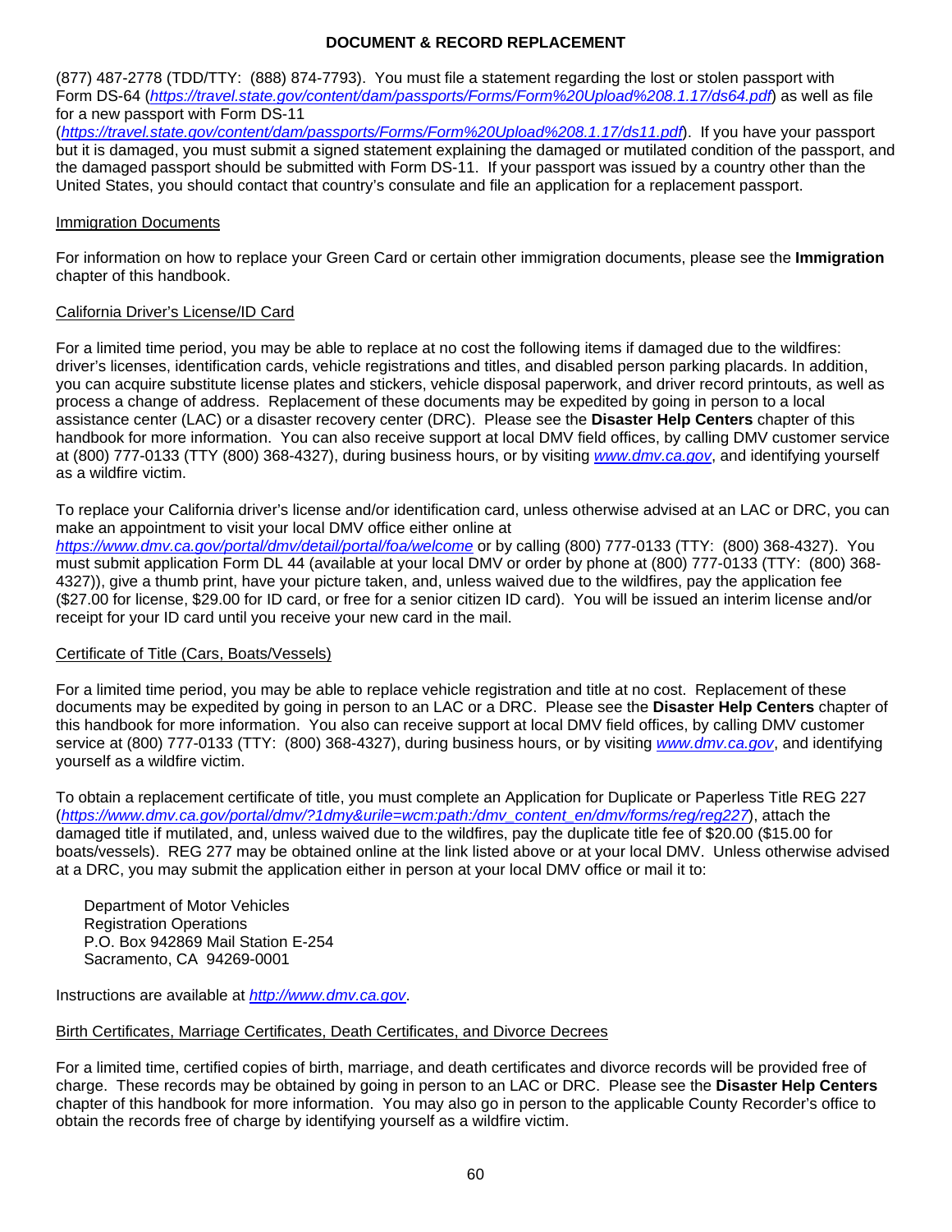(877) 487-2778 (TDD/TTY: (888) 874-7793). You must file a statement regarding the lost or stolen passport with Form DS-64 (*https://travel.state.gov/content/dam/passports/Forms/Form%20Upload%208.1.17/ds64.pdf*) as well as file for a new passport with Form DS-11 (*https://travel.state.gov/content/dam/passports/Forms/Form%20Upload%208.1.17/ds11.pdf*). If you have your passport but it is damaged, you must submit a signed statement explaining the damaged or mutilated condition of the passport, and the damaged passport should be submitted with Form DS-11. If your passport was issued by a country other than the United States, you should contact that country's consulate and file an application for a replacement passport.

### Immigration Documents

For information on how to replace your Green Card or certain other immigration documents, please see the **Immigration** chapter of this handbook.

### California Driver's License/ID Card

For a limited time period, you may be able to replace at no cost the following items if damaged due to the wildfires: driver's licenses, identification cards, vehicle registrations and titles, and disabled person parking placards. In addition, you can acquire substitute license plates and stickers, vehicle disposal paperwork, and driver record printouts, as well as process a change of address. Replacement of these documents may be expedited by going in person to a local assistance center (LAC) or a disaster recovery center (DRC). Please see the **Disaster Help Centers** chapter of this handbook for more information. You can also receive support at local DMV field offices, by calling DMV customer service at (800) 777-0133 (TTY (800) 368-4327), during business hours, or by visiting *www.dmv.ca.gov*, and identifying yourself as a wildfire victim.

To replace your California driver's license and/or identification card, unless otherwise advised at an LAC or DRC, you can make an appointment to visit your local DMV office either online at *https://www.dmv.ca.gov/portal/dmv/detail/portal/foa/welcome* or by calling (800) 777-0133 (TTY: (800) 368-4327). You must submit application Form DL 44 (available at your local DMV or order by phone at (800) 777-0133 (TTY: (800) 368-4327)), give a thumb print, have your picture taken, and, unless waived due to the wildfires, pay the application fee ($27.00 for license, $29.00 for ID card, or free for a senior citizen ID card). You will be issued an interim license and/or receipt for your ID card until you receive your new card in the mail.

### Certificate of Title (Cars, Boats/Vessels)

For a limited time period, you may be able to replace vehicle registration and title at no cost. Replacement of these documents may be expedited by going in person to an LAC or a DRC. Please see the **Disaster Help Centers** chapter of this handbook for more information. You also can receive support at local DMV field offices, by calling DMV customer service at (800) 777-0133 (TTY: (800) 368-4327), during business hours, or by visiting *www.dmv.ca.gov*, and identifying yourself as a wildfire victim.

To obtain a replacement certificate of title, you must complete an Application for Duplicate or Paperless Title REG 227 (*https://www.dmv.ca.gov/portal/dmv/?1dmy&urile=wcm:path:/dmv_content_en/dmv/forms/reg/reg227*), attach the damaged title if mutilated, and, unless waived due to the wildfires, pay the duplicate title fee of $20.00 ($15.00 for boats/vessels). REG 277 may be obtained online at the link listed above or at your local DMV. Unless otherwise advised at a DRC, you may submit the application either in person at your local DMV office or mail it to:

Department of Motor Vehicles  
Registration Operations  
P.O. Box 942869 Mail Station E-254  
Sacramento, CA 94269-0001

Instructions are available at *http://www.dmv.ca.gov*.

### Birth Certificates, Marriage Certificates, Death Certificates, and Divorce Decrees

For a limited time, certified copies of birth, marriage, and death certificates and divorce records will be provided free of charge. These records may be obtained by going in person to an LAC or DRC. Please see the **Disaster Help Centers** chapter of this handbook for more information. You may also go in person to the applicable County Recorder's office to obtain the records free of charge by identifying yourself as a wildfire victim.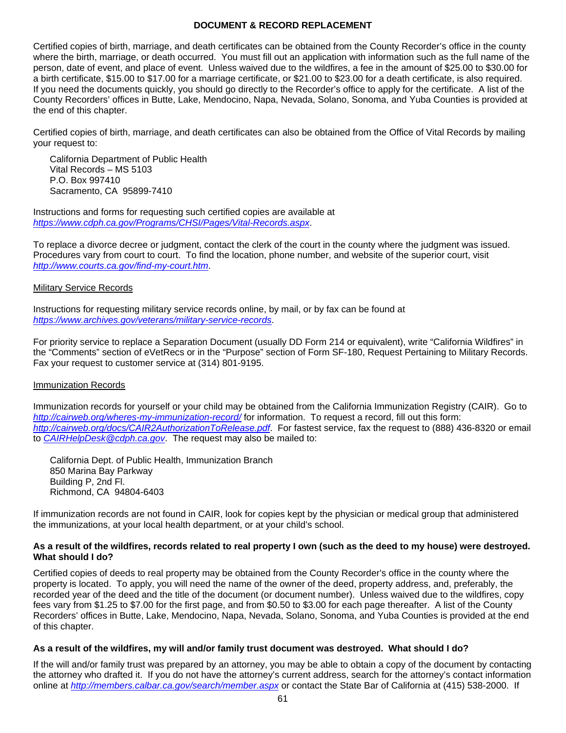## DOCUMENT & RECORD REPLACEMENT

Certified copies of birth, marriage, and death certificates can be obtained from the County Recorder's office in the county where the birth, marriage, or death occurred. You must fill out an application with information such as the full name of the person, date of event, and place of event. Unless waived due to the wildfires, a fee in the amount of $25.00 to $30.00 for a birth certificate, $15.00 to $17.00 for a marriage certificate, or $21.00 to $23.00 for a death certificate, is also required. If you need the documents quickly, you should go directly to the Recorder's office to apply for the certificate. A list of the County Recorders' offices in Butte, Lake, Mendocino, Napa, Nevada, Solano, Sonoma, and Yuba Counties is provided at the end of this chapter.

Certified copies of birth, marriage, and death certificates can also be obtained from the Office of Vital Records by mailing your request to:

California Department of Public Health
Vital Records – MS 5103
P.O. Box 997410
Sacramento, CA 95899-7410

Instructions and forms for requesting such certified copies are available at *https://www.cdph.ca.gov/Programs/CHSI/Pages/Vital-Records.aspx*.

To replace a divorce decree or judgment, contact the clerk of the court in the county where the judgment was issued. Procedures vary from court to court. To find the location, phone number, and website of the superior court, visit *http://www.courts.ca.gov/find-my-court.htm*.

Military Service Records

Instructions for requesting military service records online, by mail, or by fax can be found at *https://www.archives.gov/veterans/military-service-records*.

For priority service to replace a Separation Document (usually DD Form 214 or equivalent), write "California Wildfires" in the "Comments" section of eVetRecs or in the "Purpose" section of Form SF-180, Request Pertaining to Military Records. Fax your request to customer service at (314) 801-9195.

Immunization Records

Immunization records for yourself or your child may be obtained from the California Immunization Registry (CAIR). Go to *http://cairweb.org/wheres-my-immunization-record/* for information. To request a record, fill out this form: *http://cairweb.org/docs/CAIR2AuthorizationToRelease.pdf*. For fastest service, fax the request to (888) 436-8320 or email to *CAIRHelpDesk@cdph.ca.gov*. The request may also be mailed to:

California Dept. of Public Health, Immunization Branch
850 Marina Bay Parkway
Building P, 2nd Fl.
Richmond, CA 94804-6403

If immunization records are not found in CAIR, look for copies kept by the physician or medical group that administered the immunizations, at your local health department, or at your child's school.

**As a result of the wildfires, records related to real property I own (such as the deed to my house) were destroyed. What should I do?**

Certified copies of deeds to real property may be obtained from the County Recorder's office in the county where the property is located. To apply, you will need the name of the owner of the deed, property address, and, preferably, the recorded year of the deed and the title of the document (or document number). Unless waived due to the wildfires, copy fees vary from $1.25 to $7.00 for the first page, and from $0.50 to $3.00 for each page thereafter. A list of the County Recorders' offices in Butte, Lake, Mendocino, Napa, Nevada, Solano, Sonoma, and Yuba Counties is provided at the end of this chapter.

**As a result of the wildfires, my will and/or family trust document was destroyed. What should I do?**

If the will and/or family trust was prepared by an attorney, you may be able to obtain a copy of the document by contacting the attorney who drafted it. If you do not have the attorney's current address, search for the attorney's contact information online at *http://members.calbar.ca.gov/search/member.aspx* or contact the State Bar of California at (415) 538-2000. If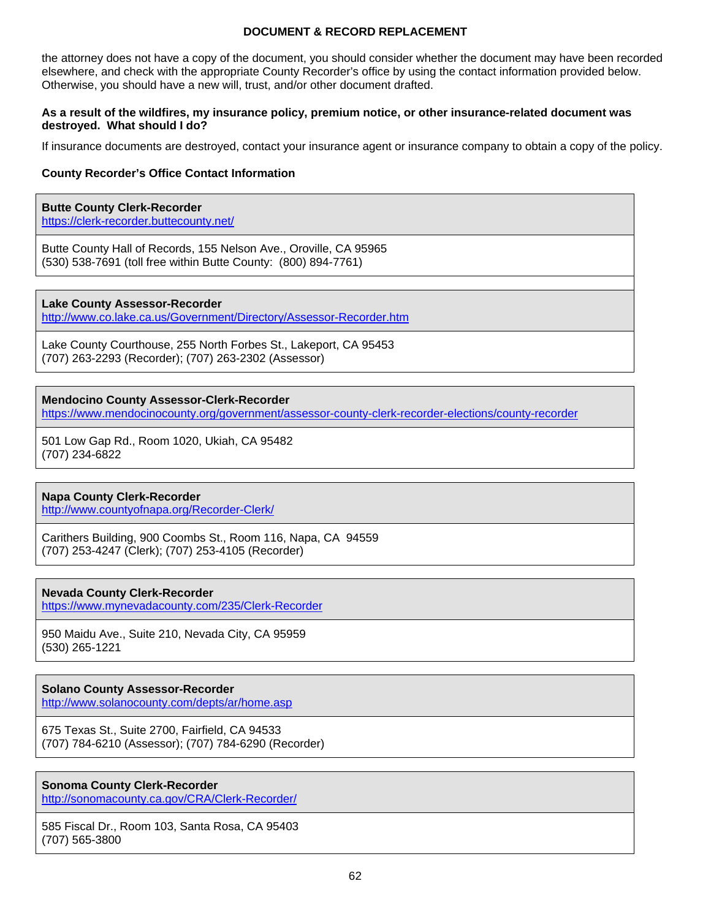the attorney does not have a copy of the document, you should consider whether the document may have been recorded elsewhere, and check with the appropriate County Recorder's office by using the contact information provided below. Otherwise, you should have a new will, trust, and/or other document drafted.

**As a result of the wildfires, my insurance policy, premium notice, or other insurance-related document was destroyed. What should I do?**

If insurance documents are destroyed, contact your insurance agent or insurance company to obtain a copy of the policy.

**County Recorder's Office Contact Information**

| **Butte County Clerk-Recorder**<br>https://clerk-recorder.buttecounty.net/ |
|---|
| Butte County Hall of Records, 155 Nelson Ave., Oroville, CA 95965<br>(530) 538-7691 (toll free within Butte County: (800) 894-7761) |

| **Lake County Assessor-Recorder**<br>http://www.co.lake.ca.us/Government/Directory/Assessor-Recorder.htm |
|---|
| Lake County Courthouse, 255 North Forbes St., Lakeport, CA 95453<br>(707) 263-2293 (Recorder); (707) 263-2302 (Assessor) |

| **Mendocino County Assessor-Clerk-Recorder**<br>https://www.mendocinocounty.org/government/assessor-county-clerk-recorder-elections/county-recorder |
|---|
| 501 Low Gap Rd., Room 1020, Ukiah, CA 95482<br>(707) 234-6822 |

| **Napa County Clerk-Recorder**<br>http://www.countyofnapa.org/Recorder-Clerk/ |
|---|
| Carithers Building, 900 Coombs St., Room 116, Napa, CA 94559<br>(707) 253-4247 (Clerk); (707) 253-4105 (Recorder) |

| **Nevada County Clerk-Recorder**<br>https://www.mynevadacounty.com/235/Clerk-Recorder |
|---|
| 950 Maidu Ave., Suite 210, Nevada City, CA 95959<br>(530) 265-1221 |

| **Solano County Assessor-Recorder**<br>http://www.solanocounty.com/depts/ar/home.asp |
|---|
| 675 Texas St., Suite 2700, Fairfield, CA 94533<br>(707) 784-6210 (Assessor); (707) 784-6290 (Recorder) |

| **Sonoma County Clerk-Recorder**<br>http://sonomacounty.ca.gov/CRA/Clerk-Recorder/ |
|---|
| 585 Fiscal Dr., Room 103, Santa Rosa, CA 95403<br>(707) 565-3800 |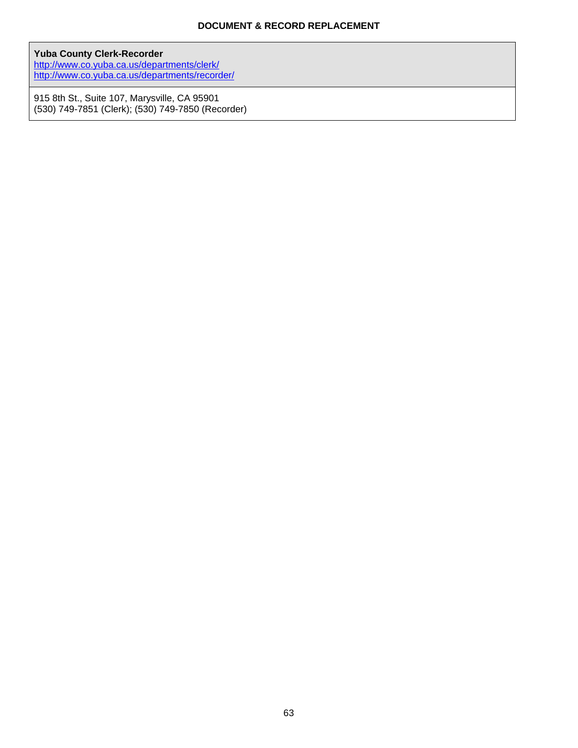**Yuba County Clerk-Recorder**
http://www.co.yuba.ca.us/departments/clerk/
http://www.co.yuba.ca.us/departments/recorder/

915 8th St., Suite 107, Marysville, CA 95901
(530) 749-7851 (Clerk); (530) 749-7850 (Recorder)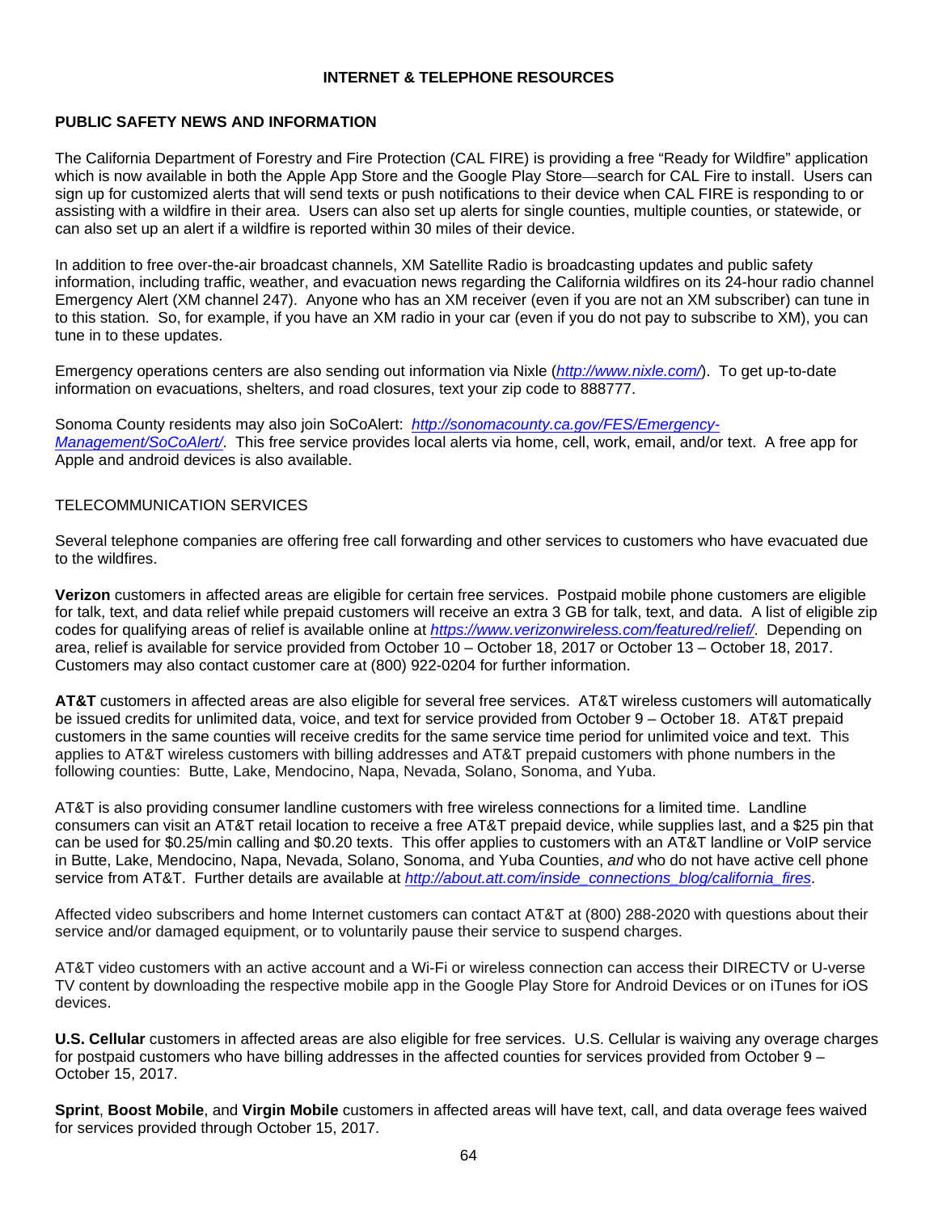## INTERNET & TELEPHONE RESOURCES

### PUBLIC SAFETY NEWS AND INFORMATION

The California Department of Forestry and Fire Protection (CAL FIRE) is providing a free "Ready for Wildfire" application which is now available in both the Apple App Store and the Google Play Store—search for CAL Fire to install. Users can sign up for customized alerts that will send texts or push notifications to their device when CAL FIRE is responding to or assisting with a wildfire in their area. Users can also set up alerts for single counties, multiple counties, or statewide, or can also set up an alert if a wildfire is reported within 30 miles of their device.

In addition to free over-the-air broadcast channels, XM Satellite Radio is broadcasting updates and public safety information, including traffic, weather, and evacuation news regarding the California wildfires on its 24-hour radio channel Emergency Alert (XM channel 247). Anyone who has an XM receiver (even if you are not an XM subscriber) can tune in to this station. So, for example, if you have an XM radio in your car (even if you do not pay to subscribe to XM), you can tune in to these updates.

Emergency operations centers are also sending out information via Nixle (*http://www.nixle.com/*). To get up-to-date information on evacuations, shelters, and road closures, text your zip code to 888777.

Sonoma County residents may also join SoCoAlert: *http://sonomacounty.ca.gov/FES/Emergency-Management/SoCoAlert/*. This free service provides local alerts via home, cell, work, email, and/or text. A free app for Apple and android devices is also available.

### TELECOMMUNICATION SERVICES

Several telephone companies are offering free call forwarding and other services to customers who have evacuated due to the wildfires.

**Verizon** customers in affected areas are eligible for certain free services. Postpaid mobile phone customers are eligible for talk, text, and data relief while prepaid customers will receive an extra 3 GB for talk, text, and data. A list of eligible zip codes for qualifying areas of relief is available online at *https://www.verizonwireless.com/featured/relief/*. Depending on area, relief is available for service provided from October 10 – October 18, 2017 or October 13 – October 18, 2017. Customers may also contact customer care at (800) 922-0204 for further information.

**AT&T** customers in affected areas are also eligible for several free services. AT&T wireless customers will automatically be issued credits for unlimited data, voice, and text for service provided from October 9 – October 18. AT&T prepaid customers in the same counties will receive credits for the same service time period for unlimited voice and text. This applies to AT&T wireless customers with billing addresses and AT&T prepaid customers with phone numbers in the following counties: Butte, Lake, Mendocino, Napa, Nevada, Solano, Sonoma, and Yuba.

AT&T is also providing consumer landline customers with free wireless connections for a limited time. Landline consumers can visit an AT&T retail location to receive a free AT&T prepaid device, while supplies last, and a $25 pin that can be used for $0.25/min calling and $0.20 texts. This offer applies to customers with an AT&T landline or VoIP service in Butte, Lake, Mendocino, Napa, Nevada, Solano, Sonoma, and Yuba Counties, *and* who do not have active cell phone service from AT&T. Further details are available at *http://about.att.com/inside_connections_blog/california_fires*.

Affected video subscribers and home Internet customers can contact AT&T at (800) 288-2020 with questions about their service and/or damaged equipment, or to voluntarily pause their service to suspend charges.

AT&T video customers with an active account and a Wi-Fi or wireless connection can access their DIRECTV or U-verse TV content by downloading the respective mobile app in the Google Play Store for Android Devices or on iTunes for iOS devices.

**U.S. Cellular** customers in affected areas are also eligible for free services. U.S. Cellular is waiving any overage charges for postpaid customers who have billing addresses in the affected counties for services provided from October 9 – October 15, 2017.

**Sprint**, **Boost Mobile**, and **Virgin Mobile** customers in affected areas will have text, call, and data overage fees waived for services provided through October 15, 2017.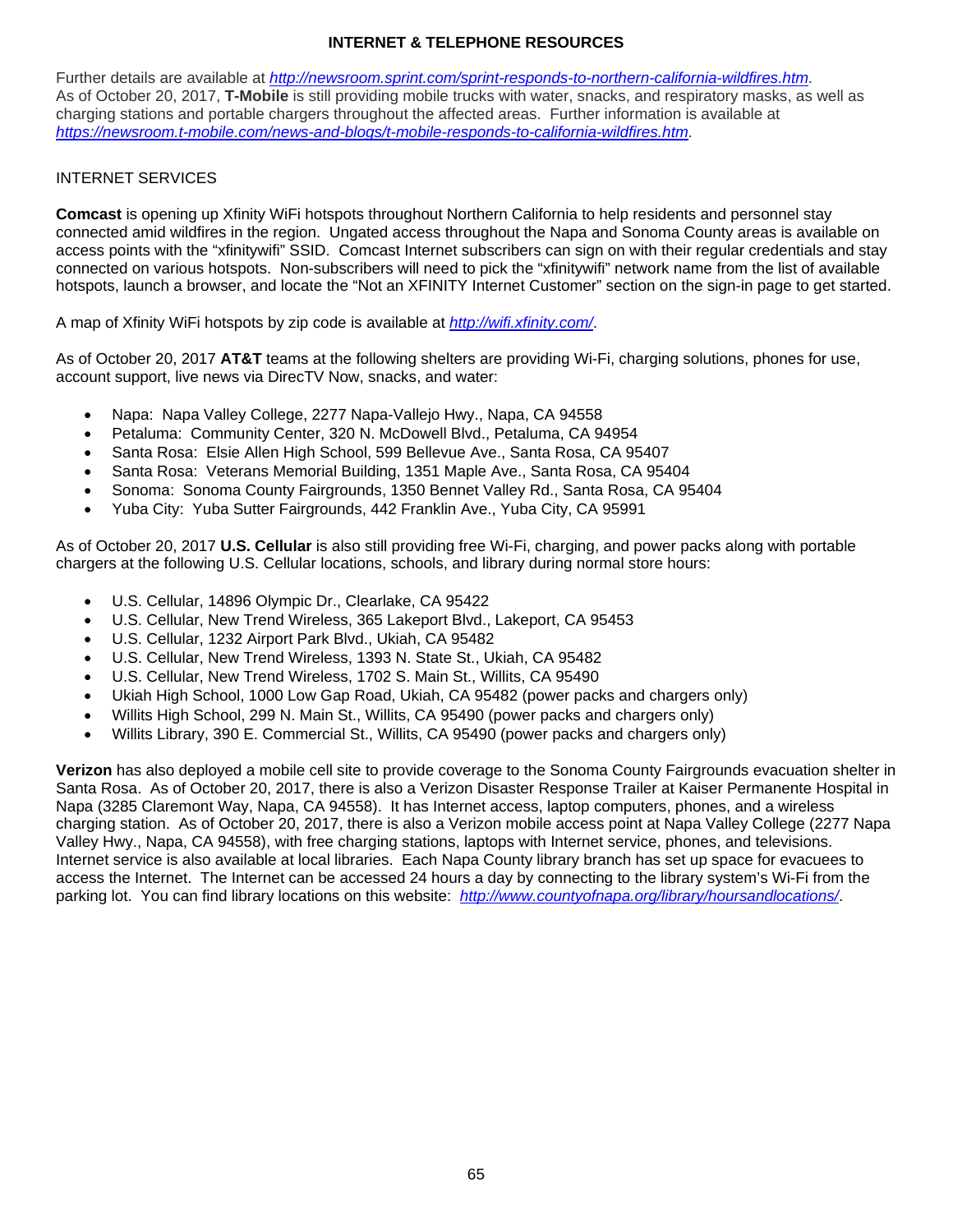## INTERNET & TELEPHONE RESOURCES

Further details are available at *http://newsroom.sprint.com/sprint-responds-to-northern-california-wildfires.htm*. As of October 20, 2017, **T-Mobile** is still providing mobile trucks with water, snacks, and respiratory masks, as well as charging stations and portable chargers throughout the affected areas. Further information is available at *https://newsroom.t-mobile.com/news-and-blogs/t-mobile-responds-to-california-wildfires.htm*.

### INTERNET SERVICES

**Comcast** is opening up Xfinity WiFi hotspots throughout Northern California to help residents and personnel stay connected amid wildfires in the region. Ungated access throughout the Napa and Sonoma County areas is available on access points with the "xfinitywifi" SSID. Comcast Internet subscribers can sign on with their regular credentials and stay connected on various hotspots. Non-subscribers will need to pick the "xfinitywifi" network name from the list of available hotspots, launch a browser, and locate the "Not an XFINITY Internet Customer" section on the sign-in page to get started.

A map of Xfinity WiFi hotspots by zip code is available at *http://wifi.xfinity.com/*.

As of October 20, 2017 **AT&T** teams at the following shelters are providing Wi-Fi, charging solutions, phones for use, account support, live news via DirecTV Now, snacks, and water:

- Napa: Napa Valley College, 2277 Napa-Vallejo Hwy., Napa, CA 94558
- Petaluma: Community Center, 320 N. McDowell Blvd., Petaluma, CA 94954
- Santa Rosa: Elsie Allen High School, 599 Bellevue Ave., Santa Rosa, CA 95407
- Santa Rosa: Veterans Memorial Building, 1351 Maple Ave., Santa Rosa, CA 95404
- Sonoma: Sonoma County Fairgrounds, 1350 Bennet Valley Rd., Santa Rosa, CA 95404
- Yuba City: Yuba Sutter Fairgrounds, 442 Franklin Ave., Yuba City, CA 95991

As of October 20, 2017 **U.S. Cellular** is also still providing free Wi-Fi, charging, and power packs along with portable chargers at the following U.S. Cellular locations, schools, and library during normal store hours:

- U.S. Cellular, 14896 Olympic Dr., Clearlake, CA 95422
- U.S. Cellular, New Trend Wireless, 365 Lakeport Blvd., Lakeport, CA 95453
- U.S. Cellular, 1232 Airport Park Blvd., Ukiah, CA 95482
- U.S. Cellular, New Trend Wireless, 1393 N. State St., Ukiah, CA 95482
- U.S. Cellular, New Trend Wireless, 1702 S. Main St., Willits, CA 95490
- Ukiah High School, 1000 Low Gap Road, Ukiah, CA 95482 (power packs and chargers only)
- Willits High School, 299 N. Main St., Willits, CA 95490 (power packs and chargers only)
- Willits Library, 390 E. Commercial St., Willits, CA 95490 (power packs and chargers only)

**Verizon** has also deployed a mobile cell site to provide coverage to the Sonoma County Fairgrounds evacuation shelter in Santa Rosa. As of October 20, 2017, there is also a Verizon Disaster Response Trailer at Kaiser Permanente Hospital in Napa (3285 Claremont Way, Napa, CA 94558). It has Internet access, laptop computers, phones, and a wireless charging station. As of October 20, 2017, there is also a Verizon mobile access point at Napa Valley College (2277 Napa Valley Hwy., Napa, CA 94558), with free charging stations, laptops with Internet service, phones, and televisions. Internet service is also available at local libraries. Each Napa County library branch has set up space for evacuees to access the Internet. The Internet can be accessed 24 hours a day by connecting to the library system's Wi-Fi from the parking lot. You can find library locations on this website: *http://www.countyofnapa.org/library/hoursandlocations/*.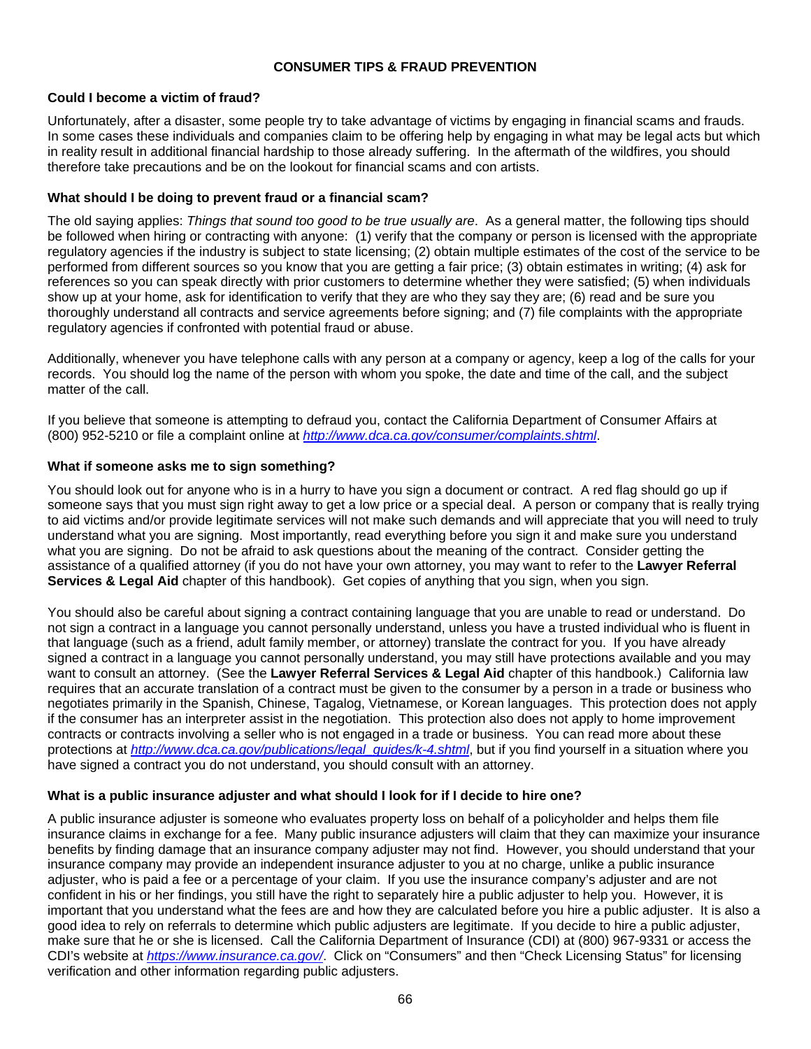## CONSUMER TIPS & FRAUD PREVENTION

### Could I become a victim of fraud?

Unfortunately, after a disaster, some people try to take advantage of victims by engaging in financial scams and frauds. In some cases these individuals and companies claim to be offering help by engaging in what may be legal acts but which in reality result in additional financial hardship to those already suffering. In the aftermath of the wildfires, you should therefore take precautions and be on the lookout for financial scams and con artists.

### What should I be doing to prevent fraud or a financial scam?

The old saying applies: *Things that sound too good to be true usually are*. As a general matter, the following tips should be followed when hiring or contracting with anyone: (1) verify that the company or person is licensed with the appropriate regulatory agencies if the industry is subject to state licensing; (2) obtain multiple estimates of the cost of the service to be performed from different sources so you know that you are getting a fair price; (3) obtain estimates in writing; (4) ask for references so you can speak directly with prior customers to determine whether they were satisfied; (5) when individuals show up at your home, ask for identification to verify that they are who they say they are; (6) read and be sure you thoroughly understand all contracts and service agreements before signing; and (7) file complaints with the appropriate regulatory agencies if confronted with potential fraud or abuse.

Additionally, whenever you have telephone calls with any person at a company or agency, keep a log of the calls for your records. You should log the name of the person with whom you spoke, the date and time of the call, and the subject matter of the call.

If you believe that someone is attempting to defraud you, contact the California Department of Consumer Affairs at (800) 952-5210 or file a complaint online at *http://www.dca.ca.gov/consumer/complaints.shtml*.

### What if someone asks me to sign something?

You should look out for anyone who is in a hurry to have you sign a document or contract. A red flag should go up if someone says that you must sign right away to get a low price or a special deal. A person or company that is really trying to aid victims and/or provide legitimate services will not make such demands and will appreciate that you will need to truly understand what you are signing. Most importantly, read everything before you sign it and make sure you understand what you are signing. Do not be afraid to ask questions about the meaning of the contract. Consider getting the assistance of a qualified attorney (if you do not have your own attorney, you may want to refer to the **Lawyer Referral Services & Legal Aid** chapter of this handbook). Get copies of anything that you sign, when you sign.

You should also be careful about signing a contract containing language that you are unable to read or understand. Do not sign a contract in a language you cannot personally understand, unless you have a trusted individual who is fluent in that language (such as a friend, adult family member, or attorney) translate the contract for you. If you have already signed a contract in a language you cannot personally understand, you may still have protections available and you may want to consult an attorney. (See the **Lawyer Referral Services & Legal Aid** chapter of this handbook.) California law requires that an accurate translation of a contract must be given to the consumer by a person in a trade or business who negotiates primarily in the Spanish, Chinese, Tagalog, Vietnamese, or Korean languages. This protection does not apply if the consumer has an interpreter assist in the negotiation. This protection also does not apply to home improvement contracts or contracts involving a seller who is not engaged in a trade or business. You can read more about these protections at *http://www.dca.ca.gov/publications/legal_guides/k-4.shtml*, but if you find yourself in a situation where you have signed a contract you do not understand, you should consult with an attorney.

### What is a public insurance adjuster and what should I look for if I decide to hire one?

A public insurance adjuster is someone who evaluates property loss on behalf of a policyholder and helps them file insurance claims in exchange for a fee. Many public insurance adjusters will claim that they can maximize your insurance benefits by finding damage that an insurance company adjuster may not find. However, you should understand that your insurance company may provide an independent insurance adjuster to you at no charge, unlike a public insurance adjuster, who is paid a fee or a percentage of your claim. If you use the insurance company's adjuster and are not confident in his or her findings, you still have the right to separately hire a public adjuster to help you. However, it is important that you understand what the fees are and how they are calculated before you hire a public adjuster. It is also a good idea to rely on referrals to determine which public adjusters are legitimate. If you decide to hire a public adjuster, make sure that he or she is licensed. Call the California Department of Insurance (CDI) at (800) 967-9331 or access the CDI's website at *https://www.insurance.ca.gov/*. Click on "Consumers" and then "Check Licensing Status" for licensing verification and other information regarding public adjusters.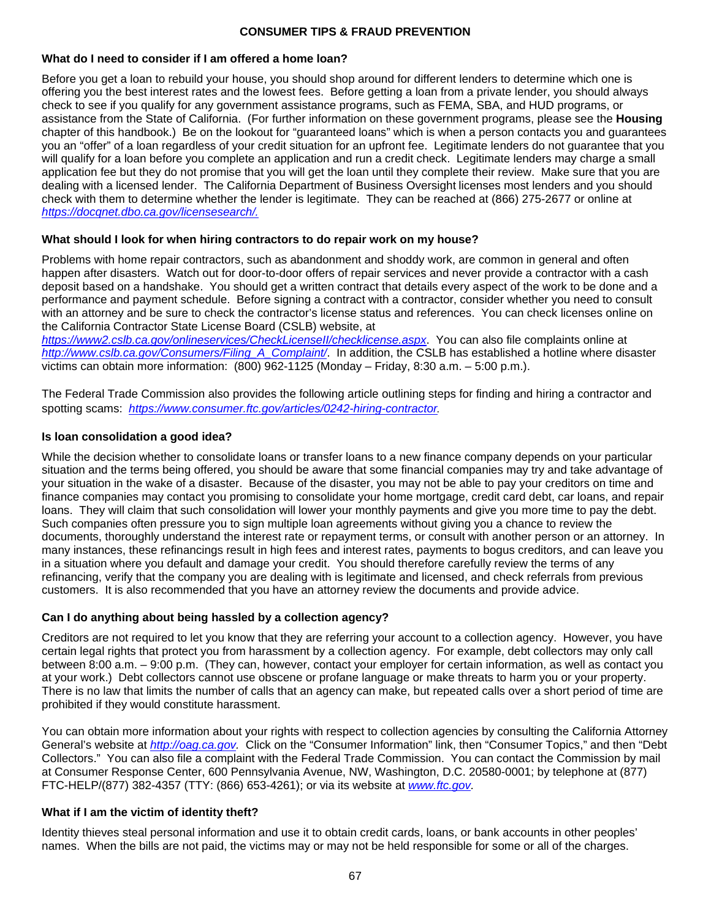## CONSUMER TIPS & FRAUD PREVENTION

### What do I need to consider if I am offered a home loan?

Before you get a loan to rebuild your house, you should shop around for different lenders to determine which one is offering you the best interest rates and the lowest fees. Before getting a loan from a private lender, you should always check to see if you qualify for any government assistance programs, such as FEMA, SBA, and HUD programs, or assistance from the State of California. (For further information on these government programs, please see the **Housing** chapter of this handbook.) Be on the lookout for "guaranteed loans" which is when a person contacts you and guarantees you an "offer" of a loan regardless of your credit situation for an upfront fee. Legitimate lenders do not guarantee that you will qualify for a loan before you complete an application and run a credit check. Legitimate lenders may charge a small application fee but they do not promise that you will get the loan until they complete their review. Make sure that you are dealing with a licensed lender. The California Department of Business Oversight licenses most lenders and you should check with them to determine whether the lender is legitimate. They can be reached at (866) 275-2677 or online at *https://docqnet.dbo.ca.gov/licensesearch/.*

### What should I look for when hiring contractors to do repair work on my house?

Problems with home repair contractors, such as abandonment and shoddy work, are common in general and often happen after disasters. Watch out for door-to-door offers of repair services and never provide a contractor with a cash deposit based on a handshake. You should get a written contract that details every aspect of the work to be done and a performance and payment schedule. Before signing a contract with a contractor, consider whether you need to consult with an attorney and be sure to check the contractor's license status and references. You can check licenses online on the California Contractor State License Board (CSLB) website, at *https://www2.cslb.ca.gov/onlineservices/CheckLicenseII/checklicense.aspx*. You can also file complaints online at *http://www.cslb.ca.gov/Consumers/Filing_A_Complaint/*. In addition, the CSLB has established a hotline where disaster victims can obtain more information: (800) 962-1125 (Monday – Friday, 8:30 a.m. – 5:00 p.m.).

The Federal Trade Commission also provides the following article outlining steps for finding and hiring a contractor and spotting scams: *https://www.consumer.ftc.gov/articles/0242-hiring-contractor.*

### Is loan consolidation a good idea?

While the decision whether to consolidate loans or transfer loans to a new finance company depends on your particular situation and the terms being offered, you should be aware that some financial companies may try and take advantage of your situation in the wake of a disaster. Because of the disaster, you may not be able to pay your creditors on time and finance companies may contact you promising to consolidate your home mortgage, credit card debt, car loans, and repair loans. They will claim that such consolidation will lower your monthly payments and give you more time to pay the debt. Such companies often pressure you to sign multiple loan agreements without giving you a chance to review the documents, thoroughly understand the interest rate or repayment terms, or consult with another person or an attorney. In many instances, these refinancings result in high fees and interest rates, payments to bogus creditors, and can leave you in a situation where you default and damage your credit. You should therefore carefully review the terms of any refinancing, verify that the company you are dealing with is legitimate and licensed, and check referrals from previous customers. It is also recommended that you have an attorney review the documents and provide advice.

### Can I do anything about being hassled by a collection agency?

Creditors are not required to let you know that they are referring your account to a collection agency. However, you have certain legal rights that protect you from harassment by a collection agency. For example, debt collectors may only call between 8:00 a.m. – 9:00 p.m. (They can, however, contact your employer for certain information, as well as contact you at your work.) Debt collectors cannot use obscene or profane language or make threats to harm you or your property. There is no law that limits the number of calls that an agency can make, but repeated calls over a short period of time are prohibited if they would constitute harassment.

You can obtain more information about your rights with respect to collection agencies by consulting the California Attorney General's website at *http://oag.ca.gov*. Click on the "Consumer Information" link, then "Consumer Topics," and then "Debt Collectors." You can also file a complaint with the Federal Trade Commission. You can contact the Commission by mail at Consumer Response Center, 600 Pennsylvania Avenue, NW, Washington, D.C. 20580-0001; by telephone at (877) FTC-HELP/(877) 382-4357 (TTY: (866) 653-4261); or via its website at *www.ftc.gov*.

### What if I am the victim of identity theft?

Identity thieves steal personal information and use it to obtain credit cards, loans, or bank accounts in other peoples' names. When the bills are not paid, the victims may or may not be held responsible for some or all of the charges.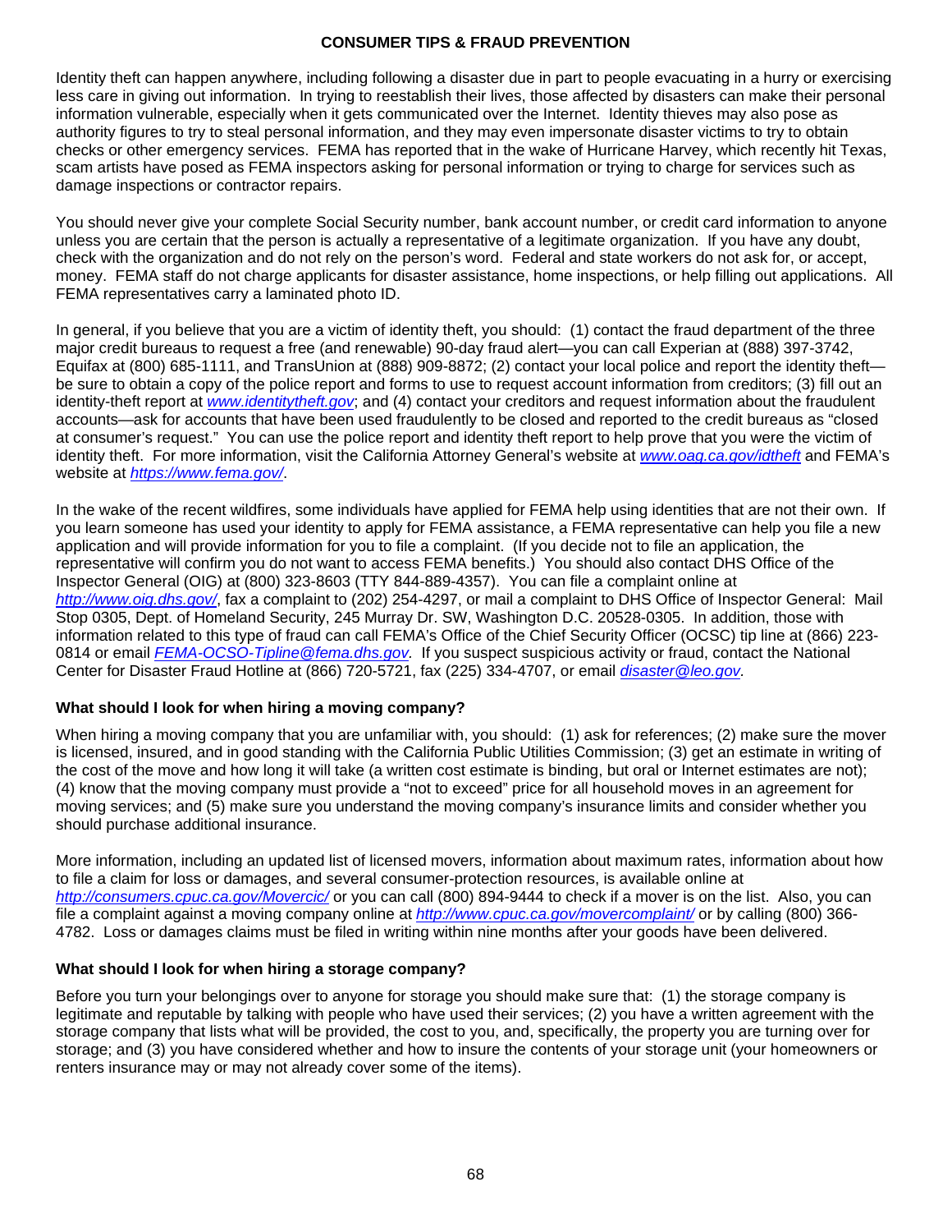## CONSUMER TIPS & FRAUD PREVENTION

Identity theft can happen anywhere, including following a disaster due in part to people evacuating in a hurry or exercising less care in giving out information. In trying to reestablish their lives, those affected by disasters can make their personal information vulnerable, especially when it gets communicated over the Internet. Identity thieves may also pose as authority figures to try to steal personal information, and they may even impersonate disaster victims to try to obtain checks or other emergency services. FEMA has reported that in the wake of Hurricane Harvey, which recently hit Texas, scam artists have posed as FEMA inspectors asking for personal information or trying to charge for services such as damage inspections or contractor repairs.

You should never give your complete Social Security number, bank account number, or credit card information to anyone unless you are certain that the person is actually a representative of a legitimate organization. If you have any doubt, check with the organization and do not rely on the person's word. Federal and state workers do not ask for, or accept, money. FEMA staff do not charge applicants for disaster assistance, home inspections, or help filling out applications. All FEMA representatives carry a laminated photo ID.

In general, if you believe that you are a victim of identity theft, you should: (1) contact the fraud department of the three major credit bureaus to request a free (and renewable) 90-day fraud alert—you can call Experian at (888) 397-3742, Equifax at (800) 685-1111, and TransUnion at (888) 909-8872; (2) contact your local police and report the identity theft—be sure to obtain a copy of the police report and forms to use to request account information from creditors; (3) fill out an identity-theft report at *www.identitytheft.gov*; and (4) contact your creditors and request information about the fraudulent accounts—ask for accounts that have been used fraudulently to be closed and reported to the credit bureaus as "closed at consumer's request." You can use the police report and identity theft report to help prove that you were the victim of identity theft. For more information, visit the California Attorney General's website at *www.oag.ca.gov/idtheft* and FEMA's website at *https://www.fema.gov/*.

In the wake of the recent wildfires, some individuals have applied for FEMA help using identities that are not their own. If you learn someone has used your identity to apply for FEMA assistance, a FEMA representative can help you file a new application and will provide information for you to file a complaint. (If you decide not to file an application, the representative will confirm you do not want to access FEMA benefits.) You should also contact DHS Office of the Inspector General (OIG) at (800) 323-8603 (TTY 844-889-4357). You can file a complaint online at *http://www.oig.dhs.gov/*, fax a complaint to (202) 254-4297, or mail a complaint to DHS Office of Inspector General: Mail Stop 0305, Dept. of Homeland Security, 245 Murray Dr. SW, Washington D.C. 20528-0305. In addition, those with information related to this type of fraud can call FEMA's Office of the Chief Security Officer (OCSC) tip line at (866) 223-0814 or email *FEMA-OCSO-Tipline@fema.dhs.gov*. If you suspect suspicious activity or fraud, contact the National Center for Disaster Fraud Hotline at (866) 720-5721, fax (225) 334-4707, or email *disaster@leo.gov*.

### What should I look for when hiring a moving company?

When hiring a moving company that you are unfamiliar with, you should: (1) ask for references; (2) make sure the mover is licensed, insured, and in good standing with the California Public Utilities Commission; (3) get an estimate in writing of the cost of the move and how long it will take (a written cost estimate is binding, but oral or Internet estimates are not); (4) know that the moving company must provide a "not to exceed" price for all household moves in an agreement for moving services; and (5) make sure you understand the moving company's insurance limits and consider whether you should purchase additional insurance.

More information, including an updated list of licensed movers, information about maximum rates, information about how to file a claim for loss or damages, and several consumer-protection resources, is available online at *http://consumers.cpuc.ca.gov/Movercic/* or you can call (800) 894-9444 to check if a mover is on the list. Also, you can file a complaint against a moving company online at *http://www.cpuc.ca.gov/movercomplaint/* or by calling (800) 366-4782. Loss or damages claims must be filed in writing within nine months after your goods have been delivered.

### What should I look for when hiring a storage company?

Before you turn your belongings over to anyone for storage you should make sure that: (1) the storage company is legitimate and reputable by talking with people who have used their services; (2) you have a written agreement with the storage company that lists what will be provided, the cost to you, and, specifically, the property you are turning over for storage; and (3) you have considered whether and how to insure the contents of your storage unit (your homeowners or renters insurance may or may not already cover some of the items).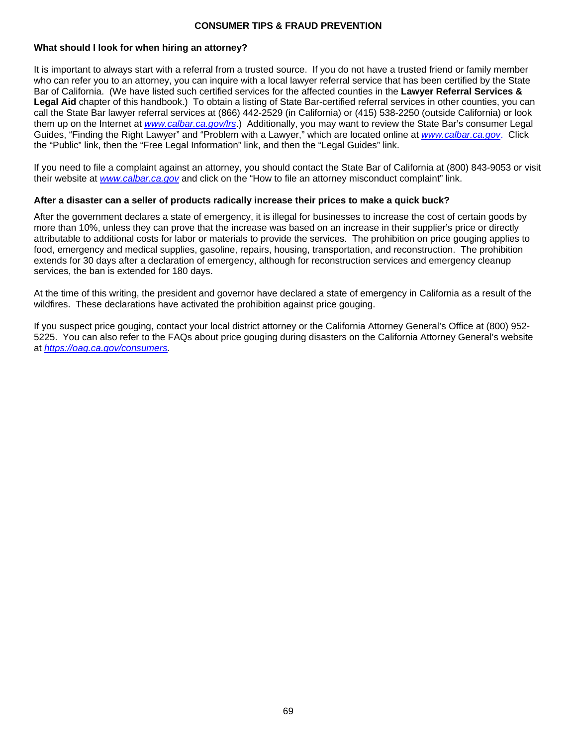## CONSUMER TIPS & FRAUD PREVENTION

### What should I look for when hiring an attorney?

It is important to always start with a referral from a trusted source. If you do not have a trusted friend or family member who can refer you to an attorney, you can inquire with a local lawyer referral service that has been certified by the State Bar of California. (We have listed such certified services for the affected counties in the **Lawyer Referral Services & Legal Aid** chapter of this handbook.) To obtain a listing of State Bar-certified referral services in other counties, you can call the State Bar lawyer referral services at (866) 442-2529 (in California) or (415) 538-2250 (outside California) or look them up on the Internet at *www.calbar.ca.gov/lrs*.) Additionally, you may want to review the State Bar's consumer Legal Guides, "Finding the Right Lawyer" and "Problem with a Lawyer," which are located online at *www.calbar.ca.gov*. Click the "Public" link, then the "Free Legal Information" link, and then the "Legal Guides" link.

If you need to file a complaint against an attorney, you should contact the State Bar of California at (800) 843-9053 or visit their website at *www.calbar.ca.gov* and click on the "How to file an attorney misconduct complaint" link.

### After a disaster can a seller of products radically increase their prices to make a quick buck?

After the government declares a state of emergency, it is illegal for businesses to increase the cost of certain goods by more than 10%, unless they can prove that the increase was based on an increase in their supplier's price or directly attributable to additional costs for labor or materials to provide the services. The prohibition on price gouging applies to food, emergency and medical supplies, gasoline, repairs, housing, transportation, and reconstruction. The prohibition extends for 30 days after a declaration of emergency, although for reconstruction services and emergency cleanup services, the ban is extended for 180 days.

At the time of this writing, the president and governor have declared a state of emergency in California as a result of the wildfires. These declarations have activated the prohibition against price gouging.

If you suspect price gouging, contact your local district attorney or the California Attorney General's Office at (800) 952-5225. You can also refer to the FAQs about price gouging during disasters on the California Attorney General's website at *https://oag.ca.gov/consumers.*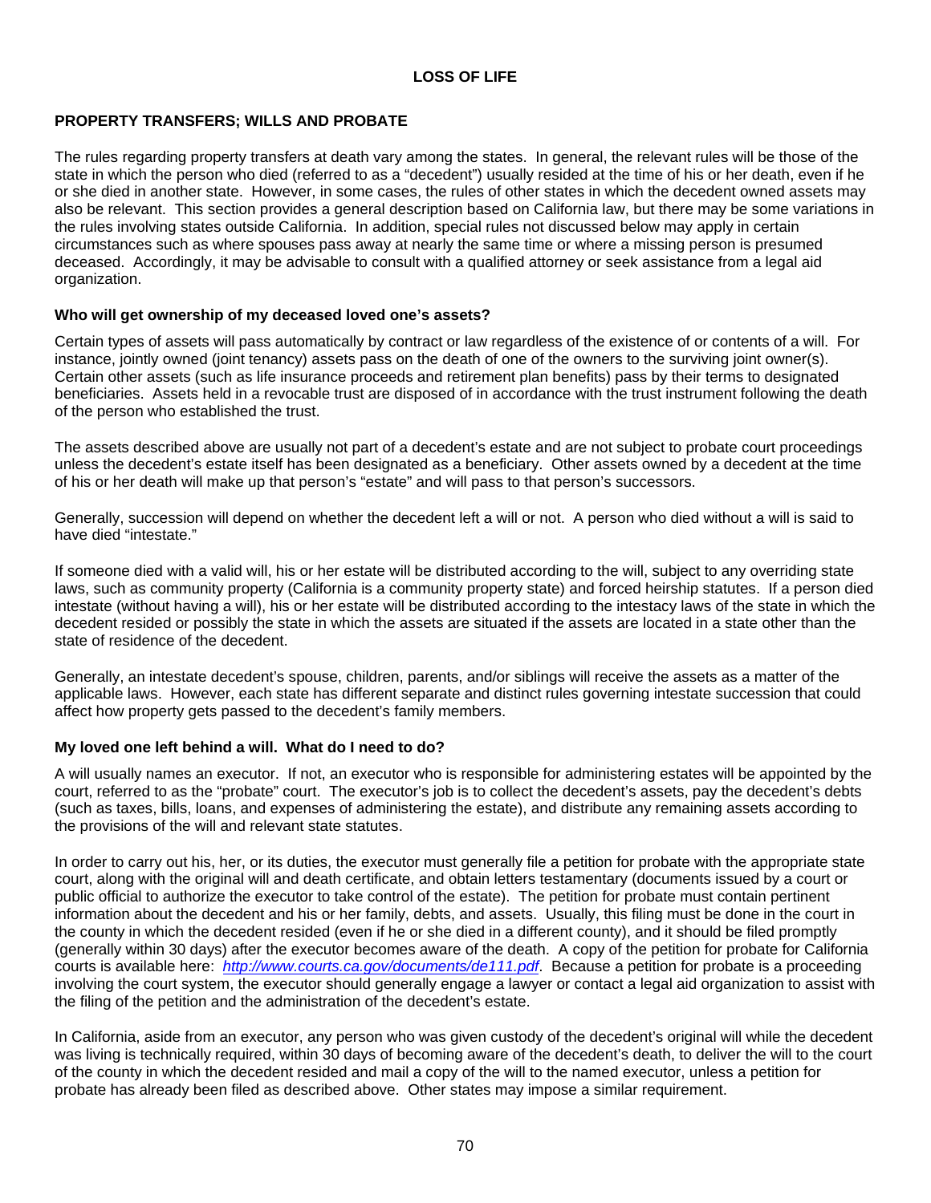## LOSS OF LIFE

### PROPERTY TRANSFERS; WILLS AND PROBATE

The rules regarding property transfers at death vary among the states. In general, the relevant rules will be those of the state in which the person who died (referred to as a "decedent") usually resided at the time of his or her death, even if he or she died in another state. However, in some cases, the rules of other states in which the decedent owned assets may also be relevant. This section provides a general description based on California law, but there may be some variations in the rules involving states outside California. In addition, special rules not discussed below may apply in certain circumstances such as where spouses pass away at nearly the same time or where a missing person is presumed deceased. Accordingly, it may be advisable to consult with a qualified attorney or seek assistance from a legal aid organization.

#### Who will get ownership of my deceased loved one's assets?

Certain types of assets will pass automatically by contract or law regardless of the existence of or contents of a will. For instance, jointly owned (joint tenancy) assets pass on the death of one of the owners to the surviving joint owner(s). Certain other assets (such as life insurance proceeds and retirement plan benefits) pass by their terms to designated beneficiaries. Assets held in a revocable trust are disposed of in accordance with the trust instrument following the death of the person who established the trust.

The assets described above are usually not part of a decedent's estate and are not subject to probate court proceedings unless the decedent's estate itself has been designated as a beneficiary. Other assets owned by a decedent at the time of his or her death will make up that person's "estate" and will pass to that person's successors.

Generally, succession will depend on whether the decedent left a will or not. A person who died without a will is said to have died "intestate."

If someone died with a valid will, his or her estate will be distributed according to the will, subject to any overriding state laws, such as community property (California is a community property state) and forced heirship statutes. If a person died intestate (without having a will), his or her estate will be distributed according to the intestacy laws of the state in which the decedent resided or possibly the state in which the assets are situated if the assets are located in a state other than the state of residence of the decedent.

Generally, an intestate decedent's spouse, children, parents, and/or siblings will receive the assets as a matter of the applicable laws. However, each state has different separate and distinct rules governing intestate succession that could affect how property gets passed to the decedent's family members.

#### My loved one left behind a will. What do I need to do?

A will usually names an executor. If not, an executor who is responsible for administering estates will be appointed by the court, referred to as the "probate" court. The executor's job is to collect the decedent's assets, pay the decedent's debts (such as taxes, bills, loans, and expenses of administering the estate), and distribute any remaining assets according to the provisions of the will and relevant state statutes.

In order to carry out his, her, or its duties, the executor must generally file a petition for probate with the appropriate state court, along with the original will and death certificate, and obtain letters testamentary (documents issued by a court or public official to authorize the executor to take control of the estate). The petition for probate must contain pertinent information about the decedent and his or her family, debts, and assets. Usually, this filing must be done in the court in the county in which the decedent resided (even if he or she died in a different county), and it should be filed promptly (generally within 30 days) after the executor becomes aware of the death. A copy of the petition for probate for California courts is available here: *http://www.courts.ca.gov/documents/de111.pdf*. Because a petition for probate is a proceeding involving the court system, the executor should generally engage a lawyer or contact a legal aid organization to assist with the filing of the petition and the administration of the decedent's estate.

In California, aside from an executor, any person who was given custody of the decedent's original will while the decedent was living is technically required, within 30 days of becoming aware of the decedent's death, to deliver the will to the court of the county in which the decedent resided and mail a copy of the will to the named executor, unless a petition for probate has already been filed as described above. Other states may impose a similar requirement.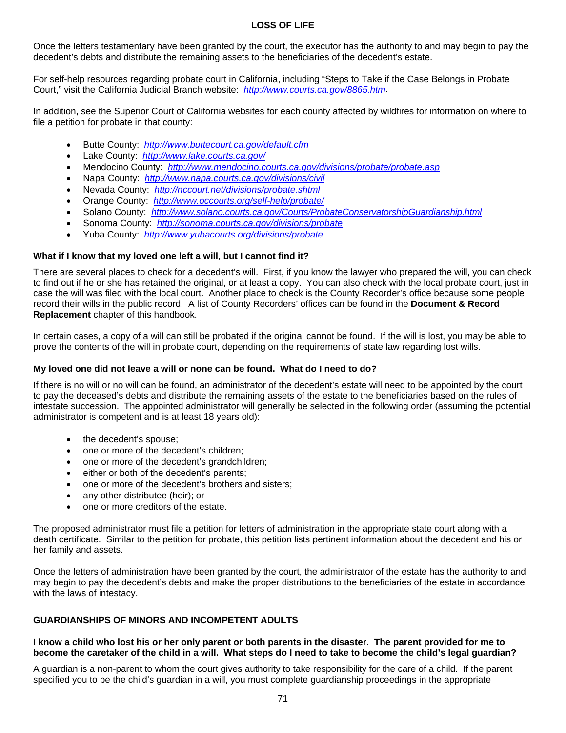## LOSS OF LIFE

Once the letters testamentary have been granted by the court, the executor has the authority to and may begin to pay the decedent's debts and distribute the remaining assets to the beneficiaries of the decedent's estate.

For self-help resources regarding probate court in California, including "Steps to Take if the Case Belongs in Probate Court," visit the California Judicial Branch website: *http://www.courts.ca.gov/8865.htm*.

In addition, see the Superior Court of California websites for each county affected by wildfires for information on where to file a petition for probate in that county:

- Butte County: *http://www.buttecourt.ca.gov/default.cfm*
- Lake County: *http://www.lake.courts.ca.gov/*
- Mendocino County: *http://www.mendocino.courts.ca.gov/divisions/probate/probate.asp*
- Napa County: *http://www.napa.courts.ca.gov/divisions/civil*
- Nevada County: *http://nccourt.net/divisions/probate.shtml*
- Orange County: *http://www.occourts.org/self-help/probate/*
- Solano County: *http://www.solano.courts.ca.gov/Courts/ProbateConservatorshipGuardianship.html*
- Sonoma County: *http://sonoma.courts.ca.gov/divisions/probate*
- Yuba County: *http://www.yubacourts.org/divisions/probate*

### What if I know that my loved one left a will, but I cannot find it?

There are several places to check for a decedent's will. First, if you know the lawyer who prepared the will, you can check to find out if he or she has retained the original, or at least a copy. You can also check with the local probate court, just in case the will was filed with the local court. Another place to check is the County Recorder's office because some people record their wills in the public record. A list of County Recorders' offices can be found in the **Document & Record Replacement** chapter of this handbook.

In certain cases, a copy of a will can still be probated if the original cannot be found. If the will is lost, you may be able to prove the contents of the will in probate court, depending on the requirements of state law regarding lost wills.

### My loved one did not leave a will or none can be found. What do I need to do?

If there is no will or no will can be found, an administrator of the decedent's estate will need to be appointed by the court to pay the deceased's debts and distribute the remaining assets of the estate to the beneficiaries based on the rules of intestate succession. The appointed administrator will generally be selected in the following order (assuming the potential administrator is competent and is at least 18 years old):

- the decedent's spouse;
- one or more of the decedent's children;
- one or more of the decedent's grandchildren;
- either or both of the decedent's parents;
- one or more of the decedent's brothers and sisters;
- any other distributee (heir); or
- one or more creditors of the estate.

The proposed administrator must file a petition for letters of administration in the appropriate state court along with a death certificate. Similar to the petition for probate, this petition lists pertinent information about the decedent and his or her family and assets.

Once the letters of administration have been granted by the court, the administrator of the estate has the authority to and may begin to pay the decedent's debts and make the proper distributions to the beneficiaries of the estate in accordance with the laws of intestacy.

## GUARDIANSHIPS OF MINORS AND INCOMPETENT ADULTS

### I know a child who lost his or her only parent or both parents in the disaster. The parent provided for me to become the caretaker of the child in a will. What steps do I need to take to become the child's legal guardian?

A guardian is a non-parent to whom the court gives authority to take responsibility for the care of a child. If the parent specified you to be the child's guardian in a will, you must complete guardianship proceedings in the appropriate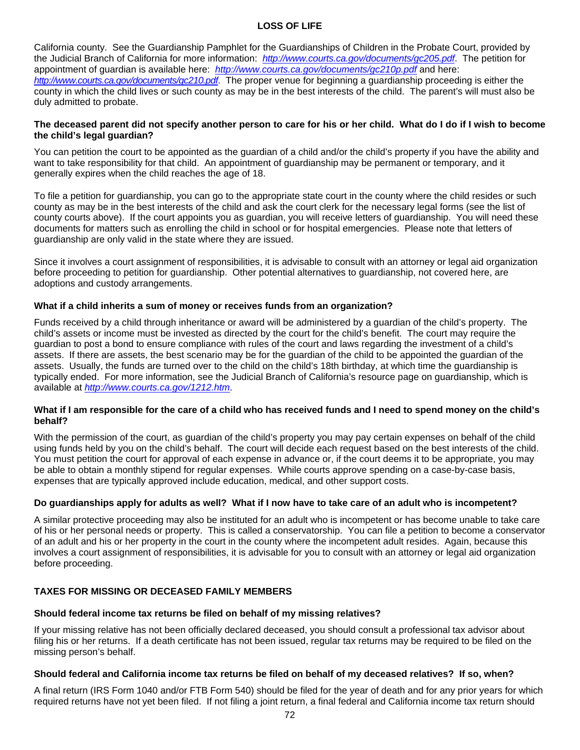California county. See the Guardianship Pamphlet for the Guardianships of Children in the Probate Court, provided by the Judicial Branch of California for more information: *http://www.courts.ca.gov/documents/gc205.pdf*. The petition for appointment of guardian is available here: *http://www.courts.ca.gov/documents/gc210p.pdf* and here: *http://www.courts.ca.gov/documents/gc210.pdf*. The proper venue for beginning a guardianship proceeding is either the county in which the child lives or such county as may be in the best interests of the child. The parent's will must also be duly admitted to probate.

**The deceased parent did not specify another person to care for his or her child. What do I do if I wish to become the child's legal guardian?**

You can petition the court to be appointed as the guardian of a child and/or the child's property if you have the ability and want to take responsibility for that child. An appointment of guardianship may be permanent or temporary, and it generally expires when the child reaches the age of 18.

To file a petition for guardianship, you can go to the appropriate state court in the county where the child resides or such county as may be in the best interests of the child and ask the court clerk for the necessary legal forms (see the list of county courts above). If the court appoints you as guardian, you will receive letters of guardianship. You will need these documents for matters such as enrolling the child in school or for hospital emergencies. Please note that letters of guardianship are only valid in the state where they are issued.

Since it involves a court assignment of responsibilities, it is advisable to consult with an attorney or legal aid organization before proceeding to petition for guardianship. Other potential alternatives to guardianship, not covered here, are adoptions and custody arrangements.

**What if a child inherits a sum of money or receives funds from an organization?**

Funds received by a child through inheritance or award will be administered by a guardian of the child's property. The child's assets or income must be invested as directed by the court for the child's benefit. The court may require the guardian to post a bond to ensure compliance with rules of the court and laws regarding the investment of a child's assets. If there are assets, the best scenario may be for the guardian of the child to be appointed the guardian of the assets. Usually, the funds are turned over to the child on the child's 18th birthday, at which time the guardianship is typically ended. For more information, see the Judicial Branch of California's resource page on guardianship, which is available at *http://www.courts.ca.gov/1212.htm*.

**What if I am responsible for the care of a child who has received funds and I need to spend money on the child's behalf?**

With the permission of the court, as guardian of the child's property you may pay certain expenses on behalf of the child using funds held by you on the child's behalf. The court will decide each request based on the best interests of the child. You must petition the court for approval of each expense in advance or, if the court deems it to be appropriate, you may be able to obtain a monthly stipend for regular expenses. While courts approve spending on a case-by-case basis, expenses that are typically approved include education, medical, and other support costs.

**Do guardianships apply for adults as well? What if I now have to take care of an adult who is incompetent?**

A similar protective proceeding may also be instituted for an adult who is incompetent or has become unable to take care of his or her personal needs or property. This is called a conservatorship. You can file a petition to become a conservator of an adult and his or her property in the court in the county where the incompetent adult resides. Again, because this involves a court assignment of responsibilities, it is advisable for you to consult with an attorney or legal aid organization before proceeding.

## TAXES FOR MISSING OR DECEASED FAMILY MEMBERS

**Should federal income tax returns be filed on behalf of my missing relatives?**

If your missing relative has not been officially declared deceased, you should consult a professional tax advisor about filing his or her returns. If a death certificate has not been issued, regular tax returns may be required to be filed on the missing person's behalf.

**Should federal and California income tax returns be filed on behalf of my deceased relatives? If so, when?**

A final return (IRS Form 1040 and/or FTB Form 540) should be filed for the year of death and for any prior years for which required returns have not yet been filed. If not filing a joint return, a final federal and California income tax return should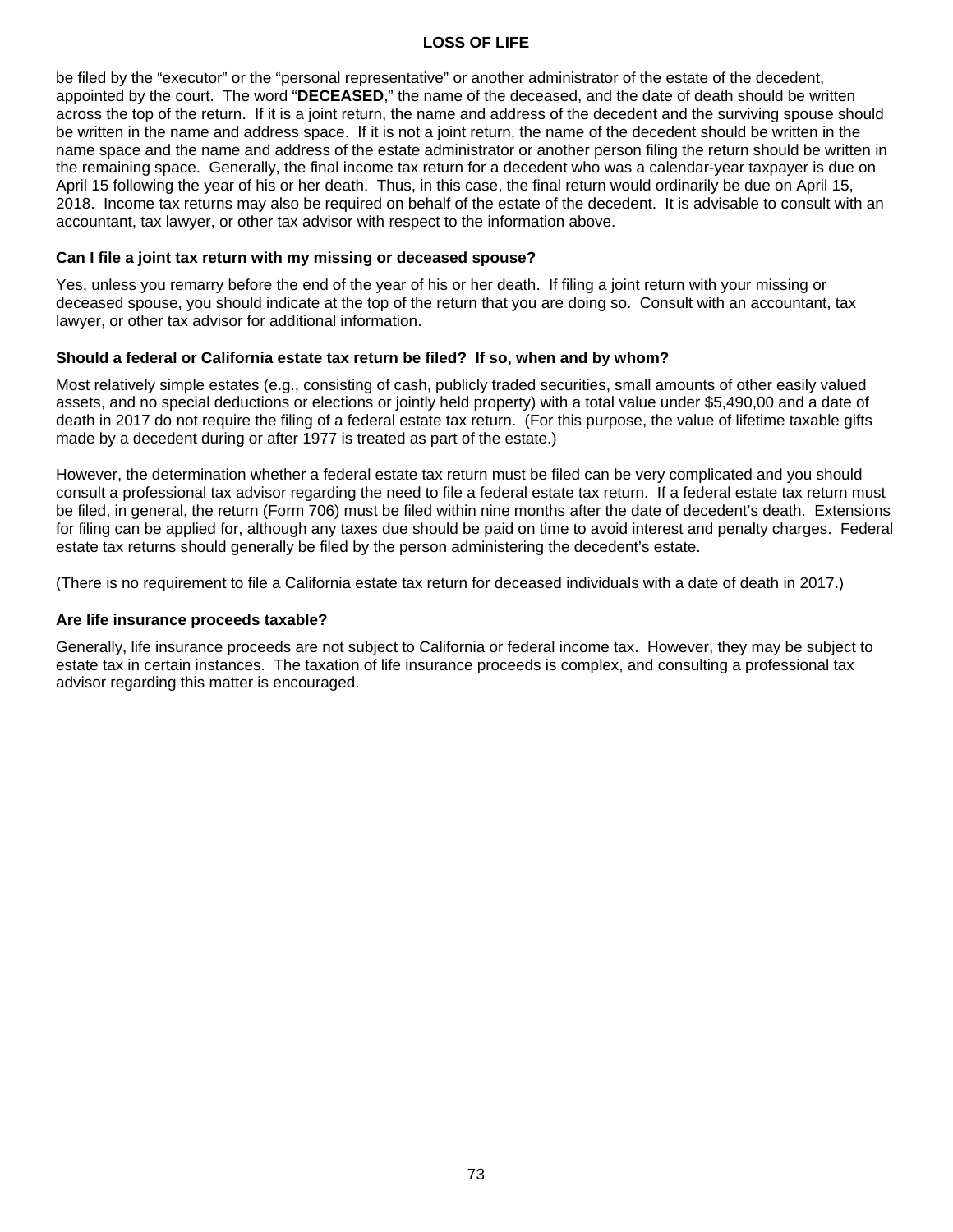be filed by the "executor" or the "personal representative" or another administrator of the estate of the decedent, appointed by the court. The word "**DECEASED**," the name of the deceased, and the date of death should be written across the top of the return. If it is a joint return, the name and address of the decedent and the surviving spouse should be written in the name and address space. If it is not a joint return, the name of the decedent should be written in the name space and the name and address of the estate administrator or another person filing the return should be written in the remaining space. Generally, the final income tax return for a decedent who was a calendar-year taxpayer is due on April 15 following the year of his or her death. Thus, in this case, the final return would ordinarily be due on April 15, 2018. Income tax returns may also be required on behalf of the estate of the decedent. It is advisable to consult with an accountant, tax lawyer, or other tax advisor with respect to the information above.

**Can I file a joint tax return with my missing or deceased spouse?**

Yes, unless you remarry before the end of the year of his or her death. If filing a joint return with your missing or deceased spouse, you should indicate at the top of the return that you are doing so. Consult with an accountant, tax lawyer, or other tax advisor for additional information.

**Should a federal or California estate tax return be filed? If so, when and by whom?**

Most relatively simple estates (e.g., consisting of cash, publicly traded securities, small amounts of other easily valued assets, and no special deductions or elections or jointly held property) with a total value under $5,490,00 and a date of death in 2017 do not require the filing of a federal estate tax return. (For this purpose, the value of lifetime taxable gifts made by a decedent during or after 1977 is treated as part of the estate.)

However, the determination whether a federal estate tax return must be filed can be very complicated and you should consult a professional tax advisor regarding the need to file a federal estate tax return. If a federal estate tax return must be filed, in general, the return (Form 706) must be filed within nine months after the date of decedent's death. Extensions for filing can be applied for, although any taxes due should be paid on time to avoid interest and penalty charges. Federal estate tax returns should generally be filed by the person administering the decedent's estate.

(There is no requirement to file a California estate tax return for deceased individuals with a date of death in 2017.)

**Are life insurance proceeds taxable?**

Generally, life insurance proceeds are not subject to California or federal income tax. However, they may be subject to estate tax in certain instances. The taxation of life insurance proceeds is complex, and consulting a professional tax advisor regarding this matter is encouraged.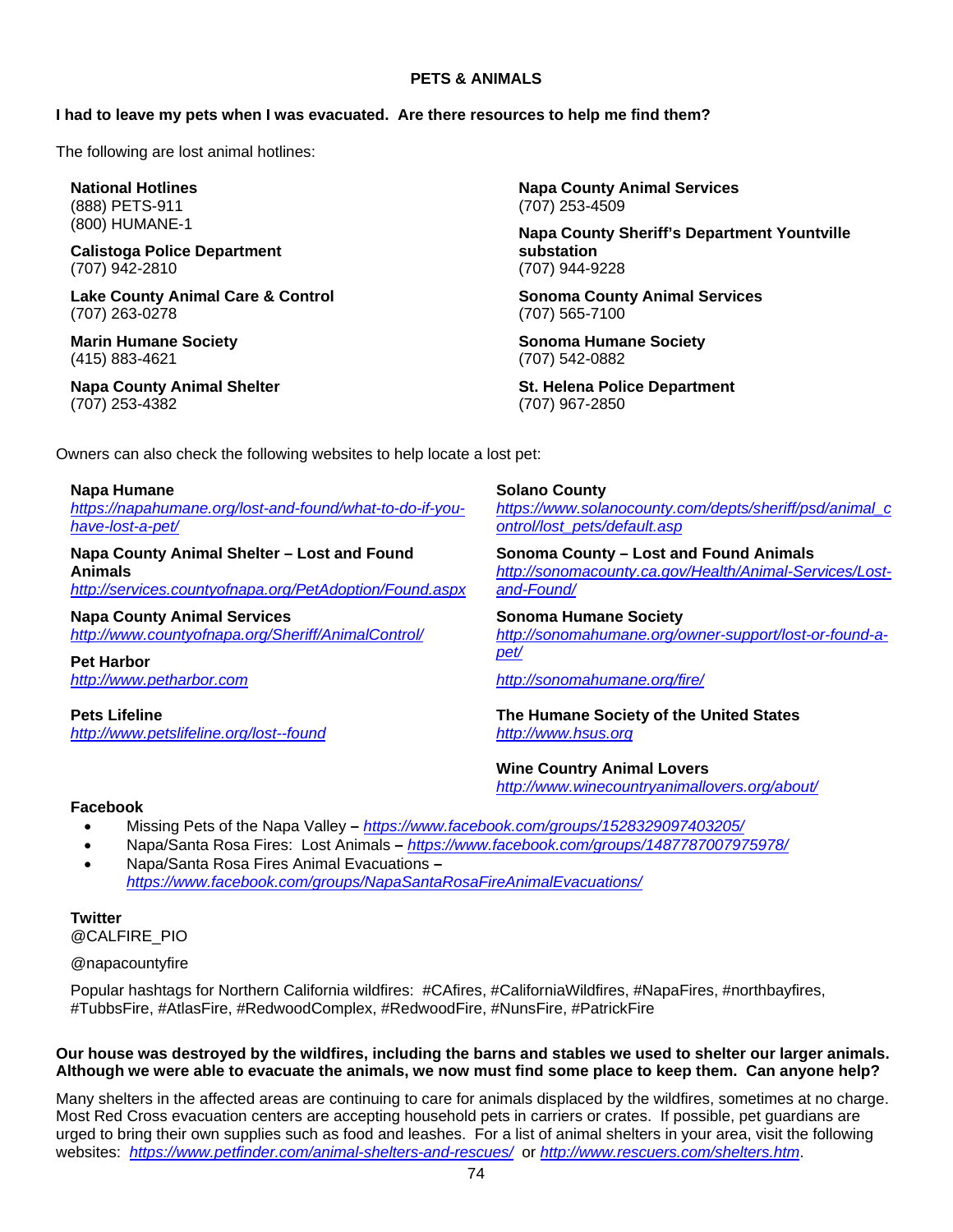## PETS & ANIMALS

**I had to leave my pets when I was evacuated. Are there resources to help me find them?**

The following are lost animal hotlines:

**National Hotlines**
(888) PETS-911
(800) HUMANE-1

**Calistoga Police Department**
(707) 942-2810

**Lake County Animal Care & Control**
(707) 263-0278

**Marin Humane Society**
(415) 883-4621

**Napa County Animal Shelter**
(707) 253-4382

**Napa County Animal Services**
(707) 253-4509

**Napa County Sheriff's Department Yountville substation**
(707) 944-9228

**Sonoma County Animal Services**
(707) 565-7100

**Sonoma Humane Society**
(707) 542-0882

**St. Helena Police Department**
(707) 967-2850

Owners can also check the following websites to help locate a lost pet:

**Napa Humane**
*https://napahumane.org/lost-and-found/what-to-do-if-you-have-lost-a-pet/*

**Napa County Animal Shelter – Lost and Found Animals**
*http://services.countyofnapa.org/PetAdoption/Found.aspx*

**Napa County Animal Services**
*http://www.countyofnapa.org/Sheriff/AnimalControl/*

**Pet Harbor**
*http://www.petharbor.com*

**Pets Lifeline**
*http://www.petslifeline.org/lost--found*

**Solano County**
*https://www.solanocounty.com/depts/sheriff/psd/animal_control/lost_pets/default.asp*

**Sonoma County – Lost and Found Animals**
*http://sonomacounty.ca.gov/Health/Animal-Services/Lost-and-Found/*

**Sonoma Humane Society**
*http://sonomahumane.org/owner-support/lost-or-found-a-pet/*

*http://sonomahumane.org/fire/*

**The Humane Society of the United States**
*http://www.hsus.org*

**Wine Country Animal Lovers**
*http://www.winecountryanimallovers.org/about/*

**Facebook**

- Missing Pets of the Napa Valley – *https://www.facebook.com/groups/1528329097403205/*
- Napa/Santa Rosa Fires: Lost Animals – *https://www.facebook.com/groups/1487787007975978/*
- Napa/Santa Rosa Fires Animal Evacuations – *https://www.facebook.com/groups/NapaSantaRosaFireAnimalEvacuations/*

**Twitter**
@CALFIRE_PIO

@napacountyfire

Popular hashtags for Northern California wildfires: #CAfires, #CaliforniaWildfires, #NapaFires, #northbayfires, #TubbsFire, #AtlasFire, #RedwoodComplex, #RedwoodFire, #NunsFire, #PatrickFire

**Our house was destroyed by the wildfires, including the barns and stables we used to shelter our larger animals. Although we were able to evacuate the animals, we now must find some place to keep them. Can anyone help?**

Many shelters in the affected areas are continuing to care for animals displaced by the wildfires, sometimes at no charge. Most Red Cross evacuation centers are accepting household pets in carriers or crates. If possible, pet guardians are urged to bring their own supplies such as food and leashes. For a list of animal shelters in your area, visit the following websites: *https://www.petfinder.com/animal-shelters-and-rescues/* or *http://www.rescuers.com/shelters.htm*.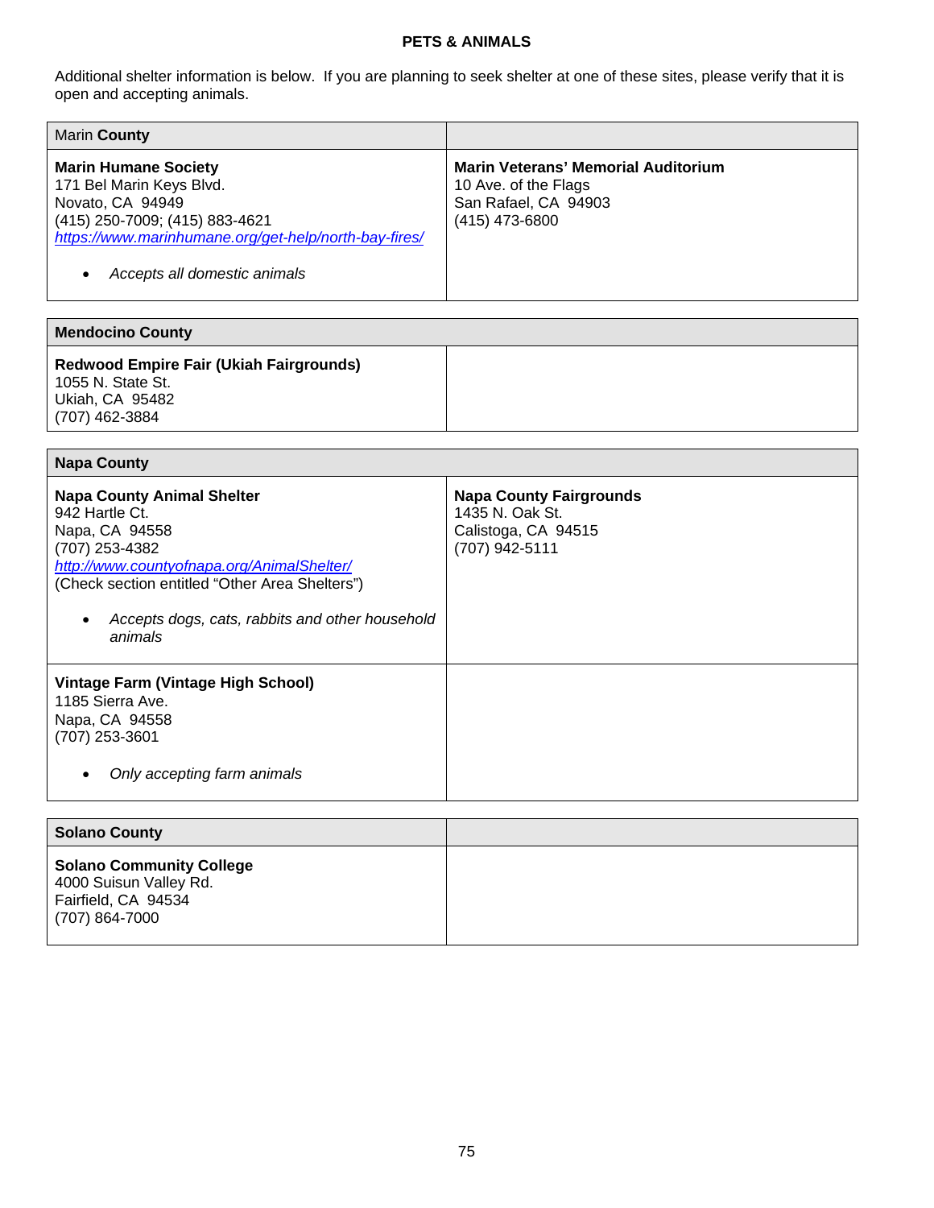## PETS & ANIMALS

Additional shelter information is below. If you are planning to seek shelter at one of these sites, please verify that it is open and accepting animals.

| Marin **County** | |
|---|---|
| **Marin Humane Society**<br>171 Bel Marin Keys Blvd.<br>Novato, CA 94949<br>(415) 250-7009; (415) 883-4621<br>*https://www.marinhumane.org/get-help/north-bay-fires/*<br><br>• *Accepts all domestic animals* | **Marin Veterans' Memorial Auditorium**<br>10 Ave. of the Flags<br>San Rafael, CA 94903<br>(415) 473-6800 |

| **Mendocino County** | |
|---|---|
| **Redwood Empire Fair (Ukiah Fairgrounds)**<br>1055 N. State St.<br>Ukiah, CA 95482<br>(707) 462-3884 | |

| **Napa County** | |
|---|---|
| **Napa County Animal Shelter**<br>942 Hartle Ct.<br>Napa, CA 94558<br>(707) 253-4382<br>*http://www.countyofnapa.org/AnimalShelter/*<br>(Check section entitled "Other Area Shelters")<br><br>• *Accepts dogs, cats, rabbits and other household animals* | **Napa County Fairgrounds**<br>1435 N. Oak St.<br>Calistoga, CA 94515<br>(707) 942-5111 |
| **Vintage Farm (Vintage High School)**<br>1185 Sierra Ave.<br>Napa, CA 94558<br>(707) 253-3601<br><br>• *Only accepting farm animals* | |

| **Solano County** | |
|---|---|
| **Solano Community College**<br>4000 Suisun Valley Rd.<br>Fairfield, CA 94534<br>(707) 864-7000 | |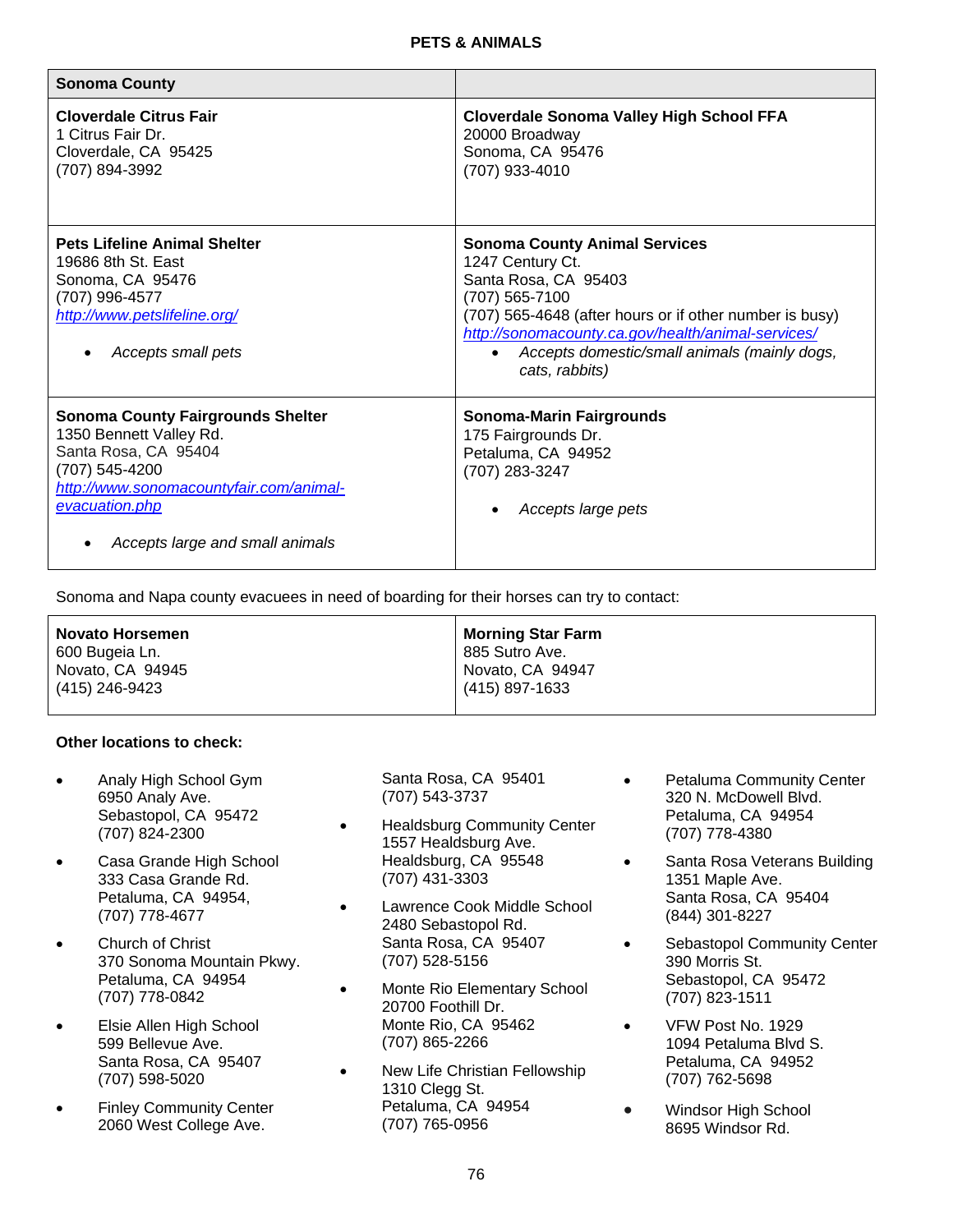**PETS & ANIMALS**

| **Sonoma County** | |
|---|---|
| **Cloverdale Citrus Fair**<br>1 Citrus Fair Dr.<br>Cloverdale, CA 95425<br>(707) 894-3992 | **Cloverdale Sonoma Valley High School FFA**<br>20000 Broadway<br>Sonoma, CA 95476<br>(707) 933-4010 |
| **Pets Lifeline Animal Shelter**<br>19686 8th St. East<br>Sonoma, CA 95476<br>(707) 996-4577<br>*http://www.petslifeline.org/*<br>• *Accepts small pets* | **Sonoma County Animal Services**<br>1247 Century Ct.<br>Santa Rosa, CA 95403<br>(707) 565-7100<br>(707) 565-4648 (after hours or if other number is busy)<br>*http://sonomacounty.ca.gov/health/animal-services/*<br>• *Accepts domestic/small animals (mainly dogs, cats, rabbits)* |
| **Sonoma County Fairgrounds Shelter**<br>1350 Bennett Valley Rd.<br>Santa Rosa, CA 95404<br>(707) 545-4200<br>*http://www.sonomacountyfair.com/animal-evacuation.php*<br>• *Accepts large and small animals* | **Sonoma-Marin Fairgrounds**<br>175 Fairgrounds Dr.<br>Petaluma, CA 94952<br>(707) 283-3247<br>• *Accepts large pets* |

Sonoma and Napa county evacuees in need of boarding for their horses can try to contact:

| | |
|---|---|
| **Novato Horsemen**<br>600 Bugeia Ln.<br>Novato, CA 94945<br>(415) 246-9423 | **Morning Star Farm**<br>885 Sutro Ave.<br>Novato, CA 94947<br>(415) 897-1633 |

**Other locations to check:**

- Analy High School Gym
  6950 Analy Ave.
  Sebastopol, CA 95472
  (707) 824-2300
- Casa Grande High School
  333 Casa Grande Rd.
  Petaluma, CA 94954,
  (707) 778-4677
- Church of Christ
  370 Sonoma Mountain Pkwy.
  Petaluma, CA 94954
  (707) 778-0842
- Elsie Allen High School
  599 Bellevue Ave.
  Santa Rosa, CA 95407
  (707) 598-5020
- Finley Community Center
  2060 West College Ave.
  Santa Rosa, CA 95401
  (707) 543-3737
- Healdsburg Community Center
  1557 Healdsburg Ave.
  Healdsburg, CA 95548
  (707) 431-3303
- Lawrence Cook Middle School
  2480 Sebastopol Rd.
  Santa Rosa, CA 95407
  (707) 528-5156
- Monte Rio Elementary School
  20700 Foothill Dr.
  Monte Rio, CA 95462
  (707) 865-2266
- New Life Christian Fellowship
  1310 Clegg St.
  Petaluma, CA 94954
  (707) 765-0956
- Petaluma Community Center
  320 N. McDowell Blvd.
  Petaluma, CA 94954
  (707) 778-4380
- Santa Rosa Veterans Building
  1351 Maple Ave.
  Santa Rosa, CA 95404
  (844) 301-8227
- Sebastopol Community Center
  390 Morris St.
  Sebastopol, CA 95472
  (707) 823-1511
- VFW Post No. 1929
  1094 Petaluma Blvd S.
  Petaluma, CA 94952
  (707) 762-5698
- Windsor High School
  8695 Windsor Rd.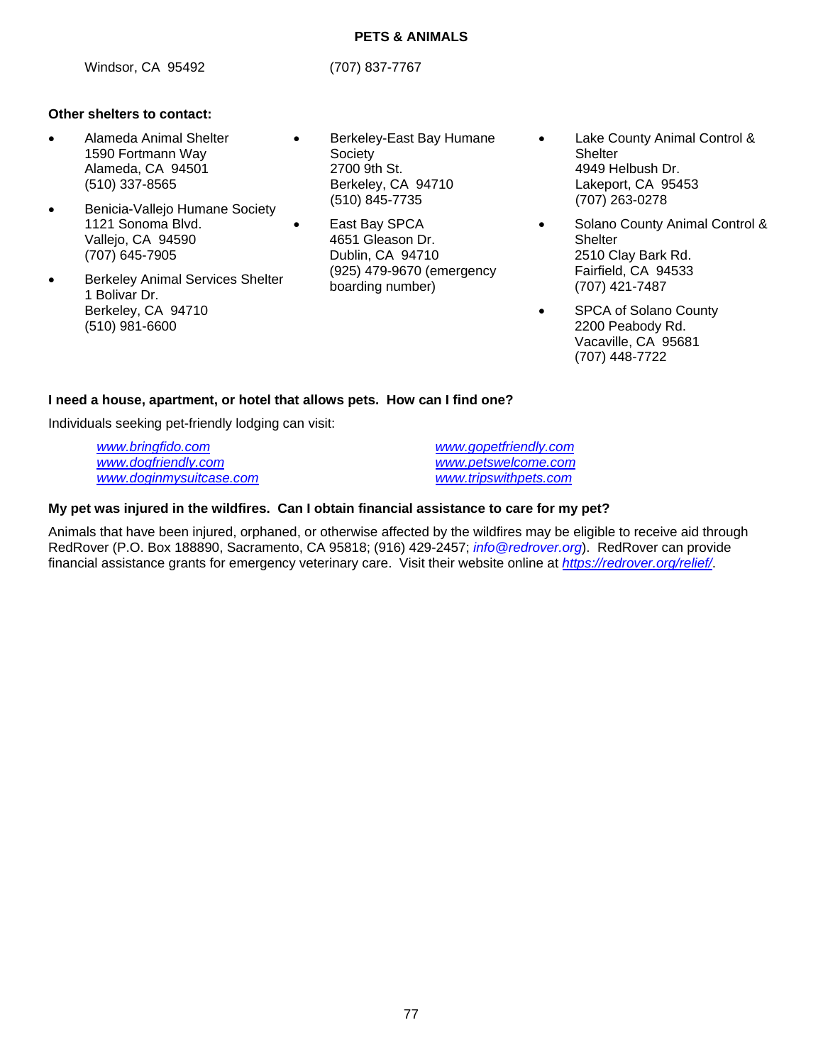Windsor, CA 95492 (707) 837-7767

**Other shelters to contact:**

- Alameda Animal Shelter
  1590 Fortmann Way
  Alameda, CA 94501
  (510) 337-8565
- Benicia-Vallejo Humane Society
  1121 Sonoma Blvd.
  Vallejo, CA 94590
  (707) 645-7905
- Berkeley Animal Services Shelter
  1 Bolivar Dr.
  Berkeley, CA 94710
  (510) 981-6600
- Berkeley-East Bay Humane Society
  2700 9th St.
  Berkeley, CA 94710
  (510) 845-7735
- East Bay SPCA
  4651 Gleason Dr.
  Dublin, CA 94710
  (925) 479-9670 (emergency boarding number)
- Lake County Animal Control & Shelter
  4949 Helbush Dr.
  Lakeport, CA 95453
  (707) 263-0278
- Solano County Animal Control & Shelter
  2510 Clay Bark Rd.
  Fairfield, CA 94533
  (707) 421-7487
- SPCA of Solano County
  2200 Peabody Rd.
  Vacaville, CA 95681
  (707) 448-7722

**I need a house, apartment, or hotel that allows pets. How can I find one?**

Individuals seeking pet-friendly lodging can visit:

www.bringfido.com
www.dogfriendly.com
www.doginmysuitcase.com
www.gopetfriendly.com
www.petswelcome.com
www.tripswithpets.com

**My pet was injured in the wildfires. Can I obtain financial assistance to care for my pet?**

Animals that have been injured, orphaned, or otherwise affected by the wildfires may be eligible to receive aid through RedRover (P.O. Box 188890, Sacramento, CA 95818; (916) 429-2457; *info@redrover.org*). RedRover can provide financial assistance grants for emergency veterinary care. Visit their website online at https://redrover.org/relief/.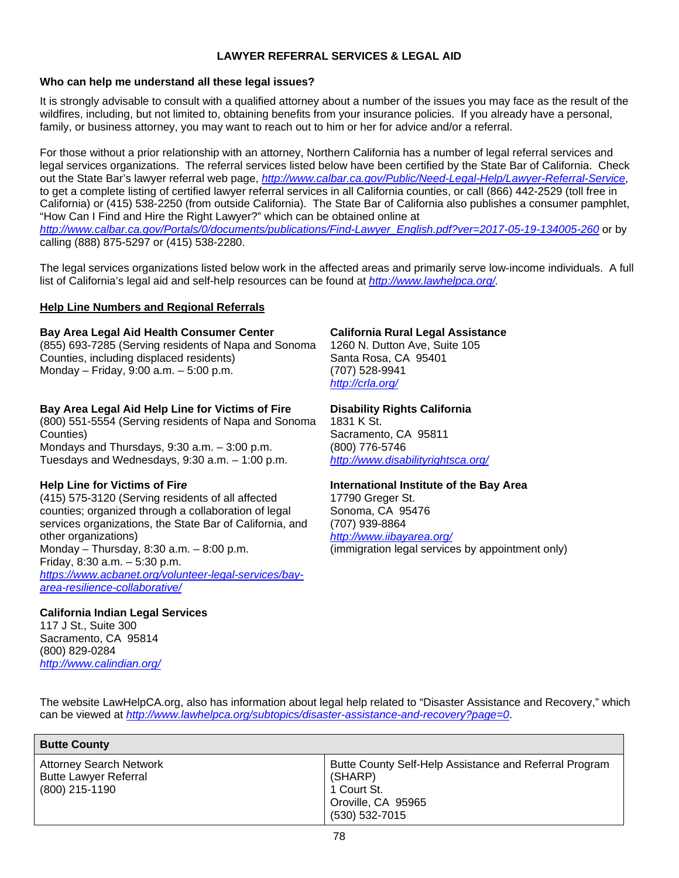## LAWYER REFERRAL SERVICES & LEGAL AID

### Who can help me understand all these legal issues?

It is strongly advisable to consult with a qualified attorney about a number of the issues you may face as the result of the wildfires, including, but not limited to, obtaining benefits from your insurance policies. If you already have a personal, family, or business attorney, you may want to reach out to him or her for advice and/or a referral.

For those without a prior relationship with an attorney, Northern California has a number of legal referral services and legal services organizations. The referral services listed below have been certified by the State Bar of California. Check out the State Bar's lawyer referral web page, *http://www.calbar.ca.gov/Public/Need-Legal-Help/Lawyer-Referral-Service*, to get a complete listing of certified lawyer referral services in all California counties, or call (866) 442-2529 (toll free in California) or (415) 538-2250 (from outside California). The State Bar of California also publishes a consumer pamphlet, "How Can I Find and Hire the Right Lawyer?" which can be obtained online at *http://www.calbar.ca.gov/Portals/0/documents/publications/Find-Lawyer_English.pdf?ver=2017-05-19-134005-260* or by calling (888) 875-5297 or (415) 538-2280.

The legal services organizations listed below work in the affected areas and primarily serve low-income individuals. A full list of California's legal aid and self-help resources can be found at *http://www.lawhelpca.org/*.

### Help Line Numbers and Regional Referrals

**Bay Area Legal Aid Health Consumer Center**
(855) 693-7285 (Serving residents of Napa and Sonoma Counties, including displaced residents)
Monday – Friday, 9:00 a.m. – 5:00 p.m.

**Bay Area Legal Aid Help Line for Victims of Fire**
(800) 551-5554 (Serving residents of Napa and Sonoma Counties)
Mondays and Thursdays, 9:30 a.m. – 3:00 p.m.
Tuesdays and Wednesdays, 9:30 a.m. – 1:00 p.m.

**Help Line for Victims of Fire**
(415) 575-3120 (Serving residents of all affected counties; organized through a collaboration of legal services organizations, the State Bar of California, and other organizations)
Monday – Thursday, 8:30 a.m. – 8:00 p.m.
Friday, 8:30 a.m. – 5:30 p.m.
*https://www.acbanet.org/volunteer-legal-services/bay-area-resilience-collaborative/*

**California Indian Legal Services**
117 J St., Suite 300
Sacramento, CA 95814
(800) 829-0284
*http://www.calindian.org/*

**California Rural Legal Assistance**
1260 N. Dutton Ave, Suite 105
Santa Rosa, CA 95401
(707) 528-9941
*http://crla.org/*

**Disability Rights California**
1831 K St.
Sacramento, CA 95811
(800) 776-5746
*http://www.disabilityrightsca.org/*

**International Institute of the Bay Area**
17790 Greger St.
Sonoma, CA 95476
(707) 939-8864
*http://www.iibayarea.org/*
(immigration legal services by appointment only)

The website LawHelpCA.org, also has information about legal help related to "Disaster Assistance and Recovery," which can be viewed at *http://www.lawhelpca.org/subtopics/disaster-assistance-and-recovery?page=0*.

| Butte County | |
|---|---|
| Attorney Search Network<br>Butte Lawyer Referral<br>(800) 215-1190 | Butte County Self-Help Assistance and Referral Program (SHARP)<br>1 Court St.<br>Oroville, CA 95965<br>(530) 532-7015 |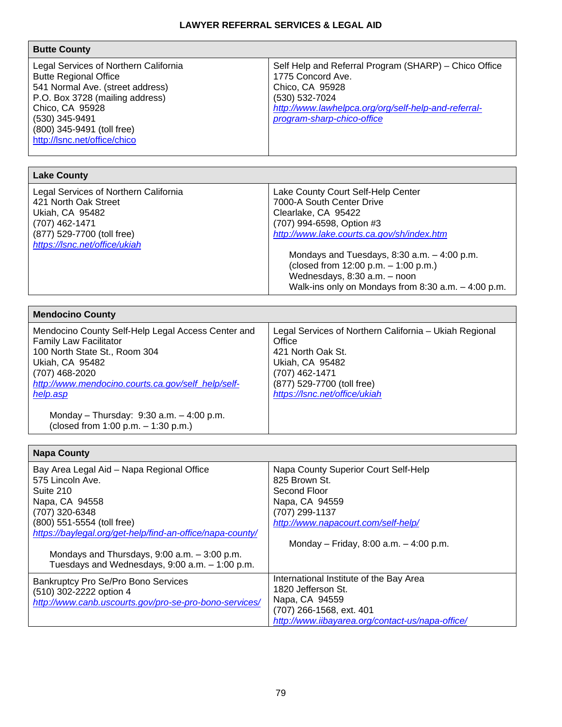# LAWYER REFERRAL SERVICES & LEGAL AID

| Butte County | |
|---|---|
| Legal Services of Northern California<br>Butte Regional Office<br>541 Normal Ave. (street address)<br>P.O. Box 3728 (mailing address)<br>Chico, CA 95928<br>(530) 345-9491<br>(800) 345-9491 (toll free)<br>http://lsnc.net/office/chico | Self Help and Referral Program (SHARP) – Chico Office<br>1775 Concord Ave.<br>Chico, CA 95928<br>(530) 532-7024<br>*http://www.lawhelpca.org/org/self-help-and-referral-program-sharp-chico-office* |

| Lake County | |
|---|---|
| Legal Services of Northern California<br>421 North Oak Street<br>Ukiah, CA 95482<br>(707) 462-1471<br>(877) 529-7700 (toll free)<br>*https://lsnc.net/office/ukiah* | Lake County Court Self-Help Center<br>7000-A South Center Drive<br>Clearlake, CA 95422<br>(707) 994-6598, Option #3<br>*http://www.lake.courts.ca.gov/sh/index.htm*<br><br>Mondays and Tuesdays, 8:30 a.m. – 4:00 p.m.<br>(closed from 12:00 p.m. – 1:00 p.m.)<br>Wednesdays, 8:30 a.m. – noon<br>Walk-ins only on Mondays from 8:30 a.m. – 4:00 p.m. |

| Mendocino County | |
|---|---|
| Mendocino County Self-Help Legal Access Center and Family Law Facilitator<br>100 North State St., Room 304<br>Ukiah, CA 95482<br>(707) 468-2020<br>*http://www.mendocino.courts.ca.gov/self_help/self-help.asp*<br><br>Monday – Thursday: 9:30 a.m. – 4:00 p.m.<br>(closed from 1:00 p.m. – 1:30 p.m.) | Legal Services of Northern California – Ukiah Regional Office<br>421 North Oak St.<br>Ukiah, CA 95482<br>(707) 462-1471<br>(877) 529-7700 (toll free)<br>*https://lsnc.net/office/ukiah* |

| Napa County | |
|---|---|
| Bay Area Legal Aid – Napa Regional Office<br>575 Lincoln Ave.<br>Suite 210<br>Napa, CA 94558<br>(707) 320-6348<br>(800) 551-5554 (toll free)<br>*https://baylegal.org/get-help/find-an-office/napa-county/*<br><br>Mondays and Thursdays, 9:00 a.m. – 3:00 p.m.<br>Tuesdays and Wednesdays, 9:00 a.m. – 1:00 p.m. | Napa County Superior Court Self-Help<br>825 Brown St.<br>Second Floor<br>Napa, CA 94559<br>(707) 299-1137<br>*http://www.napacourt.com/self-help/*<br><br>Monday – Friday, 8:00 a.m. – 4:00 p.m. |
| Bankruptcy Pro Se/Pro Bono Services<br>(510) 302-2222 option 4<br>*http://www.canb.uscourts.gov/pro-se-pro-bono-services/* | International Institute of the Bay Area<br>1820 Jefferson St.<br>Napa, CA 94559<br>(707) 266-1568, ext. 401<br>*http://www.iibayarea.org/contact-us/napa-office/* |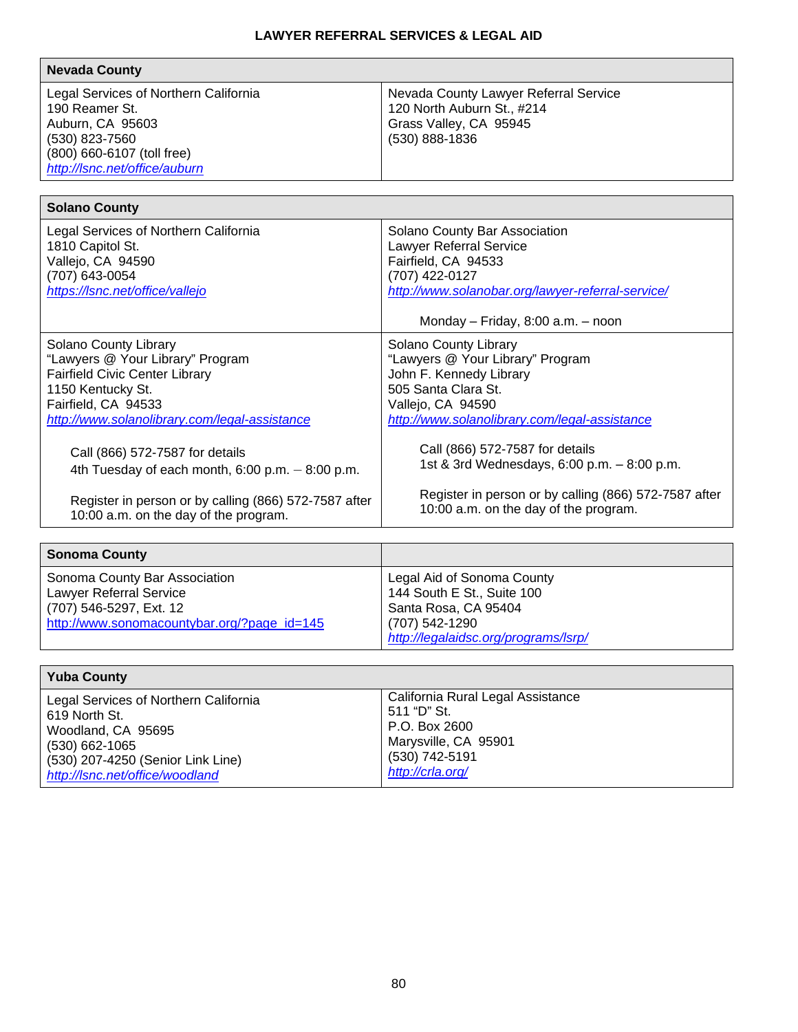**LAWYER REFERRAL SERVICES & LEGAL AID**

| **Nevada County** | |
|---|---|
| Legal Services of Northern California<br>190 Reamer St.<br>Auburn, CA 95603<br>(530) 823-7560<br>(800) 660-6107 (toll free)<br>http://lsnc.net/office/auburn | Nevada County Lawyer Referral Service<br>120 North Auburn St., #214<br>Grass Valley, CA 95945<br>(530) 888-1836 |

| **Solano County** | |
|---|---|
| Legal Services of Northern California<br>1810 Capitol St.<br>Vallejo, CA 94590<br>(707) 643-0054<br>https://lsnc.net/office/vallejo | Solano County Bar Association<br>Lawyer Referral Service<br>Fairfield, CA 94533<br>(707) 422-0127<br>http://www.solanobar.org/lawyer-referral-service/<br><br>Monday – Friday, 8:00 a.m. – noon |
| Solano County Library<br>"Lawyers @ Your Library" Program<br>Fairfield Civic Center Library<br>1150 Kentucky St.<br>Fairfield, CA 94533<br>http://www.solanolibrary.com/legal-assistance<br><br>Call (866) 572-7587 for details<br>4th Tuesday of each month, 6:00 p.m. – 8:00 p.m.<br><br>Register in person or by calling (866) 572-7587 after 10:00 a.m. on the day of the program. | Solano County Library<br>"Lawyers @ Your Library" Program<br>John F. Kennedy Library<br>505 Santa Clara St.<br>Vallejo, CA 94590<br>http://www.solanolibrary.com/legal-assistance<br><br>Call (866) 572-7587 for details<br>1st & 3rd Wednesdays, 6:00 p.m. – 8:00 p.m.<br><br>Register in person or by calling (866) 572-7587 after 10:00 a.m. on the day of the program. |

| **Sonoma County** | |
|---|---|
| Sonoma County Bar Association<br>Lawyer Referral Service<br>(707) 546-5297, Ext. 12<br>http://www.sonomacountybar.org/?page_id=145 | Legal Aid of Sonoma County<br>144 South E St., Suite 100<br>Santa Rosa, CA 95404<br>(707) 542-1290<br>http://legalaidsc.org/programs/lsrp/ |

| **Yuba County** | |
|---|---|
| Legal Services of Northern California<br>619 North St.<br>Woodland, CA 95695<br>(530) 662-1065<br>(530) 207-4250 (Senior Link Line)<br>http://lsnc.net/office/woodland | California Rural Legal Assistance<br>511 "D" St.<br>P.O. Box 2600<br>Marysville, CA 95901<br>(530) 742-5191<br>http://crla.org/ |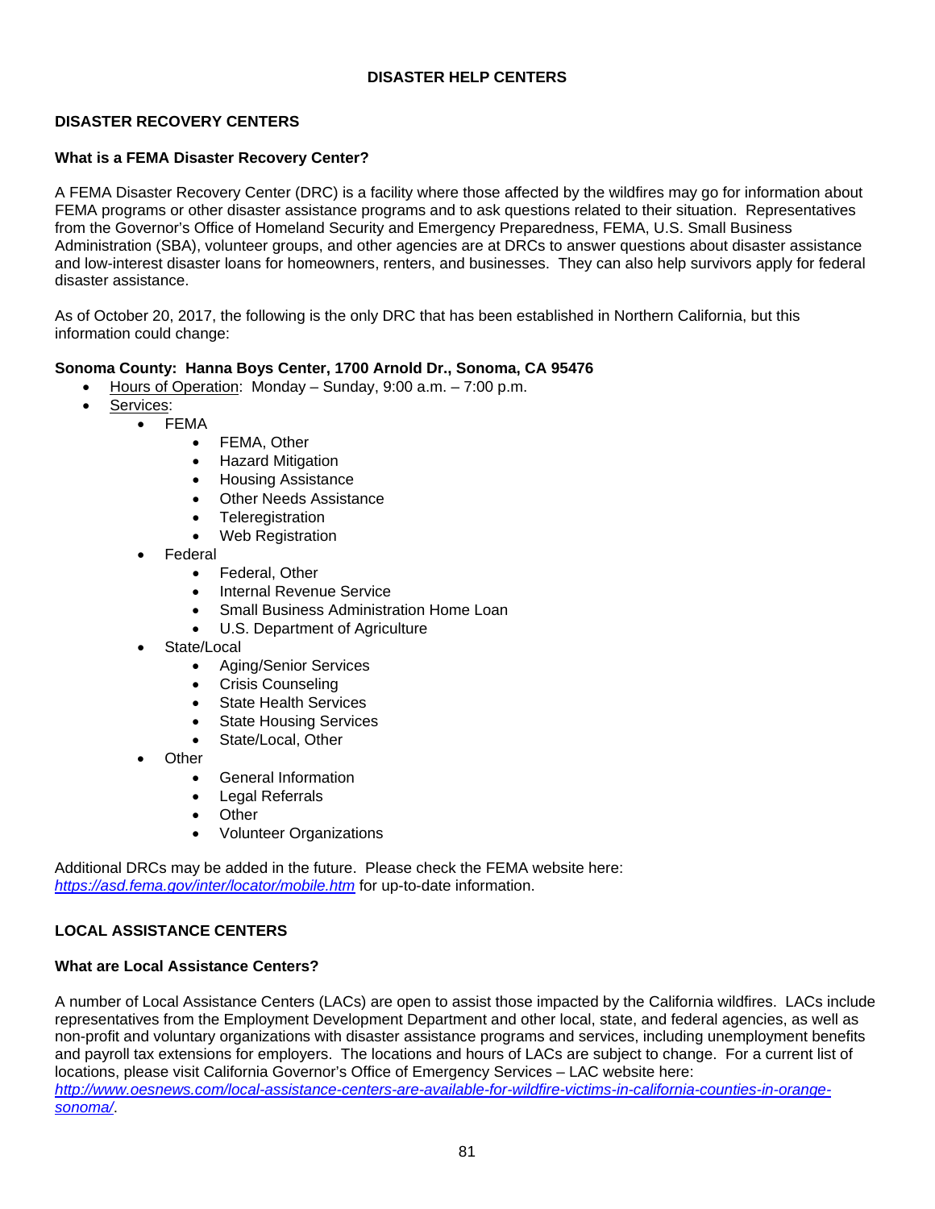## DISASTER HELP CENTERS

### DISASTER RECOVERY CENTERS

**What is a FEMA Disaster Recovery Center?**

A FEMA Disaster Recovery Center (DRC) is a facility where those affected by the wildfires may go for information about FEMA programs or other disaster assistance programs and to ask questions related to their situation. Representatives from the Governor's Office of Homeland Security and Emergency Preparedness, FEMA, U.S. Small Business Administration (SBA), volunteer groups, and other agencies are at DRCs to answer questions about disaster assistance and low-interest disaster loans for homeowners, renters, and businesses. They can also help survivors apply for federal disaster assistance.

As of October 20, 2017, the following is the only DRC that has been established in Northern California, but this information could change:

**Sonoma County: Hanna Boys Center, 1700 Arnold Dr., Sonoma, CA 95476**

- Hours of Operation: Monday – Sunday, 9:00 a.m. – 7:00 p.m.
- Services:
  - FEMA
    - FEMA, Other
    - Hazard Mitigation
    - Housing Assistance
    - Other Needs Assistance
    - Teleregistration
    - Web Registration
  - Federal
    - Federal, Other
    - Internal Revenue Service
    - Small Business Administration Home Loan
    - U.S. Department of Agriculture
  - State/Local
    - Aging/Senior Services
    - Crisis Counseling
    - State Health Services
    - State Housing Services
    - State/Local, Other
  - Other
    - General Information
    - Legal Referrals
    - Other
    - Volunteer Organizations

Additional DRCs may be added in the future. Please check the FEMA website here: *https://asd.fema.gov/inter/locator/mobile.htm* for up-to-date information.

### LOCAL ASSISTANCE CENTERS

**What are Local Assistance Centers?**

A number of Local Assistance Centers (LACs) are open to assist those impacted by the California wildfires. LACs include representatives from the Employment Development Department and other local, state, and federal agencies, as well as non-profit and voluntary organizations with disaster assistance programs and services, including unemployment benefits and payroll tax extensions for employers. The locations and hours of LACs are subject to change. For a current list of locations, please visit California Governor's Office of Emergency Services – LAC website here: *http://www.oesnews.com/local-assistance-centers-are-available-for-wildfire-victims-in-california-counties-in-orange-sonoma/*.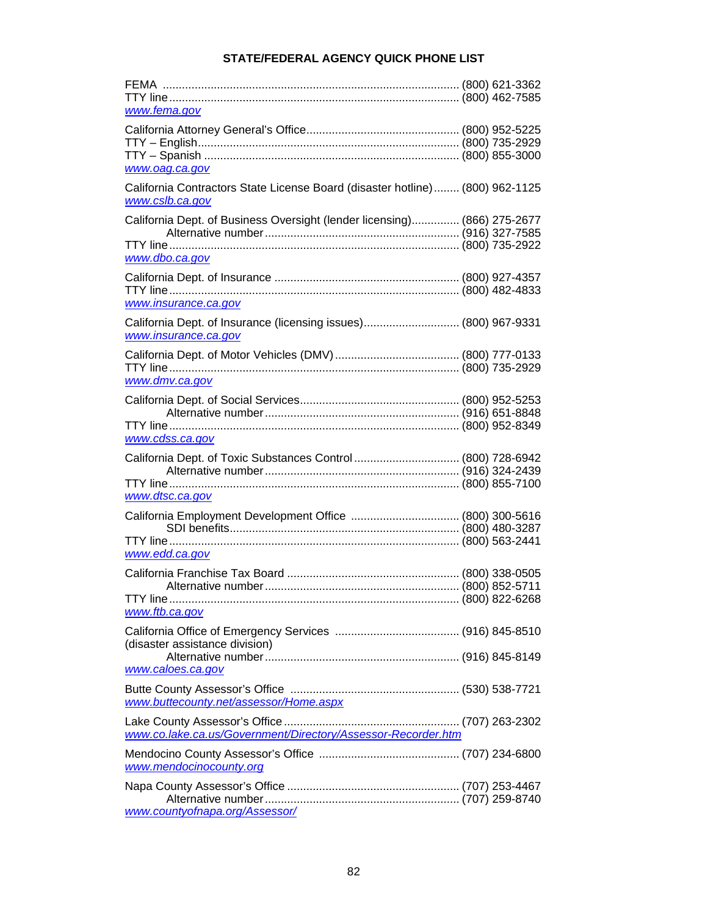## STATE/FEDERAL AGENCY QUICK PHONE LIST

FEMA ........................................................................................ (800) 621-3362
TTY line ..................................................................................... (800) 462-7585
www.fema.gov

California Attorney General's Office ............................................... (800) 952-5225
TTY – English ............................................................................. (800) 735-2929
TTY – Spanish ............................................................................ (800) 855-3000
www.oag.ca.gov

California Contractors State License Board (disaster hotline) ........ (800) 962-1125
www.cslb.ca.gov

California Dept. of Business Oversight (lender licensing) ............... (866) 275-2677
Alternative number ............................................................ (916) 327-7585
TTY line ..................................................................................... (800) 735-2922
www.dbo.ca.gov

California Dept. of Insurance ......................................................... (800) 927-4357
TTY line ..................................................................................... (800) 482-4833
www.insurance.ca.gov

California Dept. of Insurance (licensing issues) ............................. (800) 967-9331
www.insurance.ca.gov

California Dept. of Motor Vehicles (DMV) ....................................... (800) 777-0133
TTY line ..................................................................................... (800) 735-2929
www.dmv.ca.gov

California Dept. of Social Services ................................................. (800) 952-5253
Alternative number ............................................................ (916) 651-8848
TTY line ..................................................................................... (800) 952-8349
www.cdss.ca.gov

California Dept. of Toxic Substances Control ................................. (800) 728-6942
Alternative number ............................................................ (916) 324-2439
TTY line ..................................................................................... (800) 855-7100
www.dtsc.ca.gov

California Employment Development Office .................................. (800) 300-5616
SDI benefits ....................................................................... (800) 480-3287
TTY line ..................................................................................... (800) 563-2441
www.edd.ca.gov

California Franchise Tax Board ..................................................... (800) 338-0505
Alternative number ............................................................ (800) 852-5711
TTY line ..................................................................................... (800) 822-6268
www.ftb.ca.gov

California Office of Emergency Services ....................................... (916) 845-8510
(disaster assistance division)
Alternative number ............................................................ (916) 845-8149
www.caloes.ca.gov

Butte County Assessor's Office ..................................................... (530) 538-7721
www.buttecounty.net/assessor/Home.aspx

Lake County Assessor's Office ...................................................... (707) 263-2302
www.co.lake.ca.us/Government/Directory/Assessor-Recorder.htm

Mendocino County Assessor's Office ............................................ (707) 234-6800
www.mendocinocounty.org

Napa County Assessor's Office ..................................................... (707) 253-4467
Alternative number ............................................................ (707) 259-8740
www.countyofnapa.org/Assessor/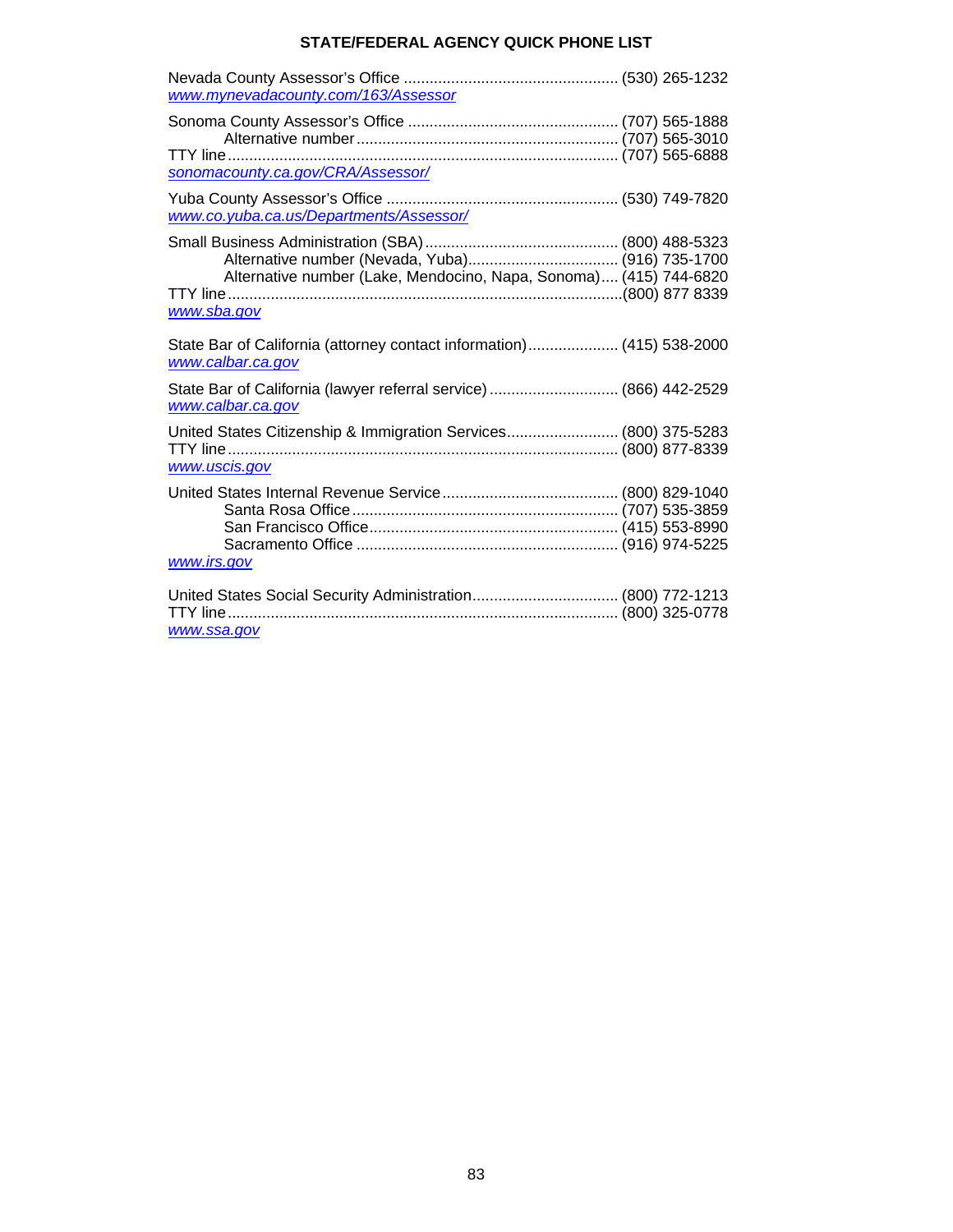## STATE/FEDERAL AGENCY QUICK PHONE LIST

Nevada County Assessor's Office .................................................. (530) 265-1232
www.mynevadacounty.com/163/Assessor

Sonoma County Assessor's Office ................................................. (707) 565-1888
Alternative number ............................................................. (707) 565-3010
TTY line ........................................................................................... (707) 565-6888
sonomacounty.ca.gov/CRA/Assessor/

Yuba County Assessor's Office ...................................................... (530) 749-7820
www.co.yuba.ca.us/Departments/Assessor/

Small Business Administration (SBA) ............................................. (800) 488-5323
Alternative number (Nevada, Yuba)................................... (916) 735-1700
Alternative number (Lake, Mendocino, Napa, Sonoma).... (415) 744-6820
TTY line ............................................................................................(800) 877 8339
www.sba.gov

State Bar of California (attorney contact information)..................... (415) 538-2000
www.calbar.ca.gov

State Bar of California (lawyer referral service) .............................. (866) 442-2529
www.calbar.ca.gov

United States Citizenship & Immigration Services.......................... (800) 375-5283
TTY line ........................................................................................... (800) 877-8339
www.uscis.gov

United States Internal Revenue Service ......................................... (800) 829-1040
Santa Rosa Office ............................................................. (707) 535-3859
San Francisco Office.......................................................... (415) 553-8990
Sacramento Office ............................................................. (916) 974-5225
www.irs.gov

United States Social Security Administration.................................. (800) 772-1213
TTY line ........................................................................................... (800) 325-0778
www.ssa.gov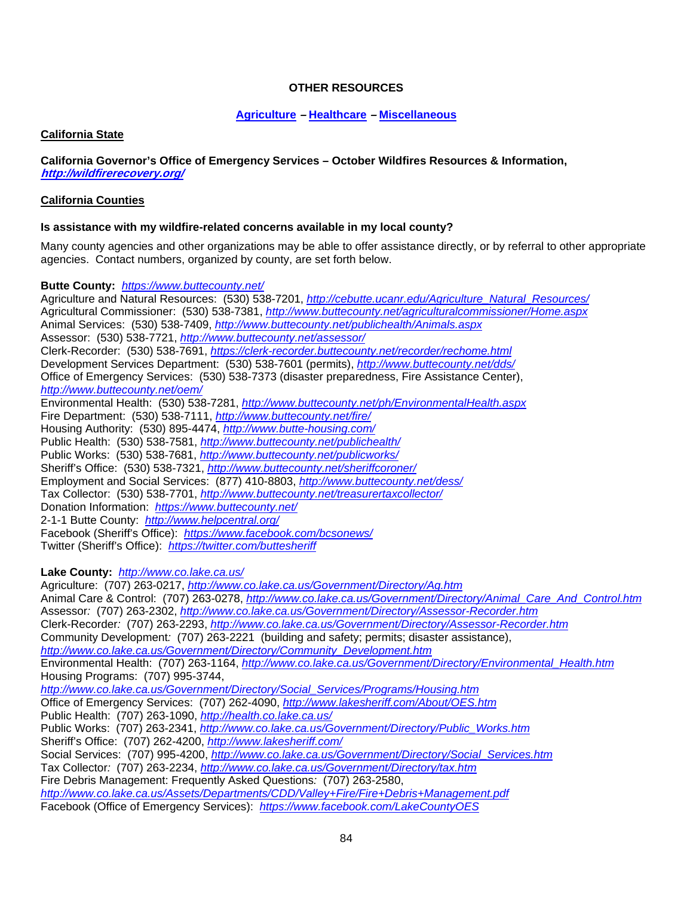## OTHER RESOURCES

**Agriculture – Healthcare – Miscellaneous**

**California State**

**California Governor's Office of Emergency Services – October Wildfires Resources & Information, *http://wildfirerecovery.org/***

**California Counties**

**Is assistance with my wildfire-related concerns available in my local county?**

Many county agencies and other organizations may be able to offer assistance directly, or by referral to other appropriate agencies. Contact numbers, organized by county, are set forth below.

**Butte County:** *https://www.buttecounty.net/*
Agriculture and Natural Resources: (530) 538-7201, *http://cebutte.ucanr.edu/Agriculture_Natural_Resources/*
Agricultural Commissioner: (530) 538-7381, *http://www.buttecounty.net/agriculturalcommissioner/Home.aspx*
Animal Services: (530) 538-7409, *http://www.buttecounty.net/publichealth/Animals.aspx*
Assessor: (530) 538-7721, *http://www.buttecounty.net/assessor/*
Clerk-Recorder: (530) 538-7691, *https://clerk-recorder.buttecounty.net/recorder/rechome.html*
Development Services Department: (530) 538-7601 (permits), *http://www.buttecounty.net/dds/*
Office of Emergency Services: (530) 538-7373 (disaster preparedness, Fire Assistance Center), *http://www.buttecounty.net/oem/*
Environmental Health: (530) 538-7281, *http://www.buttecounty.net/ph/EnvironmentalHealth.aspx*
Fire Department: (530) 538-7111, *http://www.buttecounty.net/fire/*
Housing Authority: (530) 895-4474, *http://www.butte-housing.com/*
Public Health: (530) 538-7581, *http://www.buttecounty.net/publichealth/*
Public Works: (530) 538-7681, *http://www.buttecounty.net/publicworks/*
Sheriff's Office: (530) 538-7321, *http://www.buttecounty.net/sheriffcoroner/*
Employment and Social Services: (877) 410-8803, *http://www.buttecounty.net/dess/*
Tax Collector: (530) 538-7701, *http://www.buttecounty.net/treasurertaxcollector/*
Donation Information: *https://www.buttecounty.net/*
2-1-1 Butte County: *http://www.helpcentral.org/*
Facebook (Sheriff's Office): *https://www.facebook.com/bcsonews/*
Twitter (Sheriff's Office): *https://twitter.com/buttesheriff*

**Lake County:** *http://www.co.lake.ca.us/*
Agriculture: (707) 263-0217, *http://www.co.lake.ca.us/Government/Directory/Ag.htm*
Animal Care & Control: (707) 263-0278, *http://www.co.lake.ca.us/Government/Directory/Animal_Care_And_Control.htm*
Assessor: (707) 263-2302, *http://www.co.lake.ca.us/Government/Directory/Assessor-Recorder.htm*
Clerk-Recorder: (707) 263-2293, *http://www.co.lake.ca.us/Government/Directory/Assessor-Recorder.htm*
Community Development: (707) 263-2221 (building and safety; permits; disaster assistance), *http://www.co.lake.ca.us/Government/Directory/Community_Development.htm*
Environmental Health: (707) 263-1164, *http://www.co.lake.ca.us/Government/Directory/Environmental_Health.htm*
Housing Programs: (707) 995-3744, *http://www.co.lake.ca.us/Government/Directory/Social_Services/Programs/Housing.htm*
Office of Emergency Services: (707) 262-4090, *http://www.lakesheriff.com/About/OES.htm*
Public Health: (707) 263-1090, *http://health.co.lake.ca.us/*
Public Works: (707) 263-2341, *http://www.co.lake.ca.us/Government/Directory/Public_Works.htm*
Sheriff's Office: (707) 262-4200, *http://www.lakesheriff.com/*
Social Services: (707) 995-4200, *http://www.co.lake.ca.us/Government/Directory/Social_Services.htm*
Tax Collector: (707) 263-2234, *http://www.co.lake.ca.us/Government/Directory/tax.htm*
Fire Debris Management: Frequently Asked Questions: (707) 263-2580, *http://www.co.lake.ca.us/Assets/Departments/CDD/Valley+Fire/Fire+Debris+Management.pdf*
Facebook (Office of Emergency Services): *https://www.facebook.com/LakeCountyOES*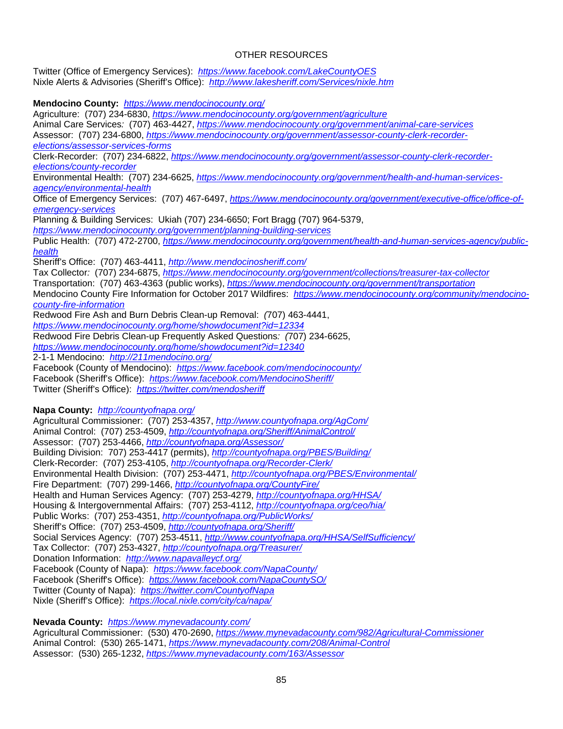OTHER RESOURCES

Twitter (Office of Emergency Services): *https://www.facebook.com/LakeCountyOES*
Nixle Alerts & Advisories (Sheriff's Office): *http://www.lakesheriff.com/Services/nixle.htm*

**Mendocino County:** *https://www.mendocinocounty.org/*
Agriculture: (707) 234-6830, *https://www.mendocinocounty.org/government/agriculture*
Animal Care Services: (707) 463-4427, *https://www.mendocinocounty.org/government/animal-care-services*
Assessor: (707) 234-6800, *https://www.mendocinocounty.org/government/assessor-county-clerk-recorder-elections/assessor-services-forms*
Clerk-Recorder: (707) 234-6822, *https://www.mendocinocounty.org/government/assessor-county-clerk-recorder-elections/county-recorder*
Environmental Health: (707) 234-6625, *https://www.mendocinocounty.org/government/health-and-human-services-agency/environmental-health*
Office of Emergency Services: (707) 467-6497, *https://www.mendocinocounty.org/government/executive-office/office-of-emergency-services*
Planning & Building Services: Ukiah (707) 234-6650; Fort Bragg (707) 964-5379, *https://www.mendocinocounty.org/government/planning-building-services*
Public Health: (707) 472-2700, *https://www.mendocinocounty.org/government/health-and-human-services-agency/public-health*
Sheriff's Office: (707) 463-4411, *http://www.mendocinosheriff.com/*
Tax Collector: (707) 234-6875, *https://www.mendocinocounty.org/government/collections/treasurer-tax-collector*
Transportation: (707) 463-4363 (public works), *https://www.mendocinocounty.org/government/transportation*
Mendocino County Fire Information for October 2017 Wildfires: *https://www.mendocinocounty.org/community/mendocino-county-fire-information*
Redwood Fire Ash and Burn Debris Clean-up Removal: (707) 463-4441, *https://www.mendocinocounty.org/home/showdocument?id=12334*
Redwood Fire Debris Clean-up Frequently Asked Questions: (707) 234-6625, *https://www.mendocinocounty.org/home/showdocument?id=12340*
2-1-1 Mendocino: *http://211mendocino.org/*
Facebook (County of Mendocino): *https://www.facebook.com/mendocinocounty/*
Facebook (Sheriff's Office): *https://www.facebook.com/MendocinoSheriff/*
Twitter (Sheriff's Office): *https://twitter.com/mendosheriff*

**Napa County:** *http://countyofnapa.org/*
Agricultural Commissioner: (707) 253-4357, *http://www.countyofnapa.org/AgCom/*
Animal Control: (707) 253-4509, *http://countyofnapa.org/Sheriff/AnimalControl/*
Assessor: (707) 253-4466, *http://countyofnapa.org/Assessor/*
Building Division: 707) 253-4417 (permits), *http://countyofnapa.org/PBES/Building/*
Clerk-Recorder: (707) 253-4105, *http://countyofnapa.org/Recorder-Clerk/*
Environmental Health Division: (707) 253-4471, *http://countyofnapa.org/PBES/Environmental/*
Fire Department: (707) 299-1466, *http://countyofnapa.org/CountyFire/*
Health and Human Services Agency: (707) 253-4279, *http://countyofnapa.org/HHSA/*
Housing & Intergovernmental Affairs: (707) 253-4112, *http://countyofnapa.org/ceo/hia/*
Public Works: (707) 253-4351, *http://countyofnapa.org/PublicWorks/*
Sheriff's Office: (707) 253-4509, *http://countyofnapa.org/Sheriff/*
Social Services Agency: (707) 253-4511, *http://www.countyofnapa.org/HHSA/SelfSufficiency/*
Tax Collector: (707) 253-4327, *http://countyofnapa.org/Treasurer/*
Donation Information: *http://www.napavalleycf.org/*
Facebook (County of Napa): *https://www.facebook.com/NapaCounty/*
Facebook (Sheriff's Office): *https://www.facebook.com/NapaCountySO/*
Twitter (County of Napa): *https://twitter.com/CountyofNapa*
Nixle (Sheriff's Office): *https://local.nixle.com/city/ca/napa/*

**Nevada County:** *https://www.mynevadacounty.com/*
Agricultural Commissioner: (530) 470-2690, *https://www.mynevadacounty.com/982/Agricultural-Commissioner*
Animal Control: (530) 265-1471, *https://www.mynevadacounty.com/208/Animal-Control*
Assessor: (530) 265-1232, *https://www.mynevadacounty.com/163/Assessor*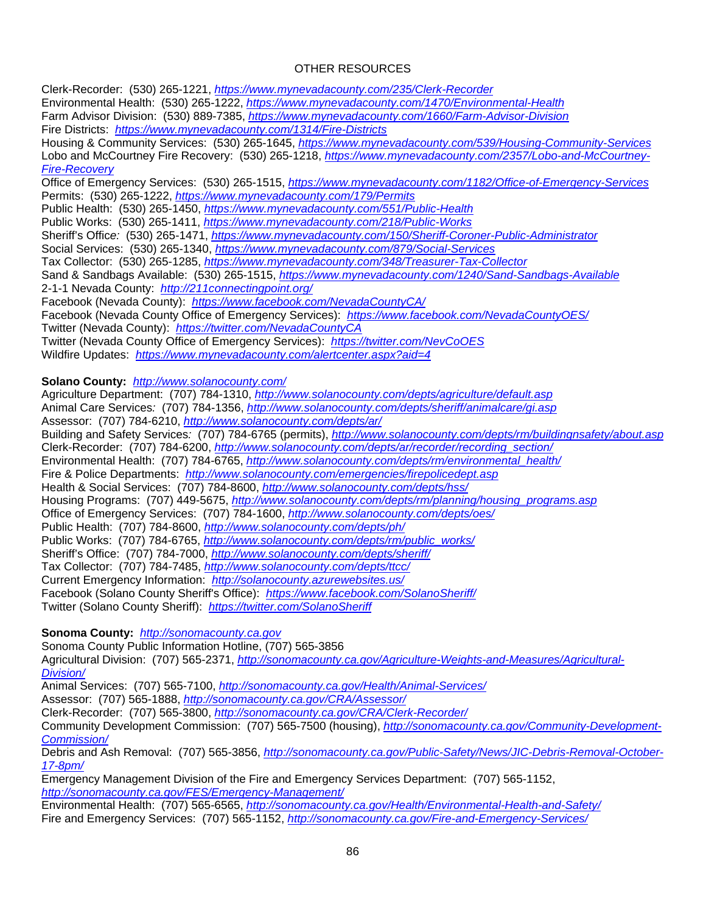OTHER RESOURCES

Clerk-Recorder: (530) 265-1221, *https://www.mynevadacounty.com/235/Clerk-Recorder*
Environmental Health: (530) 265-1222, *https://www.mynevadacounty.com/1470/Environmental-Health*
Farm Advisor Division: (530) 889-7385, *https://www.mynevadacounty.com/1660/Farm-Advisor-Division*
Fire Districts: *https://www.mynevadacounty.com/1314/Fire-Districts*
Housing & Community Services: (530) 265-1645, *https://www.mynevadacounty.com/539/Housing-Community-Services*
Lobo and McCourtney Fire Recovery: (530) 265-1218, *https://www.mynevadacounty.com/2357/Lobo-and-McCourtney-Fire-Recovery*
Office of Emergency Services: (530) 265-1515, *https://www.mynevadacounty.com/1182/Office-of-Emergency-Services*
Permits: (530) 265-1222, *https://www.mynevadacounty.com/179/Permits*
Public Health: (530) 265-1450, *https://www.mynevadacounty.com/551/Public-Health*
Public Works: (530) 265-1411, *https://www.mynevadacounty.com/218/Public-Works*
Sheriff's Office: (530) 265-1471, *https://www.mynevadacounty.com/150/Sheriff-Coroner-Public-Administrator*
Social Services: (530) 265-1340, *https://www.mynevadacounty.com/879/Social-Services*
Tax Collector: (530) 265-1285, *https://www.mynevadacounty.com/348/Treasurer-Tax-Collector*
Sand & Sandbags Available: (530) 265-1515, *https://www.mynevadacounty.com/1240/Sand-Sandbags-Available*
2-1-1 Nevada County: *http://211connectingpoint.org/*
Facebook (Nevada County): *https://www.facebook.com/NevadaCountyCA/*
Facebook (Nevada County Office of Emergency Services): *https://www.facebook.com/NevadaCountyOES/*
Twitter (Nevada County): *https://twitter.com/NevadaCountyCA*
Twitter (Nevada County Office of Emergency Services): *https://twitter.com/NevCoOES*
Wildfire Updates: *https://www.mynevadacounty.com/alertcenter.aspx?aid=4*

**Solano County:** *http://www.solanocounty.com/*
Agriculture Department: (707) 784-1310, *http://www.solanocounty.com/depts/agriculture/default.asp*
Animal Care Services: (707) 784-1356, *http://www.solanocounty.com/depts/sheriff/animalcare/gi.asp*
Assessor: (707) 784-6210, *http://www.solanocounty.com/depts/ar/*
Building and Safety Services: (707) 784-6765 (permits), *http://www.solanocounty.com/depts/rm/buildingnsafety/about.asp*
Clerk-Recorder: (707) 784-6200, *http://www.solanocounty.com/depts/ar/recorder/recording_section/*
Environmental Health: (707) 784-6765, *http://www.solanocounty.com/depts/rm/environmental_health/*
Fire & Police Departments: *http://www.solanocounty.com/emergencies/firepolicedept.asp*
Health & Social Services: (707) 784-8600, *http://www.solanocounty.com/depts/hss/*
Housing Programs: (707) 449-5675, *http://www.solanocounty.com/depts/rm/planning/housing_programs.asp*
Office of Emergency Services: (707) 784-1600, *http://www.solanocounty.com/depts/oes/*
Public Health: (707) 784-8600, *http://www.solanocounty.com/depts/ph/*
Public Works: (707) 784-6765, *http://www.solanocounty.com/depts/rm/public_works/*
Sheriff's Office: (707) 784-7000, *http://www.solanocounty.com/depts/sheriff/*
Tax Collector: (707) 784-7485, *http://www.solanocounty.com/depts/ttcc/*
Current Emergency Information: *http://solanocounty.azurewebsites.us/*
Facebook (Solano County Sheriff's Office): *https://www.facebook.com/SolanoSheriff/*
Twitter (Solano County Sheriff): *https://twitter.com/SolanoSheriff*

**Sonoma County:** *http://sonomacounty.ca.gov*
Sonoma County Public Information Hotline, (707) 565-3856
Agricultural Division: (707) 565-2371, *http://sonomacounty.ca.gov/Agriculture-Weights-and-Measures/Agricultural-Division/*
Animal Services: (707) 565-7100, *http://sonomacounty.ca.gov/Health/Animal-Services/*
Assessor: (707) 565-1888, *http://sonomacounty.ca.gov/CRA/Assessor/*
Clerk-Recorder: (707) 565-3800, *http://sonomacounty.ca.gov/CRA/Clerk-Recorder/*
Community Development Commission: (707) 565-7500 (housing), *http://sonomacounty.ca.gov/Community-Development-Commission/*
Debris and Ash Removal: (707) 565-3856, *http://sonomacounty.ca.gov/Public-Safety/News/JIC-Debris-Removal-October-17-8pm/*
Emergency Management Division of the Fire and Emergency Services Department: (707) 565-1152, *http://sonomacounty.ca.gov/FES/Emergency-Management/*
Environmental Health: (707) 565-6565, *http://sonomacounty.ca.gov/Health/Environmental-Health-and-Safety/*
Fire and Emergency Services: (707) 565-1152, *http://sonomacounty.ca.gov/Fire-and-Emergency-Services/*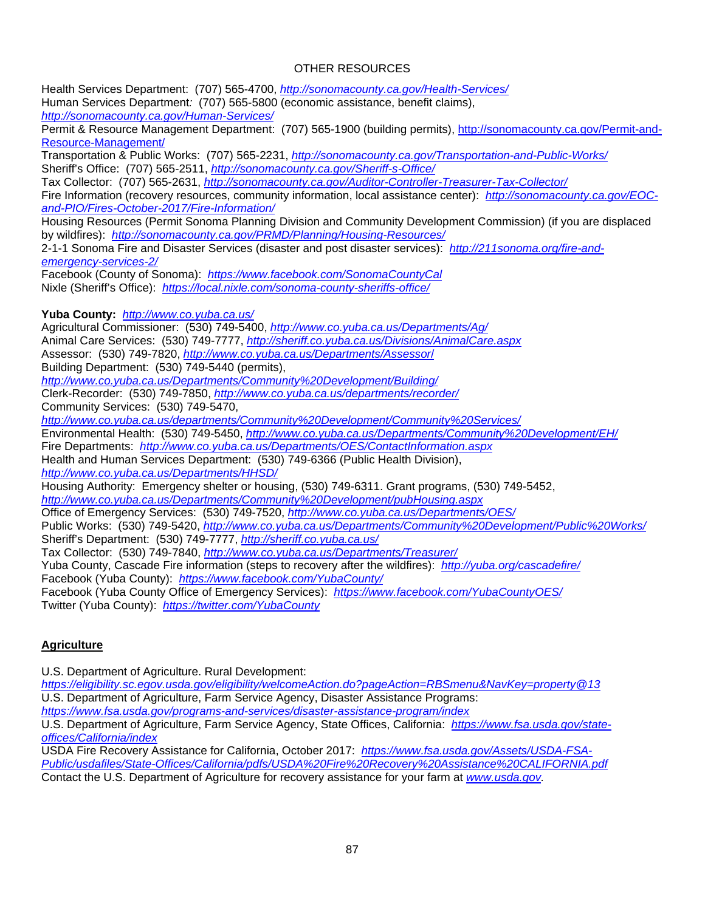OTHER RESOURCES

Health Services Department: (707) 565-4700, *http://sonomacounty.ca.gov/Health-Services/*
Human Services Department*:* (707) 565-5800 (economic assistance, benefit claims), *http://sonomacounty.ca.gov/Human-Services/*
Permit & Resource Management Department: (707) 565-1900 (building permits), http://sonomacounty.ca.gov/Permit-and-Resource-Management/
Transportation & Public Works: (707) 565-2231, *http://sonomacounty.ca.gov/Transportation-and-Public-Works/*
Sheriff's Office: (707) 565-2511, *http://sonomacounty.ca.gov/Sheriff-s-Office/*
Tax Collector: (707) 565-2631, *http://sonomacounty.ca.gov/Auditor-Controller-Treasurer-Tax-Collector/*
Fire Information (recovery resources, community information, local assistance center): *http://sonomacounty.ca.gov/EOC-and-PIO/Fires-October-2017/Fire-Information/*
Housing Resources (Permit Sonoma Planning Division and Community Development Commission) (if you are displaced by wildfires): *http://sonomacounty.ca.gov/PRMD/Planning/Housing-Resources/*
2-1-1 Sonoma Fire and Disaster Services (disaster and post disaster services): *http://211sonoma.org/fire-and-emergency-services-2/*
Facebook (County of Sonoma): *https://www.facebook.com/SonomaCountyCal*
Nixle (Sheriff's Office): *https://local.nixle.com/sonoma-county-sheriffs-office/*

**Yuba County:** *http://www.co.yuba.ca.us/*
Agricultural Commissioner: (530) 749-5400, *http://www.co.yuba.ca.us/Departments/Ag/*
Animal Care Services: (530) 749-7777, *http://sheriff.co.yuba.ca.us/Divisions/AnimalCare.aspx*
Assessor: (530) 749-7820, *http://www.co.yuba.ca.us/Departments/Assessor/*
Building Department: (530) 749-5440 (permits), *http://www.co.yuba.ca.us/Departments/Community%20Development/Building/*
Clerk-Recorder: (530) 749-7850, *http://www.co.yuba.ca.us/departments/recorder/*
Community Services: (530) 749-5470, *http://www.co.yuba.ca.us/departments/Community%20Development/Community%20Services/*
Environmental Health: (530) 749-5450, *http://www.co.yuba.ca.us/Departments/Community%20Development/EH/*
Fire Departments: *http://www.co.yuba.ca.us/Departments/OES/ContactInformation.aspx*
Health and Human Services Department: (530) 749-6366 (Public Health Division), *http://www.co.yuba.ca.us/Departments/HHSD/*
Housing Authority: Emergency shelter or housing, (530) 749-6311. Grant programs, (530) 749-5452, *http://www.co.yuba.ca.us/Departments/Community%20Development/pubHousing.aspx*
Office of Emergency Services: (530) 749-7520, *http://www.co.yuba.ca.us/Departments/OES/*
Public Works: (530) 749-5420, *http://www.co.yuba.ca.us/Departments/Community%20Development/Public%20Works/*
Sheriff's Department: (530) 749-7777, *http://sheriff.co.yuba.ca.us/*
Tax Collector: (530) 749-7840, *http://www.co.yuba.ca.us/Departments/Treasurer/*
Yuba County, Cascade Fire information (steps to recovery after the wildfires): *http://yuba.org/cascadefire/*
Facebook (Yuba County): *https://www.facebook.com/YubaCounty/*
Facebook (Yuba County Office of Emergency Services): *https://www.facebook.com/YubaCountyOES/*
Twitter (Yuba County): *https://twitter.com/YubaCounty*

## Agriculture

U.S. Department of Agriculture. Rural Development: *https://eligibility.sc.egov.usda.gov/eligibility/welcomeAction.do?pageAction=RBSmenu&NavKey=property@13*
U.S. Department of Agriculture, Farm Service Agency, Disaster Assistance Programs: *https://www.fsa.usda.gov/programs-and-services/disaster-assistance-program/index*
U.S. Department of Agriculture, Farm Service Agency, State Offices, California: *https://www.fsa.usda.gov/state-offices/California/index*
USDA Fire Recovery Assistance for California, October 2017: *https://www.fsa.usda.gov/Assets/USDA-FSA-Public/usdafiles/State-Offices/California/pdfs/USDA%20Fire%20Recovery%20Assistance%20CALIFORNIA.pdf*
Contact the U.S. Department of Agriculture for recovery assistance for your farm at *www.usda.gov*.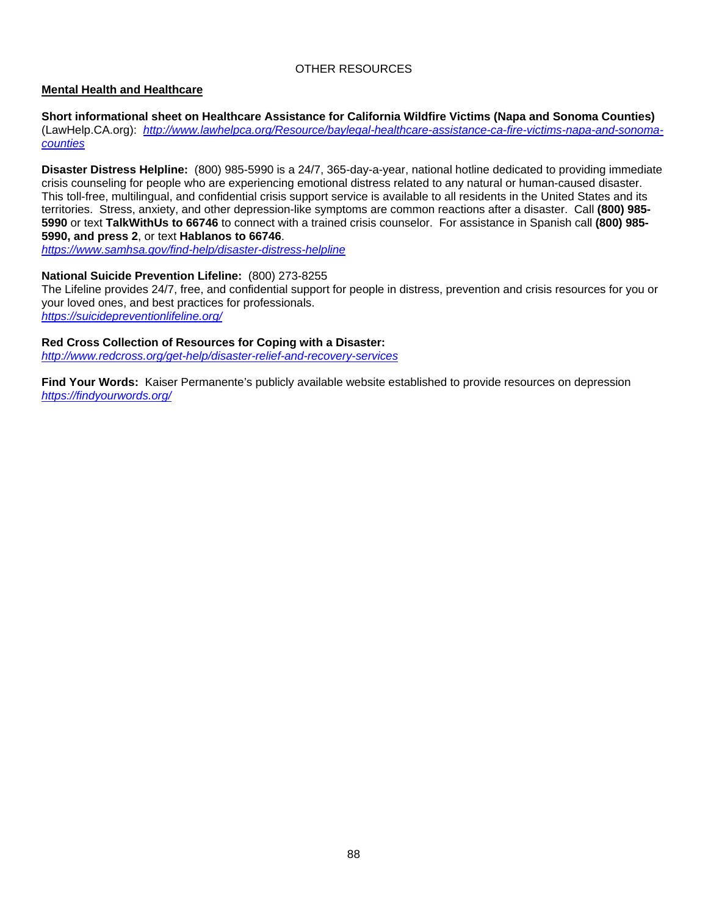# OTHER RESOURCES

## Mental Health and Healthcare

**Short informational sheet on Healthcare Assistance for California Wildfire Victims (Napa and Sonoma Counties)** (LawHelp.CA.org): *http://www.lawhelpca.org/Resource/baylegal-healthcare-assistance-ca-fire-victims-napa-and-sonoma-counties*

**Disaster Distress Helpline:** (800) 985-5990 is a 24/7, 365-day-a-year, national hotline dedicated to providing immediate crisis counseling for people who are experiencing emotional distress related to any natural or human-caused disaster. This toll-free, multilingual, and confidential crisis support service is available to all residents in the United States and its territories. Stress, anxiety, and other depression-like symptoms are common reactions after a disaster. Call **(800) 985-5990** or text **TalkWithUs to 66746** to connect with a trained crisis counselor. For assistance in Spanish call **(800) 985-5990, and press 2**, or text **Hablanos to 66746**.
*https://www.samhsa.gov/find-help/disaster-distress-helpline*

**National Suicide Prevention Lifeline:** (800) 273-8255
The Lifeline provides 24/7, free, and confidential support for people in distress, prevention and crisis resources for you or your loved ones, and best practices for professionals.
*https://suicidepreventionlifeline.org/*

**Red Cross Collection of Resources for Coping with a Disaster:**
*http://www.redcross.org/get-help/disaster-relief-and-recovery-services*

**Find Your Words:** Kaiser Permanente's publicly available website established to provide resources on depression
*https://findyourwords.org/*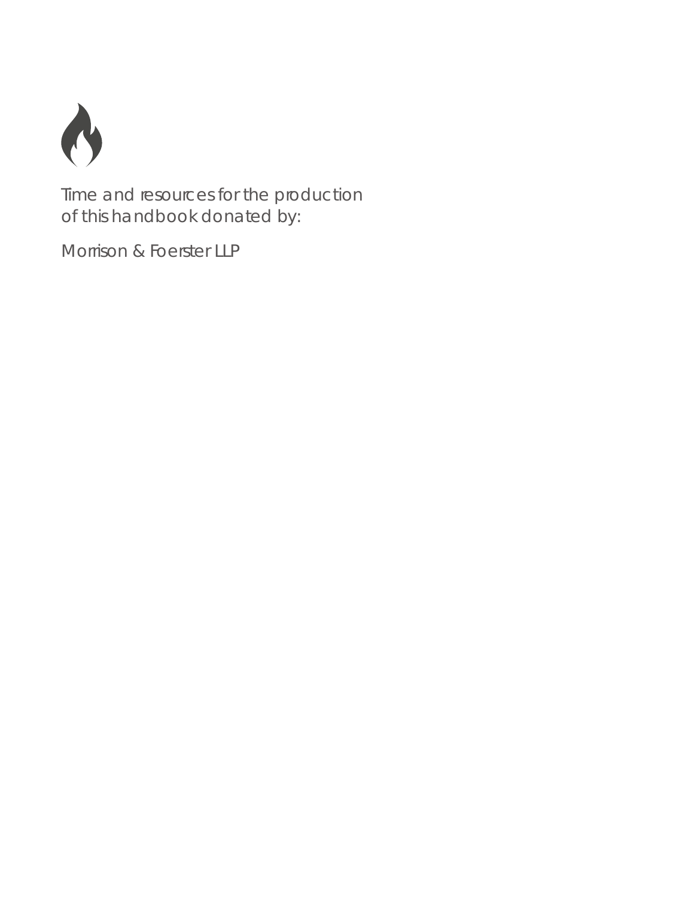Time and resources for the production of this handbook donated by:

Morrison & Foerster LLP